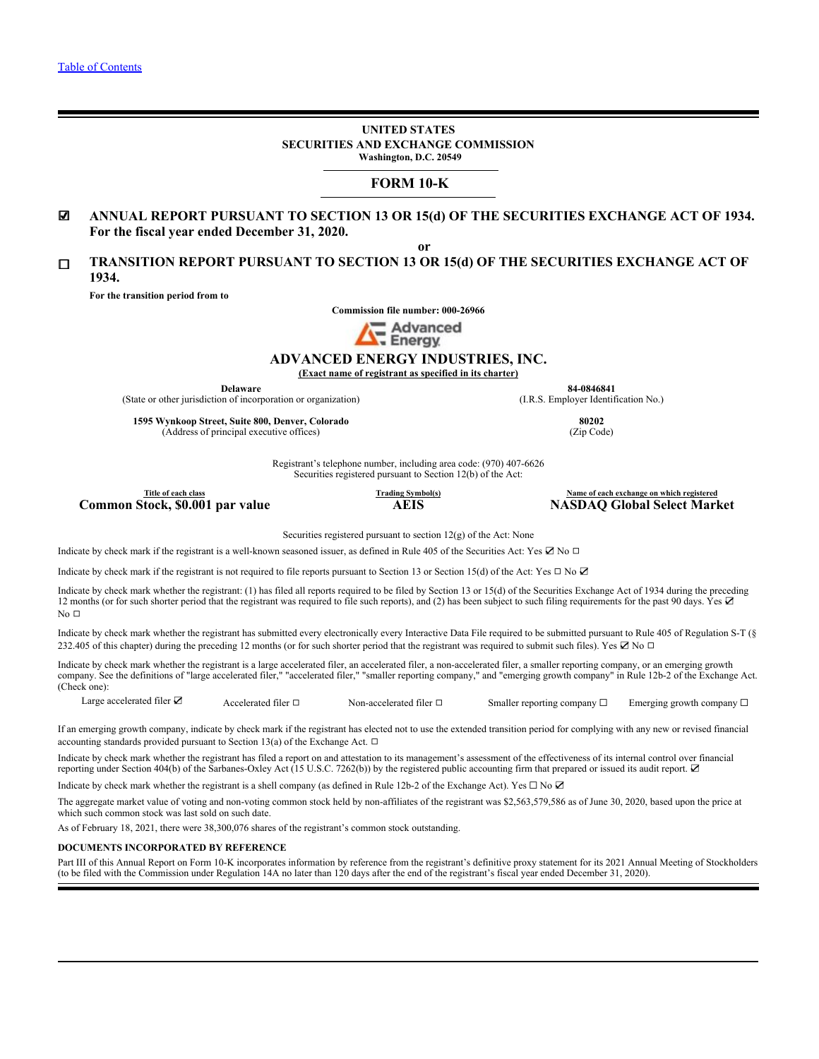Table of Contents

**UNITED STATES**
**SECURITIES AND EXCHANGE COMMISSION**
**Washington, D.C. 20549**

# FORM 10-K

☑ **ANNUAL REPORT PURSUANT TO SECTION 13 OR 15(d) OF THE SECURITIES EXCHANGE ACT OF 1934.**
**For the fiscal year ended December 31, 2020.**

**or**

☐ **TRANSITION REPORT PURSUANT TO SECTION 13 OR 15(d) OF THE SECURITIES EXCHANGE ACT OF 1934.**

**For the transition period from to**

**Commission file number: 000-26966**

Advanced Energy

## ADVANCED ENERGY INDUSTRIES, INC.

**(Exact name of registrant as specified in its charter)**

| **Delaware** | **84-0846841** |
|---|---|
| (State or other jurisdiction of incorporation or organization) | (I.R.S. Employer Identification No.) |
| **1595 Wynkoop Street, Suite 800, Denver, Colorado** | **80202** |
| (Address of principal executive offices) | (Zip Code) |

Registrant's telephone number, including area code: (970) 407-6626
Securities registered pursuant to Section 12(b) of the Act:

| Title of each class | Trading Symbol(s) | Name of each exchange on which registered |
|---|---|---|
| **Common Stock, $0.001 par value** | **AEIS** | **NASDAQ Global Select Market** |

Securities registered pursuant to section 12(g) of the Act: None

Indicate by check mark if the registrant is a well-known seasoned issuer, as defined in Rule 405 of the Securities Act: Yes ☑ No ☐

Indicate by check mark if the registrant is not required to file reports pursuant to Section 13 or Section 15(d) of the Act: Yes ☐ No ☑

Indicate by check mark whether the registrant: (1) has filed all reports required to be filed by Section 13 or 15(d) of the Securities Exchange Act of 1934 during the preceding 12 months (or for such shorter period that the registrant was required to file such reports), and (2) has been subject to such filing requirements for the past 90 days. Yes ☑ No ☐

Indicate by check mark whether the registrant has submitted every electronically every Interactive Data File required to be submitted pursuant to Rule 405 of Regulation S-T (§ 232.405 of this chapter) during the preceding 12 months (or for such shorter period that the registrant was required to submit such files). Yes ☑ No ☐

Indicate by check mark whether the registrant is a large accelerated filer, an accelerated filer, a non-accelerated filer, a smaller reporting company, or an emerging growth company. See the definitions of "large accelerated filer," "accelerated filer," "smaller reporting company," and "emerging growth company" in Rule 12b-2 of the Exchange Act. (Check one):

| Large accelerated filer ☑ | Accelerated filer ☐ | Non-accelerated filer ☐ | Smaller reporting company ☐ | Emerging growth company ☐ |
|---|---|---|---|---|

If an emerging growth company, indicate by check mark if the registrant has elected not to use the extended transition period for complying with any new or revised financial accounting standards provided pursuant to Section 13(a) of the Exchange Act. ☐

Indicate by check mark whether the registrant has filed a report on and attestation to its management's assessment of the effectiveness of its internal control over financial reporting under Section 404(b) of the Sarbanes-Oxley Act (15 U.S.C. 7262(b)) by the registered public accounting firm that prepared or issued its audit report. ☑

Indicate by check mark whether the registrant is a shell company (as defined in Rule 12b-2 of the Exchange Act). Yes ☐ No ☑

The aggregate market value of voting and non-voting common stock held by non-affiliates of the registrant was $2,563,579,586 as of June 30, 2020, based upon the price at which such common stock was last sold on such date.

As of February 18, 2021, there were 38,300,076 shares of the registrant's common stock outstanding.

**DOCUMENTS INCORPORATED BY REFERENCE**

Part III of this Annual Report on Form 10-K incorporates information by reference from the registrant's definitive proxy statement for its 2021 Annual Meeting of Stockholders (to be filed with the Commission under Regulation 14A no later than 120 days after the end of the registrant's fiscal year ended December 31, 2020).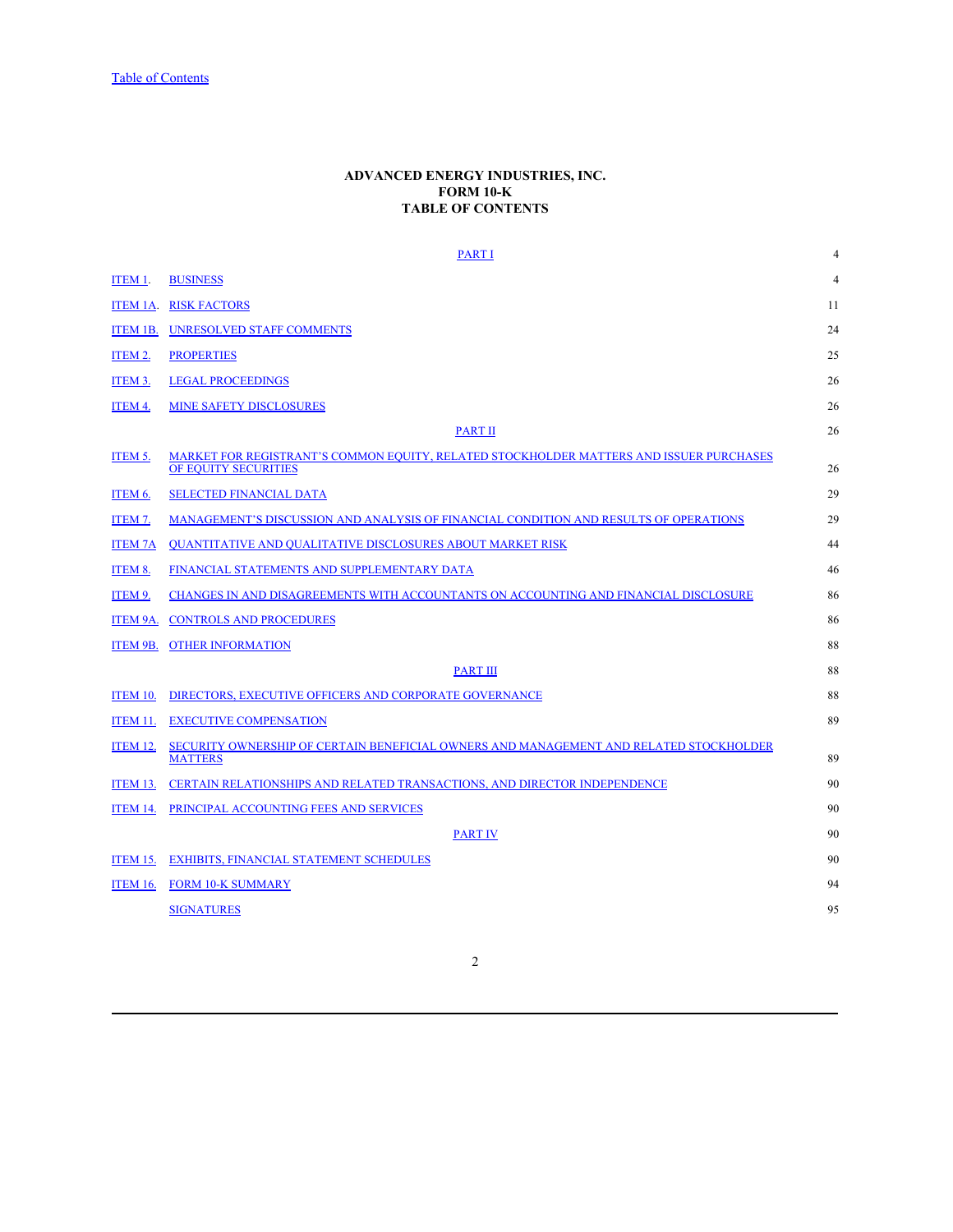Table of Contents

# ADVANCED ENERGY INDUSTRIES, INC.
# FORM 10-K
# TABLE OF CONTENTS

| | | |
|---|---|---|
| | PART I | 4 |
| ITEM 1. | BUSINESS | 4 |
| ITEM 1A. | RISK FACTORS | 11 |
| ITEM 1B. | UNRESOLVED STAFF COMMENTS | 24 |
| ITEM 2. | PROPERTIES | 25 |
| ITEM 3. | LEGAL PROCEEDINGS | 26 |
| ITEM 4. | MINE SAFETY DISCLOSURES | 26 |
| | PART II | 26 |
| ITEM 5. | MARKET FOR REGISTRANT'S COMMON EQUITY, RELATED STOCKHOLDER MATTERS AND ISSUER PURCHASES OF EQUITY SECURITIES | 26 |
| ITEM 6. | SELECTED FINANCIAL DATA | 29 |
| ITEM 7. | MANAGEMENT'S DISCUSSION AND ANALYSIS OF FINANCIAL CONDITION AND RESULTS OF OPERATIONS | 29 |
| ITEM 7A | QUANTITATIVE AND QUALITATIVE DISCLOSURES ABOUT MARKET RISK | 44 |
| ITEM 8. | FINANCIAL STATEMENTS AND SUPPLEMENTARY DATA | 46 |
| ITEM 9. | CHANGES IN AND DISAGREEMENTS WITH ACCOUNTANTS ON ACCOUNTING AND FINANCIAL DISCLOSURE | 86 |
| ITEM 9A. | CONTROLS AND PROCEDURES | 86 |
| ITEM 9B. | OTHER INFORMATION | 88 |
| | PART III | 88 |
| ITEM 10. | DIRECTORS, EXECUTIVE OFFICERS AND CORPORATE GOVERNANCE | 88 |
| ITEM 11. | EXECUTIVE COMPENSATION | 89 |
| ITEM 12. | SECURITY OWNERSHIP OF CERTAIN BENEFICIAL OWNERS AND MANAGEMENT AND RELATED STOCKHOLDER MATTERS | 89 |
| ITEM 13. | CERTAIN RELATIONSHIPS AND RELATED TRANSACTIONS, AND DIRECTOR INDEPENDENCE | 90 |
| ITEM 14. | PRINCIPAL ACCOUNTING FEES AND SERVICES | 90 |
| | PART IV | 90 |
| ITEM 15. | EXHIBITS, FINANCIAL STATEMENT SCHEDULES | 90 |
| ITEM 16. | FORM 10-K SUMMARY | 94 |
| | SIGNATURES | 95 |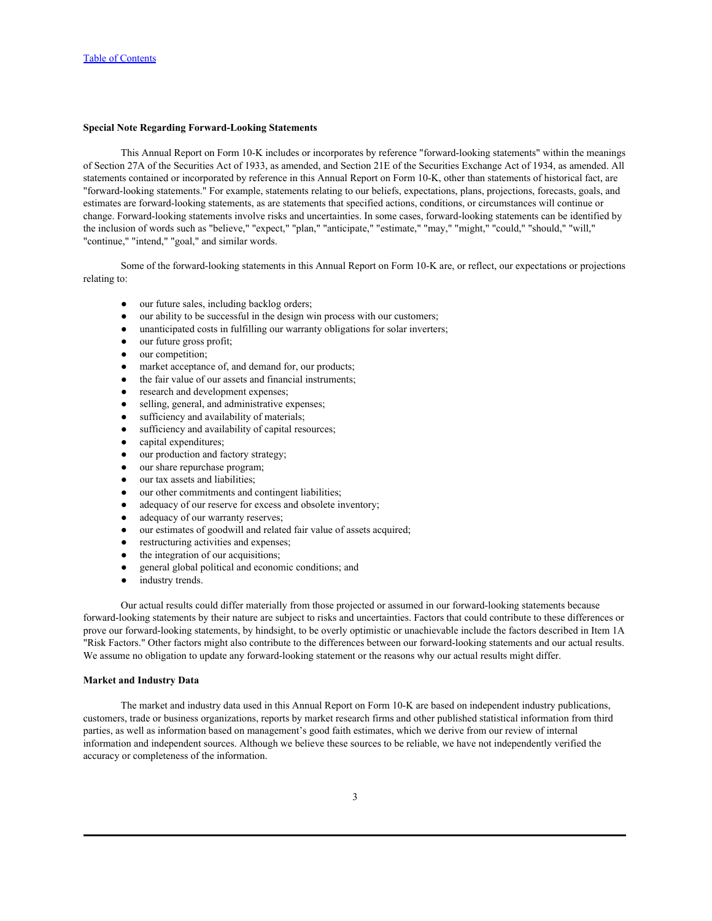[Table of Contents](#)

**Special Note Regarding Forward-Looking Statements**

This Annual Report on Form 10-K includes or incorporates by reference "forward-looking statements" within the meanings of Section 27A of the Securities Act of 1933, as amended, and Section 21E of the Securities Exchange Act of 1934, as amended. All statements contained or incorporated by reference in this Annual Report on Form 10-K, other than statements of historical fact, are "forward-looking statements." For example, statements relating to our beliefs, expectations, plans, projections, forecasts, goals, and estimates are forward-looking statements, as are statements that specified actions, conditions, or circumstances will continue or change. Forward-looking statements involve risks and uncertainties. In some cases, forward-looking statements can be identified by the inclusion of words such as "believe," "expect," "plan," "anticipate," "estimate," "may," "might," "could," "should," "will," "continue," "intend," "goal," and similar words.

Some of the forward-looking statements in this Annual Report on Form 10-K are, or reflect, our expectations or projections relating to:

- our future sales, including backlog orders;
- our ability to be successful in the design win process with our customers;
- unanticipated costs in fulfilling our warranty obligations for solar inverters;
- our future gross profit;
- our competition;
- market acceptance of, and demand for, our products;
- the fair value of our assets and financial instruments;
- research and development expenses;
- selling, general, and administrative expenses;
- sufficiency and availability of materials;
- sufficiency and availability of capital resources;
- capital expenditures;
- our production and factory strategy;
- our share repurchase program;
- our tax assets and liabilities;
- our other commitments and contingent liabilities;
- adequacy of our reserve for excess and obsolete inventory;
- adequacy of our warranty reserves;
- our estimates of goodwill and related fair value of assets acquired;
- restructuring activities and expenses;
- the integration of our acquisitions;
- general global political and economic conditions; and
- industry trends.

Our actual results could differ materially from those projected or assumed in our forward-looking statements because forward-looking statements by their nature are subject to risks and uncertainties. Factors that could contribute to these differences or prove our forward-looking statements, by hindsight, to be overly optimistic or unachievable include the factors described in Item 1A "Risk Factors." Other factors might also contribute to the differences between our forward-looking statements and our actual results. We assume no obligation to update any forward-looking statement or the reasons why our actual results might differ.

**Market and Industry Data**

The market and industry data used in this Annual Report on Form 10-K are based on independent industry publications, customers, trade or business organizations, reports by market research firms and other published statistical information from third parties, as well as information based on management's good faith estimates, which we derive from our review of internal information and independent sources. Although we believe these sources to be reliable, we have not independently verified the accuracy or completeness of the information.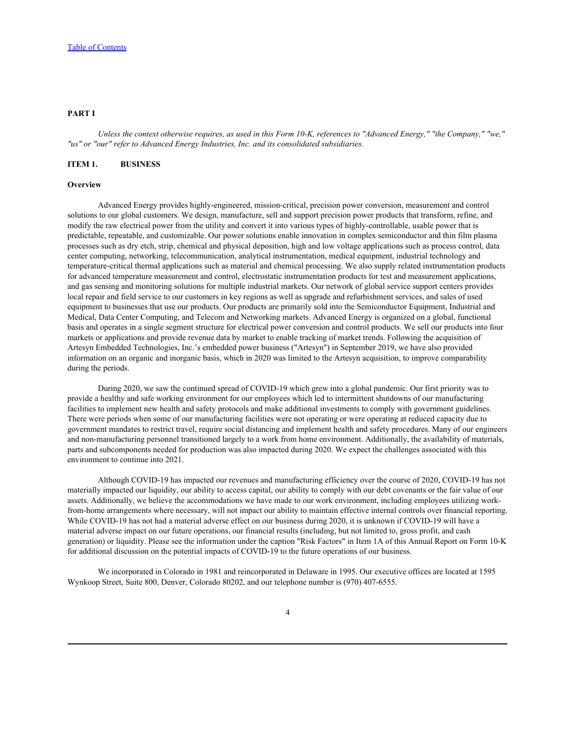# PART I

*Unless the context otherwise requires, as used in this Form 10-K, references to "Advanced Energy," "the Company," "we," "us" or "our" refer to Advanced Energy Industries, Inc. and its consolidated subsidiaries.*

## ITEM 1. BUSINESS

### Overview

Advanced Energy provides highly-engineered, mission-critical, precision power conversion, measurement and control solutions to our global customers. We design, manufacture, sell and support precision power products that transform, refine, and modify the raw electrical power from the utility and convert it into various types of highly-controllable, usable power that is predictable, repeatable, and customizable. Our power solutions enable innovation in complex semiconductor and thin film plasma processes such as dry etch, strip, chemical and physical deposition, high and low voltage applications such as process control, data center computing, networking, telecommunication, analytical instrumentation, medical equipment, industrial technology and temperature-critical thermal applications such as material and chemical processing. We also supply related instrumentation products for advanced temperature measurement and control, electrostatic instrumentation products for test and measurement applications, and gas sensing and monitoring solutions for multiple industrial markets. Our network of global service support centers provides local repair and field service to our customers in key regions as well as upgrade and refurbishment services, and sales of used equipment to businesses that use our products. Our products are primarily sold into the Semiconductor Equipment, Industrial and Medical, Data Center Computing, and Telecom and Networking markets. Advanced Energy is organized on a global, functional basis and operates in a single segment structure for electrical power conversion and control products. We sell our products into four markets or applications and provide revenue data by market to enable tracking of market trends. Following the acquisition of Artesyn Embedded Technologies, Inc.'s embedded power business ("Artesyn") in September 2019, we have also provided information on an organic and inorganic basis, which in 2020 was limited to the Artesyn acquisition, to improve comparability during the periods.

During 2020, we saw the continued spread of COVID-19 which grew into a global pandemic. Our first priority was to provide a healthy and safe working environment for our employees which led to intermittent shutdowns of our manufacturing facilities to implement new health and safety protocols and make additional investments to comply with government guidelines. There were periods when some of our manufacturing facilities were not operating or were operating at reduced capacity due to government mandates to restrict travel, require social distancing and implement health and safety procedures. Many of our engineers and non-manufacturing personnel transitioned largely to a work from home environment. Additionally, the availability of materials, parts and subcomponents needed for production was also impacted during 2020. We expect the challenges associated with this environment to continue into 2021.

Although COVID-19 has impacted our revenues and manufacturing efficiency over the course of 2020, COVID-19 has not materially impacted our liquidity, our ability to access capital, our ability to comply with our debt covenants or the fair value of our assets. Additionally, we believe the accommodations we have made to our work environment, including employees utilizing work-from-home arrangements where necessary, will not impact our ability to maintain effective internal controls over financial reporting. While COVID-19 has not had a material adverse effect on our business during 2020, it is unknown if COVID-19 will have a material adverse impact on our future operations, our financial results (including, but not limited to, gross profit, and cash generation) or liquidity. Please see the information under the caption "Risk Factors" in Item 1A of this Annual Report on Form 10-K for additional discussion on the potential impacts of COVID-19 to the future operations of our business.

We incorporated in Colorado in 1981 and reincorporated in Delaware in 1995. Our executive offices are located at 1595 Wynkoop Street, Suite 800, Denver, Colorado 80202, and our telephone number is (970) 407-6555.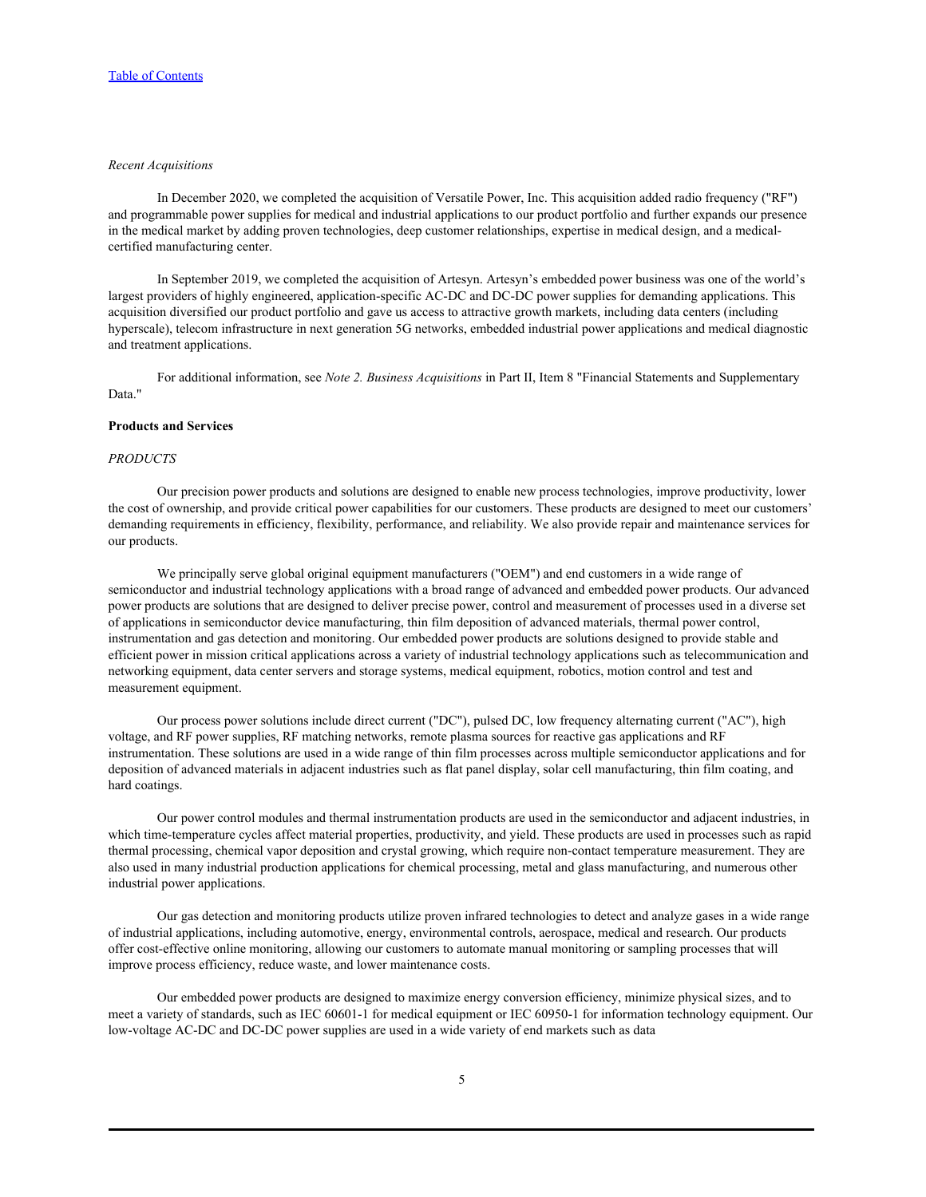*Recent Acquisitions*

In December 2020, we completed the acquisition of Versatile Power, Inc. This acquisition added radio frequency ("RF") and programmable power supplies for medical and industrial applications to our product portfolio and further expands our presence in the medical market by adding proven technologies, deep customer relationships, expertise in medical design, and a medical-certified manufacturing center.

In September 2019, we completed the acquisition of Artesyn. Artesyn's embedded power business was one of the world's largest providers of highly engineered, application-specific AC-DC and DC-DC power supplies for demanding applications. This acquisition diversified our product portfolio and gave us access to attractive growth markets, including data centers (including hyperscale), telecom infrastructure in next generation 5G networks, embedded industrial power applications and medical diagnostic and treatment applications.

For additional information, see *Note 2. Business Acquisitions* in Part II, Item 8 "Financial Statements and Supplementary Data."

**Products and Services**

*PRODUCTS*

Our precision power products and solutions are designed to enable new process technologies, improve productivity, lower the cost of ownership, and provide critical power capabilities for our customers. These products are designed to meet our customers' demanding requirements in efficiency, flexibility, performance, and reliability. We also provide repair and maintenance services for our products.

We principally serve global original equipment manufacturers ("OEM") and end customers in a wide range of semiconductor and industrial technology applications with a broad range of advanced and embedded power products. Our advanced power products are solutions that are designed to deliver precise power, control and measurement of processes used in a diverse set of applications in semiconductor device manufacturing, thin film deposition of advanced materials, thermal power control, instrumentation and gas detection and monitoring. Our embedded power products are solutions designed to provide stable and efficient power in mission critical applications across a variety of industrial technology applications such as telecommunication and networking equipment, data center servers and storage systems, medical equipment, robotics, motion control and test and measurement equipment.

Our process power solutions include direct current ("DC"), pulsed DC, low frequency alternating current ("AC"), high voltage, and RF power supplies, RF matching networks, remote plasma sources for reactive gas applications and RF instrumentation. These solutions are used in a wide range of thin film processes across multiple semiconductor applications and for deposition of advanced materials in adjacent industries such as flat panel display, solar cell manufacturing, thin film coating, and hard coatings.

Our power control modules and thermal instrumentation products are used in the semiconductor and adjacent industries, in which time-temperature cycles affect material properties, productivity, and yield. These products are used in processes such as rapid thermal processing, chemical vapor deposition and crystal growing, which require non-contact temperature measurement. They are also used in many industrial production applications for chemical processing, metal and glass manufacturing, and numerous other industrial power applications.

Our gas detection and monitoring products utilize proven infrared technologies to detect and analyze gases in a wide range of industrial applications, including automotive, energy, environmental controls, aerospace, medical and research. Our products offer cost-effective online monitoring, allowing our customers to automate manual monitoring or sampling processes that will improve process efficiency, reduce waste, and lower maintenance costs.

Our embedded power products are designed to maximize energy conversion efficiency, minimize physical sizes, and to meet a variety of standards, such as IEC 60601-1 for medical equipment or IEC 60950-1 for information technology equipment. Our low-voltage AC-DC and DC-DC power supplies are used in a wide variety of end markets such as data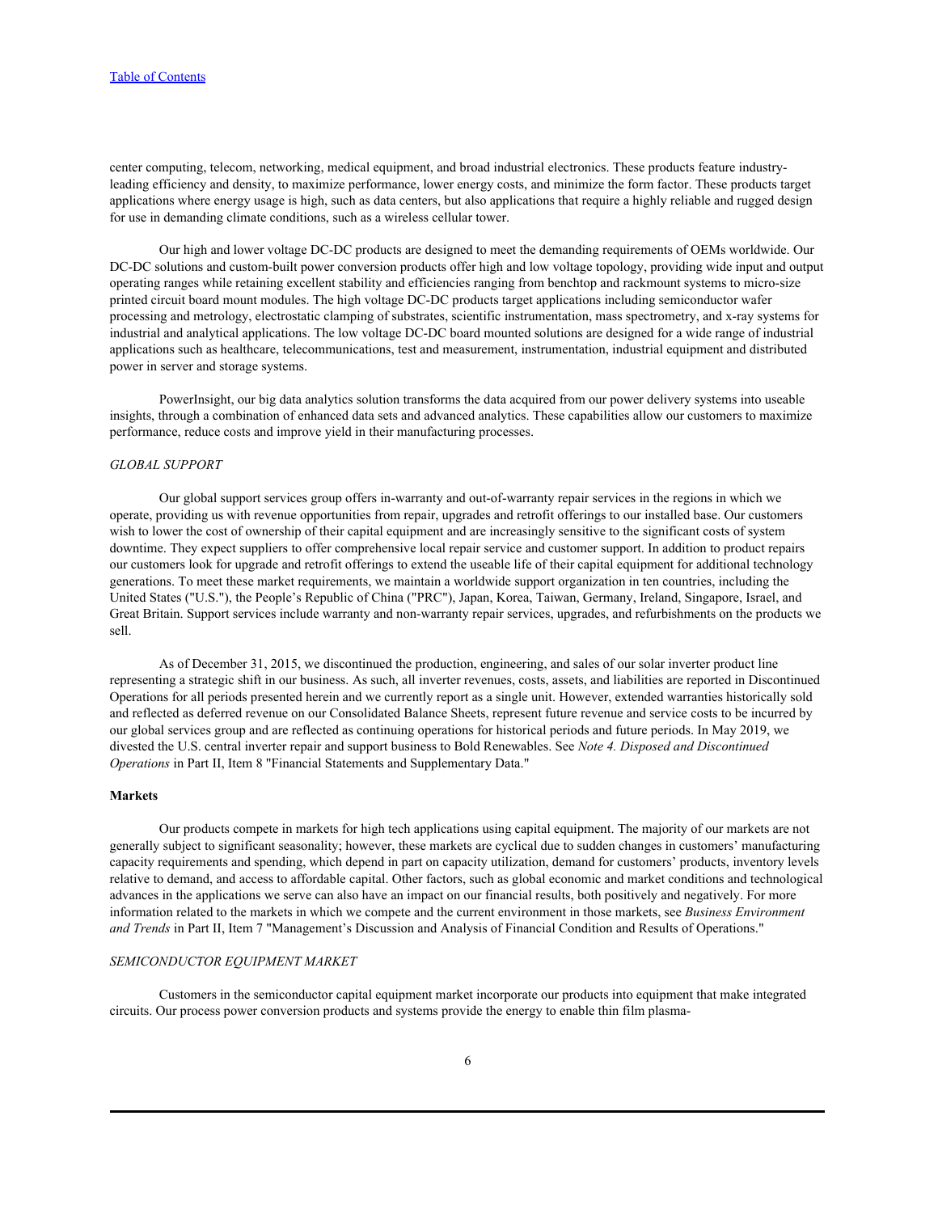center computing, telecom, networking, medical equipment, and broad industrial electronics. These products feature industry-leading efficiency and density, to maximize performance, lower energy costs, and minimize the form factor. These products target applications where energy usage is high, such as data centers, but also applications that require a highly reliable and rugged design for use in demanding climate conditions, such as a wireless cellular tower.

Our high and lower voltage DC-DC products are designed to meet the demanding requirements of OEMs worldwide. Our DC-DC solutions and custom-built power conversion products offer high and low voltage topology, providing wide input and output operating ranges while retaining excellent stability and efficiencies ranging from benchtop and rackmount systems to micro-size printed circuit board mount modules. The high voltage DC-DC products target applications including semiconductor wafer processing and metrology, electrostatic clamping of substrates, scientific instrumentation, mass spectrometry, and x-ray systems for industrial and analytical applications. The low voltage DC-DC board mounted solutions are designed for a wide range of industrial applications such as healthcare, telecommunications, test and measurement, instrumentation, industrial equipment and distributed power in server and storage systems.

PowerInsight, our big data analytics solution transforms the data acquired from our power delivery systems into useable insights, through a combination of enhanced data sets and advanced analytics. These capabilities allow our customers to maximize performance, reduce costs and improve yield in their manufacturing processes.

*GLOBAL SUPPORT*

Our global support services group offers in-warranty and out-of-warranty repair services in the regions in which we operate, providing us with revenue opportunities from repair, upgrades and retrofit offerings to our installed base. Our customers wish to lower the cost of ownership of their capital equipment and are increasingly sensitive to the significant costs of system downtime. They expect suppliers to offer comprehensive local repair service and customer support. In addition to product repairs our customers look for upgrade and retrofit offerings to extend the useable life of their capital equipment for additional technology generations. To meet these market requirements, we maintain a worldwide support organization in ten countries, including the United States ("U.S."), the People's Republic of China ("PRC"), Japan, Korea, Taiwan, Germany, Ireland, Singapore, Israel, and Great Britain. Support services include warranty and non-warranty repair services, upgrades, and refurbishments on the products we sell.

As of December 31, 2015, we discontinued the production, engineering, and sales of our solar inverter product line representing a strategic shift in our business. As such, all inverter revenues, costs, assets, and liabilities are reported in Discontinued Operations for all periods presented herein and we currently report as a single unit. However, extended warranties historically sold and reflected as deferred revenue on our Consolidated Balance Sheets, represent future revenue and service costs to be incurred by our global services group and are reflected as continuing operations for historical periods and future periods. In May 2019, we divested the U.S. central inverter repair and support business to Bold Renewables. See *Note 4. Disposed and Discontinued Operations* in Part II, Item 8 "Financial Statements and Supplementary Data."

**Markets**

Our products compete in markets for high tech applications using capital equipment. The majority of our markets are not generally subject to significant seasonality; however, these markets are cyclical due to sudden changes in customers' manufacturing capacity requirements and spending, which depend in part on capacity utilization, demand for customers' products, inventory levels relative to demand, and access to affordable capital. Other factors, such as global economic and market conditions and technological advances in the applications we serve can also have an impact on our financial results, both positively and negatively. For more information related to the markets in which we compete and the current environment in those markets, see *Business Environment and Trends* in Part II, Item 7 "Management's Discussion and Analysis of Financial Condition and Results of Operations."

*SEMICONDUCTOR EQUIPMENT MARKET*

Customers in the semiconductor capital equipment market incorporate our products into equipment that make integrated circuits. Our process power conversion products and systems provide the energy to enable thin film plasma-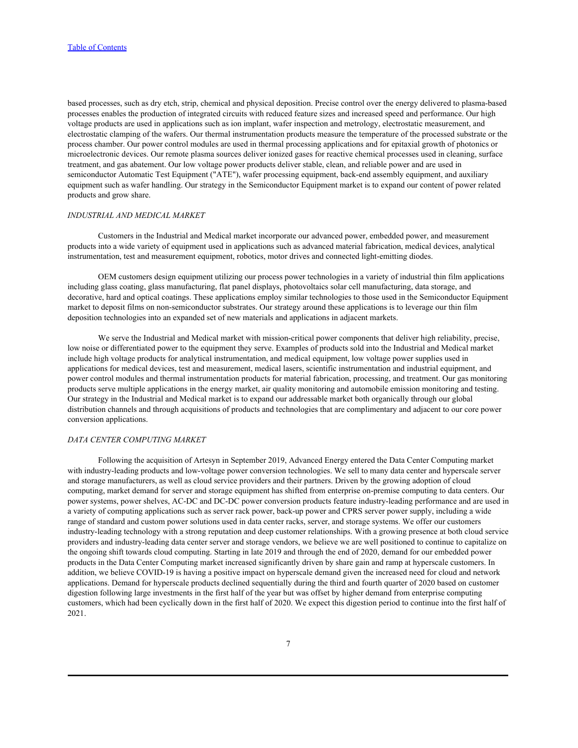based processes, such as dry etch, strip, chemical and physical deposition. Precise control over the energy delivered to plasma-based processes enables the production of integrated circuits with reduced feature sizes and increased speed and performance. Our high voltage products are used in applications such as ion implant, wafer inspection and metrology, electrostatic measurement, and electrostatic clamping of the wafers. Our thermal instrumentation products measure the temperature of the processed substrate or the process chamber. Our power control modules are used in thermal processing applications and for epitaxial growth of photonics or microelectronic devices. Our remote plasma sources deliver ionized gases for reactive chemical processes used in cleaning, surface treatment, and gas abatement. Our low voltage power products deliver stable, clean, and reliable power and are used in semiconductor Automatic Test Equipment ("ATE"), wafer processing equipment, back-end assembly equipment, and auxiliary equipment such as wafer handling. Our strategy in the Semiconductor Equipment market is to expand our content of power related products and grow share.

*INDUSTRIAL AND MEDICAL MARKET*

Customers in the Industrial and Medical market incorporate our advanced power, embedded power, and measurement products into a wide variety of equipment used in applications such as advanced material fabrication, medical devices, analytical instrumentation, test and measurement equipment, robotics, motor drives and connected light-emitting diodes.

OEM customers design equipment utilizing our process power technologies in a variety of industrial thin film applications including glass coating, glass manufacturing, flat panel displays, photovoltaics solar cell manufacturing, data storage, and decorative, hard and optical coatings. These applications employ similar technologies to those used in the Semiconductor Equipment market to deposit films on non-semiconductor substrates. Our strategy around these applications is to leverage our thin film deposition technologies into an expanded set of new materials and applications in adjacent markets.

We serve the Industrial and Medical market with mission-critical power components that deliver high reliability, precise, low noise or differentiated power to the equipment they serve. Examples of products sold into the Industrial and Medical market include high voltage products for analytical instrumentation, and medical equipment, low voltage power supplies used in applications for medical devices, test and measurement, medical lasers, scientific instrumentation and industrial equipment, and power control modules and thermal instrumentation products for material fabrication, processing, and treatment. Our gas monitoring products serve multiple applications in the energy market, air quality monitoring and automobile emission monitoring and testing. Our strategy in the Industrial and Medical market is to expand our addressable market both organically through our global distribution channels and through acquisitions of products and technologies that are complimentary and adjacent to our core power conversion applications.

*DATA CENTER COMPUTING MARKET*

Following the acquisition of Artesyn in September 2019, Advanced Energy entered the Data Center Computing market with industry-leading products and low-voltage power conversion technologies. We sell to many data center and hyperscale server and storage manufacturers, as well as cloud service providers and their partners. Driven by the growing adoption of cloud computing, market demand for server and storage equipment has shifted from enterprise on-premise computing to data centers. Our power systems, power shelves, AC-DC and DC-DC power conversion products feature industry-leading performance and are used in a variety of computing applications such as server rack power, back-up power and CPRS server power supply, including a wide range of standard and custom power solutions used in data center racks, server, and storage systems. We offer our customers industry-leading technology with a strong reputation and deep customer relationships. With a growing presence at both cloud service providers and industry-leading data center server and storage vendors, we believe we are well positioned to continue to capitalize on the ongoing shift towards cloud computing. Starting in late 2019 and through the end of 2020, demand for our embedded power products in the Data Center Computing market increased significantly driven by share gain and ramp at hyperscale customers. In addition, we believe COVID-19 is having a positive impact on hyperscale demand given the increased need for cloud and network applications. Demand for hyperscale products declined sequentially during the third and fourth quarter of 2020 based on customer digestion following large investments in the first half of the year but was offset by higher demand from enterprise computing customers, which had been cyclically down in the first half of 2020. We expect this digestion period to continue into the first half of 2021.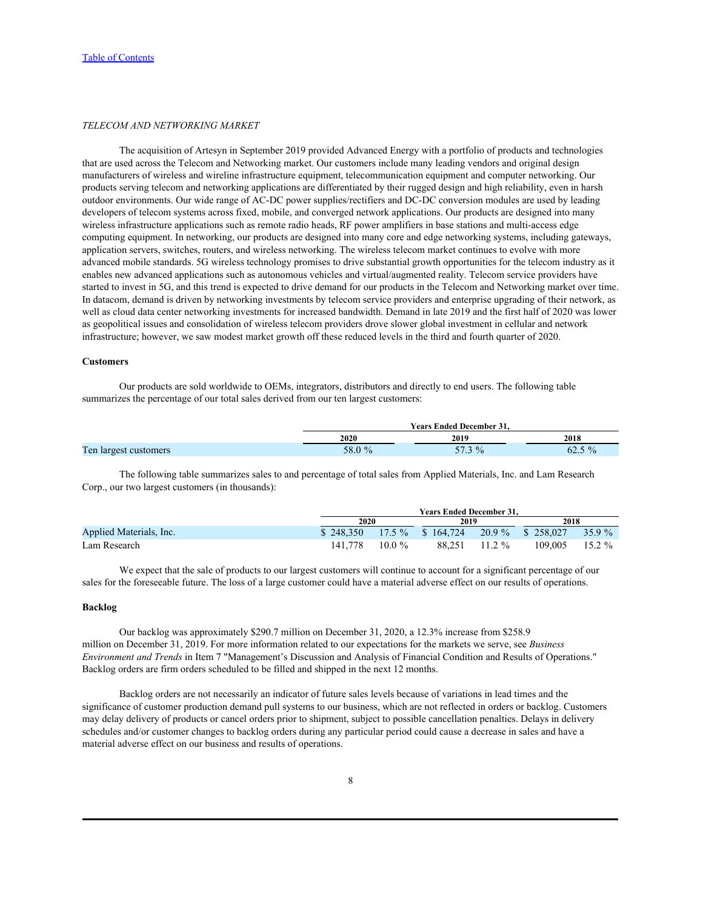*TELECOM AND NETWORKING MARKET*

The acquisition of Artesyn in September 2019 provided Advanced Energy with a portfolio of products and technologies that are used across the Telecom and Networking market. Our customers include many leading vendors and original design manufacturers of wireless and wireline infrastructure equipment, telecommunication equipment and computer networking. Our products serving telecom and networking applications are differentiated by their rugged design and high reliability, even in harsh outdoor environments. Our wide range of AC-DC power supplies/rectifiers and DC-DC conversion modules are used by leading developers of telecom systems across fixed, mobile, and converged network applications. Our products are designed into many wireless infrastructure applications such as remote radio heads, RF power amplifiers in base stations and multi-access edge computing equipment. In networking, our products are designed into many core and edge networking systems, including gateways, application servers, switches, routers, and wireless networking. The wireless telecom market continues to evolve with more advanced mobile standards. 5G wireless technology promises to drive substantial growth opportunities for the telecom industry as it enables new advanced applications such as autonomous vehicles and virtual/augmented reality. Telecom service providers have started to invest in 5G, and this trend is expected to drive demand for our products in the Telecom and Networking market over time. In datacom, demand is driven by networking investments by telecom service providers and enterprise upgrading of their network, as well as cloud data center networking investments for increased bandwidth. Demand in late 2019 and the first half of 2020 was lower as geopolitical issues and consolidation of wireless telecom providers drove slower global investment in cellular and network infrastructure; however, we saw modest market growth off these reduced levels in the third and fourth quarter of 2020.

**Customers**

Our products are sold worldwide to OEMs, integrators, distributors and directly to end users. The following table summarizes the percentage of our total sales derived from our ten largest customers:

| | Years Ended December 31, | | |
|---|---|---|---|
| | 2020 | 2019 | 2018 |
| Ten largest customers | 58.0 % | 57.3 % | 62.5 % |

The following table summarizes sales to and percentage of total sales from Applied Materials, Inc. and Lam Research Corp., our two largest customers (in thousands):

| | Years Ended December 31, | | | | | |
|---|---|---|---|---|---|---|
| | 2020 | | 2019 | | 2018 | |
| Applied Materials, Inc. | $ 248,350 | 17.5 % | $ 164,724 | 20.9 % | $ 258,027 | 35.9 % |
| Lam Research | 141,778 | 10.0 % | 88,251 | 11.2 % | 109,005 | 15.2 % |

We expect that the sale of products to our largest customers will continue to account for a significant percentage of our sales for the foreseeable future. The loss of a large customer could have a material adverse effect on our results of operations.

**Backlog**

Our backlog was approximately $290.7 million on December 31, 2020, a 12.3% increase from $258.9 million on December 31, 2019. For more information related to our expectations for the markets we serve, see *Business Environment and Trends* in Item 7 "Management's Discussion and Analysis of Financial Condition and Results of Operations." Backlog orders are firm orders scheduled to be filled and shipped in the next 12 months.

Backlog orders are not necessarily an indicator of future sales levels because of variations in lead times and the significance of customer production demand pull systems to our business, which are not reflected in orders or backlog. Customers may delay delivery of products or cancel orders prior to shipment, subject to possible cancellation penalties. Delays in delivery schedules and/or customer changes to backlog orders during any particular period could cause a decrease in sales and have a material adverse effect on our business and results of operations.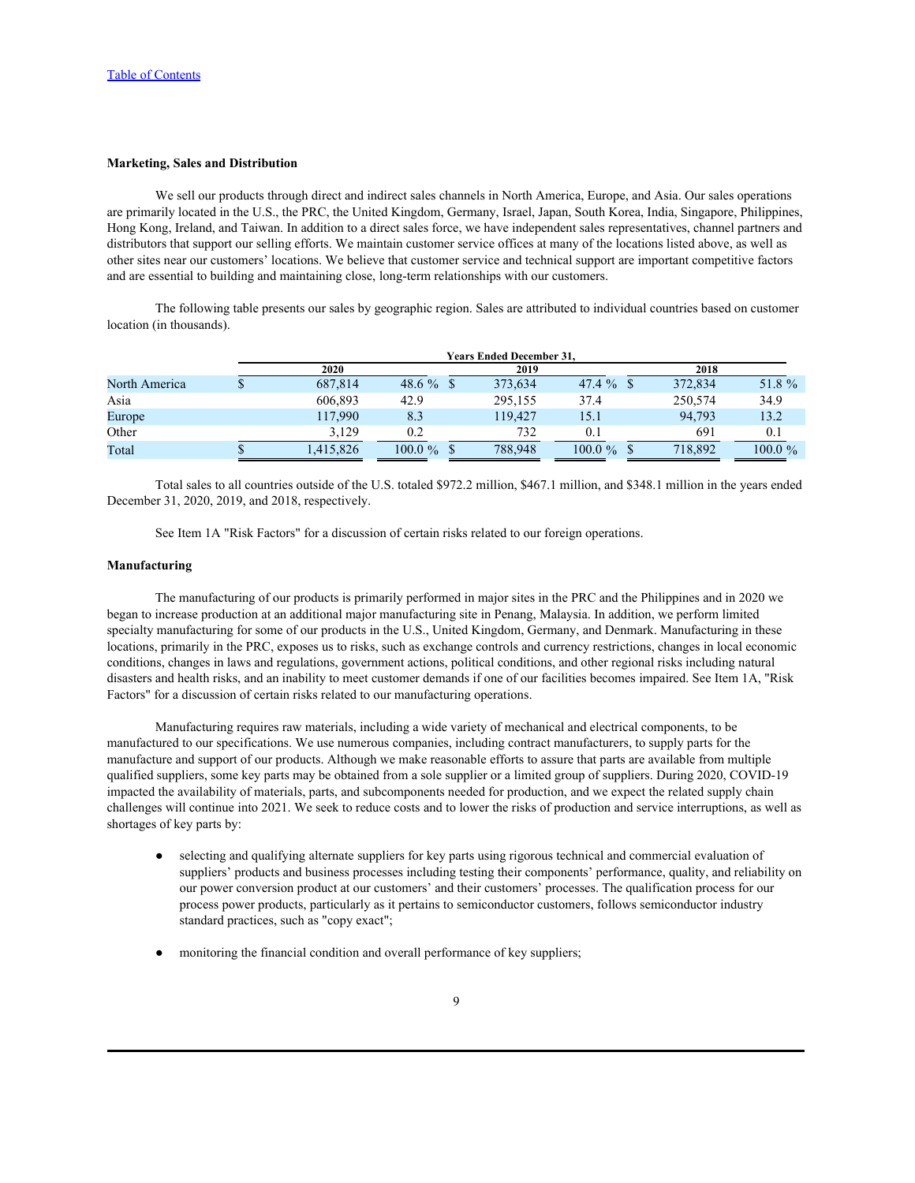## Marketing, Sales and Distribution

We sell our products through direct and indirect sales channels in North America, Europe, and Asia. Our sales operations are primarily located in the U.S., the PRC, the United Kingdom, Germany, Israel, Japan, South Korea, India, Singapore, Philippines, Hong Kong, Ireland, and Taiwan. In addition to a direct sales force, we have independent sales representatives, channel partners and distributors that support our selling efforts. We maintain customer service offices at many of the locations listed above, as well as other sites near our customers' locations. We believe that customer service and technical support are important competitive factors and are essential to building and maintaining close, long-term relationships with our customers.

The following table presents our sales by geographic region. Sales are attributed to individual countries based on customer location (in thousands).

| | Years Ended December 31, | | | | | |
|---|---|---|---|---|---|---|
| | 2020 | | 2019 | | 2018 | |
| North America | $ 687,814 | 48.6 % | $ 373,634 | 47.4 % | $ 372,834 | 51.8 % |
| Asia | 606,893 | 42.9 | 295,155 | 37.4 | 250,574 | 34.9 |
| Europe | 117,990 | 8.3 | 119,427 | 15.1 | 94,793 | 13.2 |
| Other | 3,129 | 0.2 | 732 | 0.1 | 691 | 0.1 |
| Total | $ 1,415,826 | 100.0 % | $ 788,948 | 100.0 % | $ 718,892 | 100.0 % |

Total sales to all countries outside of the U.S. totaled $972.2 million, $467.1 million, and $348.1 million in the years ended December 31, 2020, 2019, and 2018, respectively.

See Item 1A "Risk Factors" for a discussion of certain risks related to our foreign operations.

## Manufacturing

The manufacturing of our products is primarily performed in major sites in the PRC and the Philippines and in 2020 we began to increase production at an additional major manufacturing site in Penang, Malaysia. In addition, we perform limited specialty manufacturing for some of our products in the U.S., United Kingdom, Germany, and Denmark. Manufacturing in these locations, primarily in the PRC, exposes us to risks, such as exchange controls and currency restrictions, changes in local economic conditions, changes in laws and regulations, government actions, political conditions, and other regional risks including natural disasters and health risks, and an inability to meet customer demands if one of our facilities becomes impaired. See Item 1A, "Risk Factors" for a discussion of certain risks related to our manufacturing operations.

Manufacturing requires raw materials, including a wide variety of mechanical and electrical components, to be manufactured to our specifications. We use numerous companies, including contract manufacturers, to supply parts for the manufacture and support of our products. Although we make reasonable efforts to assure that parts are available from multiple qualified suppliers, some key parts may be obtained from a sole supplier or a limited group of suppliers. During 2020, COVID-19 impacted the availability of materials, parts, and subcomponents needed for production, and we expect the related supply chain challenges will continue into 2021. We seek to reduce costs and to lower the risks of production and service interruptions, as well as shortages of key parts by:

- selecting and qualifying alternate suppliers for key parts using rigorous technical and commercial evaluation of suppliers' products and business processes including testing their components' performance, quality, and reliability on our power conversion product at our customers' and their customers' processes. The qualification process for our process power products, particularly as it pertains to semiconductor customers, follows semiconductor industry standard practices, such as "copy exact";
- monitoring the financial condition and overall performance of key suppliers;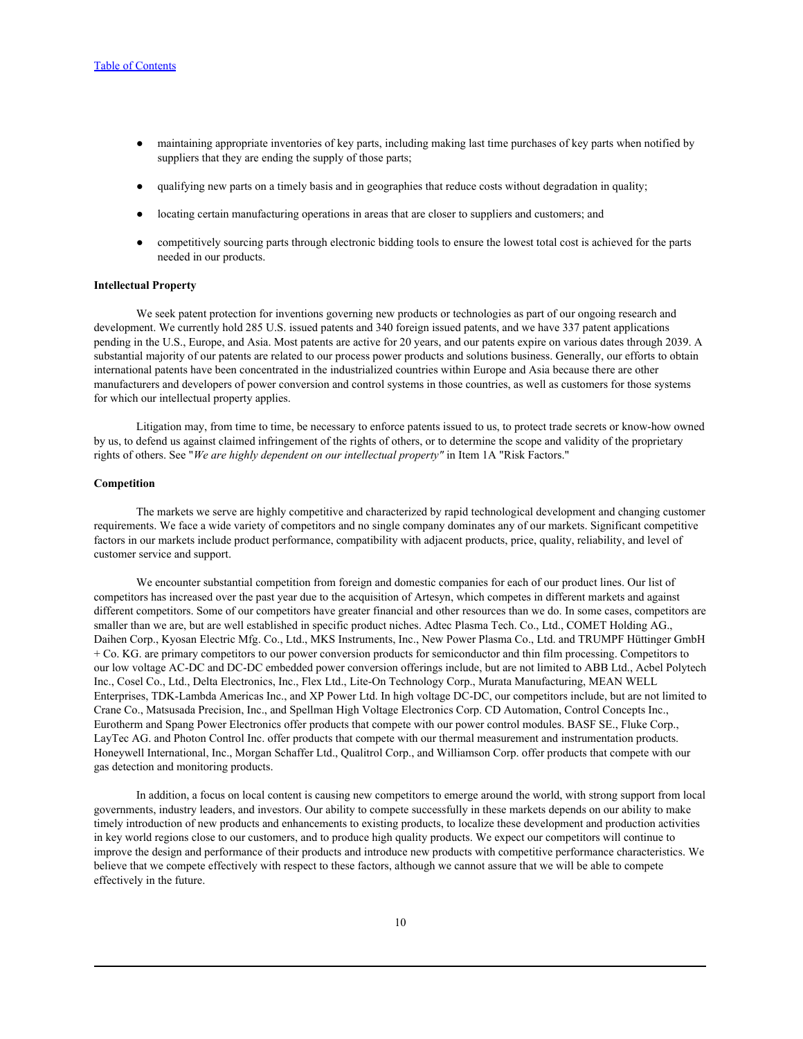- maintaining appropriate inventories of key parts, including making last time purchases of key parts when notified by suppliers that they are ending the supply of those parts;
- qualifying new parts on a timely basis and in geographies that reduce costs without degradation in quality;
- locating certain manufacturing operations in areas that are closer to suppliers and customers; and
- competitively sourcing parts through electronic bidding tools to ensure the lowest total cost is achieved for the parts needed in our products.

**Intellectual Property**

We seek patent protection for inventions governing new products or technologies as part of our ongoing research and development. We currently hold 285 U.S. issued patents and 340 foreign issued patents, and we have 337 patent applications pending in the U.S., Europe, and Asia. Most patents are active for 20 years, and our patents expire on various dates through 2039. A substantial majority of our patents are related to our process power products and solutions business. Generally, our efforts to obtain international patents have been concentrated in the industrialized countries within Europe and Asia because there are other manufacturers and developers of power conversion and control systems in those countries, as well as customers for those systems for which our intellectual property applies.

Litigation may, from time to time, be necessary to enforce patents issued to us, to protect trade secrets or know-how owned by us, to defend us against claimed infringement of the rights of others, or to determine the scope and validity of the proprietary rights of others. See "*We are highly dependent on our intellectual property"* in Item 1A "Risk Factors."

**Competition**

The markets we serve are highly competitive and characterized by rapid technological development and changing customer requirements. We face a wide variety of competitors and no single company dominates any of our markets. Significant competitive factors in our markets include product performance, compatibility with adjacent products, price, quality, reliability, and level of customer service and support.

We encounter substantial competition from foreign and domestic companies for each of our product lines. Our list of competitors has increased over the past year due to the acquisition of Artesyn, which competes in different markets and against different competitors. Some of our competitors have greater financial and other resources than we do. In some cases, competitors are smaller than we are, but are well established in specific product niches. Adtec Plasma Tech. Co., Ltd., COMET Holding AG., Daihen Corp., Kyosan Electric Mfg. Co., Ltd., MKS Instruments, Inc., New Power Plasma Co., Ltd. and TRUMPF Hüttinger GmbH + Co. KG. are primary competitors to our power conversion products for semiconductor and thin film processing. Competitors to our low voltage AC-DC and DC-DC embedded power conversion offerings include, but are not limited to ABB Ltd., Acbel Polytech Inc., Cosel Co., Ltd., Delta Electronics, Inc., Flex Ltd., Lite-On Technology Corp., Murata Manufacturing, MEAN WELL Enterprises, TDK-Lambda Americas Inc., and XP Power Ltd. In high voltage DC-DC, our competitors include, but are not limited to Crane Co., Matsusada Precision, Inc., and Spellman High Voltage Electronics Corp. CD Automation, Control Concepts Inc., Eurotherm and Spang Power Electronics offer products that compete with our power control modules. BASF SE., Fluke Corp., LayTec AG. and Photon Control Inc. offer products that compete with our thermal measurement and instrumentation products. Honeywell International, Inc., Morgan Schaffer Ltd., Qualitrol Corp., and Williamson Corp. offer products that compete with our gas detection and monitoring products.

In addition, a focus on local content is causing new competitors to emerge around the world, with strong support from local governments, industry leaders, and investors. Our ability to compete successfully in these markets depends on our ability to make timely introduction of new products and enhancements to existing products, to localize these development and production activities in key world regions close to our customers, and to produce high quality products. We expect our competitors will continue to improve the design and performance of their products and introduce new products with competitive performance characteristics. We believe that we compete effectively with respect to these factors, although we cannot assure that we will be able to compete effectively in the future.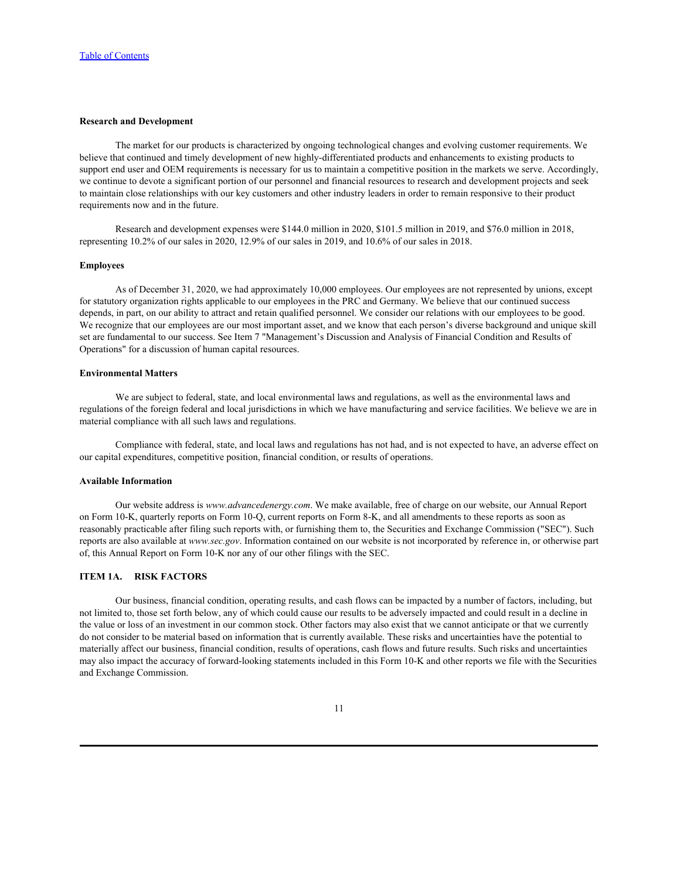### Research and Development

The market for our products is characterized by ongoing technological changes and evolving customer requirements. We believe that continued and timely development of new highly-differentiated products and enhancements to existing products to support end user and OEM requirements is necessary for us to maintain a competitive position in the markets we serve. Accordingly, we continue to devote a significant portion of our personnel and financial resources to research and development projects and seek to maintain close relationships with our key customers and other industry leaders in order to remain responsive to their product requirements now and in the future.

Research and development expenses were $144.0 million in 2020, $101.5 million in 2019, and $76.0 million in 2018, representing 10.2% of our sales in 2020, 12.9% of our sales in 2019, and 10.6% of our sales in 2018.

### Employees

As of December 31, 2020, we had approximately 10,000 employees. Our employees are not represented by unions, except for statutory organization rights applicable to our employees in the PRC and Germany. We believe that our continued success depends, in part, on our ability to attract and retain qualified personnel. We consider our relations with our employees to be good. We recognize that our employees are our most important asset, and we know that each person's diverse background and unique skill set are fundamental to our success. See Item 7 "Management's Discussion and Analysis of Financial Condition and Results of Operations" for a discussion of human capital resources.

### Environmental Matters

We are subject to federal, state, and local environmental laws and regulations, as well as the environmental laws and regulations of the foreign federal and local jurisdictions in which we have manufacturing and service facilities. We believe we are in material compliance with all such laws and regulations.

Compliance with federal, state, and local laws and regulations has not had, and is not expected to have, an adverse effect on our capital expenditures, competitive position, financial condition, or results of operations.

### Available Information

Our website address is *www.advancedenergy.com*. We make available, free of charge on our website, our Annual Report on Form 10-K, quarterly reports on Form 10-Q, current reports on Form 8-K, and all amendments to these reports as soon as reasonably practicable after filing such reports with, or furnishing them to, the Securities and Exchange Commission ("SEC"). Such reports are also available at *www.sec.gov*. Information contained on our website is not incorporated by reference in, or otherwise part of, this Annual Report on Form 10-K nor any of our other filings with the SEC.

## ITEM 1A. RISK FACTORS

Our business, financial condition, operating results, and cash flows can be impacted by a number of factors, including, but not limited to, those set forth below, any of which could cause our results to be adversely impacted and could result in a decline in the value or loss of an investment in our common stock. Other factors may also exist that we cannot anticipate or that we currently do not consider to be material based on information that is currently available. These risks and uncertainties have the potential to materially affect our business, financial condition, results of operations, cash flows and future results. Such risks and uncertainties may also impact the accuracy of forward-looking statements included in this Form 10-K and other reports we file with the Securities and Exchange Commission.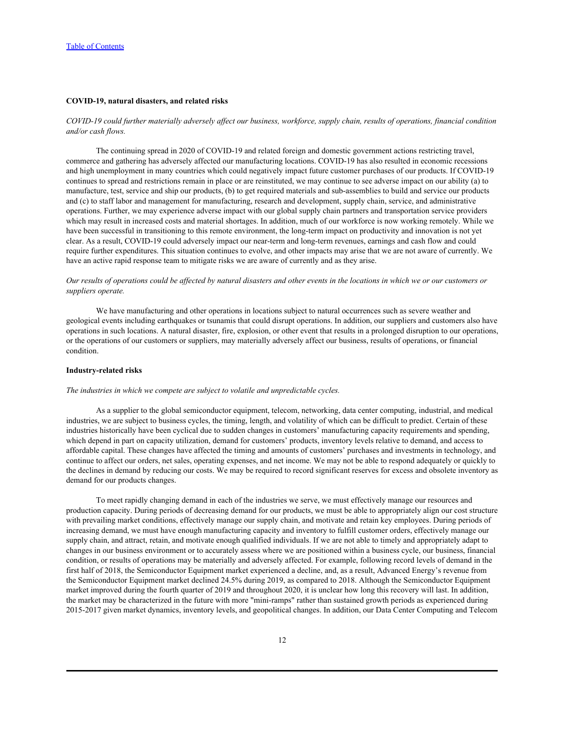### COVID-19, natural disasters, and related risks

*COVID-19 could further materially adversely affect our business, workforce, supply chain, results of operations, financial condition and/or cash flows.*

The continuing spread in 2020 of COVID-19 and related foreign and domestic government actions restricting travel, commerce and gathering has adversely affected our manufacturing locations. COVID-19 has also resulted in economic recessions and high unemployment in many countries which could negatively impact future customer purchases of our products. If COVID-19 continues to spread and restrictions remain in place or are reinstituted, we may continue to see adverse impact on our ability (a) to manufacture, test, service and ship our products, (b) to get required materials and sub-assemblies to build and service our products and (c) to staff labor and management for manufacturing, research and development, supply chain, service, and administrative operations. Further, we may experience adverse impact with our global supply chain partners and transportation service providers which may result in increased costs and material shortages. In addition, much of our workforce is now working remotely. While we have been successful in transitioning to this remote environment, the long-term impact on productivity and innovation is not yet clear. As a result, COVID-19 could adversely impact our near-term and long-term revenues, earnings and cash flow and could require further expenditures. This situation continues to evolve, and other impacts may arise that we are not aware of currently. We have an active rapid response team to mitigate risks we are aware of currently and as they arise.

*Our results of operations could be affected by natural disasters and other events in the locations in which we or our customers or suppliers operate.*

We have manufacturing and other operations in locations subject to natural occurrences such as severe weather and geological events including earthquakes or tsunamis that could disrupt operations. In addition, our suppliers and customers also have operations in such locations. A natural disaster, fire, explosion, or other event that results in a prolonged disruption to our operations, or the operations of our customers or suppliers, may materially adversely affect our business, results of operations, or financial condition.

### Industry-related risks

*The industries in which we compete are subject to volatile and unpredictable cycles.*

As a supplier to the global semiconductor equipment, telecom, networking, data center computing, industrial, and medical industries, we are subject to business cycles, the timing, length, and volatility of which can be difficult to predict. Certain of these industries historically have been cyclical due to sudden changes in customers' manufacturing capacity requirements and spending, which depend in part on capacity utilization, demand for customers' products, inventory levels relative to demand, and access to affordable capital. These changes have affected the timing and amounts of customers' purchases and investments in technology, and continue to affect our orders, net sales, operating expenses, and net income. We may not be able to respond adequately or quickly to the declines in demand by reducing our costs. We may be required to record significant reserves for excess and obsolete inventory as demand for our products changes.

To meet rapidly changing demand in each of the industries we serve, we must effectively manage our resources and production capacity. During periods of decreasing demand for our products, we must be able to appropriately align our cost structure with prevailing market conditions, effectively manage our supply chain, and motivate and retain key employees. During periods of increasing demand, we must have enough manufacturing capacity and inventory to fulfill customer orders, effectively manage our supply chain, and attract, retain, and motivate enough qualified individuals. If we are not able to timely and appropriately adapt to changes in our business environment or to accurately assess where we are positioned within a business cycle, our business, financial condition, or results of operations may be materially and adversely affected. For example, following record levels of demand in the first half of 2018, the Semiconductor Equipment market experienced a decline, and, as a result, Advanced Energy's revenue from the Semiconductor Equipment market declined 24.5% during 2019, as compared to 2018. Although the Semiconductor Equipment market improved during the fourth quarter of 2019 and throughout 2020, it is unclear how long this recovery will last. In addition, the market may be characterized in the future with more "mini-ramps" rather than sustained growth periods as experienced during 2015-2017 given market dynamics, inventory levels, and geopolitical changes. In addition, our Data Center Computing and Telecom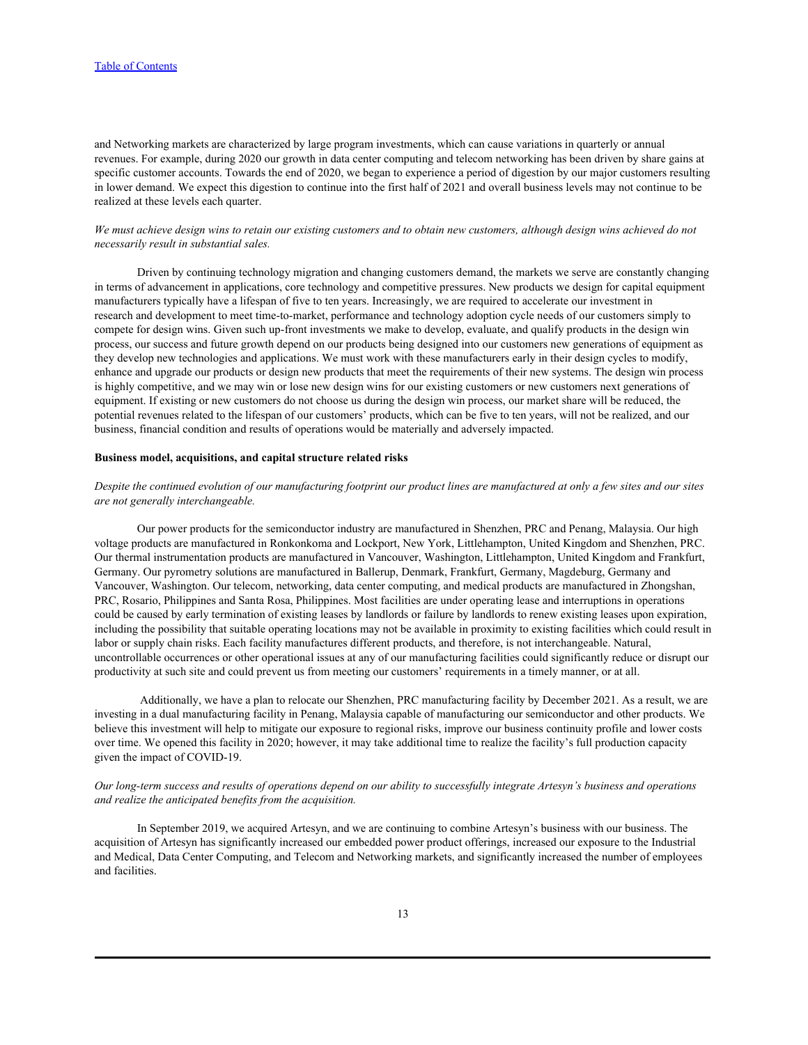and Networking markets are characterized by large program investments, which can cause variations in quarterly or annual revenues. For example, during 2020 our growth in data center computing and telecom networking has been driven by share gains at specific customer accounts. Towards the end of 2020, we began to experience a period of digestion by our major customers resulting in lower demand. We expect this digestion to continue into the first half of 2021 and overall business levels may not continue to be realized at these levels each quarter.

*We must achieve design wins to retain our existing customers and to obtain new customers, although design wins achieved do not necessarily result in substantial sales.*

Driven by continuing technology migration and changing customers demand, the markets we serve are constantly changing in terms of advancement in applications, core technology and competitive pressures. New products we design for capital equipment manufacturers typically have a lifespan of five to ten years. Increasingly, we are required to accelerate our investment in research and development to meet time-to-market, performance and technology adoption cycle needs of our customers simply to compete for design wins. Given such up-front investments we make to develop, evaluate, and qualify products in the design win process, our success and future growth depend on our products being designed into our customers new generations of equipment as they develop new technologies and applications. We must work with these manufacturers early in their design cycles to modify, enhance and upgrade our products or design new products that meet the requirements of their new systems. The design win process is highly competitive, and we may win or lose new design wins for our existing customers or new customers next generations of equipment. If existing or new customers do not choose us during the design win process, our market share will be reduced, the potential revenues related to the lifespan of our customers' products, which can be five to ten years, will not be realized, and our business, financial condition and results of operations would be materially and adversely impacted.

**Business model, acquisitions, and capital structure related risks**

*Despite the continued evolution of our manufacturing footprint our product lines are manufactured at only a few sites and our sites are not generally interchangeable.*

Our power products for the semiconductor industry are manufactured in Shenzhen, PRC and Penang, Malaysia. Our high voltage products are manufactured in Ronkonkoma and Lockport, New York, Littlehampton, United Kingdom and Shenzhen, PRC. Our thermal instrumentation products are manufactured in Vancouver, Washington, Littlehampton, United Kingdom and Frankfurt, Germany. Our pyrometry solutions are manufactured in Ballerup, Denmark, Frankfurt, Germany, Magdeburg, Germany and Vancouver, Washington. Our telecom, networking, data center computing, and medical products are manufactured in Zhongshan, PRC, Rosario, Philippines and Santa Rosa, Philippines. Most facilities are under operating lease and interruptions in operations could be caused by early termination of existing leases by landlords or failure by landlords to renew existing leases upon expiration, including the possibility that suitable operating locations may not be available in proximity to existing facilities which could result in labor or supply chain risks. Each facility manufactures different products, and therefore, is not interchangeable. Natural, uncontrollable occurrences or other operational issues at any of our manufacturing facilities could significantly reduce or disrupt our productivity at such site and could prevent us from meeting our customers' requirements in a timely manner, or at all.

Additionally, we have a plan to relocate our Shenzhen, PRC manufacturing facility by December 2021. As a result, we are investing in a dual manufacturing facility in Penang, Malaysia capable of manufacturing our semiconductor and other products. We believe this investment will help to mitigate our exposure to regional risks, improve our business continuity profile and lower costs over time. We opened this facility in 2020; however, it may take additional time to realize the facility's full production capacity given the impact of COVID-19.

*Our long-term success and results of operations depend on our ability to successfully integrate Artesyn's business and operations and realize the anticipated benefits from the acquisition.*

In September 2019, we acquired Artesyn, and we are continuing to combine Artesyn's business with our business. The acquisition of Artesyn has significantly increased our embedded power product offerings, increased our exposure to the Industrial and Medical, Data Center Computing, and Telecom and Networking markets, and significantly increased the number of employees and facilities.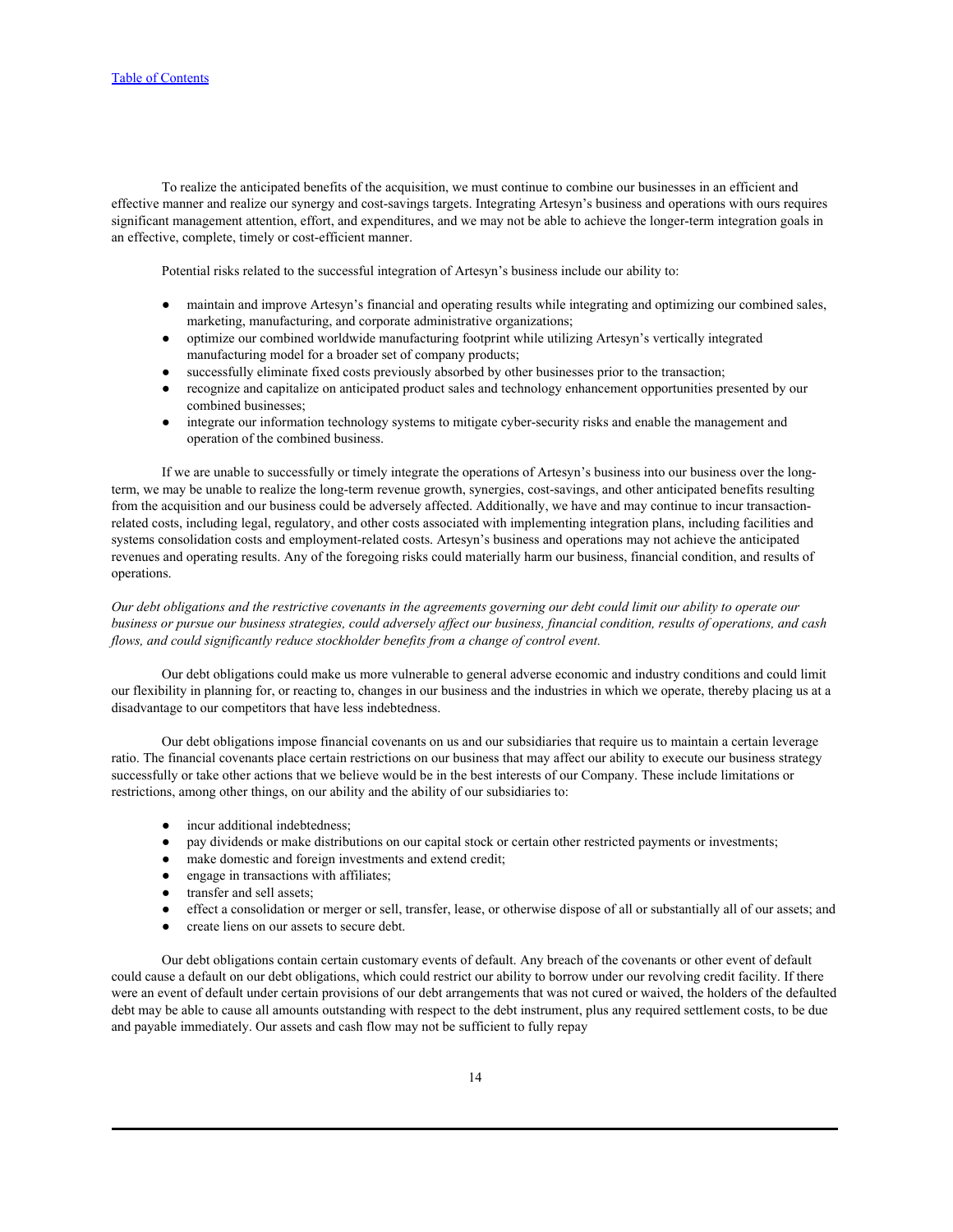To realize the anticipated benefits of the acquisition, we must continue to combine our businesses in an efficient and effective manner and realize our synergy and cost-savings targets. Integrating Artesyn's business and operations with ours requires significant management attention, effort, and expenditures, and we may not be able to achieve the longer-term integration goals in an effective, complete, timely or cost-efficient manner.

Potential risks related to the successful integration of Artesyn's business include our ability to:

- maintain and improve Artesyn's financial and operating results while integrating and optimizing our combined sales, marketing, manufacturing, and corporate administrative organizations;
- optimize our combined worldwide manufacturing footprint while utilizing Artesyn's vertically integrated manufacturing model for a broader set of company products;
- successfully eliminate fixed costs previously absorbed by other businesses prior to the transaction;
- recognize and capitalize on anticipated product sales and technology enhancement opportunities presented by our combined businesses;
- integrate our information technology systems to mitigate cyber-security risks and enable the management and operation of the combined business.

If we are unable to successfully or timely integrate the operations of Artesyn's business into our business over the long-term, we may be unable to realize the long-term revenue growth, synergies, cost-savings, and other anticipated benefits resulting from the acquisition and our business could be adversely affected. Additionally, we have and may continue to incur transaction-related costs, including legal, regulatory, and other costs associated with implementing integration plans, including facilities and systems consolidation costs and employment-related costs. Artesyn's business and operations may not achieve the anticipated revenues and operating results. Any of the foregoing risks could materially harm our business, financial condition, and results of operations.

*Our debt obligations and the restrictive covenants in the agreements governing our debt could limit our ability to operate our business or pursue our business strategies, could adversely affect our business, financial condition, results of operations, and cash flows, and could significantly reduce stockholder benefits from a change of control event.*

Our debt obligations could make us more vulnerable to general adverse economic and industry conditions and could limit our flexibility in planning for, or reacting to, changes in our business and the industries in which we operate, thereby placing us at a disadvantage to our competitors that have less indebtedness.

Our debt obligations impose financial covenants on us and our subsidiaries that require us to maintain a certain leverage ratio. The financial covenants place certain restrictions on our business that may affect our ability to execute our business strategy successfully or take other actions that we believe would be in the best interests of our Company. These include limitations or restrictions, among other things, on our ability and the ability of our subsidiaries to:

- incur additional indebtedness;
- pay dividends or make distributions on our capital stock or certain other restricted payments or investments;
- make domestic and foreign investments and extend credit;
- engage in transactions with affiliates;
- transfer and sell assets;
- effect a consolidation or merger or sell, transfer, lease, or otherwise dispose of all or substantially all of our assets; and
- create liens on our assets to secure debt.

Our debt obligations contain certain customary events of default. Any breach of the covenants or other event of default could cause a default on our debt obligations, which could restrict our ability to borrow under our revolving credit facility. If there were an event of default under certain provisions of our debt arrangements that was not cured or waived, the holders of the defaulted debt may be able to cause all amounts outstanding with respect to the debt instrument, plus any required settlement costs, to be due and payable immediately. Our assets and cash flow may not be sufficient to fully repay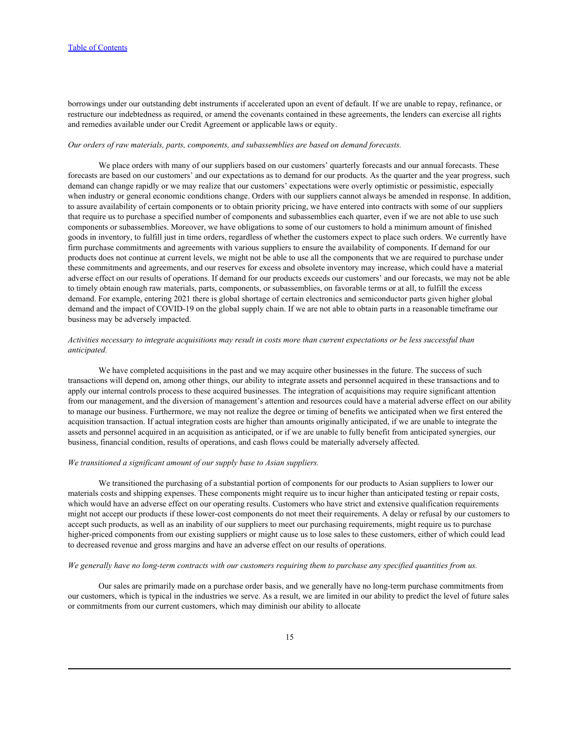borrowings under our outstanding debt instruments if accelerated upon an event of default. If we are unable to repay, refinance, or restructure our indebtedness as required, or amend the covenants contained in these agreements, the lenders can exercise all rights and remedies available under our Credit Agreement or applicable laws or equity.

*Our orders of raw materials, parts, components, and subassemblies are based on demand forecasts.*

We place orders with many of our suppliers based on our customers' quarterly forecasts and our annual forecasts. These forecasts are based on our customers' and our expectations as to demand for our products. As the quarter and the year progress, such demand can change rapidly or we may realize that our customers' expectations were overly optimistic or pessimistic, especially when industry or general economic conditions change. Orders with our suppliers cannot always be amended in response. In addition, to assure availability of certain components or to obtain priority pricing, we have entered into contracts with some of our suppliers that require us to purchase a specified number of components and subassemblies each quarter, even if we are not able to use such components or subassemblies. Moreover, we have obligations to some of our customers to hold a minimum amount of finished goods in inventory, to fulfill just in time orders, regardless of whether the customers expect to place such orders. We currently have firm purchase commitments and agreements with various suppliers to ensure the availability of components. If demand for our products does not continue at current levels, we might not be able to use all the components that we are required to purchase under these commitments and agreements, and our reserves for excess and obsolete inventory may increase, which could have a material adverse effect on our results of operations. If demand for our products exceeds our customers' and our forecasts, we may not be able to timely obtain enough raw materials, parts, components, or subassemblies, on favorable terms or at all, to fulfill the excess demand. For example, entering 2021 there is global shortage of certain electronics and semiconductor parts given higher global demand and the impact of COVID-19 on the global supply chain. If we are not able to obtain parts in a reasonable timeframe our business may be adversely impacted.

*Activities necessary to integrate acquisitions may result in costs more than current expectations or be less successful than anticipated.*

We have completed acquisitions in the past and we may acquire other businesses in the future. The success of such transactions will depend on, among other things, our ability to integrate assets and personnel acquired in these transactions and to apply our internal controls process to these acquired businesses. The integration of acquisitions may require significant attention from our management, and the diversion of management's attention and resources could have a material adverse effect on our ability to manage our business. Furthermore, we may not realize the degree or timing of benefits we anticipated when we first entered the acquisition transaction. If actual integration costs are higher than amounts originally anticipated, if we are unable to integrate the assets and personnel acquired in an acquisition as anticipated, or if we are unable to fully benefit from anticipated synergies, our business, financial condition, results of operations, and cash flows could be materially adversely affected.

*We transitioned a significant amount of our supply base to Asian suppliers.*

We transitioned the purchasing of a substantial portion of components for our products to Asian suppliers to lower our materials costs and shipping expenses. These components might require us to incur higher than anticipated testing or repair costs, which would have an adverse effect on our operating results. Customers who have strict and extensive qualification requirements might not accept our products if these lower-cost components do not meet their requirements. A delay or refusal by our customers to accept such products, as well as an inability of our suppliers to meet our purchasing requirements, might require us to purchase higher-priced components from our existing suppliers or might cause us to lose sales to these customers, either of which could lead to decreased revenue and gross margins and have an adverse effect on our results of operations.

*We generally have no long-term contracts with our customers requiring them to purchase any specified quantities from us.*

Our sales are primarily made on a purchase order basis, and we generally have no long-term purchase commitments from our customers, which is typical in the industries we serve. As a result, we are limited in our ability to predict the level of future sales or commitments from our current customers, which may diminish our ability to allocate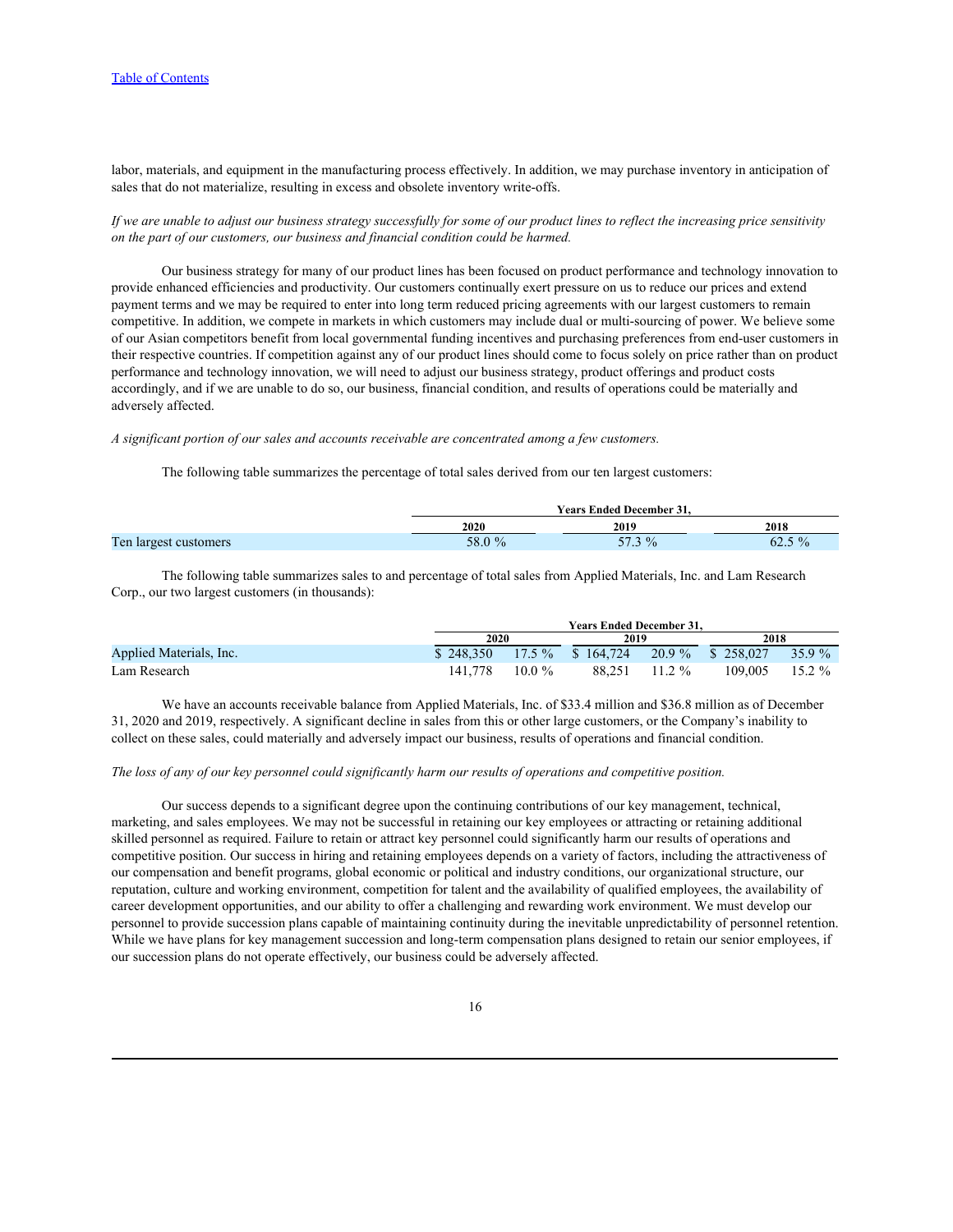labor, materials, and equipment in the manufacturing process effectively. In addition, we may purchase inventory in anticipation of sales that do not materialize, resulting in excess and obsolete inventory write-offs.

*If we are unable to adjust our business strategy successfully for some of our product lines to reflect the increasing price sensitivity on the part of our customers, our business and financial condition could be harmed.*

Our business strategy for many of our product lines has been focused on product performance and technology innovation to provide enhanced efficiencies and productivity. Our customers continually exert pressure on us to reduce our prices and extend payment terms and we may be required to enter into long term reduced pricing agreements with our largest customers to remain competitive. In addition, we compete in markets in which customers may include dual or multi-sourcing of power. We believe some of our Asian competitors benefit from local governmental funding incentives and purchasing preferences from end-user customers in their respective countries. If competition against any of our product lines should come to focus solely on price rather than on product performance and technology innovation, we will need to adjust our business strategy, product offerings and product costs accordingly, and if we are unable to do so, our business, financial condition, and results of operations could be materially and adversely affected.

*A significant portion of our sales and accounts receivable are concentrated among a few customers.*

The following table summarizes the percentage of total sales derived from our ten largest customers:

| | Years Ended December 31, | | |
|---|---|---|---|
| | 2020 | 2019 | 2018 |
| Ten largest customers | 58.0 % | 57.3 % | 62.5 % |

The following table summarizes sales to and percentage of total sales from Applied Materials, Inc. and Lam Research Corp., our two largest customers (in thousands):

| | Years Ended December 31, | | | | | |
|---|---|---|---|---|---|---|
| | 2020 | | 2019 | | 2018 | |
| Applied Materials, Inc. | $ 248,350 | 17.5 % | $ 164,724 | 20.9 % | $ 258,027 | 35.9 % |
| Lam Research | 141,778 | 10.0 % | 88,251 | 11.2 % | 109,005 | 15.2 % |

We have an accounts receivable balance from Applied Materials, Inc. of $33.4 million and $36.8 million as of December 31, 2020 and 2019, respectively. A significant decline in sales from this or other large customers, or the Company's inability to collect on these sales, could materially and adversely impact our business, results of operations and financial condition.

*The loss of any of our key personnel could significantly harm our results of operations and competitive position.*

Our success depends to a significant degree upon the continuing contributions of our key management, technical, marketing, and sales employees. We may not be successful in retaining our key employees or attracting or retaining additional skilled personnel as required. Failure to retain or attract key personnel could significantly harm our results of operations and competitive position. Our success in hiring and retaining employees depends on a variety of factors, including the attractiveness of our compensation and benefit programs, global economic or political and industry conditions, our organizational structure, our reputation, culture and working environment, competition for talent and the availability of qualified employees, the availability of career development opportunities, and our ability to offer a challenging and rewarding work environment. We must develop our personnel to provide succession plans capable of maintaining continuity during the inevitable unpredictability of personnel retention. While we have plans for key management succession and long-term compensation plans designed to retain our senior employees, if our succession plans do not operate effectively, our business could be adversely affected.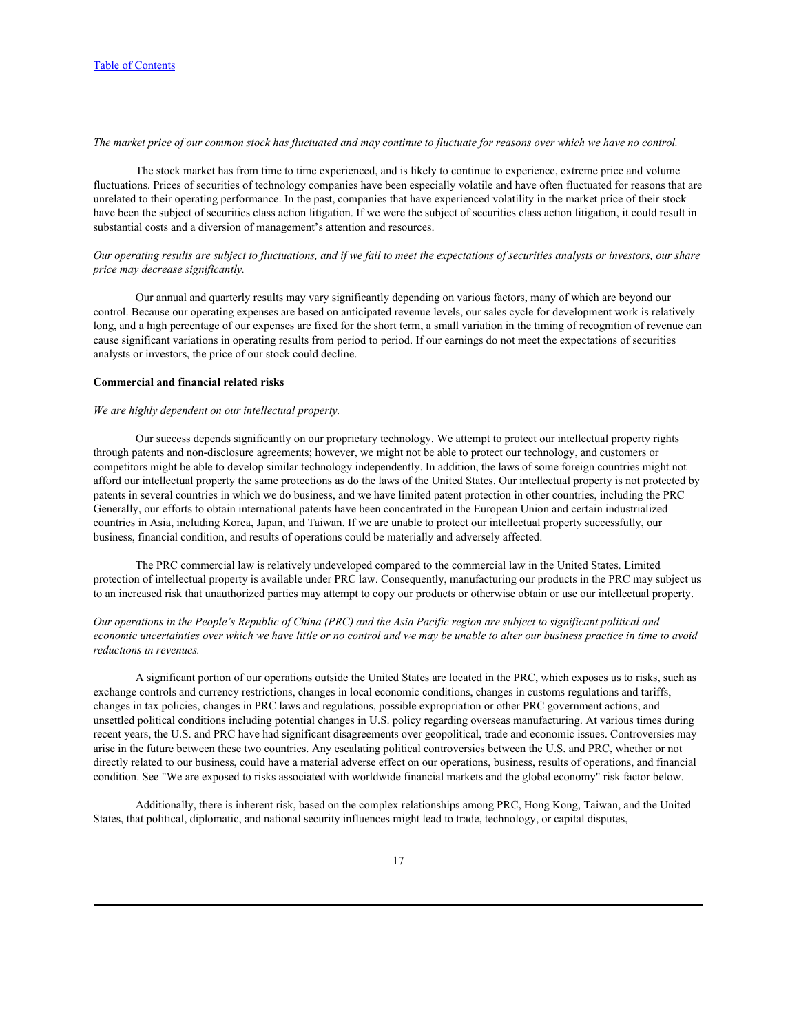*The market price of our common stock has fluctuated and may continue to fluctuate for reasons over which we have no control.*

The stock market has from time to time experienced, and is likely to continue to experience, extreme price and volume fluctuations. Prices of securities of technology companies have been especially volatile and have often fluctuated for reasons that are unrelated to their operating performance. In the past, companies that have experienced volatility in the market price of their stock have been the subject of securities class action litigation. If we were the subject of securities class action litigation, it could result in substantial costs and a diversion of management's attention and resources.

*Our operating results are subject to fluctuations, and if we fail to meet the expectations of securities analysts or investors, our share price may decrease significantly.*

Our annual and quarterly results may vary significantly depending on various factors, many of which are beyond our control. Because our operating expenses are based on anticipated revenue levels, our sales cycle for development work is relatively long, and a high percentage of our expenses are fixed for the short term, a small variation in the timing of recognition of revenue can cause significant variations in operating results from period to period. If our earnings do not meet the expectations of securities analysts or investors, the price of our stock could decline.

**Commercial and financial related risks**

*We are highly dependent on our intellectual property.*

Our success depends significantly on our proprietary technology. We attempt to protect our intellectual property rights through patents and non-disclosure agreements; however, we might not be able to protect our technology, and customers or competitors might be able to develop similar technology independently. In addition, the laws of some foreign countries might not afford our intellectual property the same protections as do the laws of the United States. Our intellectual property is not protected by patents in several countries in which we do business, and we have limited patent protection in other countries, including the PRC Generally, our efforts to obtain international patents have been concentrated in the European Union and certain industrialized countries in Asia, including Korea, Japan, and Taiwan. If we are unable to protect our intellectual property successfully, our business, financial condition, and results of operations could be materially and adversely affected.

The PRC commercial law is relatively undeveloped compared to the commercial law in the United States. Limited protection of intellectual property is available under PRC law. Consequently, manufacturing our products in the PRC may subject us to an increased risk that unauthorized parties may attempt to copy our products or otherwise obtain or use our intellectual property.

*Our operations in the People's Republic of China (PRC) and the Asia Pacific region are subject to significant political and economic uncertainties over which we have little or no control and we may be unable to alter our business practice in time to avoid reductions in revenues.*

A significant portion of our operations outside the United States are located in the PRC, which exposes us to risks, such as exchange controls and currency restrictions, changes in local economic conditions, changes in customs regulations and tariffs, changes in tax policies, changes in PRC laws and regulations, possible expropriation or other PRC government actions, and unsettled political conditions including potential changes in U.S. policy regarding overseas manufacturing. At various times during recent years, the U.S. and PRC have had significant disagreements over geopolitical, trade and economic issues. Controversies may arise in the future between these two countries. Any escalating political controversies between the U.S. and PRC, whether or not directly related to our business, could have a material adverse effect on our operations, business, results of operations, and financial condition. See "We are exposed to risks associated with worldwide financial markets and the global economy" risk factor below.

Additionally, there is inherent risk, based on the complex relationships among PRC, Hong Kong, Taiwan, and the United States, that political, diplomatic, and national security influences might lead to trade, technology, or capital disputes,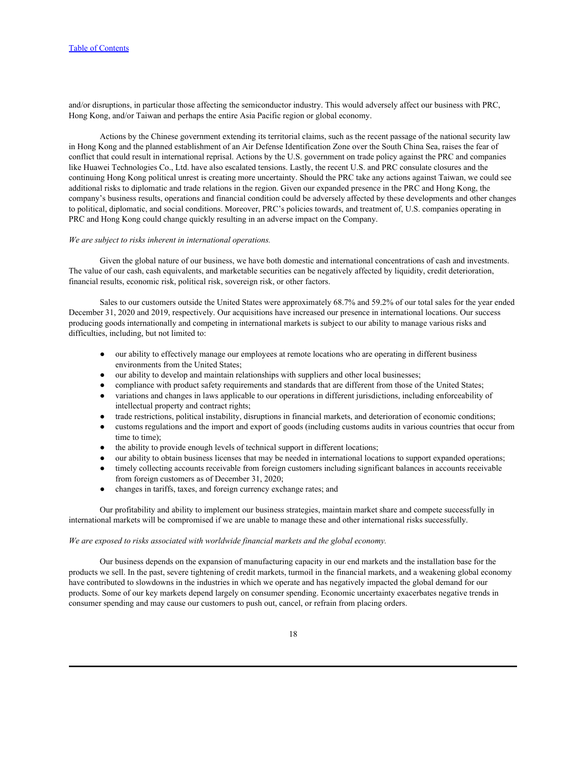and/or disruptions, in particular those affecting the semiconductor industry. This would adversely affect our business with PRC, Hong Kong, and/or Taiwan and perhaps the entire Asia Pacific region or global economy.

Actions by the Chinese government extending its territorial claims, such as the recent passage of the national security law in Hong Kong and the planned establishment of an Air Defense Identification Zone over the South China Sea, raises the fear of conflict that could result in international reprisal. Actions by the U.S. government on trade policy against the PRC and companies like Huawei Technologies Co., Ltd. have also escalated tensions. Lastly, the recent U.S. and PRC consulate closures and the continuing Hong Kong political unrest is creating more uncertainty. Should the PRC take any actions against Taiwan, we could see additional risks to diplomatic and trade relations in the region. Given our expanded presence in the PRC and Hong Kong, the company's business results, operations and financial condition could be adversely affected by these developments and other changes to political, diplomatic, and social conditions. Moreover, PRC's policies towards, and treatment of, U.S. companies operating in PRC and Hong Kong could change quickly resulting in an adverse impact on the Company.

*We are subject to risks inherent in international operations.*

Given the global nature of our business, we have both domestic and international concentrations of cash and investments. The value of our cash, cash equivalents, and marketable securities can be negatively affected by liquidity, credit deterioration, financial results, economic risk, political risk, sovereign risk, or other factors.

Sales to our customers outside the United States were approximately 68.7% and 59.2% of our total sales for the year ended December 31, 2020 and 2019, respectively. Our acquisitions have increased our presence in international locations. Our success producing goods internationally and competing in international markets is subject to our ability to manage various risks and difficulties, including, but not limited to:

- our ability to effectively manage our employees at remote locations who are operating in different business environments from the United States;
- our ability to develop and maintain relationships with suppliers and other local businesses;
- compliance with product safety requirements and standards that are different from those of the United States;
- variations and changes in laws applicable to our operations in different jurisdictions, including enforceability of intellectual property and contract rights;
- trade restrictions, political instability, disruptions in financial markets, and deterioration of economic conditions;
- customs regulations and the import and export of goods (including customs audits in various countries that occur from time to time);
- the ability to provide enough levels of technical support in different locations;
- our ability to obtain business licenses that may be needed in international locations to support expanded operations;
- timely collecting accounts receivable from foreign customers including significant balances in accounts receivable from foreign customers as of December 31, 2020;
- changes in tariffs, taxes, and foreign currency exchange rates; and

Our profitability and ability to implement our business strategies, maintain market share and compete successfully in international markets will be compromised if we are unable to manage these and other international risks successfully.

*We are exposed to risks associated with worldwide financial markets and the global economy.*

Our business depends on the expansion of manufacturing capacity in our end markets and the installation base for the products we sell. In the past, severe tightening of credit markets, turmoil in the financial markets, and a weakening global economy have contributed to slowdowns in the industries in which we operate and has negatively impacted the global demand for our products. Some of our key markets depend largely on consumer spending. Economic uncertainty exacerbates negative trends in consumer spending and may cause our customers to push out, cancel, or refrain from placing orders.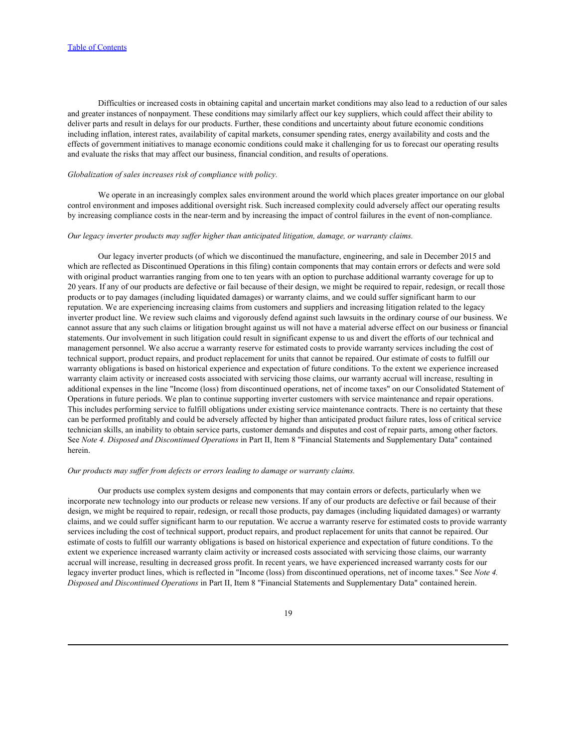Difficulties or increased costs in obtaining capital and uncertain market conditions may also lead to a reduction of our sales and greater instances of nonpayment. These conditions may similarly affect our key suppliers, which could affect their ability to deliver parts and result in delays for our products. Further, these conditions and uncertainty about future economic conditions including inflation, interest rates, availability of capital markets, consumer spending rates, energy availability and costs and the effects of government initiatives to manage economic conditions could make it challenging for us to forecast our operating results and evaluate the risks that may affect our business, financial condition, and results of operations.

*Globalization of sales increases risk of compliance with policy.*

We operate in an increasingly complex sales environment around the world which places greater importance on our global control environment and imposes additional oversight risk. Such increased complexity could adversely affect our operating results by increasing compliance costs in the near-term and by increasing the impact of control failures in the event of non-compliance.

*Our legacy inverter products may suffer higher than anticipated litigation, damage, or warranty claims.*

Our legacy inverter products (of which we discontinued the manufacture, engineering, and sale in December 2015 and which are reflected as Discontinued Operations in this filing) contain components that may contain errors or defects and were sold with original product warranties ranging from one to ten years with an option to purchase additional warranty coverage for up to 20 years. If any of our products are defective or fail because of their design, we might be required to repair, redesign, or recall those products or to pay damages (including liquidated damages) or warranty claims, and we could suffer significant harm to our reputation. We are experiencing increasing claims from customers and suppliers and increasing litigation related to the legacy inverter product line. We review such claims and vigorously defend against such lawsuits in the ordinary course of our business. We cannot assure that any such claims or litigation brought against us will not have a material adverse effect on our business or financial statements. Our involvement in such litigation could result in significant expense to us and divert the efforts of our technical and management personnel. We also accrue a warranty reserve for estimated costs to provide warranty services including the cost of technical support, product repairs, and product replacement for units that cannot be repaired. Our estimate of costs to fulfill our warranty obligations is based on historical experience and expectation of future conditions. To the extent we experience increased warranty claim activity or increased costs associated with servicing those claims, our warranty accrual will increase, resulting in additional expenses in the line "Income (loss) from discontinued operations, net of income taxes" on our Consolidated Statement of Operations in future periods. We plan to continue supporting inverter customers with service maintenance and repair operations. This includes performing service to fulfill obligations under existing service maintenance contracts. There is no certainty that these can be performed profitably and could be adversely affected by higher than anticipated product failure rates, loss of critical service technician skills, an inability to obtain service parts, customer demands and disputes and cost of repair parts, among other factors. See *Note 4. Disposed and Discontinued Operations* in Part II, Item 8 "Financial Statements and Supplementary Data" contained herein.

*Our products may suffer from defects or errors leading to damage or warranty claims.*

Our products use complex system designs and components that may contain errors or defects, particularly when we incorporate new technology into our products or release new versions. If any of our products are defective or fail because of their design, we might be required to repair, redesign, or recall those products, pay damages (including liquidated damages) or warranty claims, and we could suffer significant harm to our reputation. We accrue a warranty reserve for estimated costs to provide warranty services including the cost of technical support, product repairs, and product replacement for units that cannot be repaired. Our estimate of costs to fulfill our warranty obligations is based on historical experience and expectation of future conditions. To the extent we experience increased warranty claim activity or increased costs associated with servicing those claims, our warranty accrual will increase, resulting in decreased gross profit. In recent years, we have experienced increased warranty costs for our legacy inverter product lines, which is reflected in "Income (loss) from discontinued operations, net of income taxes." See *Note 4. Disposed and Discontinued Operations* in Part II, Item 8 "Financial Statements and Supplementary Data" contained herein.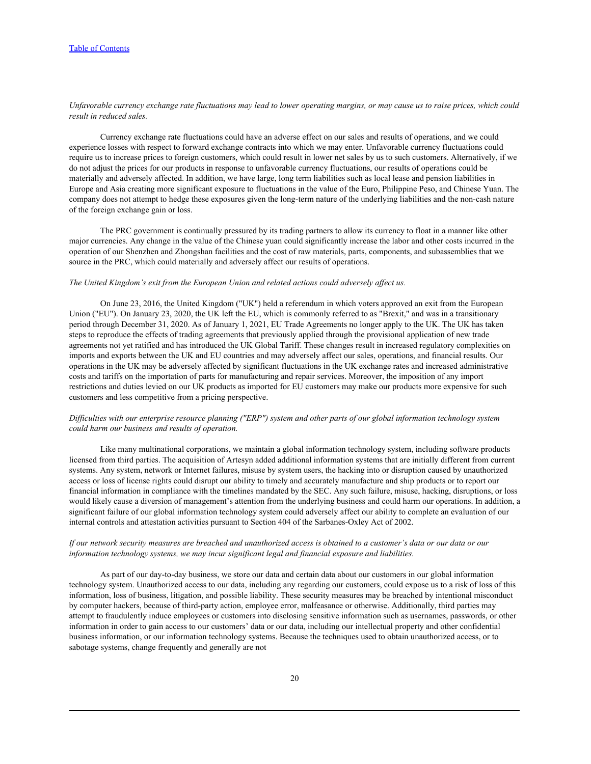*Unfavorable currency exchange rate fluctuations may lead to lower operating margins, or may cause us to raise prices, which could result in reduced sales.*

Currency exchange rate fluctuations could have an adverse effect on our sales and results of operations, and we could experience losses with respect to forward exchange contracts into which we may enter. Unfavorable currency fluctuations could require us to increase prices to foreign customers, which could result in lower net sales by us to such customers. Alternatively, if we do not adjust the prices for our products in response to unfavorable currency fluctuations, our results of operations could be materially and adversely affected. In addition, we have large, long term liabilities such as local lease and pension liabilities in Europe and Asia creating more significant exposure to fluctuations in the value of the Euro, Philippine Peso, and Chinese Yuan. The company does not attempt to hedge these exposures given the long-term nature of the underlying liabilities and the non-cash nature of the foreign exchange gain or loss.

The PRC government is continually pressured by its trading partners to allow its currency to float in a manner like other major currencies. Any change in the value of the Chinese yuan could significantly increase the labor and other costs incurred in the operation of our Shenzhen and Zhongshan facilities and the cost of raw materials, parts, components, and subassemblies that we source in the PRC, which could materially and adversely affect our results of operations.

*The United Kingdom's exit from the European Union and related actions could adversely affect us.*

On June 23, 2016, the United Kingdom ("UK") held a referendum in which voters approved an exit from the European Union ("EU"). On January 23, 2020, the UK left the EU, which is commonly referred to as "Brexit," and was in a transitionary period through December 31, 2020. As of January 1, 2021, EU Trade Agreements no longer apply to the UK. The UK has taken steps to reproduce the effects of trading agreements that previously applied through the provisional application of new trade agreements not yet ratified and has introduced the UK Global Tariff. These changes result in increased regulatory complexities on imports and exports between the UK and EU countries and may adversely affect our sales, operations, and financial results. Our operations in the UK may be adversely affected by significant fluctuations in the UK exchange rates and increased administrative costs and tariffs on the importation of parts for manufacturing and repair services. Moreover, the imposition of any import restrictions and duties levied on our UK products as imported for EU customers may make our products more expensive for such customers and less competitive from a pricing perspective.

*Difficulties with our enterprise resource planning ("ERP") system and other parts of our global information technology system could harm our business and results of operation.*

Like many multinational corporations, we maintain a global information technology system, including software products licensed from third parties. The acquisition of Artesyn added additional information systems that are initially different from current systems. Any system, network or Internet failures, misuse by system users, the hacking into or disruption caused by unauthorized access or loss of license rights could disrupt our ability to timely and accurately manufacture and ship products or to report our financial information in compliance with the timelines mandated by the SEC. Any such failure, misuse, hacking, disruptions, or loss would likely cause a diversion of management's attention from the underlying business and could harm our operations. In addition, a significant failure of our global information technology system could adversely affect our ability to complete an evaluation of our internal controls and attestation activities pursuant to Section 404 of the Sarbanes-Oxley Act of 2002.

*If our network security measures are breached and unauthorized access is obtained to a customer's data or our data or our information technology systems, we may incur significant legal and financial exposure and liabilities.*

As part of our day-to-day business, we store our data and certain data about our customers in our global information technology system. Unauthorized access to our data, including any regarding our customers, could expose us to a risk of loss of this information, loss of business, litigation, and possible liability. These security measures may be breached by intentional misconduct by computer hackers, because of third-party action, employee error, malfeasance or otherwise. Additionally, third parties may attempt to fraudulently induce employees or customers into disclosing sensitive information such as usernames, passwords, or other information in order to gain access to our customers' data or our data, including our intellectual property and other confidential business information, or our information technology systems. Because the techniques used to obtain unauthorized access, or to sabotage systems, change frequently and generally are not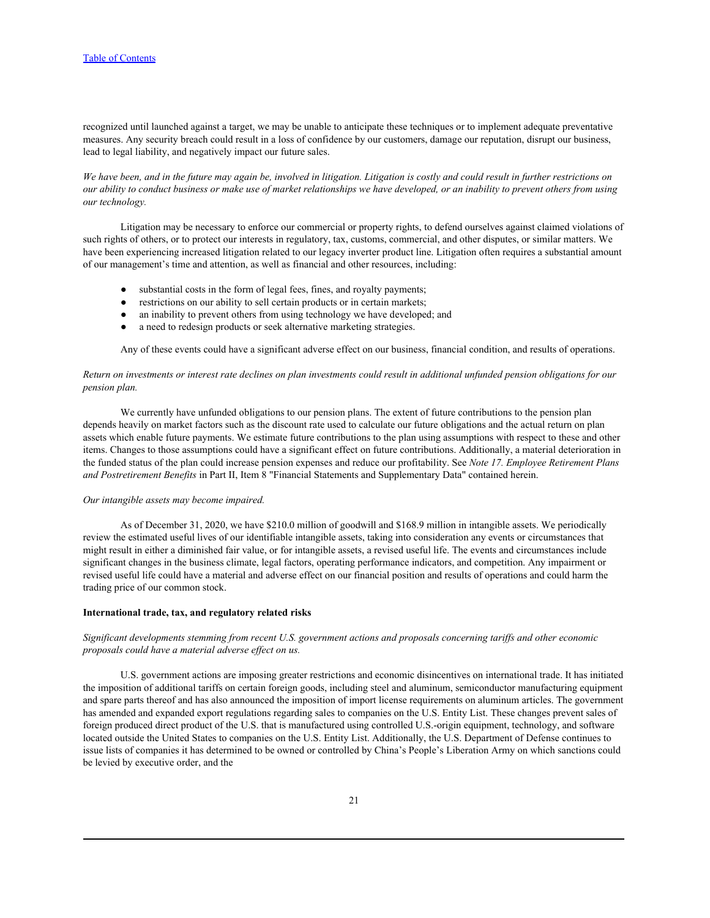recognized until launched against a target, we may be unable to anticipate these techniques or to implement adequate preventative measures. Any security breach could result in a loss of confidence by our customers, damage our reputation, disrupt our business, lead to legal liability, and negatively impact our future sales.

*We have been, and in the future may again be, involved in litigation. Litigation is costly and could result in further restrictions on our ability to conduct business or make use of market relationships we have developed, or an inability to prevent others from using our technology.*

Litigation may be necessary to enforce our commercial or property rights, to defend ourselves against claimed violations of such rights of others, or to protect our interests in regulatory, tax, customs, commercial, and other disputes, or similar matters. We have been experiencing increased litigation related to our legacy inverter product line. Litigation often requires a substantial amount of our management's time and attention, as well as financial and other resources, including:

- substantial costs in the form of legal fees, fines, and royalty payments;
- restrictions on our ability to sell certain products or in certain markets;
- an inability to prevent others from using technology we have developed; and
- a need to redesign products or seek alternative marketing strategies.

Any of these events could have a significant adverse effect on our business, financial condition, and results of operations.

*Return on investments or interest rate declines on plan investments could result in additional unfunded pension obligations for our pension plan.*

We currently have unfunded obligations to our pension plans. The extent of future contributions to the pension plan depends heavily on market factors such as the discount rate used to calculate our future obligations and the actual return on plan assets which enable future payments. We estimate future contributions to the plan using assumptions with respect to these and other items. Changes to those assumptions could have a significant effect on future contributions. Additionally, a material deterioration in the funded status of the plan could increase pension expenses and reduce our profitability. See *Note 17. Employee Retirement Plans and Postretirement Benefits* in Part II, Item 8 "Financial Statements and Supplementary Data" contained herein.

*Our intangible assets may become impaired.*

As of December 31, 2020, we have $210.0 million of goodwill and $168.9 million in intangible assets. We periodically review the estimated useful lives of our identifiable intangible assets, taking into consideration any events or circumstances that might result in either a diminished fair value, or for intangible assets, a revised useful life. The events and circumstances include significant changes in the business climate, legal factors, operating performance indicators, and competition. Any impairment or revised useful life could have a material and adverse effect on our financial position and results of operations and could harm the trading price of our common stock.

**International trade, tax, and regulatory related risks**

*Significant developments stemming from recent U.S. government actions and proposals concerning tariffs and other economic proposals could have a material adverse effect on us.*

U.S. government actions are imposing greater restrictions and economic disincentives on international trade. It has initiated the imposition of additional tariffs on certain foreign goods, including steel and aluminum, semiconductor manufacturing equipment and spare parts thereof and has also announced the imposition of import license requirements on aluminum articles. The government has amended and expanded export regulations regarding sales to companies on the U.S. Entity List. These changes prevent sales of foreign produced direct product of the U.S. that is manufactured using controlled U.S.-origin equipment, technology, and software located outside the United States to companies on the U.S. Entity List. Additionally, the U.S. Department of Defense continues to issue lists of companies it has determined to be owned or controlled by China's People's Liberation Army on which sanctions could be levied by executive order, and the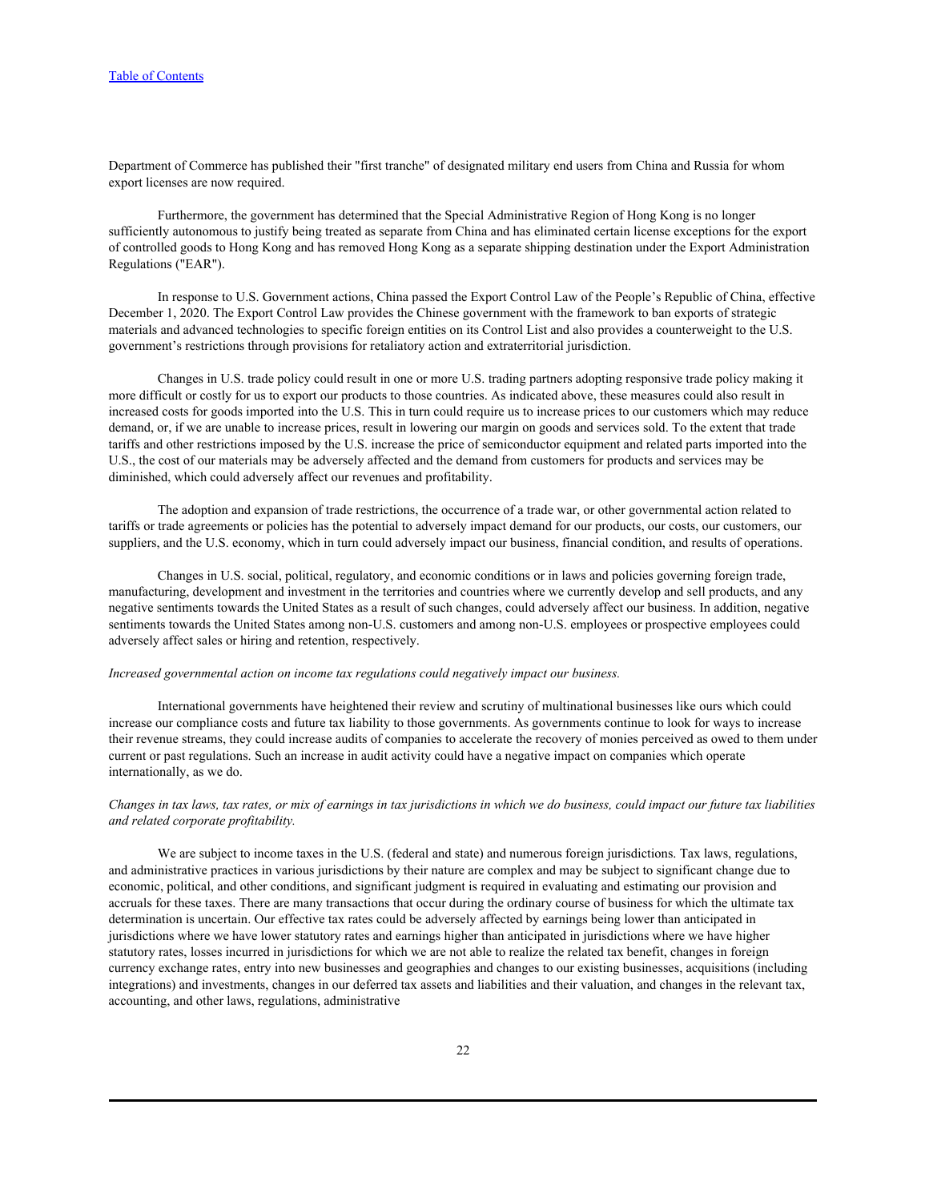Department of Commerce has published their "first tranche" of designated military end users from China and Russia for whom export licenses are now required.

Furthermore, the government has determined that the Special Administrative Region of Hong Kong is no longer sufficiently autonomous to justify being treated as separate from China and has eliminated certain license exceptions for the export of controlled goods to Hong Kong and has removed Hong Kong as a separate shipping destination under the Export Administration Regulations ("EAR").

In response to U.S. Government actions, China passed the Export Control Law of the People's Republic of China, effective December 1, 2020. The Export Control Law provides the Chinese government with the framework to ban exports of strategic materials and advanced technologies to specific foreign entities on its Control List and also provides a counterweight to the U.S. government's restrictions through provisions for retaliatory action and extraterritorial jurisdiction.

Changes in U.S. trade policy could result in one or more U.S. trading partners adopting responsive trade policy making it more difficult or costly for us to export our products to those countries. As indicated above, these measures could also result in increased costs for goods imported into the U.S. This in turn could require us to increase prices to our customers which may reduce demand, or, if we are unable to increase prices, result in lowering our margin on goods and services sold. To the extent that trade tariffs and other restrictions imposed by the U.S. increase the price of semiconductor equipment and related parts imported into the U.S., the cost of our materials may be adversely affected and the demand from customers for products and services may be diminished, which could adversely affect our revenues and profitability.

The adoption and expansion of trade restrictions, the occurrence of a trade war, or other governmental action related to tariffs or trade agreements or policies has the potential to adversely impact demand for our products, our costs, our customers, our suppliers, and the U.S. economy, which in turn could adversely impact our business, financial condition, and results of operations.

Changes in U.S. social, political, regulatory, and economic conditions or in laws and policies governing foreign trade, manufacturing, development and investment in the territories and countries where we currently develop and sell products, and any negative sentiments towards the United States as a result of such changes, could adversely affect our business. In addition, negative sentiments towards the United States among non-U.S. customers and among non-U.S. employees or prospective employees could adversely affect sales or hiring and retention, respectively.

*Increased governmental action on income tax regulations could negatively impact our business.*

International governments have heightened their review and scrutiny of multinational businesses like ours which could increase our compliance costs and future tax liability to those governments. As governments continue to look for ways to increase their revenue streams, they could increase audits of companies to accelerate the recovery of monies perceived as owed to them under current or past regulations. Such an increase in audit activity could have a negative impact on companies which operate internationally, as we do.

*Changes in tax laws, tax rates, or mix of earnings in tax jurisdictions in which we do business, could impact our future tax liabilities and related corporate profitability.*

We are subject to income taxes in the U.S. (federal and state) and numerous foreign jurisdictions. Tax laws, regulations, and administrative practices in various jurisdictions by their nature are complex and may be subject to significant change due to economic, political, and other conditions, and significant judgment is required in evaluating and estimating our provision and accruals for these taxes. There are many transactions that occur during the ordinary course of business for which the ultimate tax determination is uncertain. Our effective tax rates could be adversely affected by earnings being lower than anticipated in jurisdictions where we have lower statutory rates and earnings higher than anticipated in jurisdictions where we have higher statutory rates, losses incurred in jurisdictions for which we are not able to realize the related tax benefit, changes in foreign currency exchange rates, entry into new businesses and geographies and changes to our existing businesses, acquisitions (including integrations) and investments, changes in our deferred tax assets and liabilities and their valuation, and changes in the relevant tax, accounting, and other laws, regulations, administrative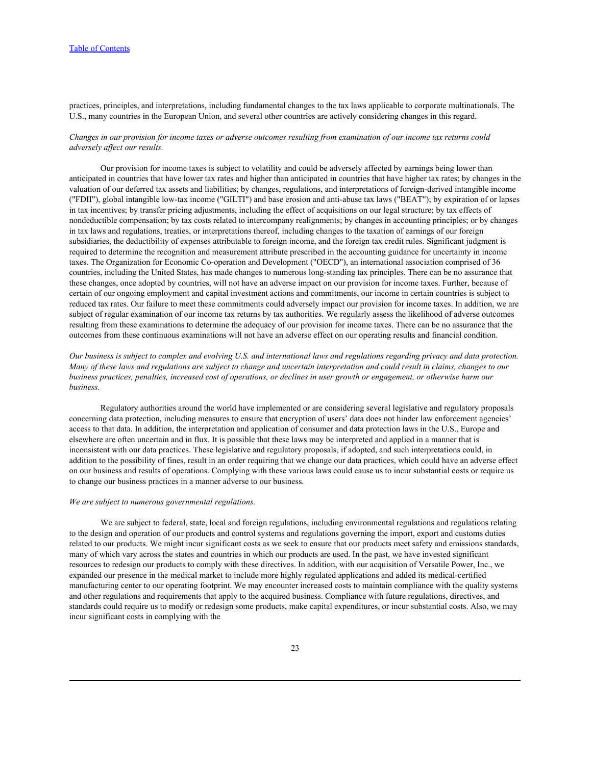practices, principles, and interpretations, including fundamental changes to the tax laws applicable to corporate multinationals. The U.S., many countries in the European Union, and several other countries are actively considering changes in this regard.

*Changes in our provision for income taxes or adverse outcomes resulting from examination of our income tax returns could adversely affect our results.*

Our provision for income taxes is subject to volatility and could be adversely affected by earnings being lower than anticipated in countries that have lower tax rates and higher than anticipated in countries that have higher tax rates; by changes in the valuation of our deferred tax assets and liabilities; by changes, regulations, and interpretations of foreign-derived intangible income ("FDII"), global intangible low-tax income ("GILTI") and base erosion and anti-abuse tax laws ("BEAT"); by expiration of or lapses in tax incentives; by transfer pricing adjustments, including the effect of acquisitions on our legal structure; by tax effects of nondeductible compensation; by tax costs related to intercompany realignments; by changes in accounting principles; or by changes in tax laws and regulations, treaties, or interpretations thereof, including changes to the taxation of earnings of our foreign subsidiaries, the deductibility of expenses attributable to foreign income, and the foreign tax credit rules. Significant judgment is required to determine the recognition and measurement attribute prescribed in the accounting guidance for uncertainty in income taxes. The Organization for Economic Co-operation and Development ("OECD"), an international association comprised of 36 countries, including the United States, has made changes to numerous long-standing tax principles. There can be no assurance that these changes, once adopted by countries, will not have an adverse impact on our provision for income taxes. Further, because of certain of our ongoing employment and capital investment actions and commitments, our income in certain countries is subject to reduced tax rates. Our failure to meet these commitments could adversely impact our provision for income taxes. In addition, we are subject of regular examination of our income tax returns by tax authorities. We regularly assess the likelihood of adverse outcomes resulting from these examinations to determine the adequacy of our provision for income taxes. There can be no assurance that the outcomes from these continuous examinations will not have an adverse effect on our operating results and financial condition.

*Our business is subject to complex and evolving U.S. and international laws and regulations regarding privacy and data protection. Many of these laws and regulations are subject to change and uncertain interpretation and could result in claims, changes to our business practices, penalties, increased cost of operations, or declines in user growth or engagement, or otherwise harm our business.*

Regulatory authorities around the world have implemented or are considering several legislative and regulatory proposals concerning data protection, including measures to ensure that encryption of users' data does not hinder law enforcement agencies' access to that data. In addition, the interpretation and application of consumer and data protection laws in the U.S., Europe and elsewhere are often uncertain and in flux. It is possible that these laws may be interpreted and applied in a manner that is inconsistent with our data practices. These legislative and regulatory proposals, if adopted, and such interpretations could, in addition to the possibility of fines, result in an order requiring that we change our data practices, which could have an adverse effect on our business and results of operations. Complying with these various laws could cause us to incur substantial costs or require us to change our business practices in a manner adverse to our business.

*We are subject to numerous governmental regulations.*

We are subject to federal, state, local and foreign regulations, including environmental regulations and regulations relating to the design and operation of our products and control systems and regulations governing the import, export and customs duties related to our products. We might incur significant costs as we seek to ensure that our products meet safety and emissions standards, many of which vary across the states and countries in which our products are used. In the past, we have invested significant resources to redesign our products to comply with these directives. In addition, with our acquisition of Versatile Power, Inc., we expanded our presence in the medical market to include more highly regulated applications and added its medical-certified manufacturing center to our operating footprint. We may encounter increased costs to maintain compliance with the quality systems and other regulations and requirements that apply to the acquired business. Compliance with future regulations, directives, and standards could require us to modify or redesign some products, make capital expenditures, or incur substantial costs. Also, we may incur significant costs in complying with the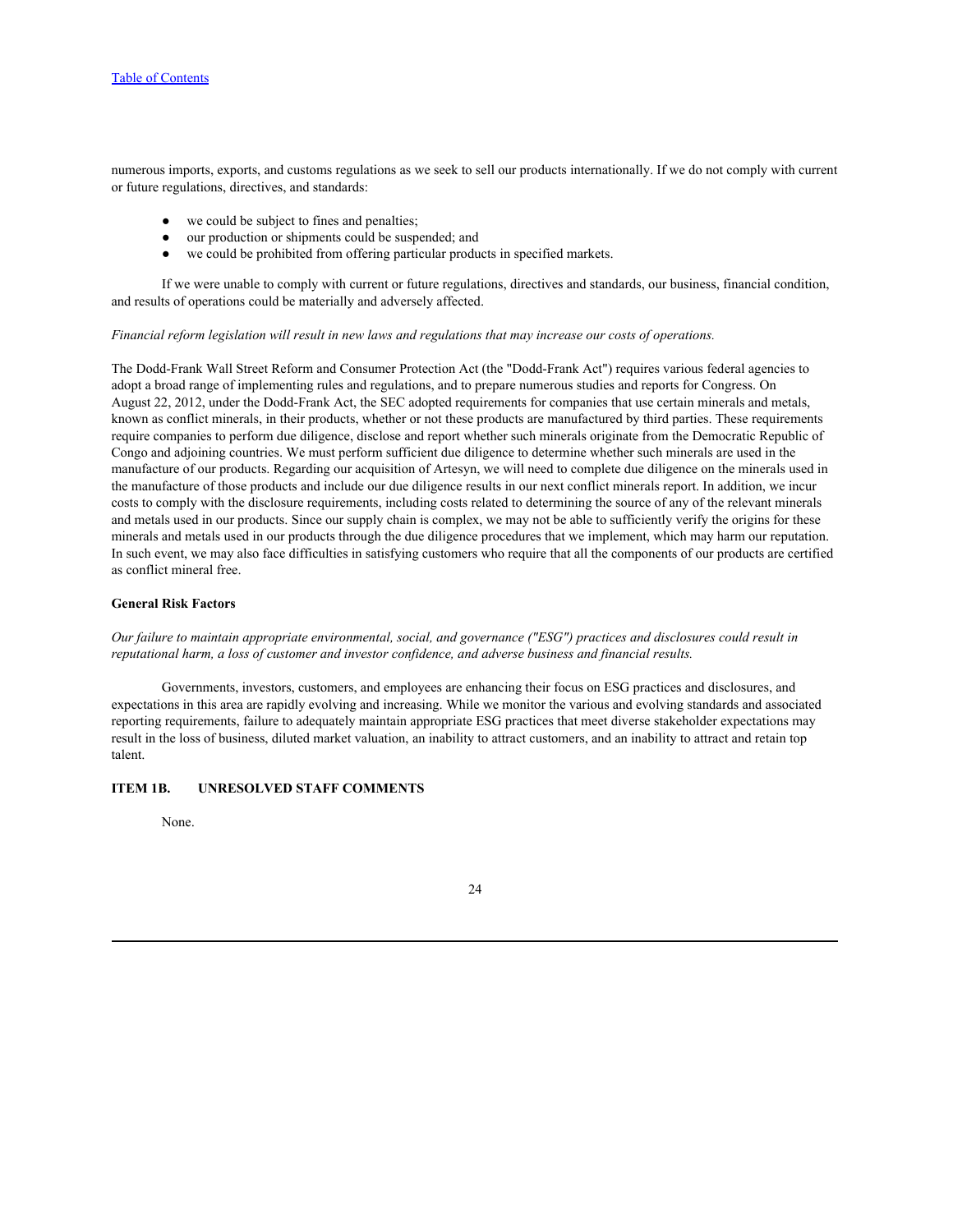numerous imports, exports, and customs regulations as we seek to sell our products internationally. If we do not comply with current or future regulations, directives, and standards:

- we could be subject to fines and penalties;
- our production or shipments could be suspended; and
- we could be prohibited from offering particular products in specified markets.

If we were unable to comply with current or future regulations, directives and standards, our business, financial condition, and results of operations could be materially and adversely affected.

*Financial reform legislation will result in new laws and regulations that may increase our costs of operations.*

The Dodd-Frank Wall Street Reform and Consumer Protection Act (the "Dodd-Frank Act") requires various federal agencies to adopt a broad range of implementing rules and regulations, and to prepare numerous studies and reports for Congress. On August 22, 2012, under the Dodd-Frank Act, the SEC adopted requirements for companies that use certain minerals and metals, known as conflict minerals, in their products, whether or not these products are manufactured by third parties. These requirements require companies to perform due diligence, disclose and report whether such minerals originate from the Democratic Republic of Congo and adjoining countries. We must perform sufficient due diligence to determine whether such minerals are used in the manufacture of our products. Regarding our acquisition of Artesyn, we will need to complete due diligence on the minerals used in the manufacture of those products and include our due diligence results in our next conflict minerals report. In addition, we incur costs to comply with the disclosure requirements, including costs related to determining the source of any of the relevant minerals and metals used in our products. Since our supply chain is complex, we may not be able to sufficiently verify the origins for these minerals and metals used in our products through the due diligence procedures that we implement, which may harm our reputation. In such event, we may also face difficulties in satisfying customers who require that all the components of our products are certified as conflict mineral free.

**General Risk Factors**

*Our failure to maintain appropriate environmental, social, and governance ("ESG") practices and disclosures could result in reputational harm, a loss of customer and investor confidence, and adverse business and financial results.*

Governments, investors, customers, and employees are enhancing their focus on ESG practices and disclosures, and expectations in this area are rapidly evolving and increasing. While we monitor the various and evolving standards and associated reporting requirements, failure to adequately maintain appropriate ESG practices that meet diverse stakeholder expectations may result in the loss of business, diluted market valuation, an inability to attract customers, and an inability to attract and retain top talent.

## ITEM 1B. UNRESOLVED STAFF COMMENTS

None.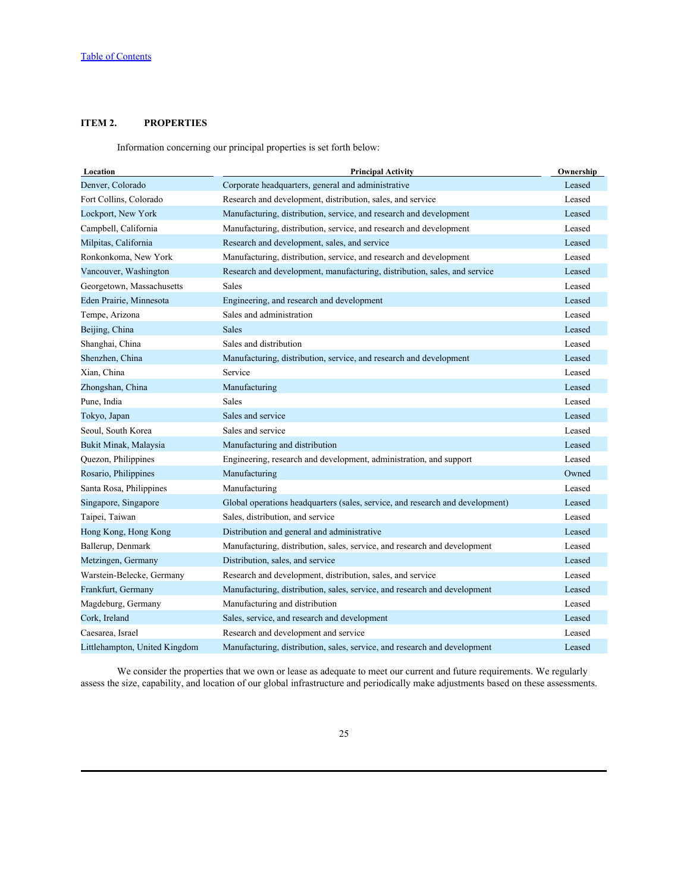[Table of Contents](#)

## ITEM 2. PROPERTIES

Information concerning our principal properties is set forth below:

| Location | Principal Activity | Ownership |
|---|---|---|
| Denver, Colorado | Corporate headquarters, general and administrative | Leased |
| Fort Collins, Colorado | Research and development, distribution, sales, and service | Leased |
| Lockport, New York | Manufacturing, distribution, service, and research and development | Leased |
| Campbell, California | Manufacturing, distribution, service, and research and development | Leased |
| Milpitas, California | Research and development, sales, and service | Leased |
| Ronkonkoma, New York | Manufacturing, distribution, service, and research and development | Leased |
| Vancouver, Washington | Research and development, manufacturing, distribution, sales, and service | Leased |
| Georgetown, Massachusetts | Sales | Leased |
| Eden Prairie, Minnesota | Engineering, and research and development | Leased |
| Tempe, Arizona | Sales and administration | Leased |
| Beijing, China | Sales | Leased |
| Shanghai, China | Sales and distribution | Leased |
| Shenzhen, China | Manufacturing, distribution, service, and research and development | Leased |
| Xian, China | Service | Leased |
| Zhongshan, China | Manufacturing | Leased |
| Pune, India | Sales | Leased |
| Tokyo, Japan | Sales and service | Leased |
| Seoul, South Korea | Sales and service | Leased |
| Bukit Minak, Malaysia | Manufacturing and distribution | Leased |
| Quezon, Philippines | Engineering, research and development, administration, and support | Leased |
| Rosario, Philippines | Manufacturing | Owned |
| Santa Rosa, Philippines | Manufacturing | Leased |
| Singapore, Singapore | Global operations headquarters (sales, service, and research and development) | Leased |
| Taipei, Taiwan | Sales, distribution, and service | Leased |
| Hong Kong, Hong Kong | Distribution and general and administrative | Leased |
| Ballerup, Denmark | Manufacturing, distribution, sales, service, and research and development | Leased |
| Metzingen, Germany | Distribution, sales, and service | Leased |
| Warstein-Belecke, Germany | Research and development, distribution, sales, and service | Leased |
| Frankfurt, Germany | Manufacturing, distribution, sales, service, and research and development | Leased |
| Magdeburg, Germany | Manufacturing and distribution | Leased |
| Cork, Ireland | Sales, service, and research and development | Leased |
| Caesarea, Israel | Research and development and service | Leased |
| Littlehampton, United Kingdom | Manufacturing, distribution, sales, service, and research and development | Leased |

We consider the properties that we own or lease as adequate to meet our current and future requirements. We regularly assess the size, capability, and location of our global infrastructure and periodically make adjustments based on these assessments.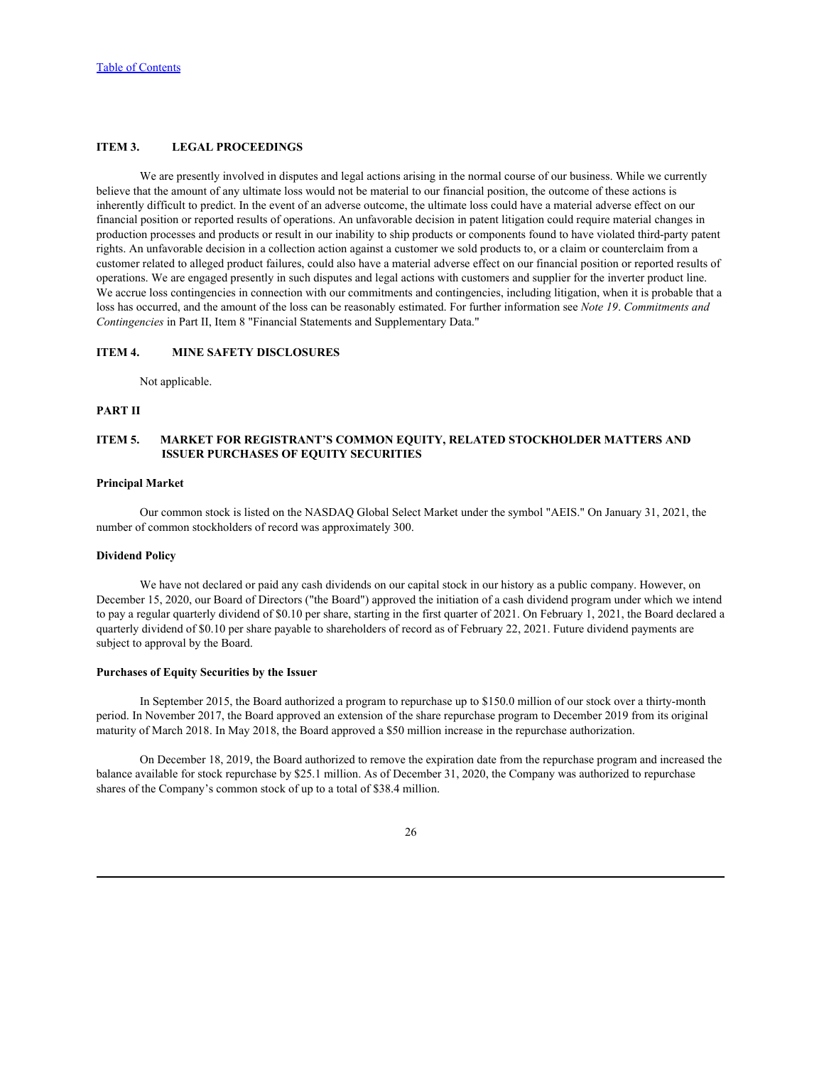## ITEM 3. LEGAL PROCEEDINGS

We are presently involved in disputes and legal actions arising in the normal course of our business. While we currently believe that the amount of any ultimate loss would not be material to our financial position, the outcome of these actions is inherently difficult to predict. In the event of an adverse outcome, the ultimate loss could have a material adverse effect on our financial position or reported results of operations. An unfavorable decision in patent litigation could require material changes in production processes and products or result in our inability to ship products or components found to have violated third-party patent rights. An unfavorable decision in a collection action against a customer we sold products to, or a claim or counterclaim from a customer related to alleged product failures, could also have a material adverse effect on our financial position or reported results of operations. We are engaged presently in such disputes and legal actions with customers and supplier for the inverter product line. We accrue loss contingencies in connection with our commitments and contingencies, including litigation, when it is probable that a loss has occurred, and the amount of the loss can be reasonably estimated. For further information see *Note 19*. *Commitments and Contingencies* in Part II, Item 8 "Financial Statements and Supplementary Data."

## ITEM 4. MINE SAFETY DISCLOSURES

Not applicable.

# PART II

## ITEM 5. MARKET FOR REGISTRANT'S COMMON EQUITY, RELATED STOCKHOLDER MATTERS AND ISSUER PURCHASES OF EQUITY SECURITIES

### Principal Market

Our common stock is listed on the NASDAQ Global Select Market under the symbol "AEIS." On January 31, 2021, the number of common stockholders of record was approximately 300.

### Dividend Policy

We have not declared or paid any cash dividends on our capital stock in our history as a public company. However, on December 15, 2020, our Board of Directors ("the Board") approved the initiation of a cash dividend program under which we intend to pay a regular quarterly dividend of $0.10 per share, starting in the first quarter of 2021. On February 1, 2021, the Board declared a quarterly dividend of $0.10 per share payable to shareholders of record as of February 22, 2021. Future dividend payments are subject to approval by the Board.

### Purchases of Equity Securities by the Issuer

In September 2015, the Board authorized a program to repurchase up to $150.0 million of our stock over a thirty-month period. In November 2017, the Board approved an extension of the share repurchase program to December 2019 from its original maturity of March 2018. In May 2018, the Board approved a $50 million increase in the repurchase authorization.

On December 18, 2019, the Board authorized to remove the expiration date from the repurchase program and increased the balance available for stock repurchase by $25.1 million. As of December 31, 2020, the Company was authorized to repurchase shares of the Company's common stock of up to a total of $38.4 million.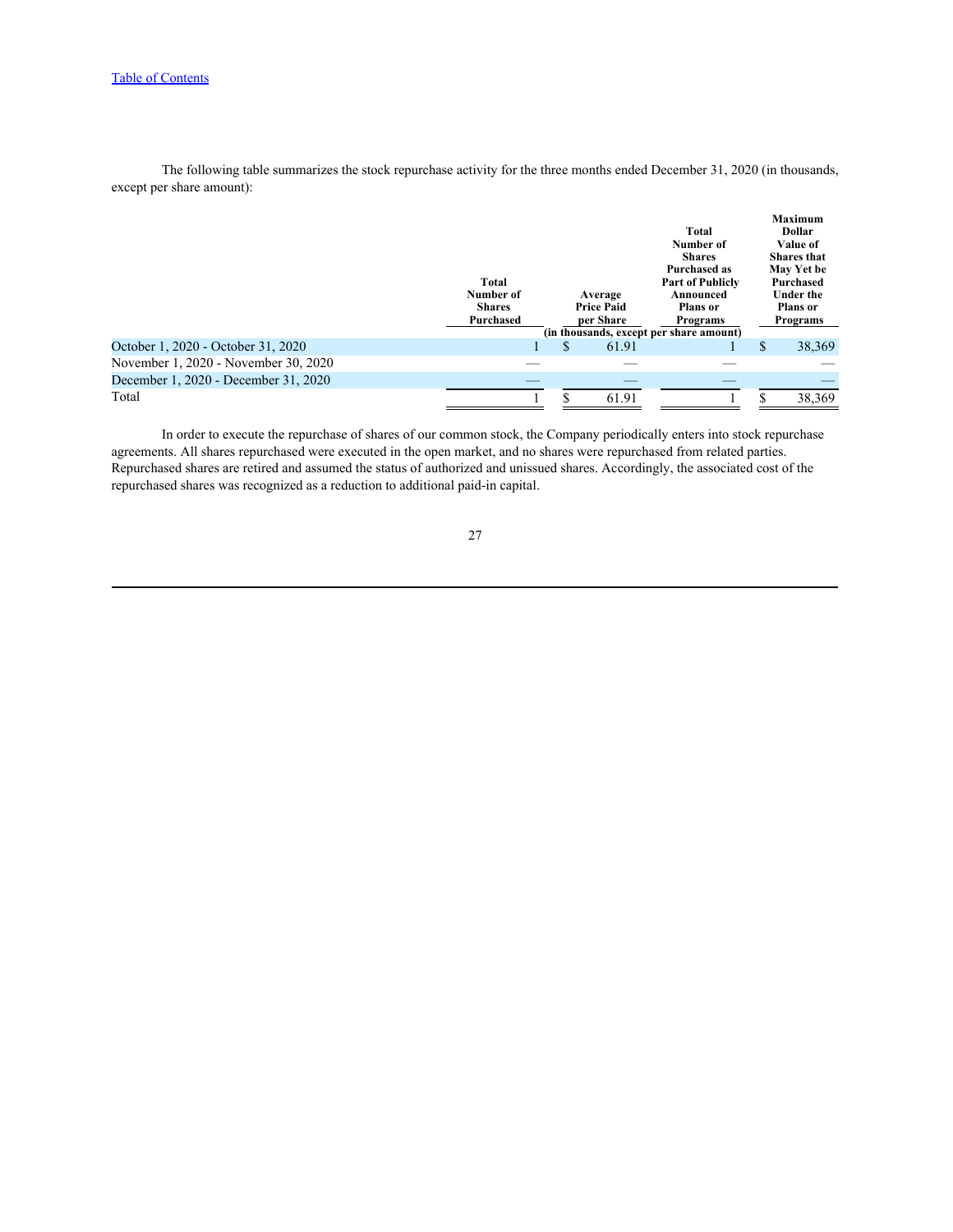The following table summarizes the stock repurchase activity for the three months ended December 31, 2020 (in thousands, except per share amount):

| | Total Number of Shares Purchased | Average Price Paid per Share | Total Number of Shares Purchased as Part of Publicly Announced Plans or Programs | Maximum Dollar Value of Shares that May Yet be Purchased Under the Plans or Programs |
|---|---|---|---|---|
| | (in thousands, except per share amount) | | | |
| October 1, 2020 - October 31, 2020 | 1 | $ 61.91 | 1 | $ 38,369 |
| November 1, 2020 - November 30, 2020 | — | — | — | — |
| December 1, 2020 - December 31, 2020 | — | — | — | — |
| Total | 1 | $ 61.91 | 1 | $ 38,369 |

In order to execute the repurchase of shares of our common stock, the Company periodically enters into stock repurchase agreements. All shares repurchased were executed in the open market, and no shares were repurchased from related parties. Repurchased shares are retired and assumed the status of authorized and unissued shares. Accordingly, the associated cost of the repurchased shares was recognized as a reduction to additional paid-in capital.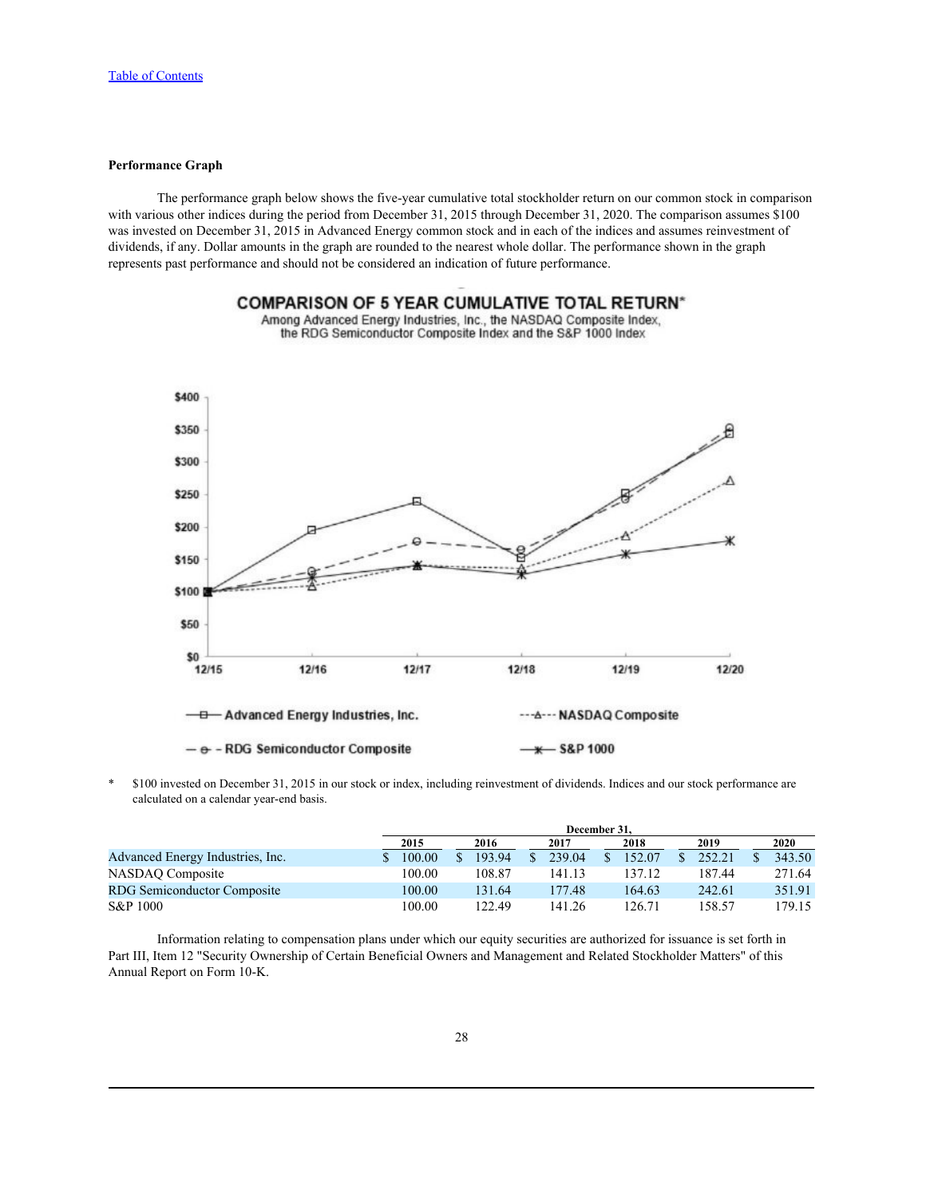[Table of Contents](#)

**Performance Graph**

The performance graph below shows the five-year cumulative total stockholder return on our common stock in comparison with various other indices during the period from December 31, 2015 through December 31, 2020. The comparison assumes $100 was invested on December 31, 2015 in Advanced Energy common stock and in each of the indices and assumes reinvestment of dividends, if any. Dollar amounts in the graph are rounded to the nearest whole dollar. The performance shown in the graph represents past performance and should not be considered an indication of future performance.

**COMPARISON OF 5 YEAR CUMULATIVE TOTAL RETURN***
Among Advanced Energy Industries, Inc., the NASDAQ Composite Index, the RDG Semiconductor Composite Index and the S&P 1000 Index

\* $100 invested on December 31, 2015 in our stock or index, including reinvestment of dividends. Indices and our stock performance are calculated on a calendar year-end basis.

| | December 31, | | | | | |
|---|---|---|---|---|---|---|
| | 2015 | 2016 | 2017 | 2018 | 2019 | 2020 |
| Advanced Energy Industries, Inc. | $ 100.00 | $ 193.94 | $ 239.04 | $ 152.07 | $ 252.21 | $ 343.50 |
| NASDAQ Composite | 100.00 | 108.87 | 141.13 | 137.12 | 187.44 | 271.64 |
| RDG Semiconductor Composite | 100.00 | 131.64 | 177.48 | 164.63 | 242.61 | 351.91 |
| S&P 1000 | 100.00 | 122.49 | 141.26 | 126.71 | 158.57 | 179.15 |

Information relating to compensation plans under which our equity securities are authorized for issuance is set forth in Part III, Item 12 "Security Ownership of Certain Beneficial Owners and Management and Related Stockholder Matters" of this Annual Report on Form 10-K.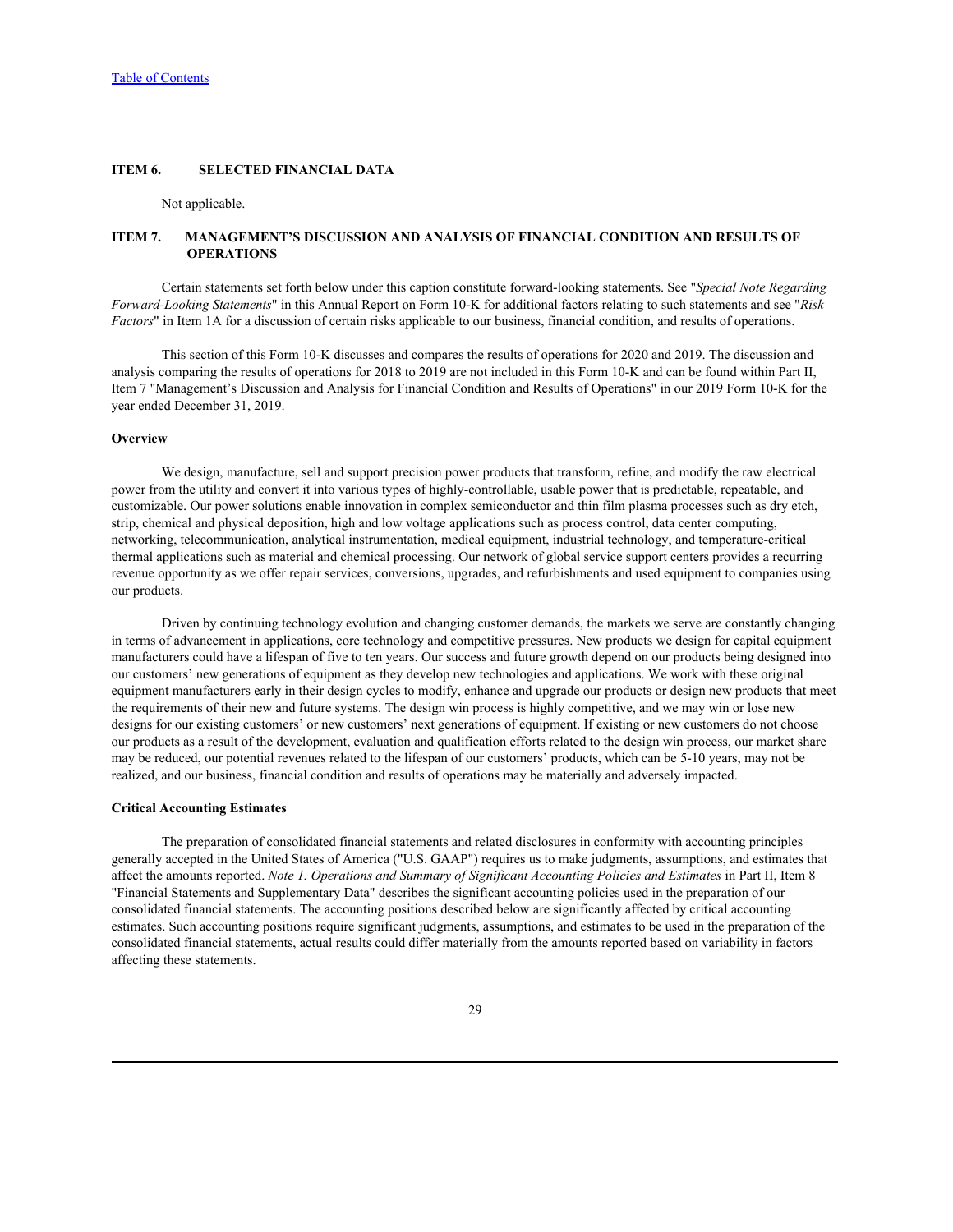[Table of Contents](#)

## ITEM 6. SELECTED FINANCIAL DATA

Not applicable.

## ITEM 7. MANAGEMENT'S DISCUSSION AND ANALYSIS OF FINANCIAL CONDITION AND RESULTS OF OPERATIONS

Certain statements set forth below under this caption constitute forward-looking statements. See "*Special Note Regarding Forward-Looking Statements*" in this Annual Report on Form 10-K for additional factors relating to such statements and see "*Risk Factors*" in Item 1A for a discussion of certain risks applicable to our business, financial condition, and results of operations.

This section of this Form 10-K discusses and compares the results of operations for 2020 and 2019. The discussion and analysis comparing the results of operations for 2018 to 2019 are not included in this Form 10-K and can be found within Part II, Item 7 "Management's Discussion and Analysis for Financial Condition and Results of Operations" in our 2019 Form 10-K for the year ended December 31, 2019.

### Overview

We design, manufacture, sell and support precision power products that transform, refine, and modify the raw electrical power from the utility and convert it into various types of highly-controllable, usable power that is predictable, repeatable, and customizable. Our power solutions enable innovation in complex semiconductor and thin film plasma processes such as dry etch, strip, chemical and physical deposition, high and low voltage applications such as process control, data center computing, networking, telecommunication, analytical instrumentation, medical equipment, industrial technology, and temperature-critical thermal applications such as material and chemical processing. Our network of global service support centers provides a recurring revenue opportunity as we offer repair services, conversions, upgrades, and refurbishments and used equipment to companies using our products.

Driven by continuing technology evolution and changing customer demands, the markets we serve are constantly changing in terms of advancement in applications, core technology and competitive pressures. New products we design for capital equipment manufacturers could have a lifespan of five to ten years. Our success and future growth depend on our products being designed into our customers' new generations of equipment as they develop new technologies and applications. We work with these original equipment manufacturers early in their design cycles to modify, enhance and upgrade our products or design new products that meet the requirements of their new and future systems. The design win process is highly competitive, and we may win or lose new designs for our existing customers' or new customers' next generations of equipment. If existing or new customers do not choose our products as a result of the development, evaluation and qualification efforts related to the design win process, our market share may be reduced, our potential revenues related to the lifespan of our customers' products, which can be 5-10 years, may not be realized, and our business, financial condition and results of operations may be materially and adversely impacted.

### Critical Accounting Estimates

The preparation of consolidated financial statements and related disclosures in conformity with accounting principles generally accepted in the United States of America ("U.S. GAAP") requires us to make judgments, assumptions, and estimates that affect the amounts reported. *Note 1. Operations and Summary of Significant Accounting Policies and Estimates* in Part II, Item 8 "Financial Statements and Supplementary Data" describes the significant accounting policies used in the preparation of our consolidated financial statements. The accounting positions described below are significantly affected by critical accounting estimates. Such accounting positions require significant judgments, assumptions, and estimates to be used in the preparation of the consolidated financial statements, actual results could differ materially from the amounts reported based on variability in factors affecting these statements.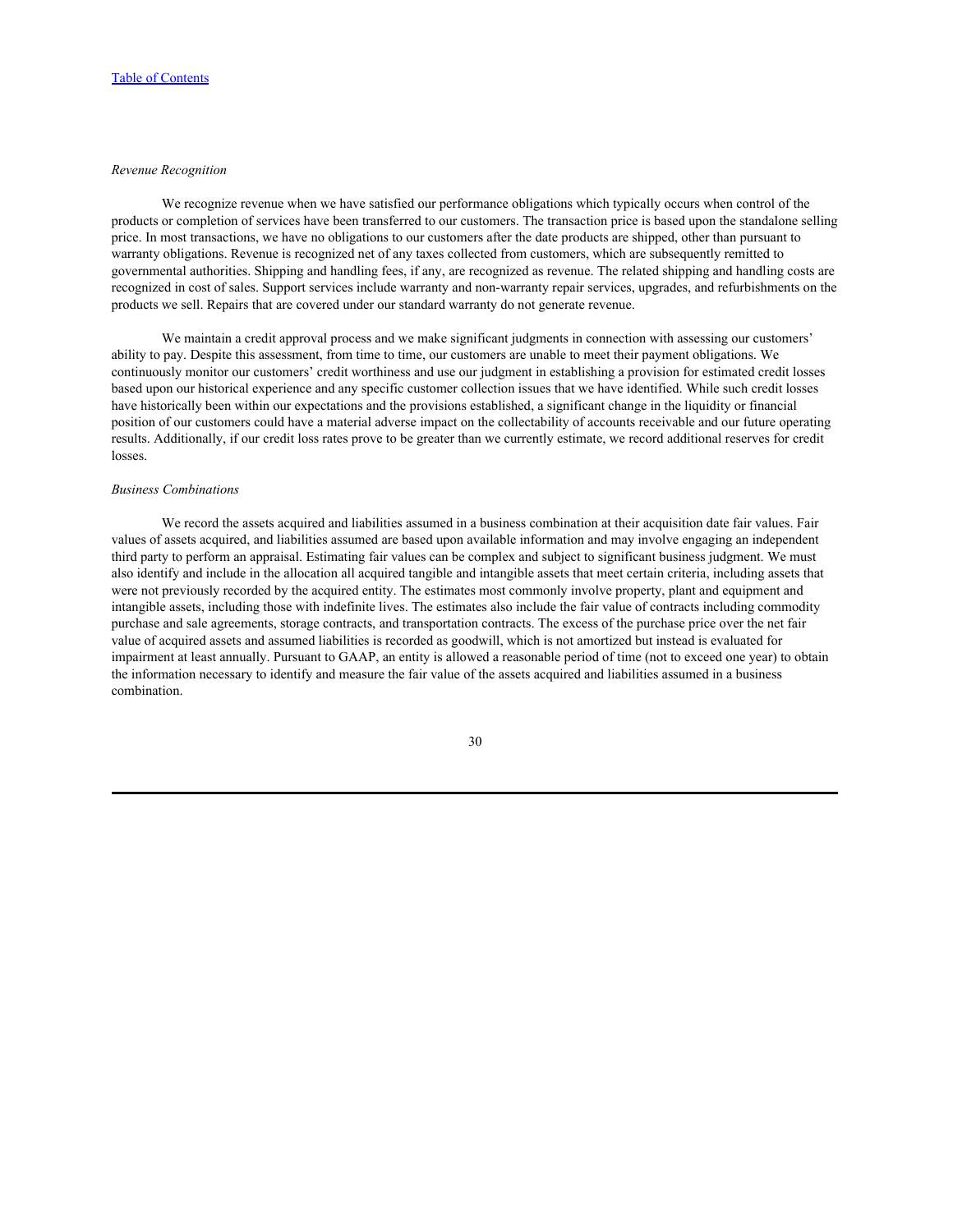*Revenue Recognition*

We recognize revenue when we have satisfied our performance obligations which typically occurs when control of the products or completion of services have been transferred to our customers. The transaction price is based upon the standalone selling price. In most transactions, we have no obligations to our customers after the date products are shipped, other than pursuant to warranty obligations. Revenue is recognized net of any taxes collected from customers, which are subsequently remitted to governmental authorities. Shipping and handling fees, if any, are recognized as revenue. The related shipping and handling costs are recognized in cost of sales. Support services include warranty and non-warranty repair services, upgrades, and refurbishments on the products we sell. Repairs that are covered under our standard warranty do not generate revenue.

We maintain a credit approval process and we make significant judgments in connection with assessing our customers' ability to pay. Despite this assessment, from time to time, our customers are unable to meet their payment obligations. We continuously monitor our customers' credit worthiness and use our judgment in establishing a provision for estimated credit losses based upon our historical experience and any specific customer collection issues that we have identified. While such credit losses have historically been within our expectations and the provisions established, a significant change in the liquidity or financial position of our customers could have a material adverse impact on the collectability of accounts receivable and our future operating results. Additionally, if our credit loss rates prove to be greater than we currently estimate, we record additional reserves for credit losses.

*Business Combinations*

We record the assets acquired and liabilities assumed in a business combination at their acquisition date fair values. Fair values of assets acquired, and liabilities assumed are based upon available information and may involve engaging an independent third party to perform an appraisal. Estimating fair values can be complex and subject to significant business judgment. We must also identify and include in the allocation all acquired tangible and intangible assets that meet certain criteria, including assets that were not previously recorded by the acquired entity. The estimates most commonly involve property, plant and equipment and intangible assets, including those with indefinite lives. The estimates also include the fair value of contracts including commodity purchase and sale agreements, storage contracts, and transportation contracts. The excess of the purchase price over the net fair value of acquired assets and assumed liabilities is recorded as goodwill, which is not amortized but instead is evaluated for impairment at least annually. Pursuant to GAAP, an entity is allowed a reasonable period of time (not to exceed one year) to obtain the information necessary to identify and measure the fair value of the assets acquired and liabilities assumed in a business combination.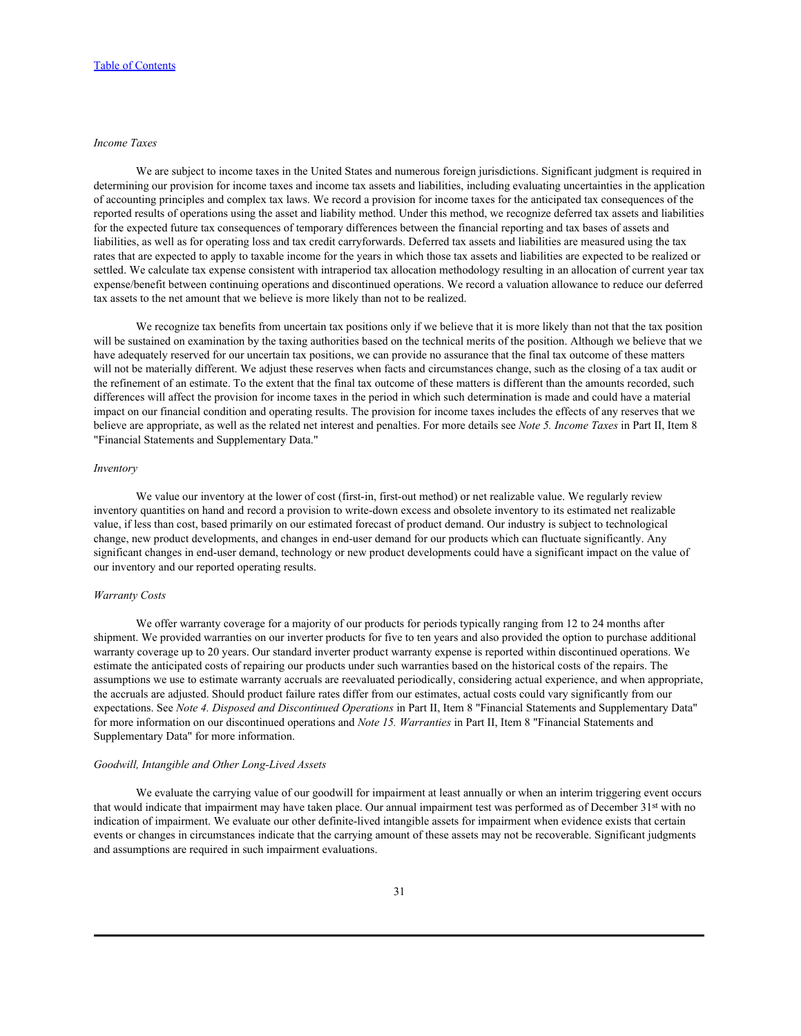*Income Taxes*

We are subject to income taxes in the United States and numerous foreign jurisdictions. Significant judgment is required in determining our provision for income taxes and income tax assets and liabilities, including evaluating uncertainties in the application of accounting principles and complex tax laws. We record a provision for income taxes for the anticipated tax consequences of the reported results of operations using the asset and liability method. Under this method, we recognize deferred tax assets and liabilities for the expected future tax consequences of temporary differences between the financial reporting and tax bases of assets and liabilities, as well as for operating loss and tax credit carryforwards. Deferred tax assets and liabilities are measured using the tax rates that are expected to apply to taxable income for the years in which those tax assets and liabilities are expected to be realized or settled. We calculate tax expense consistent with intraperiod tax allocation methodology resulting in an allocation of current year tax expense/benefit between continuing operations and discontinued operations. We record a valuation allowance to reduce our deferred tax assets to the net amount that we believe is more likely than not to be realized.

We recognize tax benefits from uncertain tax positions only if we believe that it is more likely than not that the tax position will be sustained on examination by the taxing authorities based on the technical merits of the position. Although we believe that we have adequately reserved for our uncertain tax positions, we can provide no assurance that the final tax outcome of these matters will not be materially different. We adjust these reserves when facts and circumstances change, such as the closing of a tax audit or the refinement of an estimate. To the extent that the final tax outcome of these matters is different than the amounts recorded, such differences will affect the provision for income taxes in the period in which such determination is made and could have a material impact on our financial condition and operating results. The provision for income taxes includes the effects of any reserves that we believe are appropriate, as well as the related net interest and penalties. For more details see *Note 5. Income Taxes* in Part II, Item 8 "Financial Statements and Supplementary Data."

*Inventory*

We value our inventory at the lower of cost (first-in, first-out method) or net realizable value. We regularly review inventory quantities on hand and record a provision to write-down excess and obsolete inventory to its estimated net realizable value, if less than cost, based primarily on our estimated forecast of product demand. Our industry is subject to technological change, new product developments, and changes in end-user demand for our products which can fluctuate significantly. Any significant changes in end-user demand, technology or new product developments could have a significant impact on the value of our inventory and our reported operating results.

*Warranty Costs*

We offer warranty coverage for a majority of our products for periods typically ranging from 12 to 24 months after shipment. We provided warranties on our inverter products for five to ten years and also provided the option to purchase additional warranty coverage up to 20 years. Our standard inverter product warranty expense is reported within discontinued operations. We estimate the anticipated costs of repairing our products under such warranties based on the historical costs of the repairs. The assumptions we use to estimate warranty accruals are reevaluated periodically, considering actual experience, and when appropriate, the accruals are adjusted. Should product failure rates differ from our estimates, actual costs could vary significantly from our expectations. See *Note 4. Disposed and Discontinued Operations* in Part II, Item 8 "Financial Statements and Supplementary Data" for more information on our discontinued operations and *Note 15. Warranties* in Part II, Item 8 "Financial Statements and Supplementary Data" for more information.

*Goodwill, Intangible and Other Long-Lived Assets*

We evaluate the carrying value of our goodwill for impairment at least annually or when an interim triggering event occurs that would indicate that impairment may have taken place. Our annual impairment test was performed as of December 31st with no indication of impairment. We evaluate our other definite-lived intangible assets for impairment when evidence exists that certain events or changes in circumstances indicate that the carrying amount of these assets may not be recoverable. Significant judgments and assumptions are required in such impairment evaluations.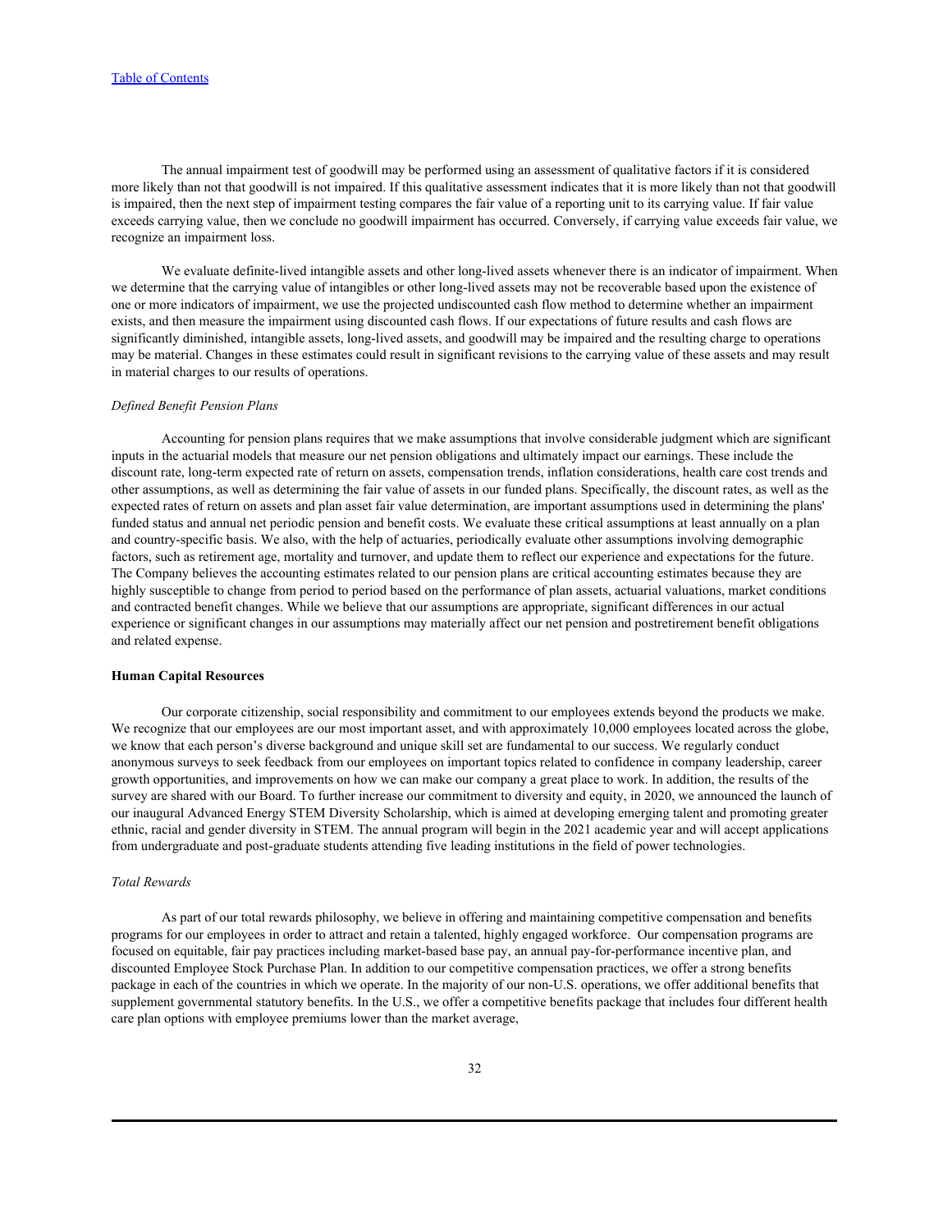The annual impairment test of goodwill may be performed using an assessment of qualitative factors if it is considered more likely than not that goodwill is not impaired. If this qualitative assessment indicates that it is more likely than not that goodwill is impaired, then the next step of impairment testing compares the fair value of a reporting unit to its carrying value. If fair value exceeds carrying value, then we conclude no goodwill impairment has occurred. Conversely, if carrying value exceeds fair value, we recognize an impairment loss.

We evaluate definite-lived intangible assets and other long-lived assets whenever there is an indicator of impairment. When we determine that the carrying value of intangibles or other long-lived assets may not be recoverable based upon the existence of one or more indicators of impairment, we use the projected undiscounted cash flow method to determine whether an impairment exists, and then measure the impairment using discounted cash flows. If our expectations of future results and cash flows are significantly diminished, intangible assets, long-lived assets, and goodwill may be impaired and the resulting charge to operations may be material. Changes in these estimates could result in significant revisions to the carrying value of these assets and may result in material charges to our results of operations.

*Defined Benefit Pension Plans*

Accounting for pension plans requires that we make assumptions that involve considerable judgment which are significant inputs in the actuarial models that measure our net pension obligations and ultimately impact our earnings. These include the discount rate, long-term expected rate of return on assets, compensation trends, inflation considerations, health care cost trends and other assumptions, as well as determining the fair value of assets in our funded plans. Specifically, the discount rates, as well as the expected rates of return on assets and plan asset fair value determination, are important assumptions used in determining the plans' funded status and annual net periodic pension and benefit costs. We evaluate these critical assumptions at least annually on a plan and country-specific basis. We also, with the help of actuaries, periodically evaluate other assumptions involving demographic factors, such as retirement age, mortality and turnover, and update them to reflect our experience and expectations for the future. The Company believes the accounting estimates related to our pension plans are critical accounting estimates because they are highly susceptible to change from period to period based on the performance of plan assets, actuarial valuations, market conditions and contracted benefit changes. While we believe that our assumptions are appropriate, significant differences in our actual experience or significant changes in our assumptions may materially affect our net pension and postretirement benefit obligations and related expense.

**Human Capital Resources**

Our corporate citizenship, social responsibility and commitment to our employees extends beyond the products we make. We recognize that our employees are our most important asset, and with approximately 10,000 employees located across the globe, we know that each person's diverse background and unique skill set are fundamental to our success. We regularly conduct anonymous surveys to seek feedback from our employees on important topics related to confidence in company leadership, career growth opportunities, and improvements on how we can make our company a great place to work. In addition, the results of the survey are shared with our Board. To further increase our commitment to diversity and equity, in 2020, we announced the launch of our inaugural Advanced Energy STEM Diversity Scholarship, which is aimed at developing emerging talent and promoting greater ethnic, racial and gender diversity in STEM. The annual program will begin in the 2021 academic year and will accept applications from undergraduate and post-graduate students attending five leading institutions in the field of power technologies.

*Total Rewards*

As part of our total rewards philosophy, we believe in offering and maintaining competitive compensation and benefits programs for our employees in order to attract and retain a talented, highly engaged workforce. Our compensation programs are focused on equitable, fair pay practices including market-based base pay, an annual pay-for-performance incentive plan, and discounted Employee Stock Purchase Plan. In addition to our competitive compensation practices, we offer a strong benefits package in each of the countries in which we operate. In the majority of our non-U.S. operations, we offer additional benefits that supplement governmental statutory benefits. In the U.S., we offer a competitive benefits package that includes four different health care plan options with employee premiums lower than the market average,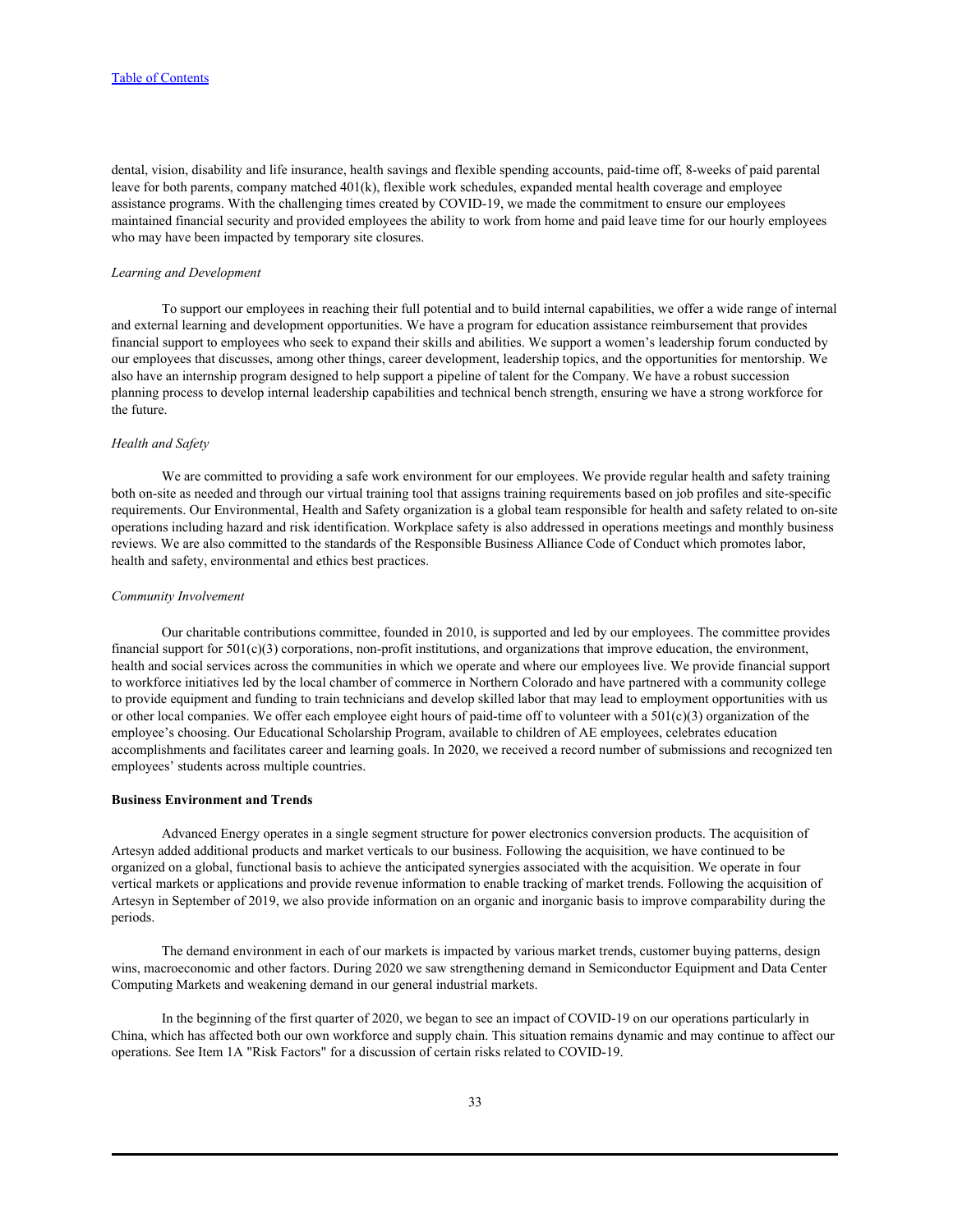dental, vision, disability and life insurance, health savings and flexible spending accounts, paid-time off, 8-weeks of paid parental leave for both parents, company matched 401(k), flexible work schedules, expanded mental health coverage and employee assistance programs. With the challenging times created by COVID-19, we made the commitment to ensure our employees maintained financial security and provided employees the ability to work from home and paid leave time for our hourly employees who may have been impacted by temporary site closures.

*Learning and Development*

To support our employees in reaching their full potential and to build internal capabilities, we offer a wide range of internal and external learning and development opportunities. We have a program for education assistance reimbursement that provides financial support to employees who seek to expand their skills and abilities. We support a women's leadership forum conducted by our employees that discusses, among other things, career development, leadership topics, and the opportunities for mentorship. We also have an internship program designed to help support a pipeline of talent for the Company. We have a robust succession planning process to develop internal leadership capabilities and technical bench strength, ensuring we have a strong workforce for the future.

*Health and Safety*

We are committed to providing a safe work environment for our employees. We provide regular health and safety training both on-site as needed and through our virtual training tool that assigns training requirements based on job profiles and site-specific requirements. Our Environmental, Health and Safety organization is a global team responsible for health and safety related to on-site operations including hazard and risk identification. Workplace safety is also addressed in operations meetings and monthly business reviews. We are also committed to the standards of the Responsible Business Alliance Code of Conduct which promotes labor, health and safety, environmental and ethics best practices.

*Community Involvement*

Our charitable contributions committee, founded in 2010, is supported and led by our employees. The committee provides financial support for 501(c)(3) corporations, non-profit institutions, and organizations that improve education, the environment, health and social services across the communities in which we operate and where our employees live. We provide financial support to workforce initiatives led by the local chamber of commerce in Northern Colorado and have partnered with a community college to provide equipment and funding to train technicians and develop skilled labor that may lead to employment opportunities with us or other local companies. We offer each employee eight hours of paid-time off to volunteer with a 501(c)(3) organization of the employee's choosing. Our Educational Scholarship Program, available to children of AE employees, celebrates education accomplishments and facilitates career and learning goals. In 2020, we received a record number of submissions and recognized ten employees' students across multiple countries.

**Business Environment and Trends**

Advanced Energy operates in a single segment structure for power electronics conversion products. The acquisition of Artesyn added additional products and market verticals to our business. Following the acquisition, we have continued to be organized on a global, functional basis to achieve the anticipated synergies associated with the acquisition. We operate in four vertical markets or applications and provide revenue information to enable tracking of market trends. Following the acquisition of Artesyn in September of 2019, we also provide information on an organic and inorganic basis to improve comparability during the periods.

The demand environment in each of our markets is impacted by various market trends, customer buying patterns, design wins, macroeconomic and other factors. During 2020 we saw strengthening demand in Semiconductor Equipment and Data Center Computing Markets and weakening demand in our general industrial markets.

In the beginning of the first quarter of 2020, we began to see an impact of COVID-19 on our operations particularly in China, which has affected both our own workforce and supply chain. This situation remains dynamic and may continue to affect our operations. See Item 1A "Risk Factors" for a discussion of certain risks related to COVID-19.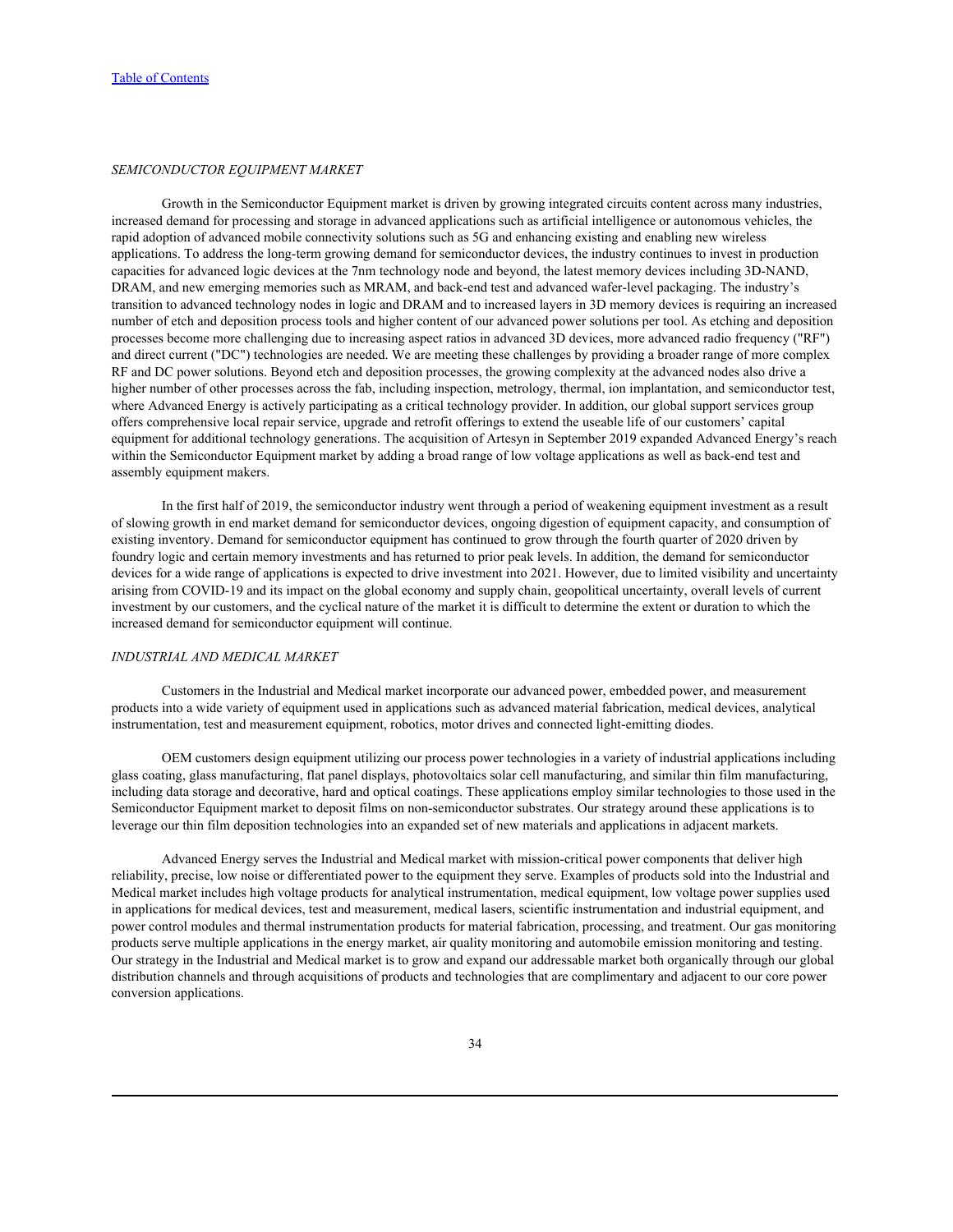*SEMICONDUCTOR EQUIPMENT MARKET*

Growth in the Semiconductor Equipment market is driven by growing integrated circuits content across many industries, increased demand for processing and storage in advanced applications such as artificial intelligence or autonomous vehicles, the rapid adoption of advanced mobile connectivity solutions such as 5G and enhancing existing and enabling new wireless applications. To address the long-term growing demand for semiconductor devices, the industry continues to invest in production capacities for advanced logic devices at the 7nm technology node and beyond, the latest memory devices including 3D-NAND, DRAM, and new emerging memories such as MRAM, and back-end test and advanced wafer-level packaging. The industry's transition to advanced technology nodes in logic and DRAM and to increased layers in 3D memory devices is requiring an increased number of etch and deposition process tools and higher content of our advanced power solutions per tool. As etching and deposition processes become more challenging due to increasing aspect ratios in advanced 3D devices, more advanced radio frequency ("RF") and direct current ("DC") technologies are needed. We are meeting these challenges by providing a broader range of more complex RF and DC power solutions. Beyond etch and deposition processes, the growing complexity at the advanced nodes also drive a higher number of other processes across the fab, including inspection, metrology, thermal, ion implantation, and semiconductor test, where Advanced Energy is actively participating as a critical technology provider. In addition, our global support services group offers comprehensive local repair service, upgrade and retrofit offerings to extend the useable life of our customers' capital equipment for additional technology generations. The acquisition of Artesyn in September 2019 expanded Advanced Energy's reach within the Semiconductor Equipment market by adding a broad range of low voltage applications as well as back-end test and assembly equipment makers.

In the first half of 2019, the semiconductor industry went through a period of weakening equipment investment as a result of slowing growth in end market demand for semiconductor devices, ongoing digestion of equipment capacity, and consumption of existing inventory. Demand for semiconductor equipment has continued to grow through the fourth quarter of 2020 driven by foundry logic and certain memory investments and has returned to prior peak levels. In addition, the demand for semiconductor devices for a wide range of applications is expected to drive investment into 2021. However, due to limited visibility and uncertainty arising from COVID-19 and its impact on the global economy and supply chain, geopolitical uncertainty, overall levels of current investment by our customers, and the cyclical nature of the market it is difficult to determine the extent or duration to which the increased demand for semiconductor equipment will continue.

*INDUSTRIAL AND MEDICAL MARKET*

Customers in the Industrial and Medical market incorporate our advanced power, embedded power, and measurement products into a wide variety of equipment used in applications such as advanced material fabrication, medical devices, analytical instrumentation, test and measurement equipment, robotics, motor drives and connected light-emitting diodes.

OEM customers design equipment utilizing our process power technologies in a variety of industrial applications including glass coating, glass manufacturing, flat panel displays, photovoltaics solar cell manufacturing, and similar thin film manufacturing, including data storage and decorative, hard and optical coatings. These applications employ similar technologies to those used in the Semiconductor Equipment market to deposit films on non-semiconductor substrates. Our strategy around these applications is to leverage our thin film deposition technologies into an expanded set of new materials and applications in adjacent markets.

Advanced Energy serves the Industrial and Medical market with mission-critical power components that deliver high reliability, precise, low noise or differentiated power to the equipment they serve. Examples of products sold into the Industrial and Medical market includes high voltage products for analytical instrumentation, medical equipment, low voltage power supplies used in applications for medical devices, test and measurement, medical lasers, scientific instrumentation and industrial equipment, and power control modules and thermal instrumentation products for material fabrication, processing, and treatment. Our gas monitoring products serve multiple applications in the energy market, air quality monitoring and automobile emission monitoring and testing. Our strategy in the Industrial and Medical market is to grow and expand our addressable market both organically through our global distribution channels and through acquisitions of products and technologies that are complimentary and adjacent to our core power conversion applications.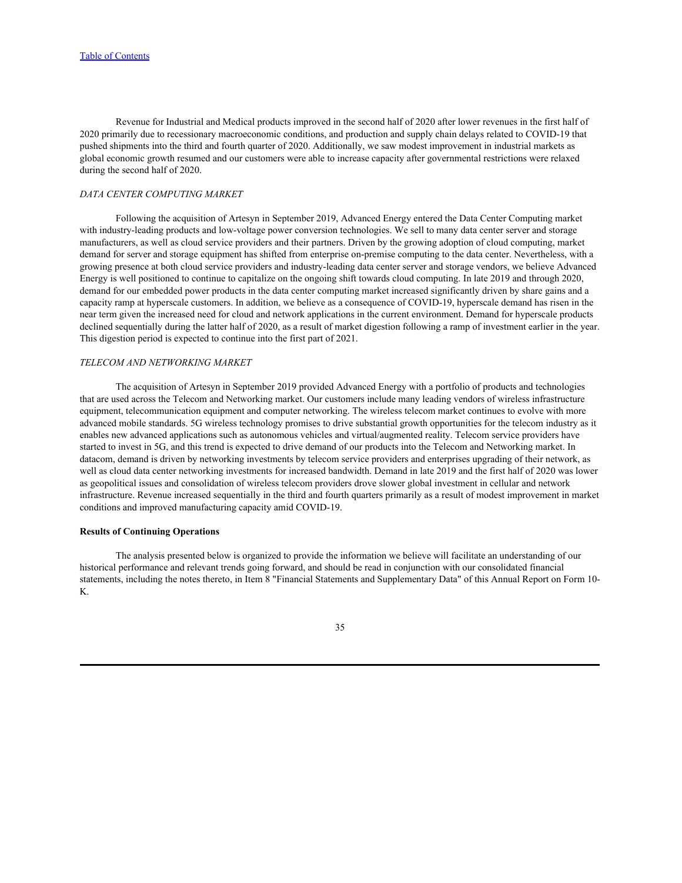Revenue for Industrial and Medical products improved in the second half of 2020 after lower revenues in the first half of 2020 primarily due to recessionary macroeconomic conditions, and production and supply chain delays related to COVID-19 that pushed shipments into the third and fourth quarter of 2020. Additionally, we saw modest improvement in industrial markets as global economic growth resumed and our customers were able to increase capacity after governmental restrictions were relaxed during the second half of 2020.

*DATA CENTER COMPUTING MARKET*

Following the acquisition of Artesyn in September 2019, Advanced Energy entered the Data Center Computing market with industry-leading products and low-voltage power conversion technologies. We sell to many data center server and storage manufacturers, as well as cloud service providers and their partners. Driven by the growing adoption of cloud computing, market demand for server and storage equipment has shifted from enterprise on-premise computing to the data center. Nevertheless, with a growing presence at both cloud service providers and industry-leading data center server and storage vendors, we believe Advanced Energy is well positioned to continue to capitalize on the ongoing shift towards cloud computing. In late 2019 and through 2020, demand for our embedded power products in the data center computing market increased significantly driven by share gains and a capacity ramp at hyperscale customers. In addition, we believe as a consequence of COVID-19, hyperscale demand has risen in the near term given the increased need for cloud and network applications in the current environment. Demand for hyperscale products declined sequentially during the latter half of 2020, as a result of market digestion following a ramp of investment earlier in the year. This digestion period is expected to continue into the first part of 2021.

*TELECOM AND NETWORKING MARKET*

The acquisition of Artesyn in September 2019 provided Advanced Energy with a portfolio of products and technologies that are used across the Telecom and Networking market. Our customers include many leading vendors of wireless infrastructure equipment, telecommunication equipment and computer networking. The wireless telecom market continues to evolve with more advanced mobile standards. 5G wireless technology promises to drive substantial growth opportunities for the telecom industry as it enables new advanced applications such as autonomous vehicles and virtual/augmented reality. Telecom service providers have started to invest in 5G, and this trend is expected to drive demand of our products into the Telecom and Networking market. In datacom, demand is driven by networking investments by telecom service providers and enterprises upgrading of their network, as well as cloud data center networking investments for increased bandwidth. Demand in late 2019 and the first half of 2020 was lower as geopolitical issues and consolidation of wireless telecom providers drove slower global investment in cellular and network infrastructure. Revenue increased sequentially in the third and fourth quarters primarily as a result of modest improvement in market conditions and improved manufacturing capacity amid COVID-19.

**Results of Continuing Operations**

The analysis presented below is organized to provide the information we believe will facilitate an understanding of our historical performance and relevant trends going forward, and should be read in conjunction with our consolidated financial statements, including the notes thereto, in Item 8 "Financial Statements and Supplementary Data" of this Annual Report on Form 10-K.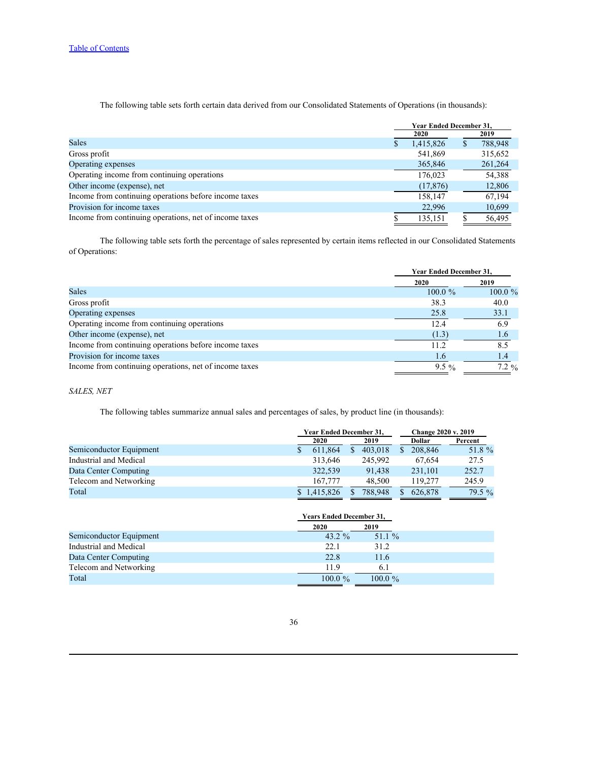[Table of Contents](#)

The following table sets forth certain data derived from our Consolidated Statements of Operations (in thousands):

| | Year Ended December 31, | |
|---|---|---|
| | 2020 | 2019 |
| Sales | $ 1,415,826 | $ 788,948 |
| Gross profit | 541,869 | 315,652 |
| Operating expenses | 365,846 | 261,264 |
| Operating income from continuing operations | 176,023 | 54,388 |
| Other income (expense), net | (17,876) | 12,806 |
| Income from continuing operations before income taxes | 158,147 | 67,194 |
| Provision for income taxes | 22,996 | 10,699 |
| Income from continuing operations, net of income taxes | $ 135,151 | $ 56,495 |

The following table sets forth the percentage of sales represented by certain items reflected in our Consolidated Statements of Operations:

| | Year Ended December 31, | |
|---|---|---|
| | 2020 | 2019 |
| Sales | 100.0 % | 100.0 % |
| Gross profit | 38.3 | 40.0 |
| Operating expenses | 25.8 | 33.1 |
| Operating income from continuing operations | 12.4 | 6.9 |
| Other income (expense), net | (1.3) | 1.6 |
| Income from continuing operations before income taxes | 11.2 | 8.5 |
| Provision for income taxes | 1.6 | 1.4 |
| Income from continuing operations, net of income taxes | 9.5 % | 7.2 % |

*SALES, NET*

The following tables summarize annual sales and percentages of sales, by product line (in thousands):

| | Year Ended December 31, | | Change 2020 v. 2019 | |
|---|---|---|---|---|
| | 2020 | 2019 | Dollar | Percent |
| Semiconductor Equipment | $ 611,864 | $ 403,018 | $ 208,846 | 51.8 % |
| Industrial and Medical | 313,646 | 245,992 | 67,654 | 27.5 |
| Data Center Computing | 322,539 | 91,438 | 231,101 | 252.7 |
| Telecom and Networking | 167,777 | 48,500 | 119,277 | 245.9 |
| Total | $ 1,415,826 | $ 788,948 | $ 626,878 | 79.5 % |

| | Years Ended December 31, | |
|---|---|---|
| | 2020 | 2019 |
| Semiconductor Equipment | 43.2 % | 51.1 % |
| Industrial and Medical | 22.1 | 31.2 |
| Data Center Computing | 22.8 | 11.6 |
| Telecom and Networking | 11.9 | 6.1 |
| Total | 100.0 % | 100.0 % |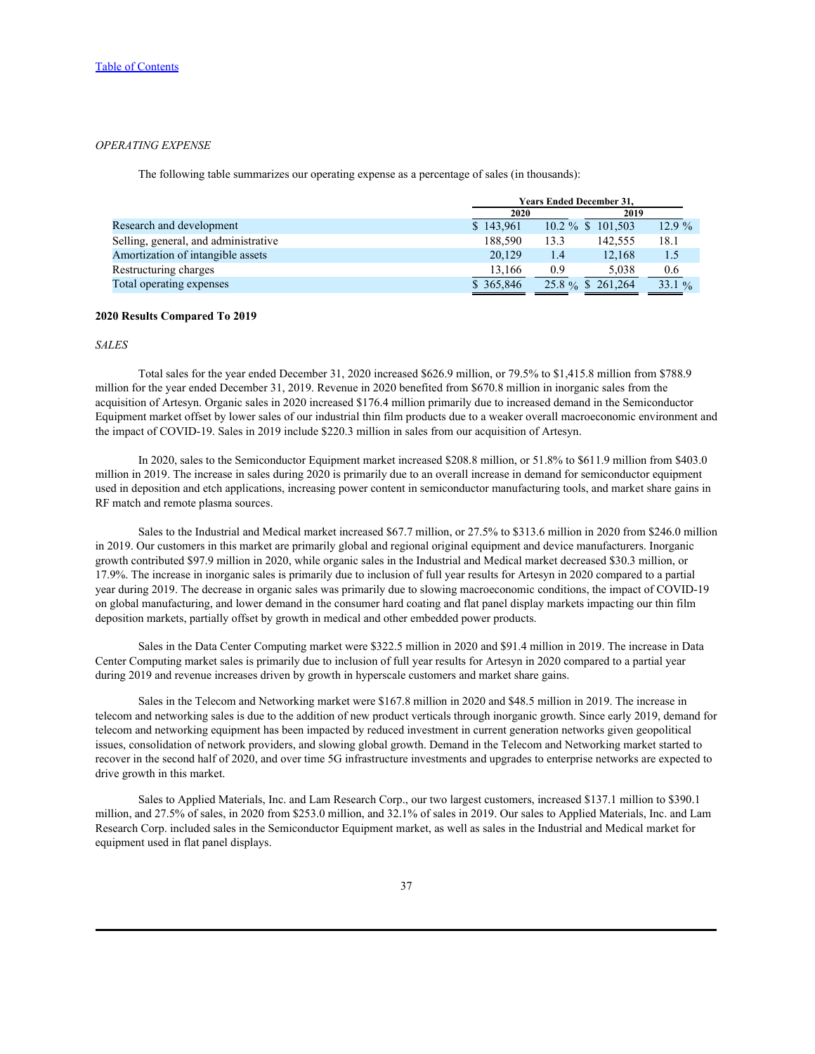*OPERATING EXPENSE*

The following table summarizes our operating expense as a percentage of sales (in thousands):

| | Years Ended December 31, | | | |
|---|---|---|---|---|
| | 2020 | | 2019 | |
| Research and development | $ 143,961 | 10.2 % | $ 101,503 | 12.9 % |
| Selling, general, and administrative | 188,590 | 13.3 | 142,555 | 18.1 |
| Amortization of intangible assets | 20,129 | 1.4 | 12,168 | 1.5 |
| Restructuring charges | 13,166 | 0.9 | 5,038 | 0.6 |
| Total operating expenses | $ 365,846 | 25.8 % | $ 261,264 | 33.1 % |

**2020 Results Compared To 2019**

*SALES*

Total sales for the year ended December 31, 2020 increased $626.9 million, or 79.5% to $1,415.8 million from $788.9 million for the year ended December 31, 2019. Revenue in 2020 benefited from $670.8 million in inorganic sales from the acquisition of Artesyn. Organic sales in 2020 increased $176.4 million primarily due to increased demand in the Semiconductor Equipment market offset by lower sales of our industrial thin film products due to a weaker overall macroeconomic environment and the impact of COVID-19. Sales in 2019 include $220.3 million in sales from our acquisition of Artesyn.

In 2020, sales to the Semiconductor Equipment market increased $208.8 million, or 51.8% to $611.9 million from $403.0 million in 2019. The increase in sales during 2020 is primarily due to an overall increase in demand for semiconductor equipment used in deposition and etch applications, increasing power content in semiconductor manufacturing tools, and market share gains in RF match and remote plasma sources.

Sales to the Industrial and Medical market increased $67.7 million, or 27.5% to $313.6 million in 2020 from $246.0 million in 2019. Our customers in this market are primarily global and regional original equipment and device manufacturers. Inorganic growth contributed $97.9 million in 2020, while organic sales in the Industrial and Medical market decreased $30.3 million, or 17.9%. The increase in inorganic sales is primarily due to inclusion of full year results for Artesyn in 2020 compared to a partial year during 2019. The decrease in organic sales was primarily due to slowing macroeconomic conditions, the impact of COVID-19 on global manufacturing, and lower demand in the consumer hard coating and flat panel display markets impacting our thin film deposition markets, partially offset by growth in medical and other embedded power products.

Sales in the Data Center Computing market were $322.5 million in 2020 and $91.4 million in 2019. The increase in Data Center Computing market sales is primarily due to inclusion of full year results for Artesyn in 2020 compared to a partial year during 2019 and revenue increases driven by growth in hyperscale customers and market share gains.

Sales in the Telecom and Networking market were $167.8 million in 2020 and $48.5 million in 2019. The increase in telecom and networking sales is due to the addition of new product verticals through inorganic growth. Since early 2019, demand for telecom and networking equipment has been impacted by reduced investment in current generation networks given geopolitical issues, consolidation of network providers, and slowing global growth. Demand in the Telecom and Networking market started to recover in the second half of 2020, and over time 5G infrastructure investments and upgrades to enterprise networks are expected to drive growth in this market.

Sales to Applied Materials, Inc. and Lam Research Corp., our two largest customers, increased $137.1 million to $390.1 million, and 27.5% of sales, in 2020 from $253.0 million, and 32.1% of sales in 2019. Our sales to Applied Materials, Inc. and Lam Research Corp. included sales in the Semiconductor Equipment market, as well as sales in the Industrial and Medical market for equipment used in flat panel displays.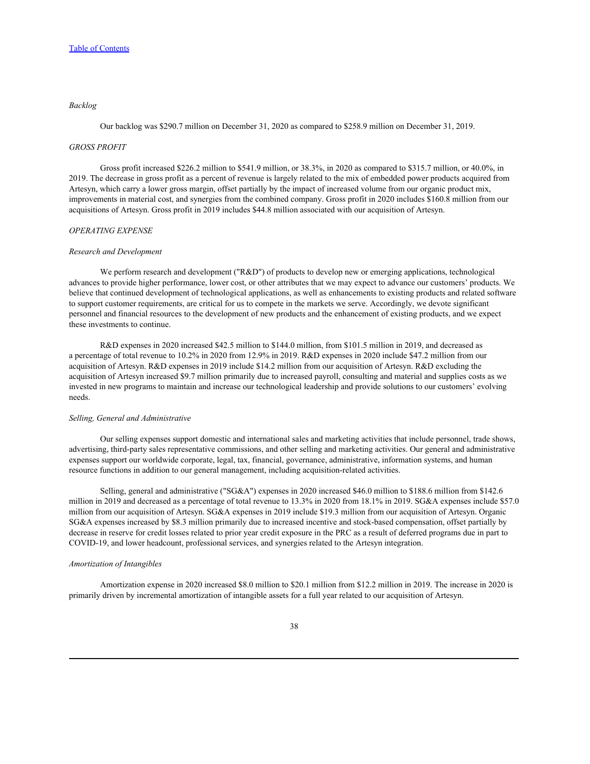*Backlog*

Our backlog was $290.7 million on December 31, 2020 as compared to $258.9 million on December 31, 2019.

## *GROSS PROFIT*

Gross profit increased $226.2 million to $541.9 million, or 38.3%, in 2020 as compared to $315.7 million, or 40.0%, in 2019. The decrease in gross profit as a percent of revenue is largely related to the mix of embedded power products acquired from Artesyn, which carry a lower gross margin, offset partially by the impact of increased volume from our organic product mix, improvements in material cost, and synergies from the combined company. Gross profit in 2020 includes $160.8 million from our acquisitions of Artesyn. Gross profit in 2019 includes $44.8 million associated with our acquisition of Artesyn.

## *OPERATING EXPENSE*

### *Research and Development*

We perform research and development ("R&D") of products to develop new or emerging applications, technological advances to provide higher performance, lower cost, or other attributes that we may expect to advance our customers' products. We believe that continued development of technological applications, as well as enhancements to existing products and related software to support customer requirements, are critical for us to compete in the markets we serve. Accordingly, we devote significant personnel and financial resources to the development of new products and the enhancement of existing products, and we expect these investments to continue.

R&D expenses in 2020 increased $42.5 million to $144.0 million, from $101.5 million in 2019, and decreased as a percentage of total revenue to 10.2% in 2020 from 12.9% in 2019. R&D expenses in 2020 include $47.2 million from our acquisition of Artesyn. R&D expenses in 2019 include $14.2 million from our acquisition of Artesyn. R&D excluding the acquisition of Artesyn increased $9.7 million primarily due to increased payroll, consulting and material and supplies costs as we invested in new programs to maintain and increase our technological leadership and provide solutions to our customers' evolving needs.

### *Selling, General and Administrative*

Our selling expenses support domestic and international sales and marketing activities that include personnel, trade shows, advertising, third-party sales representative commissions, and other selling and marketing activities. Our general and administrative expenses support our worldwide corporate, legal, tax, financial, governance, administrative, information systems, and human resource functions in addition to our general management, including acquisition-related activities.

Selling, general and administrative ("SG&A") expenses in 2020 increased $46.0 million to $188.6 million from $142.6 million in 2019 and decreased as a percentage of total revenue to 13.3% in 2020 from 18.1% in 2019. SG&A expenses include $57.0 million from our acquisition of Artesyn. SG&A expenses in 2019 include $19.3 million from our acquisition of Artesyn. Organic SG&A expenses increased by $8.3 million primarily due to increased incentive and stock-based compensation, offset partially by decrease in reserve for credit losses related to prior year credit exposure in the PRC as a result of deferred programs due in part to COVID-19, and lower headcount, professional services, and synergies related to the Artesyn integration.

### *Amortization of Intangibles*

Amortization expense in 2020 increased $8.0 million to $20.1 million from $12.2 million in 2019. The increase in 2020 is primarily driven by incremental amortization of intangible assets for a full year related to our acquisition of Artesyn.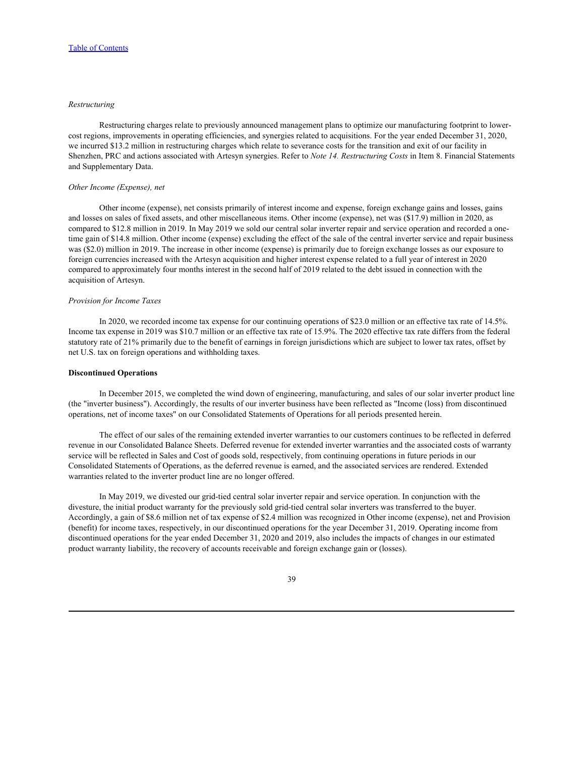*Restructuring*

Restructuring charges relate to previously announced management plans to optimize our manufacturing footprint to lower-cost regions, improvements in operating efficiencies, and synergies related to acquisitions. For the year ended December 31, 2020, we incurred $13.2 million in restructuring charges which relate to severance costs for the transition and exit of our facility in Shenzhen, PRC and actions associated with Artesyn synergies. Refer to *Note 14. Restructuring Costs* in Item 8. Financial Statements and Supplementary Data.

*Other Income (Expense), net*

Other income (expense), net consists primarily of interest income and expense, foreign exchange gains and losses, gains and losses on sales of fixed assets, and other miscellaneous items. Other income (expense), net was ($17.9) million in 2020, as compared to $12.8 million in 2019. In May 2019 we sold our central solar inverter repair and service operation and recorded a one-time gain of $14.8 million. Other income (expense) excluding the effect of the sale of the central inverter service and repair business was ($2.0) million in 2019. The increase in other income (expense) is primarily due to foreign exchange losses as our exposure to foreign currencies increased with the Artesyn acquisition and higher interest expense related to a full year of interest in 2020 compared to approximately four months interest in the second half of 2019 related to the debt issued in connection with the acquisition of Artesyn.

*Provision for Income Taxes*

In 2020, we recorded income tax expense for our continuing operations of $23.0 million or an effective tax rate of 14.5%. Income tax expense in 2019 was $10.7 million or an effective tax rate of 15.9%. The 2020 effective tax rate differs from the federal statutory rate of 21% primarily due to the benefit of earnings in foreign jurisdictions which are subject to lower tax rates, offset by net U.S. tax on foreign operations and withholding taxes.

**Discontinued Operations**

In December 2015, we completed the wind down of engineering, manufacturing, and sales of our solar inverter product line (the "inverter business"). Accordingly, the results of our inverter business have been reflected as "Income (loss) from discontinued operations, net of income taxes" on our Consolidated Statements of Operations for all periods presented herein.

The effect of our sales of the remaining extended inverter warranties to our customers continues to be reflected in deferred revenue in our Consolidated Balance Sheets. Deferred revenue for extended inverter warranties and the associated costs of warranty service will be reflected in Sales and Cost of goods sold, respectively, from continuing operations in future periods in our Consolidated Statements of Operations, as the deferred revenue is earned, and the associated services are rendered. Extended warranties related to the inverter product line are no longer offered.

In May 2019, we divested our grid-tied central solar inverter repair and service operation. In conjunction with the divesture, the initial product warranty for the previously sold grid-tied central solar inverters was transferred to the buyer. Accordingly, a gain of $8.6 million net of tax expense of $2.4 million was recognized in Other income (expense), net and Provision (benefit) for income taxes, respectively, in our discontinued operations for the year December 31, 2019. Operating income from discontinued operations for the year ended December 31, 2020 and 2019, also includes the impacts of changes in our estimated product warranty liability, the recovery of accounts receivable and foreign exchange gain or (losses).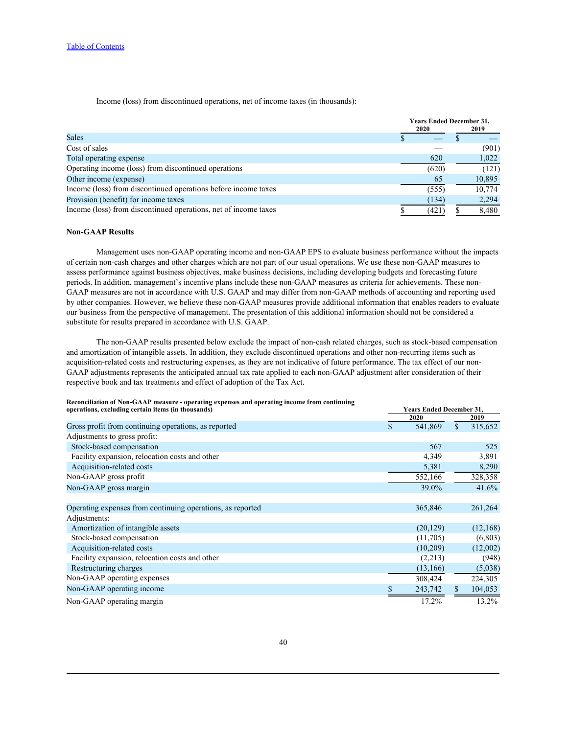Income (loss) from discontinued operations, net of income taxes (in thousands):

| | Years Ended December 31, | |
|---|---|---|
| | 2020 | 2019 |
| Sales | $ — | $ — |
| Cost of sales | — | (901) |
| Total operating expense | 620 | 1,022 |
| Operating income (loss) from discontinued operations | (620) | (121) |
| Other income (expense) | 65 | 10,895 |
| Income (loss) from discontinued operations before income taxes | (555) | 10,774 |
| Provision (benefit) for income taxes | (134) | 2,294 |
| Income (loss) from discontinued operations, net of income taxes | $ (421) | $ 8,480 |

**Non-GAAP Results**

Management uses non-GAAP operating income and non-GAAP EPS to evaluate business performance without the impacts of certain non-cash charges and other charges which are not part of our usual operations. We use these non-GAAP measures to assess performance against business objectives, make business decisions, including developing budgets and forecasting future periods. In addition, management's incentive plans include these non-GAAP measures as criteria for achievements. These non-GAAP measures are not in accordance with U.S. GAAP and may differ from non-GAAP methods of accounting and reporting used by other companies. However, we believe these non-GAAP measures provide additional information that enables readers to evaluate our business from the perspective of management. The presentation of this additional information should not be considered a substitute for results prepared in accordance with U.S. GAAP.

The non-GAAP results presented below exclude the impact of non-cash related charges, such as stock-based compensation and amortization of intangible assets. In addition, they exclude discontinued operations and other non-recurring items such as acquisition-related costs and restructuring expenses, as they are not indicative of future performance. The tax effect of our non-GAAP adjustments represents the anticipated annual tax rate applied to each non-GAAP adjustment after consideration of their respective book and tax treatments and effect of adoption of the Tax Act.

| **Reconciliation of Non-GAAP measure - operating expenses and operating income from continuing operations, excluding certain items (in thousands)** | Years Ended December 31, | |
|---|---|---|
| | 2020 | 2019 |
| Gross profit from continuing operations, as reported | $ 541,869 | $ 315,652 |
| Adjustments to gross profit: | | |
| Stock-based compensation | 567 | 525 |
| Facility expansion, relocation costs and other | 4,349 | 3,891 |
| Acquisition-related costs | 5,381 | 8,290 |
| Non-GAAP gross profit | 552,166 | 328,358 |
| Non-GAAP gross margin | 39.0% | 41.6% |
| | | |
| Operating expenses from continuing operations, as reported | 365,846 | 261,264 |
| Adjustments: | | |
| Amortization of intangible assets | (20,129) | (12,168) |
| Stock-based compensation | (11,705) | (6,803) |
| Acquisition-related costs | (10,209) | (12,002) |
| Facility expansion, relocation costs and other | (2,213) | (948) |
| Restructuring charges | (13,166) | (5,038) |
| Non-GAAP operating expenses | 308,424 | 224,305 |
| Non-GAAP operating income | $ 243,742 | $ 104,053 |
| Non-GAAP operating margin | 17.2% | 13.2% |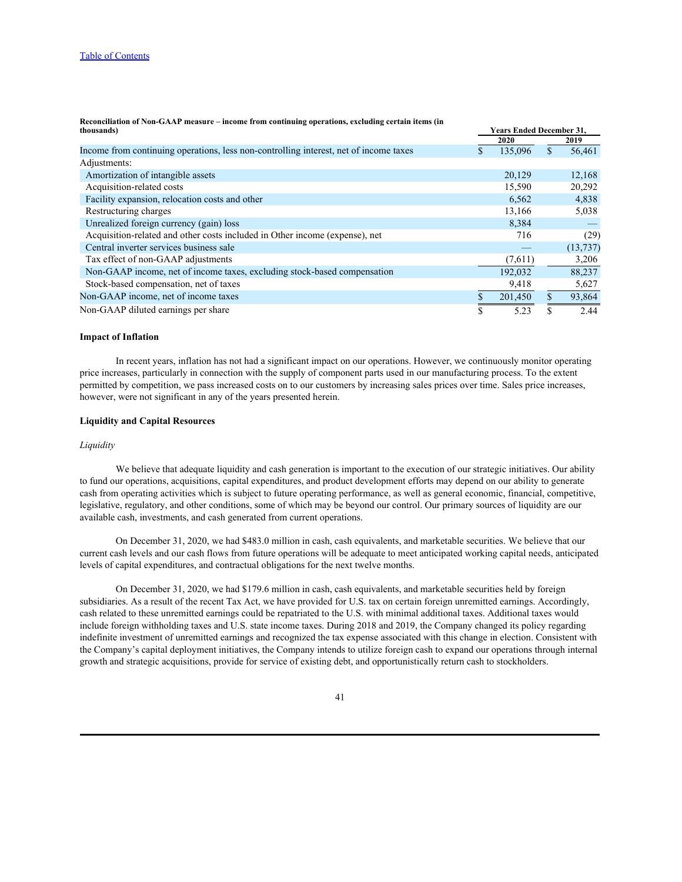**Reconciliation of Non-GAAP measure – income from continuing operations, excluding certain items (in thousands)**

| | Years Ended December 31, | |
|---|---|---|
| | 2020 | 2019 |
| Income from continuing operations, less non-controlling interest, net of income taxes | $ 135,096 | $ 56,461 |
| Adjustments: | | |
| Amortization of intangible assets | 20,129 | 12,168 |
| Acquisition-related costs | 15,590 | 20,292 |
| Facility expansion, relocation costs and other | 6,562 | 4,838 |
| Restructuring charges | 13,166 | 5,038 |
| Unrealized foreign currency (gain) loss | 8,384 | — |
| Acquisition-related and other costs included in Other income (expense), net | 716 | (29) |
| Central inverter services business sale | — | (13,737) |
| Tax effect of non-GAAP adjustments | (7,611) | 3,206 |
| Non-GAAP income, net of income taxes, excluding stock-based compensation | 192,032 | 88,237 |
| Stock-based compensation, net of taxes | 9,418 | 5,627 |
| Non-GAAP income, net of income taxes | $ 201,450 | $ 93,864 |
| Non-GAAP diluted earnings per share | $ 5.23 | $ 2.44 |

**Impact of Inflation**

In recent years, inflation has not had a significant impact on our operations. However, we continuously monitor operating price increases, particularly in connection with the supply of component parts used in our manufacturing process. To the extent permitted by competition, we pass increased costs on to our customers by increasing sales prices over time. Sales price increases, however, were not significant in any of the years presented herein.

**Liquidity and Capital Resources**

*Liquidity*

We believe that adequate liquidity and cash generation is important to the execution of our strategic initiatives. Our ability to fund our operations, acquisitions, capital expenditures, and product development efforts may depend on our ability to generate cash from operating activities which is subject to future operating performance, as well as general economic, financial, competitive, legislative, regulatory, and other conditions, some of which may be beyond our control. Our primary sources of liquidity are our available cash, investments, and cash generated from current operations.

On December 31, 2020, we had $483.0 million in cash, cash equivalents, and marketable securities. We believe that our current cash levels and our cash flows from future operations will be adequate to meet anticipated working capital needs, anticipated levels of capital expenditures, and contractual obligations for the next twelve months.

On December 31, 2020, we had $179.6 million in cash, cash equivalents, and marketable securities held by foreign subsidiaries. As a result of the recent Tax Act, we have provided for U.S. tax on certain foreign unremitted earnings. Accordingly, cash related to these unremitted earnings could be repatriated to the U.S. with minimal additional taxes. Additional taxes would include foreign withholding taxes and U.S. state income taxes. During 2018 and 2019, the Company changed its policy regarding indefinite investment of unremitted earnings and recognized the tax expense associated with this change in election. Consistent with the Company's capital deployment initiatives, the Company intends to utilize foreign cash to expand our operations through internal growth and strategic acquisitions, provide for service of existing debt, and opportunistically return cash to stockholders.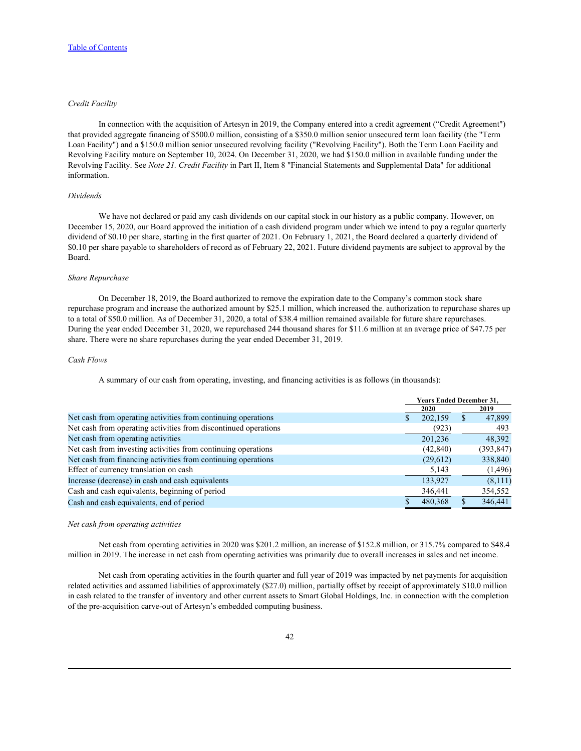[Table of Contents](#)

*Credit Facility*

In connection with the acquisition of Artesyn in 2019, the Company entered into a credit agreement ("Credit Agreement") that provided aggregate financing of $500.0 million, consisting of a $350.0 million senior unsecured term loan facility (the "Term Loan Facility") and a $150.0 million senior unsecured revolving facility ("Revolving Facility"). Both the Term Loan Facility and Revolving Facility mature on September 10, 2024. On December 31, 2020, we had $150.0 million in available funding under the Revolving Facility. See *Note 21. Credit Facility* in Part II, Item 8 "Financial Statements and Supplemental Data" for additional information.

*Dividends*

We have not declared or paid any cash dividends on our capital stock in our history as a public company. However, on December 15, 2020, our Board approved the initiation of a cash dividend program under which we intend to pay a regular quarterly dividend of $0.10 per share, starting in the first quarter of 2021. On February 1, 2021, the Board declared a quarterly dividend of $0.10 per share payable to shareholders of record as of February 22, 2021. Future dividend payments are subject to approval by the Board.

*Share Repurchase*

On December 18, 2019, the Board authorized to remove the expiration date to the Company's common stock share repurchase program and increase the authorized amount by $25.1 million, which increased the. authorization to repurchase shares up to a total of $50.0 million. As of December 31, 2020, a total of $38.4 million remained available for future share repurchases. During the year ended December 31, 2020, we repurchased 244 thousand shares for $11.6 million at an average price of $47.75 per share. There were no share repurchases during the year ended December 31, 2019.

*Cash Flows*

A summary of our cash from operating, investing, and financing activities is as follows (in thousands):

| | Years Ended December 31, | |
|---|---|---|
| | 2020 | 2019 |
| Net cash from operating activities from continuing operations | $ 202,159 | $ 47,899 |
| Net cash from operating activities from discontinued operations | (923) | 493 |
| Net cash from operating activities | 201,236 | 48,392 |
| Net cash from investing activities from continuing operations | (42,840) | (393,847) |
| Net cash from financing activities from continuing operations | (29,612) | 338,840 |
| Effect of currency translation on cash | 5,143 | (1,496) |
| Increase (decrease) in cash and cash equivalents | 133,927 | (8,111) |
| Cash and cash equivalents, beginning of period | 346,441 | 354,552 |
| Cash and cash equivalents, end of period | $ 480,368 | $ 346,441 |

*Net cash from operating activities*

Net cash from operating activities in 2020 was $201.2 million, an increase of $152.8 million, or 315.7% compared to $48.4 million in 2019. The increase in net cash from operating activities was primarily due to overall increases in sales and net income.

Net cash from operating activities in the fourth quarter and full year of 2019 was impacted by net payments for acquisition related activities and assumed liabilities of approximately ($27.0) million, partially offset by receipt of approximately $10.0 million in cash related to the transfer of inventory and other current assets to Smart Global Holdings, Inc. in connection with the completion of the pre-acquisition carve-out of Artesyn's embedded computing business.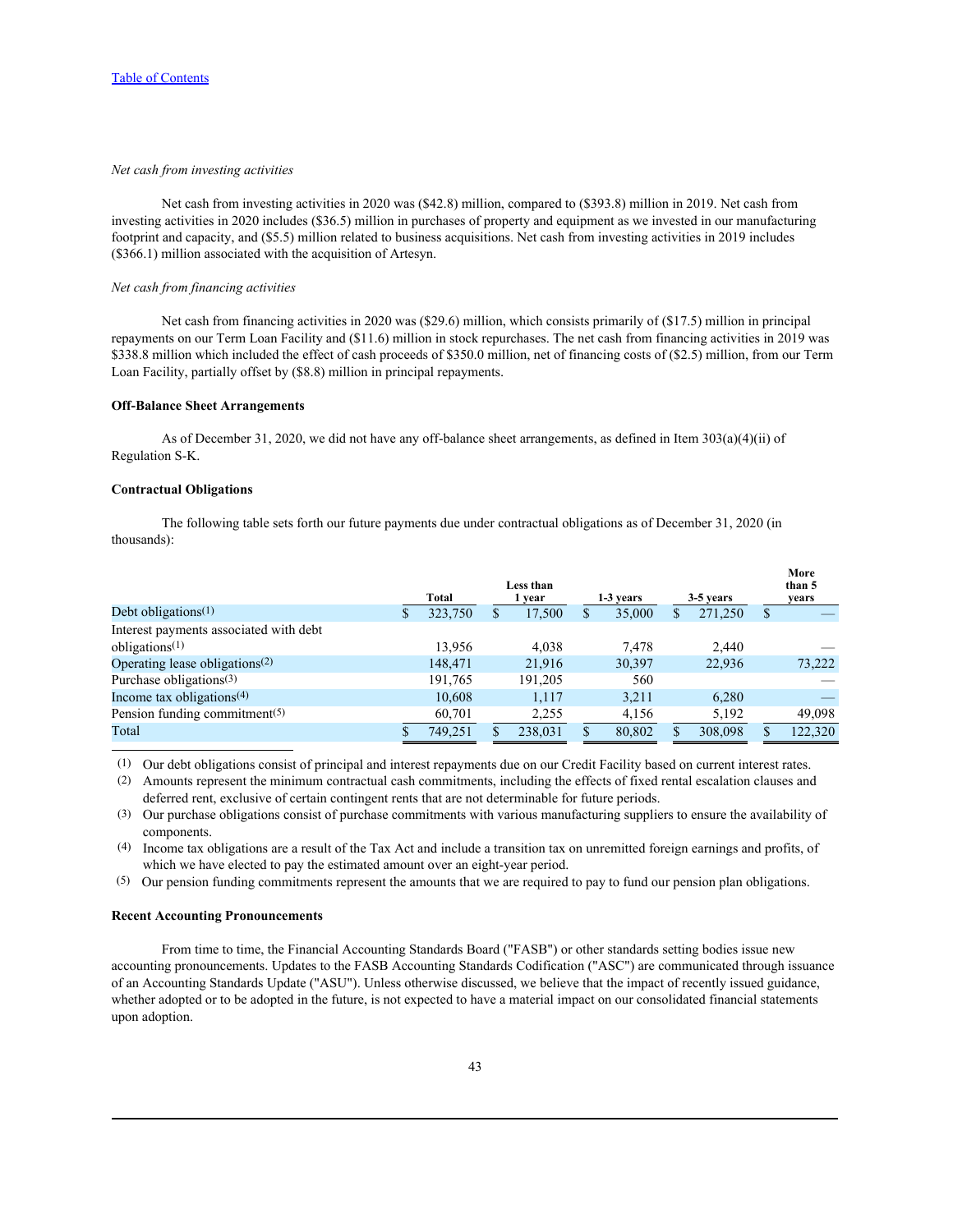*Net cash from investing activities*

Net cash from investing activities in 2020 was ($42.8) million, compared to ($393.8) million in 2019. Net cash from investing activities in 2020 includes ($36.5) million in purchases of property and equipment as we invested in our manufacturing footprint and capacity, and ($5.5) million related to business acquisitions. Net cash from investing activities in 2019 includes ($366.1) million associated with the acquisition of Artesyn.

*Net cash from financing activities*

Net cash from financing activities in 2020 was ($29.6) million, which consists primarily of ($17.5) million in principal repayments on our Term Loan Facility and ($11.6) million in stock repurchases. The net cash from financing activities in 2019 was $338.8 million which included the effect of cash proceeds of $350.0 million, net of financing costs of ($2.5) million, from our Term Loan Facility, partially offset by ($8.8) million in principal repayments.

**Off-Balance Sheet Arrangements**

As of December 31, 2020, we did not have any off-balance sheet arrangements, as defined in Item 303(a)(4)(ii) of Regulation S-K.

**Contractual Obligations**

The following table sets forth our future payments due under contractual obligations as of December 31, 2020 (in thousands):

| | Total | Less than 1 year | 1-3 years | 3-5 years | More than 5 years |
|---|---|---|---|---|---|
| Debt obligations[1] | $ 323,750 | $ 17,500 | $ 35,000 | $ 271,250 | $ — |
| Interest payments associated with debt obligations[1] | 13,956 | 4,038 | 7,478 | 2,440 | — |
| Operating lease obligations[2] | 148,471 | 21,916 | 30,397 | 22,936 | 73,222 |
| Purchase obligations[3] | 191,765 | 191,205 | 560 | | — |
| Income tax obligations[4] | 10,608 | 1,117 | 3,211 | 6,280 | — |
| Pension funding commitment[5] | 60,701 | 2,255 | 4,156 | 5,192 | 49,098 |
| Total | $ 749,251 | $ 238,031 | $ 80,802 | $ 308,098 | $ 122,320 |

(1) Our debt obligations consist of principal and interest repayments due on our Credit Facility based on current interest rates.

(2) Amounts represent the minimum contractual cash commitments, including the effects of fixed rental escalation clauses and deferred rent, exclusive of certain contingent rents that are not determinable for future periods.

(3) Our purchase obligations consist of purchase commitments with various manufacturing suppliers to ensure the availability of components.

(4) Income tax obligations are a result of the Tax Act and include a transition tax on unremitted foreign earnings and profits, of which we have elected to pay the estimated amount over an eight-year period.

(5) Our pension funding commitments represent the amounts that we are required to pay to fund our pension plan obligations.

**Recent Accounting Pronouncements**

From time to time, the Financial Accounting Standards Board ("FASB") or other standards setting bodies issue new accounting pronouncements. Updates to the FASB Accounting Standards Codification ("ASC") are communicated through issuance of an Accounting Standards Update ("ASU"). Unless otherwise discussed, we believe that the impact of recently issued guidance, whether adopted or to be adopted in the future, is not expected to have a material impact on our consolidated financial statements upon adoption.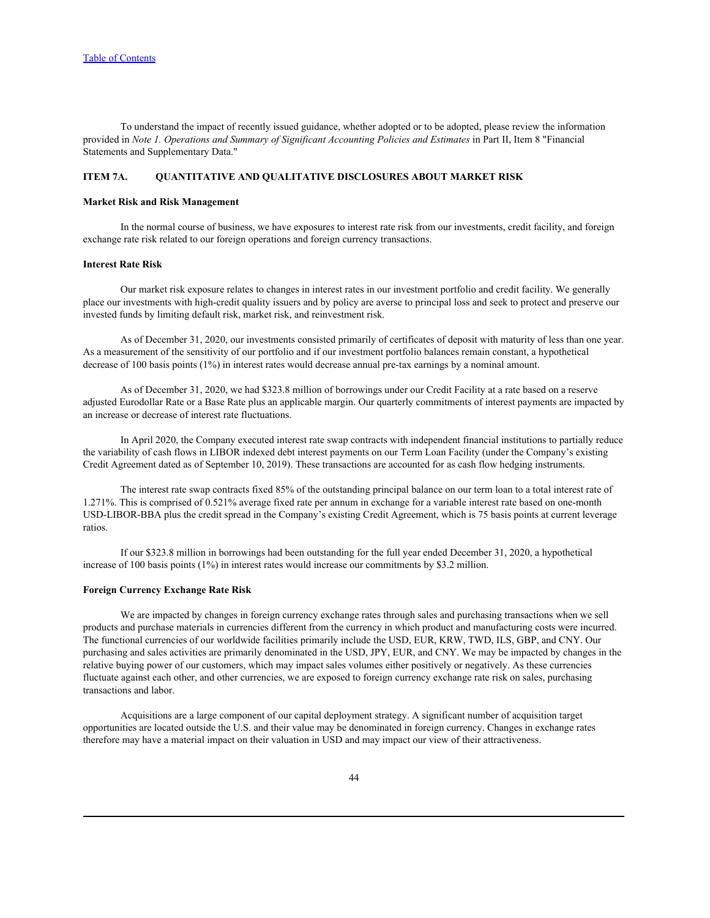To understand the impact of recently issued guidance, whether adopted or to be adopted, please review the information provided in *Note 1. Operations and Summary of Significant Accounting Policies and Estimates* in Part II, Item 8 "Financial Statements and Supplementary Data."

## ITEM 7A. QUANTITATIVE AND QUALITATIVE DISCLOSURES ABOUT MARKET RISK

**Market Risk and Risk Management**

In the normal course of business, we have exposures to interest rate risk from our investments, credit facility, and foreign exchange rate risk related to our foreign operations and foreign currency transactions.

**Interest Rate Risk**

Our market risk exposure relates to changes in interest rates in our investment portfolio and credit facility. We generally place our investments with high-credit quality issuers and by policy are averse to principal loss and seek to protect and preserve our invested funds by limiting default risk, market risk, and reinvestment risk.

As of December 31, 2020, our investments consisted primarily of certificates of deposit with maturity of less than one year. As a measurement of the sensitivity of our portfolio and if our investment portfolio balances remain constant, a hypothetical decrease of 100 basis points (1%) in interest rates would decrease annual pre-tax earnings by a nominal amount.

As of December 31, 2020, we had $323.8 million of borrowings under our Credit Facility at a rate based on a reserve adjusted Eurodollar Rate or a Base Rate plus an applicable margin. Our quarterly commitments of interest payments are impacted by an increase or decrease of interest rate fluctuations.

In April 2020, the Company executed interest rate swap contracts with independent financial institutions to partially reduce the variability of cash flows in LIBOR indexed debt interest payments on our Term Loan Facility (under the Company's existing Credit Agreement dated as of September 10, 2019). These transactions are accounted for as cash flow hedging instruments.

The interest rate swap contracts fixed 85% of the outstanding principal balance on our term loan to a total interest rate of 1.271%. This is comprised of 0.521% average fixed rate per annum in exchange for a variable interest rate based on one-month USD-LIBOR-BBA plus the credit spread in the Company's existing Credit Agreement, which is 75 basis points at current leverage ratios.

If our $323.8 million in borrowings had been outstanding for the full year ended December 31, 2020, a hypothetical increase of 100 basis points (1%) in interest rates would increase our commitments by $3.2 million.

**Foreign Currency Exchange Rate Risk**

We are impacted by changes in foreign currency exchange rates through sales and purchasing transactions when we sell products and purchase materials in currencies different from the currency in which product and manufacturing costs were incurred. The functional currencies of our worldwide facilities primarily include the USD, EUR, KRW, TWD, ILS, GBP, and CNY. Our purchasing and sales activities are primarily denominated in the USD, JPY, EUR, and CNY. We may be impacted by changes in the relative buying power of our customers, which may impact sales volumes either positively or negatively. As these currencies fluctuate against each other, and other currencies, we are exposed to foreign currency exchange rate risk on sales, purchasing transactions and labor.

Acquisitions are a large component of our capital deployment strategy. A significant number of acquisition target opportunities are located outside the U.S. and their value may be denominated in foreign currency. Changes in exchange rates therefore may have a material impact on their valuation in USD and may impact our view of their attractiveness.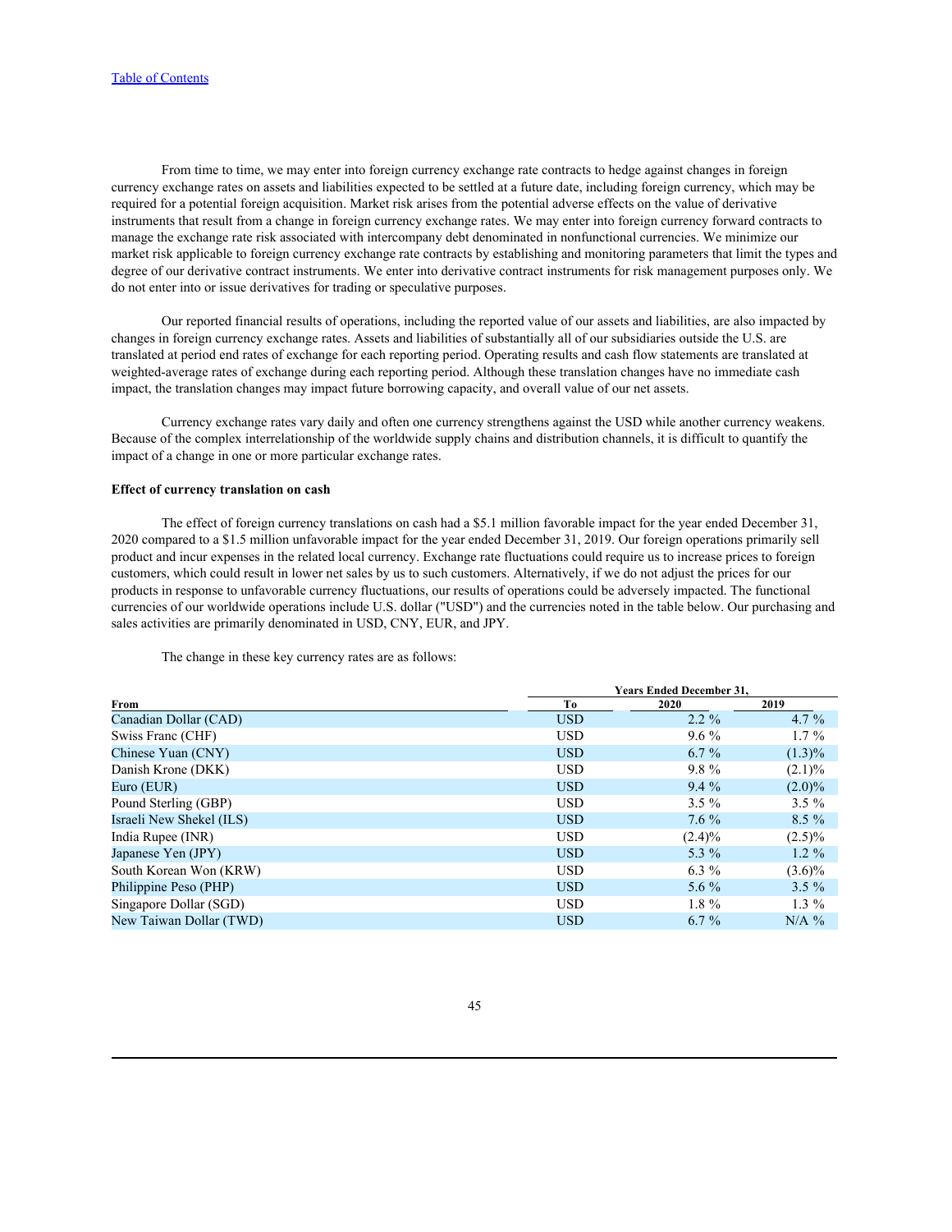From time to time, we may enter into foreign currency exchange rate contracts to hedge against changes in foreign currency exchange rates on assets and liabilities expected to be settled at a future date, including foreign currency, which may be required for a potential foreign acquisition. Market risk arises from the potential adverse effects on the value of derivative instruments that result from a change in foreign currency exchange rates. We may enter into foreign currency forward contracts to manage the exchange rate risk associated with intercompany debt denominated in nonfunctional currencies. We minimize our market risk applicable to foreign currency exchange rate contracts by establishing and monitoring parameters that limit the types and degree of our derivative contract instruments. We enter into derivative contract instruments for risk management purposes only. We do not enter into or issue derivatives for trading or speculative purposes.

Our reported financial results of operations, including the reported value of our assets and liabilities, are also impacted by changes in foreign currency exchange rates. Assets and liabilities of substantially all of our subsidiaries outside the U.S. are translated at period end rates of exchange for each reporting period. Operating results and cash flow statements are translated at weighted-average rates of exchange during each reporting period. Although these translation changes have no immediate cash impact, the translation changes may impact future borrowing capacity, and overall value of our net assets.

Currency exchange rates vary daily and often one currency strengthens against the USD while another currency weakens. Because of the complex interrelationship of the worldwide supply chains and distribution channels, it is difficult to quantify the impact of a change in one or more particular exchange rates.

**Effect of currency translation on cash**

The effect of foreign currency translations on cash had a $5.1 million favorable impact for the year ended December 31, 2020 compared to a $1.5 million unfavorable impact for the year ended December 31, 2019. Our foreign operations primarily sell product and incur expenses in the related local currency. Exchange rate fluctuations could require us to increase prices to foreign customers, which could result in lower net sales by us to such customers. Alternatively, if we do not adjust the prices for our products in response to unfavorable currency fluctuations, our results of operations could be adversely impacted. The functional currencies of our worldwide operations include U.S. dollar ("USD") and the currencies noted in the table below. Our purchasing and sales activities are primarily denominated in USD, CNY, EUR, and JPY.

The change in these key currency rates are as follows:

| | | Years Ended December 31, | |
|---|---|---|---|
| From | To | 2020 | 2019 |
| Canadian Dollar (CAD) | USD | 2.2 % | 4.7 % |
| Swiss Franc (CHF) | USD | 9.6 % | 1.7 % |
| Chinese Yuan (CNY) | USD | 6.7 % | (1.3)% |
| Danish Krone (DKK) | USD | 9.8 % | (2.1)% |
| Euro (EUR) | USD | 9.4 % | (2.0)% |
| Pound Sterling (GBP) | USD | 3.5 % | 3.5 % |
| Israeli New Shekel (ILS) | USD | 7.6 % | 8.5 % |
| India Rupee (INR) | USD | (2.4)% | (2.5)% |
| Japanese Yen (JPY) | USD | 5.3 % | 1.2 % |
| South Korean Won (KRW) | USD | 6.3 % | (3.6)% |
| Philippine Peso (PHP) | USD | 5.6 % | 3.5 % |
| Singapore Dollar (SGD) | USD | 1.8 % | 1.3 % |
| New Taiwan Dollar (TWD) | USD | 6.7 % | N/A % |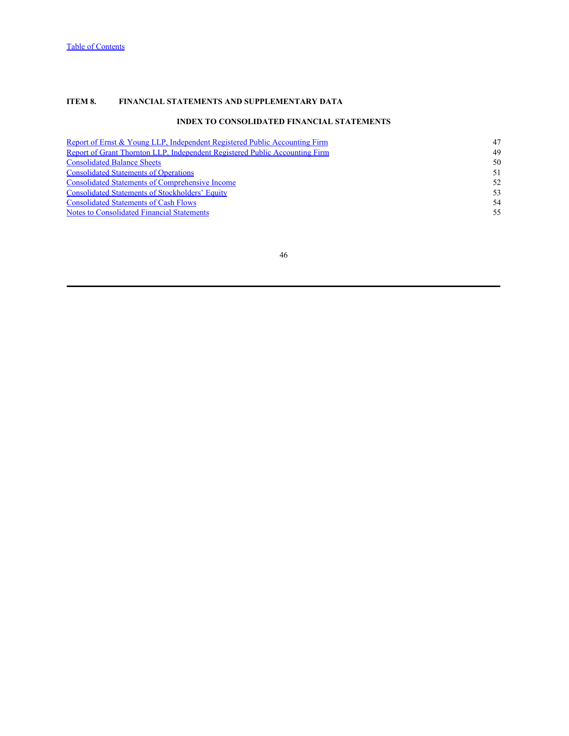## ITEM 8. FINANCIAL STATEMENTS AND SUPPLEMENTARY DATA

### INDEX TO CONSOLIDATED FINANCIAL STATEMENTS

| | |
|---|---|
| Report of Ernst & Young LLP, Independent Registered Public Accounting Firm | 47 |
| Report of Grant Thornton LLP, Independent Registered Public Accounting Firm | 49 |
| Consolidated Balance Sheets | 50 |
| Consolidated Statements of Operations | 51 |
| Consolidated Statements of Comprehensive Income | 52 |
| Consolidated Statements of Stockholders' Equity | 53 |
| Consolidated Statements of Cash Flows | 54 |
| Notes to Consolidated Financial Statements | 55 |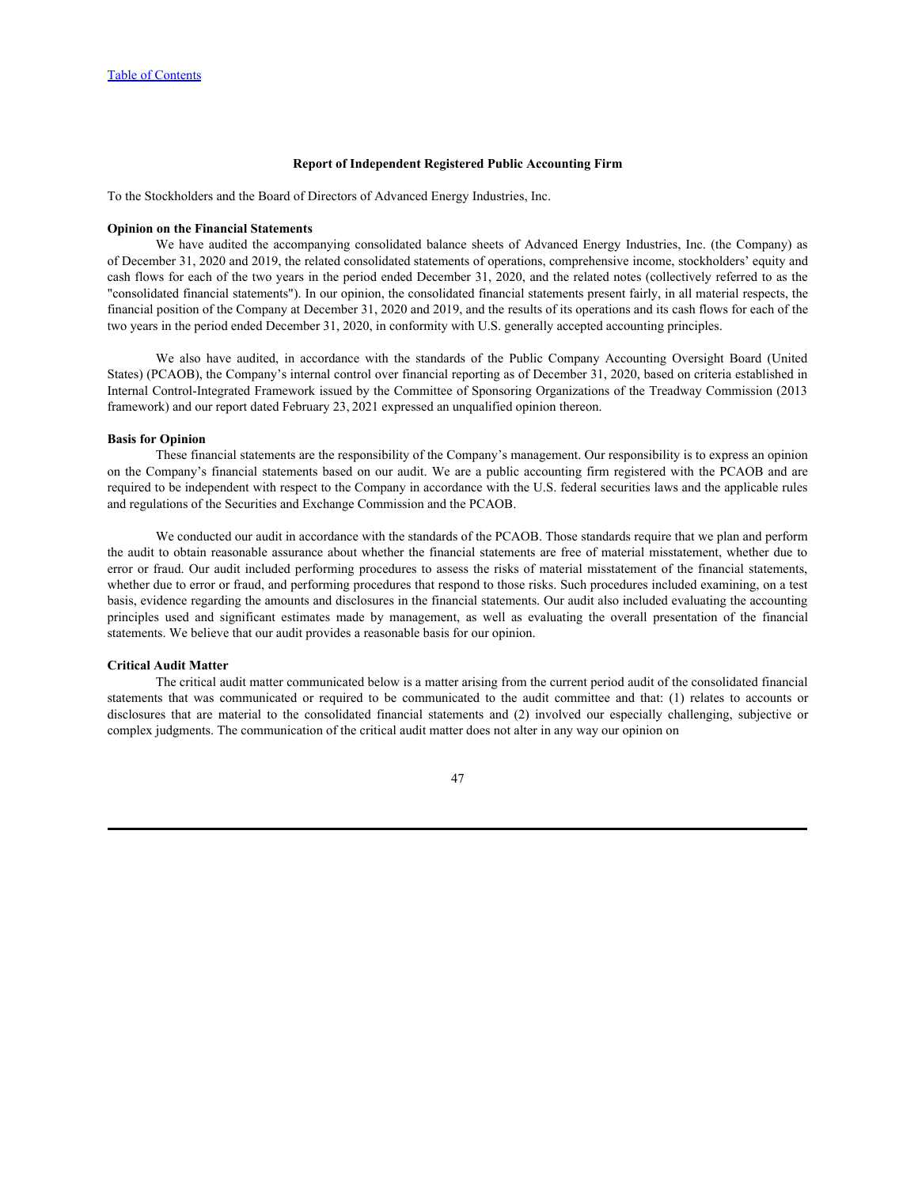## Report of Independent Registered Public Accounting Firm

To the Stockholders and the Board of Directors of Advanced Energy Industries, Inc.

**Opinion on the Financial Statements**

We have audited the accompanying consolidated balance sheets of Advanced Energy Industries, Inc. (the Company) as of December 31, 2020 and 2019, the related consolidated statements of operations, comprehensive income, stockholders' equity and cash flows for each of the two years in the period ended December 31, 2020, and the related notes (collectively referred to as the "consolidated financial statements"). In our opinion, the consolidated financial statements present fairly, in all material respects, the financial position of the Company at December 31, 2020 and 2019, and the results of its operations and its cash flows for each of the two years in the period ended December 31, 2020, in conformity with U.S. generally accepted accounting principles.

We also have audited, in accordance with the standards of the Public Company Accounting Oversight Board (United States) (PCAOB), the Company's internal control over financial reporting as of December 31, 2020, based on criteria established in Internal Control-Integrated Framework issued by the Committee of Sponsoring Organizations of the Treadway Commission (2013 framework) and our report dated February 23, 2021 expressed an unqualified opinion thereon.

**Basis for Opinion**

These financial statements are the responsibility of the Company's management. Our responsibility is to express an opinion on the Company's financial statements based on our audit. We are a public accounting firm registered with the PCAOB and are required to be independent with respect to the Company in accordance with the U.S. federal securities laws and the applicable rules and regulations of the Securities and Exchange Commission and the PCAOB.

We conducted our audit in accordance with the standards of the PCAOB. Those standards require that we plan and perform the audit to obtain reasonable assurance about whether the financial statements are free of material misstatement, whether due to error or fraud. Our audit included performing procedures to assess the risks of material misstatement of the financial statements, whether due to error or fraud, and performing procedures that respond to those risks. Such procedures included examining, on a test basis, evidence regarding the amounts and disclosures in the financial statements. Our audit also included evaluating the accounting principles used and significant estimates made by management, as well as evaluating the overall presentation of the financial statements. We believe that our audit provides a reasonable basis for our opinion.

**Critical Audit Matter**

The critical audit matter communicated below is a matter arising from the current period audit of the consolidated financial statements that was communicated or required to be communicated to the audit committee and that: (1) relates to accounts or disclosures that are material to the consolidated financial statements and (2) involved our especially challenging, subjective or complex judgments. The communication of the critical audit matter does not alter in any way our opinion on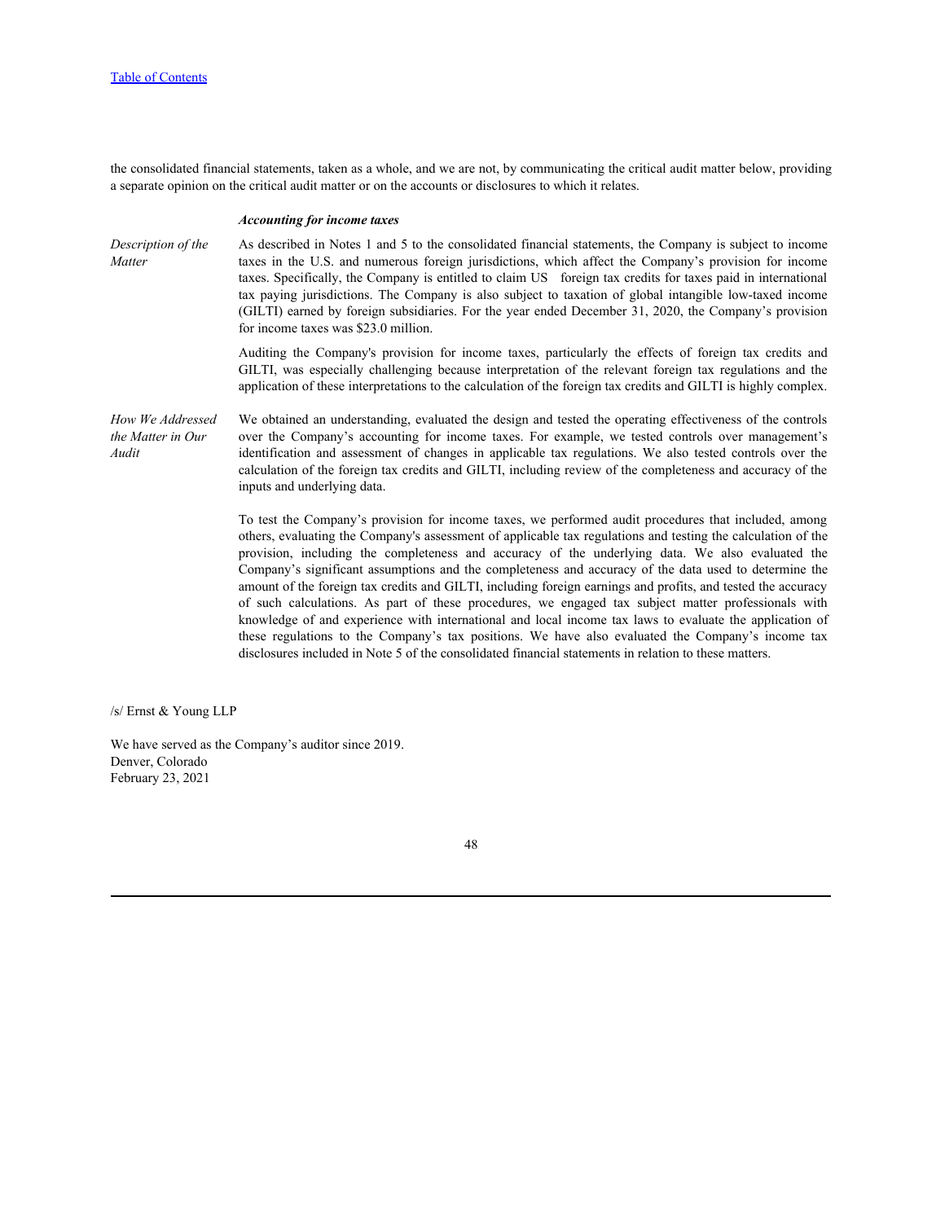the consolidated financial statements, taken as a whole, and we are not, by communicating the critical audit matter below, providing a separate opinion on the critical audit matter or on the accounts or disclosures to which it relates.

***Accounting for income taxes***

| | |
|---|---|
| *Description of the Matter* | As described in Notes 1 and 5 to the consolidated financial statements, the Company is subject to income taxes in the U.S. and numerous foreign jurisdictions, which affect the Company's provision for income taxes. Specifically, the Company is entitled to claim US foreign tax credits for taxes paid in international tax paying jurisdictions. The Company is also subject to taxation of global intangible low-taxed income (GILTI) earned by foreign subsidiaries. For the year ended December 31, 2020, the Company's provision for income taxes was $23.0 million.<br><br>Auditing the Company's provision for income taxes, particularly the effects of foreign tax credits and GILTI, was especially challenging because interpretation of the relevant foreign tax regulations and the application of these interpretations to the calculation of the foreign tax credits and GILTI is highly complex. |
| *How We Addressed the Matter in Our Audit* | We obtained an understanding, evaluated the design and tested the operating effectiveness of the controls over the Company's accounting for income taxes. For example, we tested controls over management's identification and assessment of changes in applicable tax regulations. We also tested controls over the calculation of the foreign tax credits and GILTI, including review of the completeness and accuracy of the inputs and underlying data.<br><br>To test the Company's provision for income taxes, we performed audit procedures that included, among others, evaluating the Company's assessment of applicable tax regulations and testing the calculation of the provision, including the completeness and accuracy of the underlying data. We also evaluated the Company's significant assumptions and the completeness and accuracy of the data used to determine the amount of the foreign tax credits and GILTI, including foreign earnings and profits, and tested the accuracy of such calculations. As part of these procedures, we engaged tax subject matter professionals with knowledge of and experience with international and local income tax laws to evaluate the application of these regulations to the Company's tax positions. We have also evaluated the Company's income tax disclosures included in Note 5 of the consolidated financial statements in relation to these matters. |

/s/ Ernst & Young LLP

We have served as the Company's auditor since 2019.
Denver, Colorado
February 23, 2021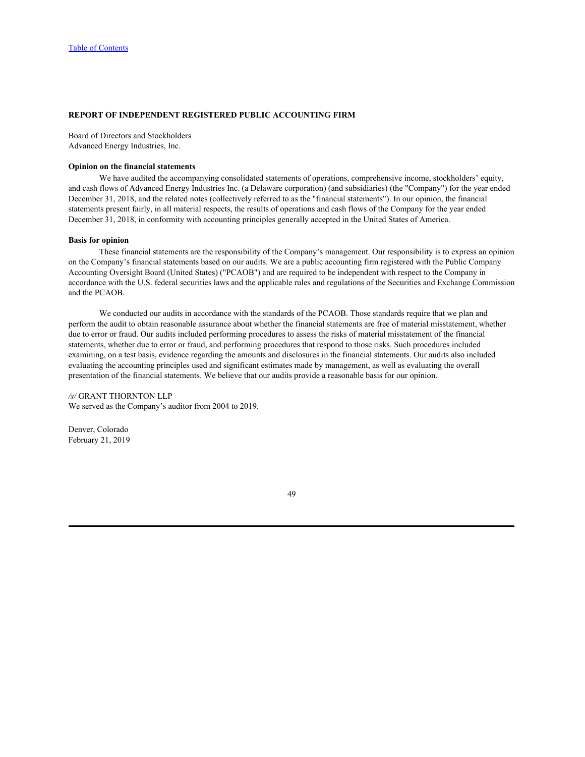[Table of Contents](#)

**REPORT OF INDEPENDENT REGISTERED PUBLIC ACCOUNTING FIRM**

Board of Directors and Stockholders
Advanced Energy Industries, Inc.

**Opinion on the financial statements**

We have audited the accompanying consolidated statements of operations, comprehensive income, stockholders' equity, and cash flows of Advanced Energy Industries Inc. (a Delaware corporation) (and subsidiaries) (the "Company") for the year ended December 31, 2018, and the related notes (collectively referred to as the "financial statements"). In our opinion, the financial statements present fairly, in all material respects, the results of operations and cash flows of the Company for the year ended December 31, 2018, in conformity with accounting principles generally accepted in the United States of America.

**Basis for opinion**

These financial statements are the responsibility of the Company's management. Our responsibility is to express an opinion on the Company's financial statements based on our audits. We are a public accounting firm registered with the Public Company Accounting Oversight Board (United States) ("PCAOB") and are required to be independent with respect to the Company in accordance with the U.S. federal securities laws and the applicable rules and regulations of the Securities and Exchange Commission and the PCAOB.

We conducted our audits in accordance with the standards of the PCAOB. Those standards require that we plan and perform the audit to obtain reasonable assurance about whether the financial statements are free of material misstatement, whether due to error or fraud. Our audits included performing procedures to assess the risks of material misstatement of the financial statements, whether due to error or fraud, and performing procedures that respond to those risks. Such procedures included examining, on a test basis, evidence regarding the amounts and disclosures in the financial statements. Our audits also included evaluating the accounting principles used and significant estimates made by management, as well as evaluating the overall presentation of the financial statements. We believe that our audits provide a reasonable basis for our opinion.

*/s/* GRANT THORNTON LLP
We served as the Company's auditor from 2004 to 2019.

Denver, Colorado
February 21, 2019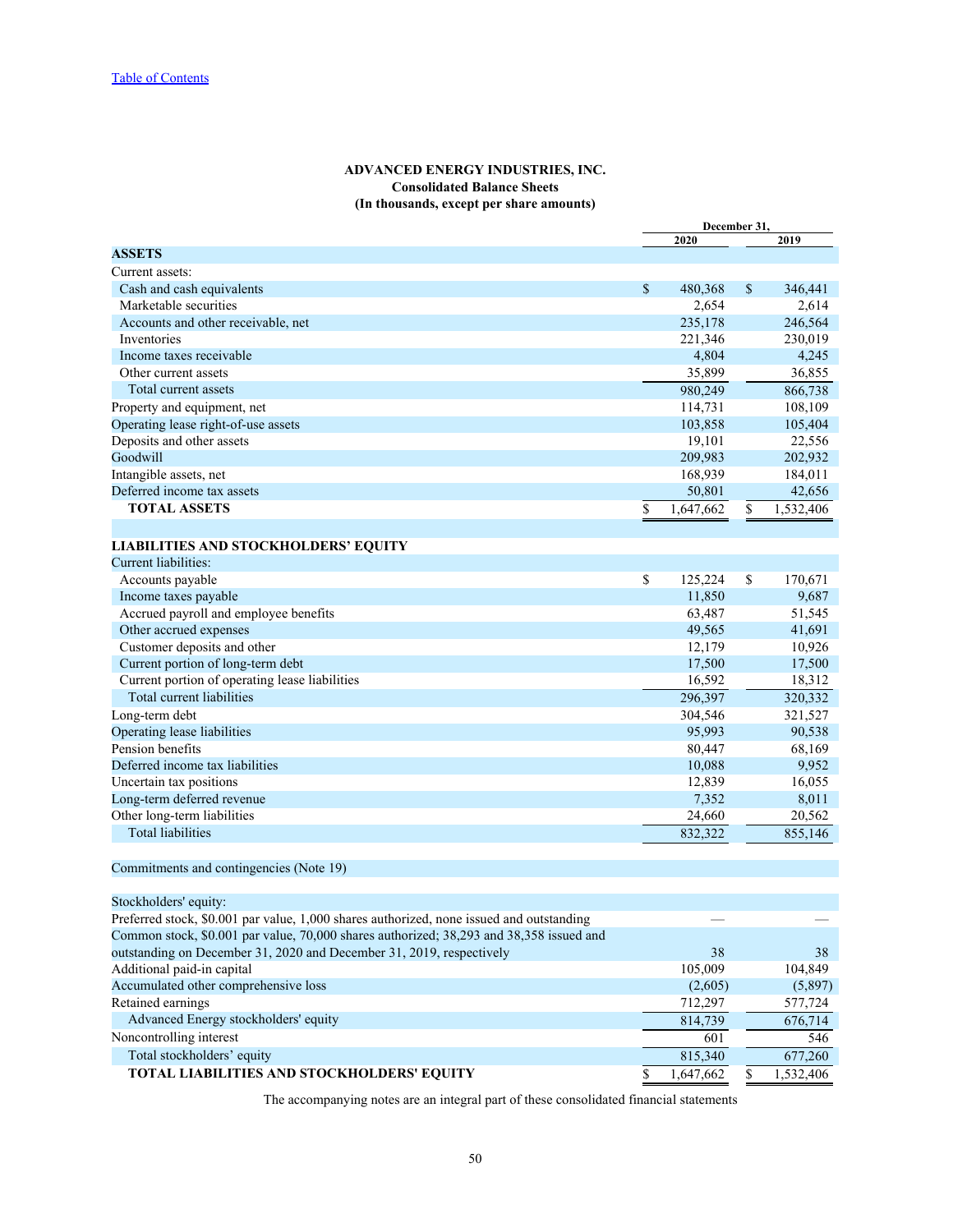Table of Contents

**ADVANCED ENERGY INDUSTRIES, INC.**
**Consolidated Balance Sheets**
**(In thousands, except per share amounts)**

| | December 31, 2020 | December 31, 2019 |
|---|---|---|
| **ASSETS** | | |
| Current assets: | | |
| Cash and cash equivalents | $ 480,368 | $ 346,441 |
| Marketable securities | 2,654 | 2,614 |
| Accounts and other receivable, net | 235,178 | 246,564 |
| Inventories | 221,346 | 230,019 |
| Income taxes receivable | 4,804 | 4,245 |
| Other current assets | 35,899 | 36,855 |
| Total current assets | 980,249 | 866,738 |
| Property and equipment, net | 114,731 | 108,109 |
| Operating lease right-of-use assets | 103,858 | 105,404 |
| Deposits and other assets | 19,101 | 22,556 |
| Goodwill | 209,983 | 202,932 |
| Intangible assets, net | 168,939 | 184,011 |
| Deferred income tax assets | 50,801 | 42,656 |
| **TOTAL ASSETS** | $ 1,647,662 | $ 1,532,406 |
| | | |
| **LIABILITIES AND STOCKHOLDERS' EQUITY** | | |
| Current liabilities: | | |
| Accounts payable | $ 125,224 | $ 170,671 |
| Income taxes payable | 11,850 | 9,687 |
| Accrued payroll and employee benefits | 63,487 | 51,545 |
| Other accrued expenses | 49,565 | 41,691 |
| Customer deposits and other | 12,179 | 10,926 |
| Current portion of long-term debt | 17,500 | 17,500 |
| Current portion of operating lease liabilities | 16,592 | 18,312 |
| Total current liabilities | 296,397 | 320,332 |
| Long-term debt | 304,546 | 321,527 |
| Operating lease liabilities | 95,993 | 90,538 |
| Pension benefits | 80,447 | 68,169 |
| Deferred income tax liabilities | 10,088 | 9,952 |
| Uncertain tax positions | 12,839 | 16,055 |
| Long-term deferred revenue | 7,352 | 8,011 |
| Other long-term liabilities | 24,660 | 20,562 |
| Total liabilities | 832,322 | 855,146 |
| | | |
| Commitments and contingencies (Note 19) | | |
| | | |
| Stockholders' equity: | | |
| Preferred stock, $0.001 par value, 1,000 shares authorized, none issued and outstanding | — | — |
| Common stock, $0.001 par value, 70,000 shares authorized; 38,293 and 38,358 issued and outstanding on December 31, 2020 and December 31, 2019, respectively | 38 | 38 |
| Additional paid-in capital | 105,009 | 104,849 |
| Accumulated other comprehensive loss | (2,605) | (5,897) |
| Retained earnings | 712,297 | 577,724 |
| Advanced Energy stockholders' equity | 814,739 | 676,714 |
| Noncontrolling interest | 601 | 546 |
| Total stockholders' equity | 815,340 | 677,260 |
| **TOTAL LIABILITIES AND STOCKHOLDERS' EQUITY** | $ 1,647,662 | $ 1,532,406 |

The accompanying notes are an integral part of these consolidated financial statements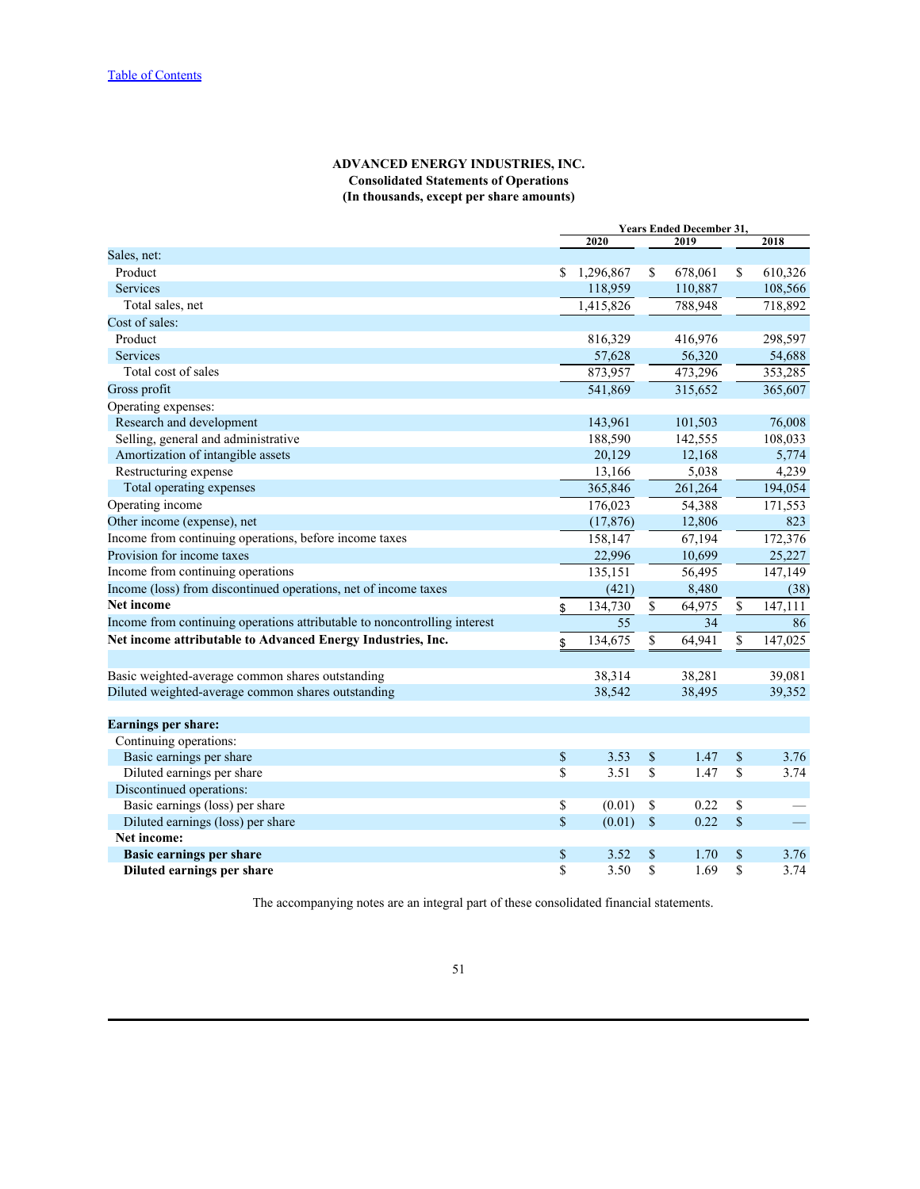**ADVANCED ENERGY INDUSTRIES, INC.**
**Consolidated Statements of Operations**
**(In thousands, except per share amounts)**

| | Years Ended December 31, | | |
|---|---|---|---|
| | 2020 | 2019 | 2018 |
| Sales, net: | | | |
| Product | $ 1,296,867 | $ 678,061 | $ 610,326 |
| Services | 118,959 | 110,887 | 108,566 |
| Total sales, net | 1,415,826 | 788,948 | 718,892 |
| Cost of sales: | | | |
| Product | 816,329 | 416,976 | 298,597 |
| Services | 57,628 | 56,320 | 54,688 |
| Total cost of sales | 873,957 | 473,296 | 353,285 |
| Gross profit | 541,869 | 315,652 | 365,607 |
| Operating expenses: | | | |
| Research and development | 143,961 | 101,503 | 76,008 |
| Selling, general and administrative | 188,590 | 142,555 | 108,033 |
| Amortization of intangible assets | 20,129 | 12,168 | 5,774 |
| Restructuring expense | 13,166 | 5,038 | 4,239 |
| Total operating expenses | 365,846 | 261,264 | 194,054 |
| Operating income | 176,023 | 54,388 | 171,553 |
| Other income (expense), net | (17,876) | 12,806 | 823 |
| Income from continuing operations, before income taxes | 158,147 | 67,194 | 172,376 |
| Provision for income taxes | 22,996 | 10,699 | 25,227 |
| Income from continuing operations | 135,151 | 56,495 | 147,149 |
| Income (loss) from discontinued operations, net of income taxes | (421) | 8,480 | (38) |
| **Net income** | $ 134,730 | $ 64,975 | $ 147,111 |
| Income from continuing operations attributable to noncontrolling interest | 55 | 34 | 86 |
| **Net income attributable to Advanced Energy Industries, Inc.** | $ 134,675 | $ 64,941 | $ 147,025 |
| | | | |
| Basic weighted-average common shares outstanding | 38,314 | 38,281 | 39,081 |
| Diluted weighted-average common shares outstanding | 38,542 | 38,495 | 39,352 |
| | | | |
| **Earnings per share:** | | | |
| Continuing operations: | | | |
| Basic earnings per share | $ 3.53 | $ 1.47 | $ 3.76 |
| Diluted earnings per share | $ 3.51 | $ 1.47 | $ 3.74 |
| Discontinued operations: | | | |
| Basic earnings (loss) per share | $ (0.01) | $ 0.22 | $ — |
| Diluted earnings (loss) per share | $ (0.01) | $ 0.22 | $ — |
| **Net income:** | | | |
| **Basic earnings per share** | $ 3.52 | $ 1.70 | $ 3.76 |
| **Diluted earnings per share** | $ 3.50 | $ 1.69 | $ 3.74 |

The accompanying notes are an integral part of these consolidated financial statements.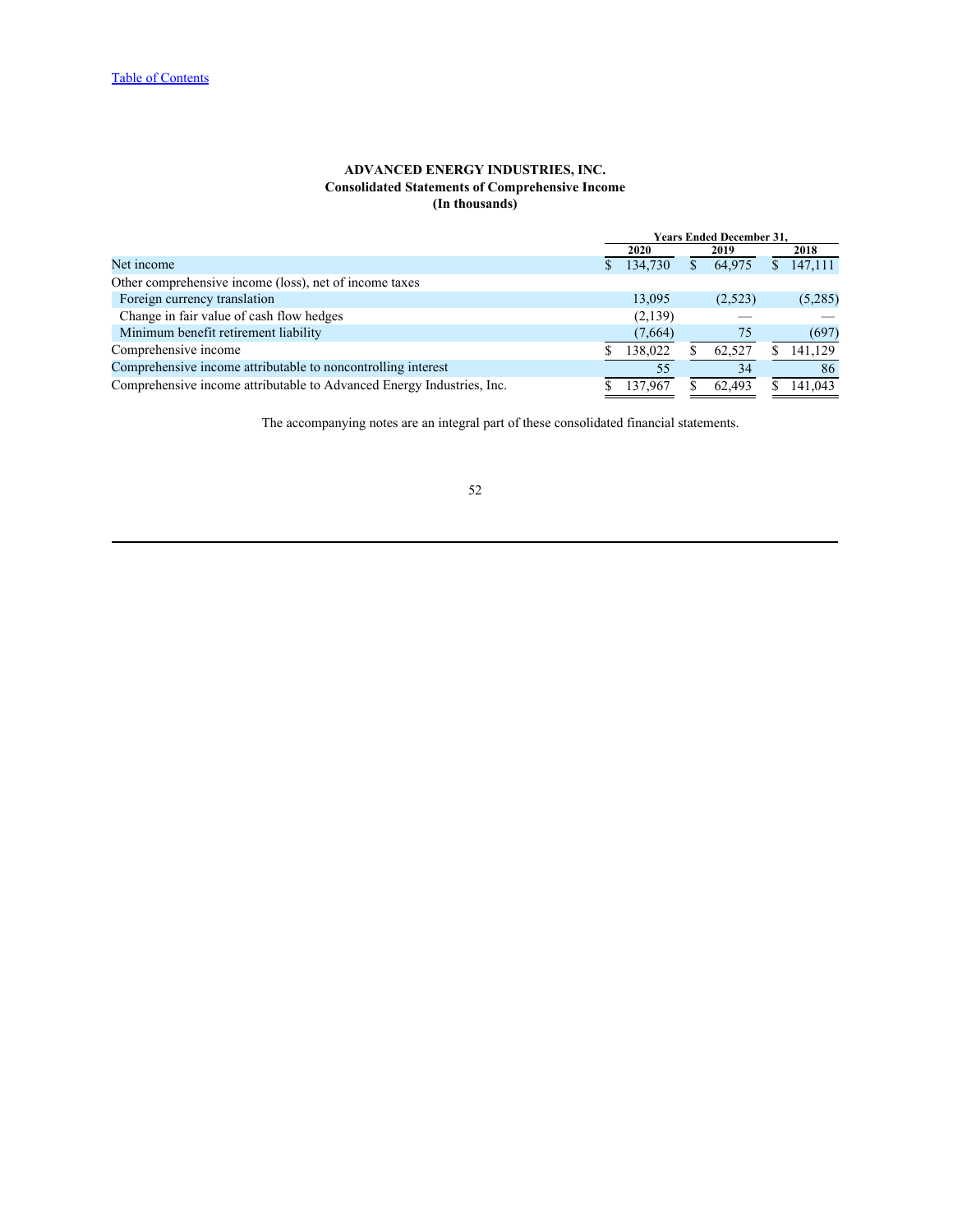Table of Contents

**ADVANCED ENERGY INDUSTRIES, INC.**
**Consolidated Statements of Comprehensive Income**
**(In thousands)**

| | Years Ended December 31, | | |
|---|---|---|---|
| | 2020 | 2019 | 2018 |
| Net income | $ 134,730 | $ 64,975 | $ 147,111 |
| Other comprehensive income (loss), net of income taxes | | | |
| Foreign currency translation | 13,095 | (2,523) | (5,285) |
| Change in fair value of cash flow hedges | (2,139) | — | — |
| Minimum benefit retirement liability | (7,664) | 75 | (697) |
| Comprehensive income | $ 138,022 | $ 62,527 | $ 141,129 |
| Comprehensive income attributable to noncontrolling interest | 55 | 34 | 86 |
| Comprehensive income attributable to Advanced Energy Industries, Inc. | $ 137,967 | $ 62,493 | $ 141,043 |

The accompanying notes are an integral part of these consolidated financial statements.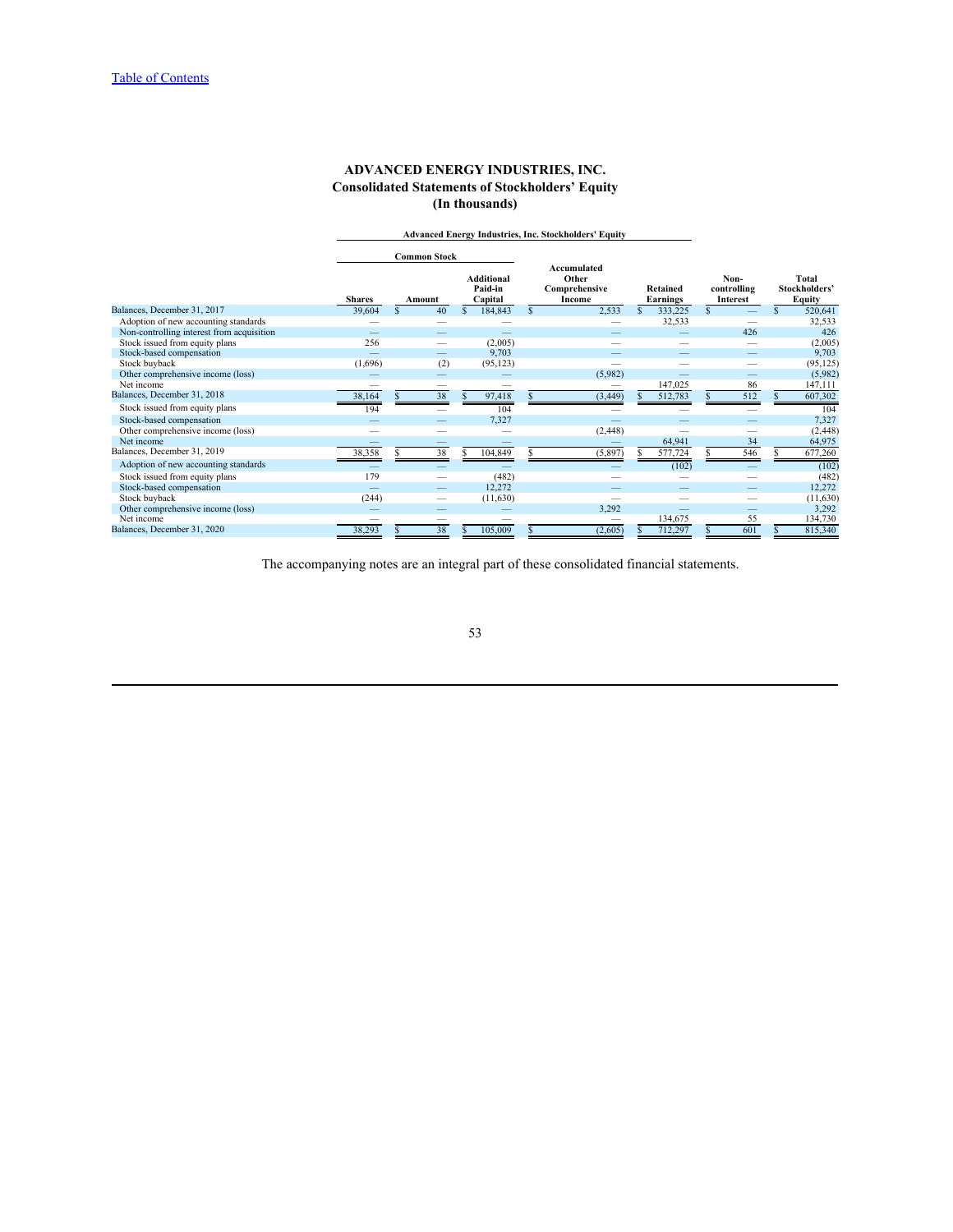[Table of Contents](#)

# ADVANCED ENERGY INDUSTRIES, INC.
## Consolidated Statements of Stockholders' Equity
### (In thousands)

| | Advanced Energy Industries, Inc. Stockholders' Equity | | | | | | |
|---|---|---|---|---|---|---|---|
| | Common Stock | | | | | | |
| | Shares | Amount | Additional Paid-in Capital | Accumulated Other Comprehensive Income | Retained Earnings | Non-controlling Interest | Total Stockholders' Equity |
| Balances, December 31, 2017 | 39,604 | $ 40 | $ 184,843 | $ 2,533 | $ 333,225 | $ — | $ 520,641 |
| Adoption of new accounting standards | — | — | — | — | 32,533 | — | 32,533 |
| Non-controlling interest from acquisition | — | — | — | — | — | 426 | 426 |
| Stock issued from equity plans | 256 | — | (2,005) | — | — | — | (2,005) |
| Stock-based compensation | — | — | 9,703 | — | — | — | 9,703 |
| Stock buyback | (1,696) | (2) | (95,123) | — | — | — | (95,125) |
| Other comprehensive income (loss) | — | — | — | (5,982) | — | — | (5,982) |
| Net income | — | — | — | — | 147,025 | 86 | 147,111 |
| Balances, December 31, 2018 | 38,164 | $ 38 | $ 97,418 | $ (3,449) | $ 512,783 | $ 512 | $ 607,302 |
| Stock issued from equity plans | 194 | — | 104 | — | — | — | 104 |
| Stock-based compensation | — | — | 7,327 | — | — | — | 7,327 |
| Other comprehensive income (loss) | — | — | — | (2,448) | — | — | (2,448) |
| Net income | — | — | — | — | 64,941 | 34 | 64,975 |
| Balances, December 31, 2019 | 38,358 | $ 38 | $ 104,849 | $ (5,897) | $ 577,724 | $ 546 | $ 677,260 |
| Adoption of new accounting standards | — | — | — | — | (102) | — | (102) |
| Stock issued from equity plans | 179 | — | (482) | — | — | — | (482) |
| Stock-based compensation | — | — | 12,272 | — | — | — | 12,272 |
| Stock buyback | (244) | — | (11,630) | — | — | — | (11,630) |
| Other comprehensive income (loss) | — | — | — | 3,292 | — | — | 3,292 |
| Net income | — | — | — | — | 134,675 | 55 | 134,730 |
| Balances, December 31, 2020 | 38,293 | $ 38 | $ 105,009 | $ (2,605) | $ 712,297 | $ 601 | $ 815,340 |

The accompanying notes are an integral part of these consolidated financial statements.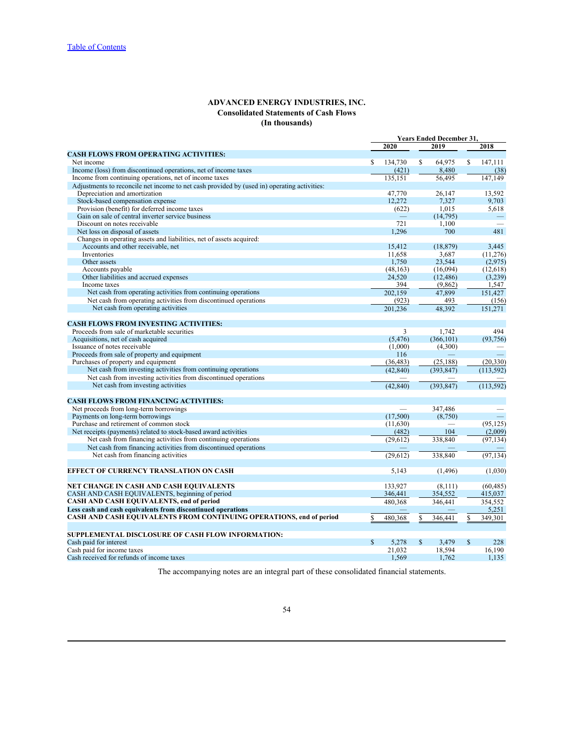[Table of Contents](#)

**ADVANCED ENERGY INDUSTRIES, INC.**
**Consolidated Statements of Cash Flows**
**(In thousands)**

| | Years Ended December 31, | | |
|---|---|---|---|
| | 2020 | 2019 | 2018 |
| **CASH FLOWS FROM OPERATING ACTIVITIES:** | | | |
| Net income | $ 134,730 | $ 64,975 | $ 147,111 |
| Income (loss) from discontinued operations, net of income taxes | (421) | 8,480 | (38) |
| Income from continuing operations, net of income taxes | 135,151 | 56,495 | 147,149 |
| Adjustments to reconcile net income to net cash provided by (used in) operating activities: | | | |
| Depreciation and amortization | 47,770 | 26,147 | 13,592 |
| Stock-based compensation expense | 12,272 | 7,327 | 9,703 |
| Provision (benefit) for deferred income taxes | (622) | 1,015 | 5,618 |
| Gain on sale of central inverter service business | — | (14,795) | — |
| Discount on notes receivable | 721 | 1,100 | — |
| Net loss on disposal of assets | 1,296 | 700 | 481 |
| Changes in operating assets and liabilities, net of assets acquired: | | | |
| Accounts and other receivable, net | 15,412 | (18,879) | 3,445 |
| Inventories | 11,658 | 3,687 | (11,276) |
| Other assets | 1,750 | 23,544 | (2,975) |
| Accounts payable | (48,163) | (16,094) | (12,618) |
| Other liabilities and accrued expenses | 24,520 | (12,486) | (3,239) |
| Income taxes | 394 | (9,862) | 1,547 |
| Net cash from operating activities from continuing operations | 202,159 | 47,899 | 151,427 |
| Net cash from operating activities from discontinued operations | (923) | 493 | (156) |
| Net cash from operating activities | 201,236 | 48,392 | 151,271 |
| **CASH FLOWS FROM INVESTING ACTIVITIES:** | | | |
| Proceeds from sale of marketable securities | 3 | 1,742 | 494 |
| Acquisitions, net of cash acquired | (5,476) | (366,101) | (93,756) |
| Issuance of notes receivable | (1,000) | (4,300) | — |
| Proceeds from sale of property and equipment | 116 | — | — |
| Purchases of property and equipment | (36,483) | (25,188) | (20,330) |
| Net cash from investing activities from continuing operations | (42,840) | (393,847) | (113,592) |
| Net cash from investing activities from discontinued operations | — | — | — |
| Net cash from investing activities | (42,840) | (393,847) | (113,592) |
| **CASH FLOWS FROM FINANCING ACTIVITIES:** | | | |
| Net proceeds from long-term borrowings | — | 347,486 | — |
| Payments on long-term borrowings | (17,500) | (8,750) | — |
| Purchase and retirement of common stock | (11,630) | — | (95,125) |
| Net receipts (payments) related to stock-based award activities | (482) | 104 | (2,009) |
| Net cash from financing activities from continuing operations | (29,612) | 338,840 | (97,134) |
| Net cash from financing activities from discontinued operations | — | — | — |
| Net cash from financing activities | (29,612) | 338,840 | (97,134) |
| **EFFECT OF CURRENCY TRANSLATION ON CASH** | 5,143 | (1,496) | (1,030) |
| **NET CHANGE IN CASH AND CASH EQUIVALENTS** | 133,927 | (8,111) | (60,485) |
| CASH AND CASH EQUIVALENTS, beginning of period | 346,441 | 354,552 | 415,037 |
| **CASH AND CASH EQUIVALENTS, end of period** | 480,368 | 346,441 | 354,552 |
| **Less cash and cash equivalents from discontinued operations** | — | — | 5,251 |
| **CASH AND CASH EQUIVALENTS FROM CONTINUING OPERATIONS, end of period** | $ 480,368 | $ 346,441 | $ 349,301 |
| **SUPPLEMENTAL DISCLOSURE OF CASH FLOW INFORMATION:** | | | |
| Cash paid for interest | $ 5,278 | $ 3,479 | $ 228 |
| Cash paid for income taxes | 21,032 | 18,594 | 16,190 |
| Cash received for refunds of income taxes | 1,569 | 1,762 | 1,135 |

The accompanying notes are an integral part of these consolidated financial statements.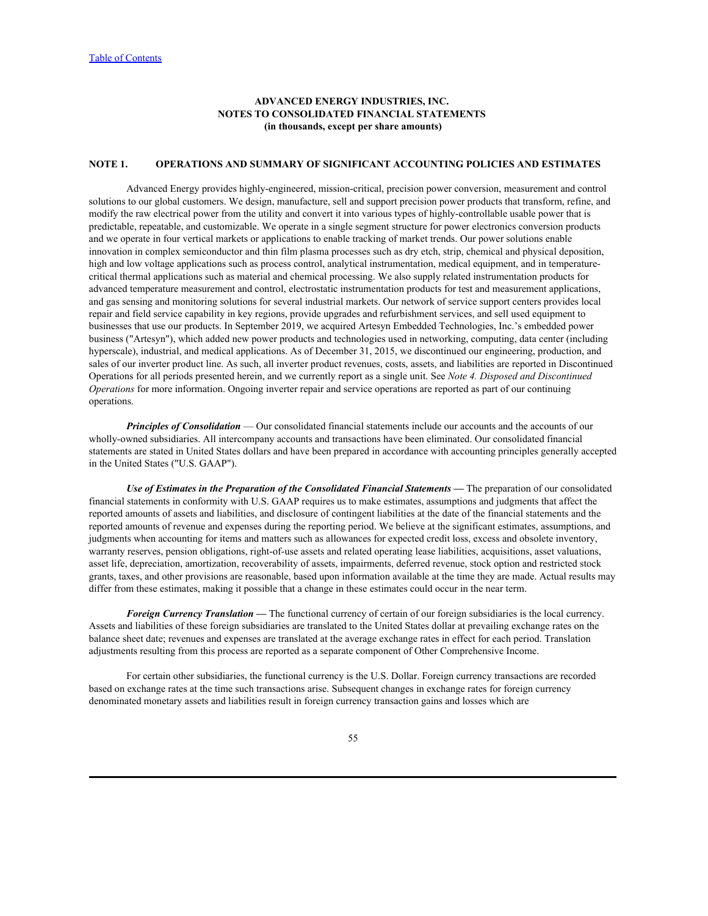**ADVANCED ENERGY INDUSTRIES, INC.**
**NOTES TO CONSOLIDATED FINANCIAL STATEMENTS**
**(in thousands, except per share amounts)**

## NOTE 1. OPERATIONS AND SUMMARY OF SIGNIFICANT ACCOUNTING POLICIES AND ESTIMATES

Advanced Energy provides highly-engineered, mission-critical, precision power conversion, measurement and control solutions to our global customers. We design, manufacture, sell and support precision power products that transform, refine, and modify the raw electrical power from the utility and convert it into various types of highly-controllable usable power that is predictable, repeatable, and customizable. We operate in a single segment structure for power electronics conversion products and we operate in four vertical markets or applications to enable tracking of market trends. Our power solutions enable innovation in complex semiconductor and thin film plasma processes such as dry etch, strip, chemical and physical deposition, high and low voltage applications such as process control, analytical instrumentation, medical equipment, and in temperature-critical thermal applications such as material and chemical processing. We also supply related instrumentation products for advanced temperature measurement and control, electrostatic instrumentation products for test and measurement applications, and gas sensing and monitoring solutions for several industrial markets. Our network of service support centers provides local repair and field service capability in key regions, provide upgrades and refurbishment services, and sell used equipment to businesses that use our products. In September 2019, we acquired Artesyn Embedded Technologies, Inc.'s embedded power business ("Artesyn"), which added new power products and technologies used in networking, computing, data center (including hyperscale), industrial, and medical applications. As of December 31, 2015, we discontinued our engineering, production, and sales of our inverter product line. As such, all inverter product revenues, costs, assets, and liabilities are reported in Discontinued Operations for all periods presented herein, and we currently report as a single unit. See *Note 4. Disposed and Discontinued Operations* for more information. Ongoing inverter repair and service operations are reported as part of our continuing operations.

***Principles of Consolidation*** — Our consolidated financial statements include our accounts and the accounts of our wholly-owned subsidiaries. All intercompany accounts and transactions have been eliminated. Our consolidated financial statements are stated in United States dollars and have been prepared in accordance with accounting principles generally accepted in the United States ("U.S. GAAP").

***Use of Estimates in the Preparation of the Consolidated Financial Statements*** **—** The preparation of our consolidated financial statements in conformity with U.S. GAAP requires us to make estimates, assumptions and judgments that affect the reported amounts of assets and liabilities, and disclosure of contingent liabilities at the date of the financial statements and the reported amounts of revenue and expenses during the reporting period. We believe at the significant estimates, assumptions, and judgments when accounting for items and matters such as allowances for expected credit loss, excess and obsolete inventory, warranty reserves, pension obligations, right-of-use assets and related operating lease liabilities, acquisitions, asset valuations, asset life, depreciation, amortization, recoverability of assets, impairments, deferred revenue, stock option and restricted stock grants, taxes, and other provisions are reasonable, based upon information available at the time they are made. Actual results may differ from these estimates, making it possible that a change in these estimates could occur in the near term.

***Foreign Currency Translation*** **—** The functional currency of certain of our foreign subsidiaries is the local currency. Assets and liabilities of these foreign subsidiaries are translated to the United States dollar at prevailing exchange rates on the balance sheet date; revenues and expenses are translated at the average exchange rates in effect for each period. Translation adjustments resulting from this process are reported as a separate component of Other Comprehensive Income.

For certain other subsidiaries, the functional currency is the U.S. Dollar. Foreign currency transactions are recorded based on exchange rates at the time such transactions arise. Subsequent changes in exchange rates for foreign currency denominated monetary assets and liabilities result in foreign currency transaction gains and losses which are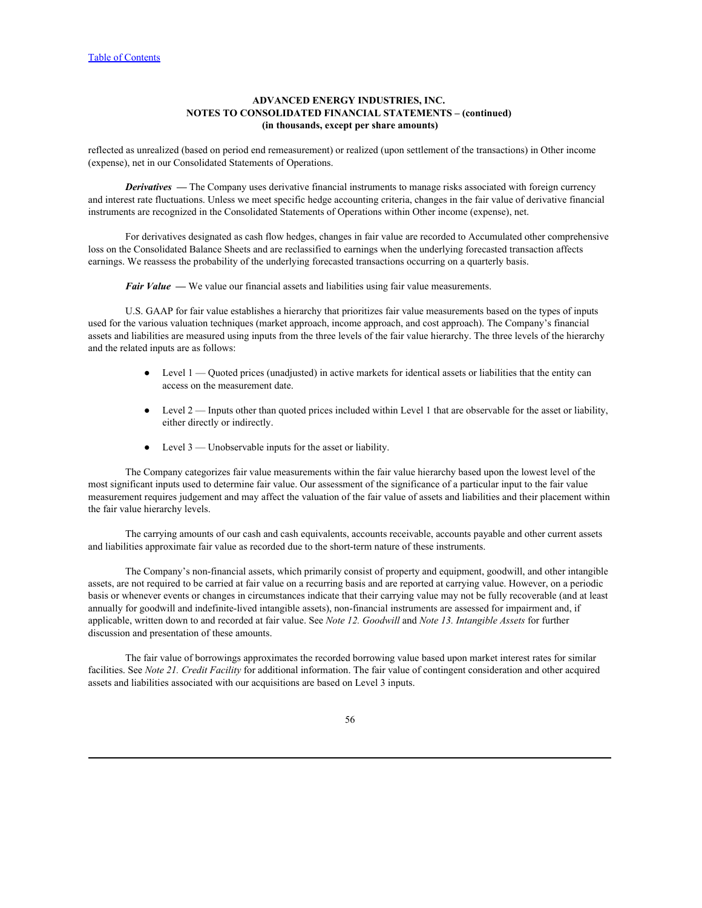reflected as unrealized (based on period end remeasurement) or realized (upon settlement of the transactions) in Other income (expense), net in our Consolidated Statements of Operations.

***Derivatives*** **—** The Company uses derivative financial instruments to manage risks associated with foreign currency and interest rate fluctuations. Unless we meet specific hedge accounting criteria, changes in the fair value of derivative financial instruments are recognized in the Consolidated Statements of Operations within Other income (expense), net.

For derivatives designated as cash flow hedges, changes in fair value are recorded to Accumulated other comprehensive loss on the Consolidated Balance Sheets and are reclassified to earnings when the underlying forecasted transaction affects earnings. We reassess the probability of the underlying forecasted transactions occurring on a quarterly basis.

***Fair Value*** **—** We value our financial assets and liabilities using fair value measurements.

U.S. GAAP for fair value establishes a hierarchy that prioritizes fair value measurements based on the types of inputs used for the various valuation techniques (market approach, income approach, and cost approach). The Company's financial assets and liabilities are measured using inputs from the three levels of the fair value hierarchy. The three levels of the hierarchy and the related inputs are as follows:

- Level 1 — Quoted prices (unadjusted) in active markets for identical assets or liabilities that the entity can access on the measurement date.
- Level 2 — Inputs other than quoted prices included within Level 1 that are observable for the asset or liability, either directly or indirectly.
- Level 3 — Unobservable inputs for the asset or liability.

The Company categorizes fair value measurements within the fair value hierarchy based upon the lowest level of the most significant inputs used to determine fair value. Our assessment of the significance of a particular input to the fair value measurement requires judgement and may affect the valuation of the fair value of assets and liabilities and their placement within the fair value hierarchy levels.

The carrying amounts of our cash and cash equivalents, accounts receivable, accounts payable and other current assets and liabilities approximate fair value as recorded due to the short-term nature of these instruments.

The Company's non-financial assets, which primarily consist of property and equipment, goodwill, and other intangible assets, are not required to be carried at fair value on a recurring basis and are reported at carrying value. However, on a periodic basis or whenever events or changes in circumstances indicate that their carrying value may not be fully recoverable (and at least annually for goodwill and indefinite-lived intangible assets), non-financial instruments are assessed for impairment and, if applicable, written down to and recorded at fair value. See *Note 12. Goodwill* and *Note 13. Intangible Assets* for further discussion and presentation of these amounts.

The fair value of borrowings approximates the recorded borrowing value based upon market interest rates for similar facilities. See *Note 21. Credit Facility* for additional information. The fair value of contingent consideration and other acquired assets and liabilities associated with our acquisitions are based on Level 3 inputs.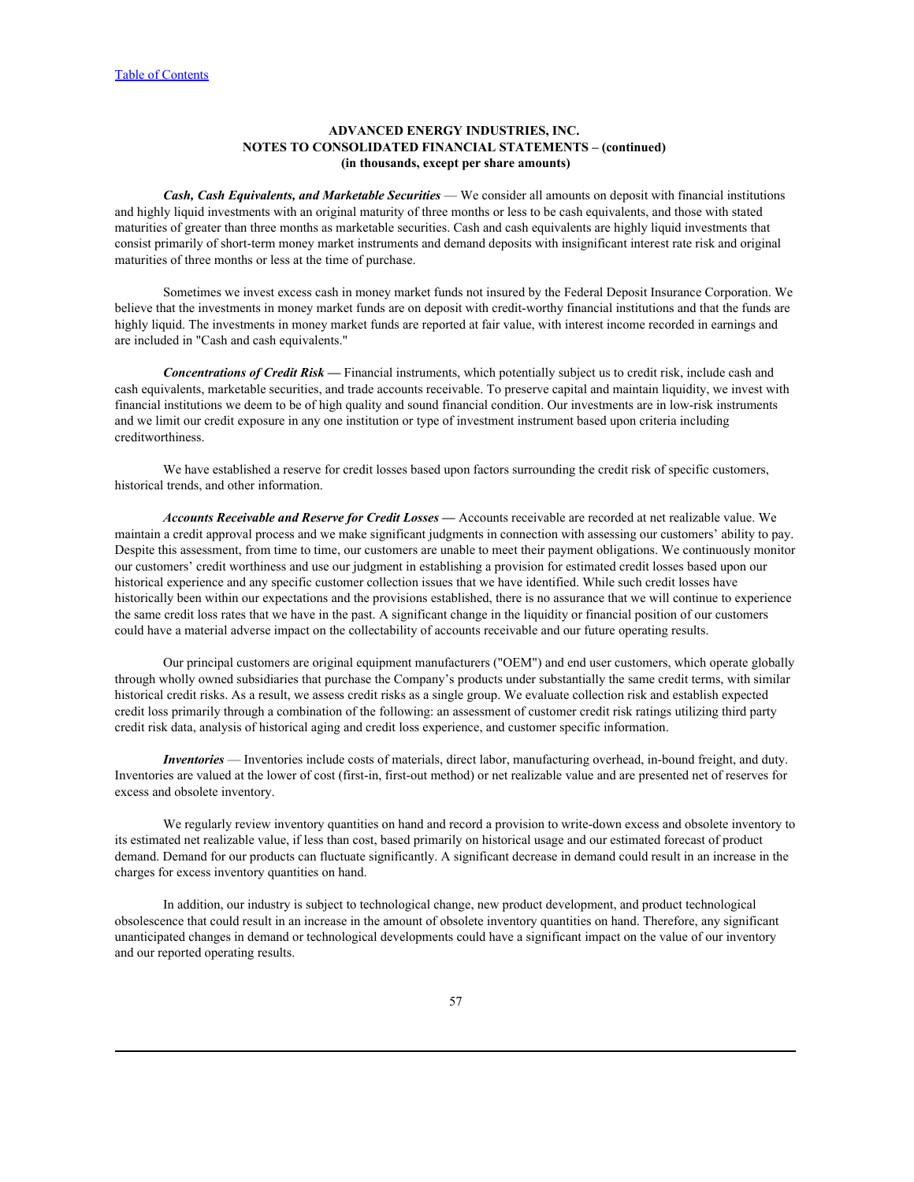**ADVANCED ENERGY INDUSTRIES, INC.**
**NOTES TO CONSOLIDATED FINANCIAL STATEMENTS – (continued)**
**(in thousands, except per share amounts)**

***Cash, Cash Equivalents, and Marketable Securities*** — We consider all amounts on deposit with financial institutions and highly liquid investments with an original maturity of three months or less to be cash equivalents, and those with stated maturities of greater than three months as marketable securities. Cash and cash equivalents are highly liquid investments that consist primarily of short-term money market instruments and demand deposits with insignificant interest rate risk and original maturities of three months or less at the time of purchase.

Sometimes we invest excess cash in money market funds not insured by the Federal Deposit Insurance Corporation. We believe that the investments in money market funds are on deposit with credit-worthy financial institutions and that the funds are highly liquid. The investments in money market funds are reported at fair value, with interest income recorded in earnings and are included in "Cash and cash equivalents."

***Concentrations of Credit Risk —*** Financial instruments, which potentially subject us to credit risk, include cash and cash equivalents, marketable securities, and trade accounts receivable. To preserve capital and maintain liquidity, we invest with financial institutions we deem to be of high quality and sound financial condition. Our investments are in low-risk instruments and we limit our credit exposure in any one institution or type of investment instrument based upon criteria including creditworthiness.

We have established a reserve for credit losses based upon factors surrounding the credit risk of specific customers, historical trends, and other information.

***Accounts Receivable and Reserve for Credit Losses —*** Accounts receivable are recorded at net realizable value. We maintain a credit approval process and we make significant judgments in connection with assessing our customers' ability to pay. Despite this assessment, from time to time, our customers are unable to meet their payment obligations. We continuously monitor our customers' credit worthiness and use our judgment in establishing a provision for estimated credit losses based upon our historical experience and any specific customer collection issues that we have identified. While such credit losses have historically been within our expectations and the provisions established, there is no assurance that we will continue to experience the same credit loss rates that we have in the past. A significant change in the liquidity or financial position of our customers could have a material adverse impact on the collectability of accounts receivable and our future operating results.

Our principal customers are original equipment manufacturers ("OEM") and end user customers, which operate globally through wholly owned subsidiaries that purchase the Company's products under substantially the same credit terms, with similar historical credit risks. As a result, we assess credit risks as a single group. We evaluate collection risk and establish expected credit loss primarily through a combination of the following: an assessment of customer credit risk ratings utilizing third party credit risk data, analysis of historical aging and credit loss experience, and customer specific information.

***Inventories*** — Inventories include costs of materials, direct labor, manufacturing overhead, in-bound freight, and duty. Inventories are valued at the lower of cost (first-in, first-out method) or net realizable value and are presented net of reserves for excess and obsolete inventory.

We regularly review inventory quantities on hand and record a provision to write-down excess and obsolete inventory to its estimated net realizable value, if less than cost, based primarily on historical usage and our estimated forecast of product demand. Demand for our products can fluctuate significantly. A significant decrease in demand could result in an increase in the charges for excess inventory quantities on hand.

In addition, our industry is subject to technological change, new product development, and product technological obsolescence that could result in an increase in the amount of obsolete inventory quantities on hand. Therefore, any significant unanticipated changes in demand or technological developments could have a significant impact on the value of our inventory and our reported operating results.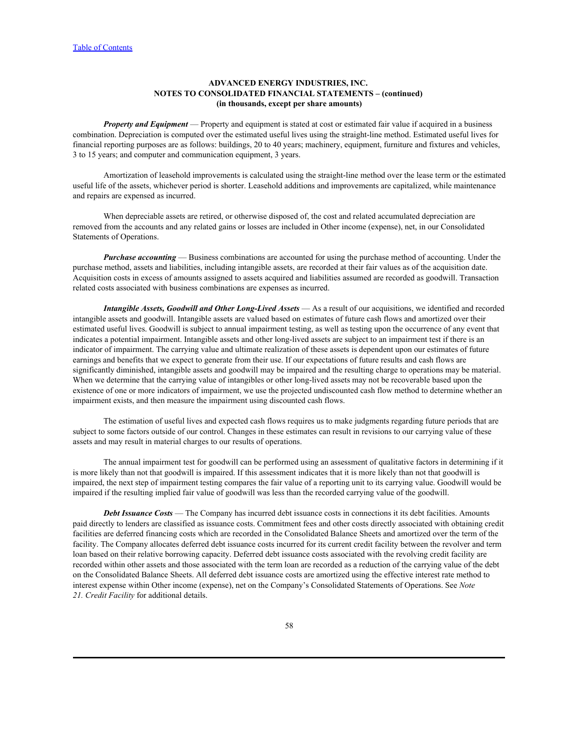[Table of Contents](#)

**ADVANCED ENERGY INDUSTRIES, INC.**
**NOTES TO CONSOLIDATED FINANCIAL STATEMENTS – (continued)**
**(in thousands, except per share amounts)**

***Property and Equipment*** — Property and equipment is stated at cost or estimated fair value if acquired in a business combination. Depreciation is computed over the estimated useful lives using the straight-line method. Estimated useful lives for financial reporting purposes are as follows: buildings, 20 to 40 years; machinery, equipment, furniture and fixtures and vehicles, 3 to 15 years; and computer and communication equipment, 3 years.

Amortization of leasehold improvements is calculated using the straight-line method over the lease term or the estimated useful life of the assets, whichever period is shorter. Leasehold additions and improvements are capitalized, while maintenance and repairs are expensed as incurred.

When depreciable assets are retired, or otherwise disposed of, the cost and related accumulated depreciation are removed from the accounts and any related gains or losses are included in Other income (expense), net, in our Consolidated Statements of Operations.

***Purchase accounting*** — Business combinations are accounted for using the purchase method of accounting. Under the purchase method, assets and liabilities, including intangible assets, are recorded at their fair values as of the acquisition date. Acquisition costs in excess of amounts assigned to assets acquired and liabilities assumed are recorded as goodwill. Transaction related costs associated with business combinations are expenses as incurred.

***Intangible Assets, Goodwill and Other Long-Lived Assets*** — As a result of our acquisitions, we identified and recorded intangible assets and goodwill. Intangible assets are valued based on estimates of future cash flows and amortized over their estimated useful lives. Goodwill is subject to annual impairment testing, as well as testing upon the occurrence of any event that indicates a potential impairment. Intangible assets and other long-lived assets are subject to an impairment test if there is an indicator of impairment. The carrying value and ultimate realization of these assets is dependent upon our estimates of future earnings and benefits that we expect to generate from their use. If our expectations of future results and cash flows are significantly diminished, intangible assets and goodwill may be impaired and the resulting charge to operations may be material. When we determine that the carrying value of intangibles or other long-lived assets may not be recoverable based upon the existence of one or more indicators of impairment, we use the projected undiscounted cash flow method to determine whether an impairment exists, and then measure the impairment using discounted cash flows.

The estimation of useful lives and expected cash flows requires us to make judgments regarding future periods that are subject to some factors outside of our control. Changes in these estimates can result in revisions to our carrying value of these assets and may result in material charges to our results of operations.

The annual impairment test for goodwill can be performed using an assessment of qualitative factors in determining if it is more likely than not that goodwill is impaired. If this assessment indicates that it is more likely than not that goodwill is impaired, the next step of impairment testing compares the fair value of a reporting unit to its carrying value. Goodwill would be impaired if the resulting implied fair value of goodwill was less than the recorded carrying value of the goodwill.

***Debt Issuance Costs*** — The Company has incurred debt issuance costs in connections it its debt facilities. Amounts paid directly to lenders are classified as issuance costs. Commitment fees and other costs directly associated with obtaining credit facilities are deferred financing costs which are recorded in the Consolidated Balance Sheets and amortized over the term of the facility. The Company allocates deferred debt issuance costs incurred for its current credit facility between the revolver and term loan based on their relative borrowing capacity. Deferred debt issuance costs associated with the revolving credit facility are recorded within other assets and those associated with the term loan are recorded as a reduction of the carrying value of the debt on the Consolidated Balance Sheets. All deferred debt issuance costs are amortized using the effective interest rate method to interest expense within Other income (expense), net on the Company's Consolidated Statements of Operations. See *Note 21. Credit Facility* for additional details.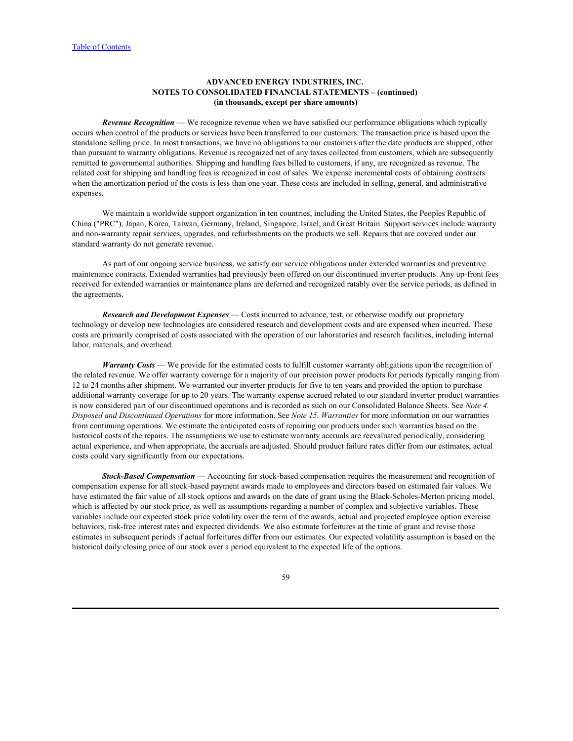**ADVANCED ENERGY INDUSTRIES, INC.**
**NOTES TO CONSOLIDATED FINANCIAL STATEMENTS – (continued)**
**(in thousands, except per share amounts)**

***Revenue Recognition*** — We recognize revenue when we have satisfied our performance obligations which typically occurs when control of the products or services have been transferred to our customers. The transaction price is based upon the standalone selling price. In most transactions, we have no obligations to our customers after the date products are shipped, other than pursuant to warranty obligations. Revenue is recognized net of any taxes collected from customers, which are subsequently remitted to governmental authorities. Shipping and handling fees billed to customers, if any, are recognized as revenue. The related cost for shipping and handling fees is recognized in cost of sales. We expense incremental costs of obtaining contracts when the amortization period of the costs is less than one year. These costs are included in selling, general, and administrative expenses.

We maintain a worldwide support organization in ten countries, including the United States, the Peoples Republic of China ("PRC"), Japan, Korea, Taiwan, Germany, Ireland, Singapore, Israel, and Great Britain. Support services include warranty and non-warranty repair services, upgrades, and refurbishments on the products we sell. Repairs that are covered under our standard warranty do not generate revenue.

As part of our ongoing service business, we satisfy our service obligations under extended warranties and preventive maintenance contracts. Extended warranties had previously been offered on our discontinued inverter products. Any up-front fees received for extended warranties or maintenance plans are deferred and recognized ratably over the service periods, as defined in the agreements.

***Research and Development Expenses*** — Costs incurred to advance, test, or otherwise modify our proprietary technology or develop new technologies are considered research and development costs and are expensed when incurred. These costs are primarily comprised of costs associated with the operation of our laboratories and research facilities, including internal labor, materials, and overhead.

***Warranty Costs*** — We provide for the estimated costs to fulfill customer warranty obligations upon the recognition of the related revenue. We offer warranty coverage for a majority of our precision power products for periods typically ranging from 12 to 24 months after shipment. We warranted our inverter products for five to ten years and provided the option to purchase additional warranty coverage for up to 20 years. The warranty expense accrued related to our standard inverter product warranties is now considered part of our discontinued operations and is recorded as such on our Consolidated Balance Sheets. See *Note 4. Disposed and Discontinued Operations* for more information. See *Note 15. Warranties* for more information on our warranties from continuing operations. We estimate the anticipated costs of repairing our products under such warranties based on the historical costs of the repairs. The assumptions we use to estimate warranty accruals are reevaluated periodically, considering actual experience, and when appropriate, the accruals are adjusted. Should product failure rates differ from our estimates, actual costs could vary significantly from our expectations.

***Stock-Based Compensation*** — Accounting for stock-based compensation requires the measurement and recognition of compensation expense for all stock-based payment awards made to employees and directors based on estimated fair values. We have estimated the fair value of all stock options and awards on the date of grant using the Black-Scholes-Merton pricing model, which is affected by our stock price, as well as assumptions regarding a number of complex and subjective variables. These variables include our expected stock price volatility over the term of the awards, actual and projected employee option exercise behaviors, risk-free interest rates and expected dividends. We also estimate forfeitures at the time of grant and revise those estimates in subsequent periods if actual forfeitures differ from our estimates. Our expected volatility assumption is based on the historical daily closing price of our stock over a period equivalent to the expected life of the options.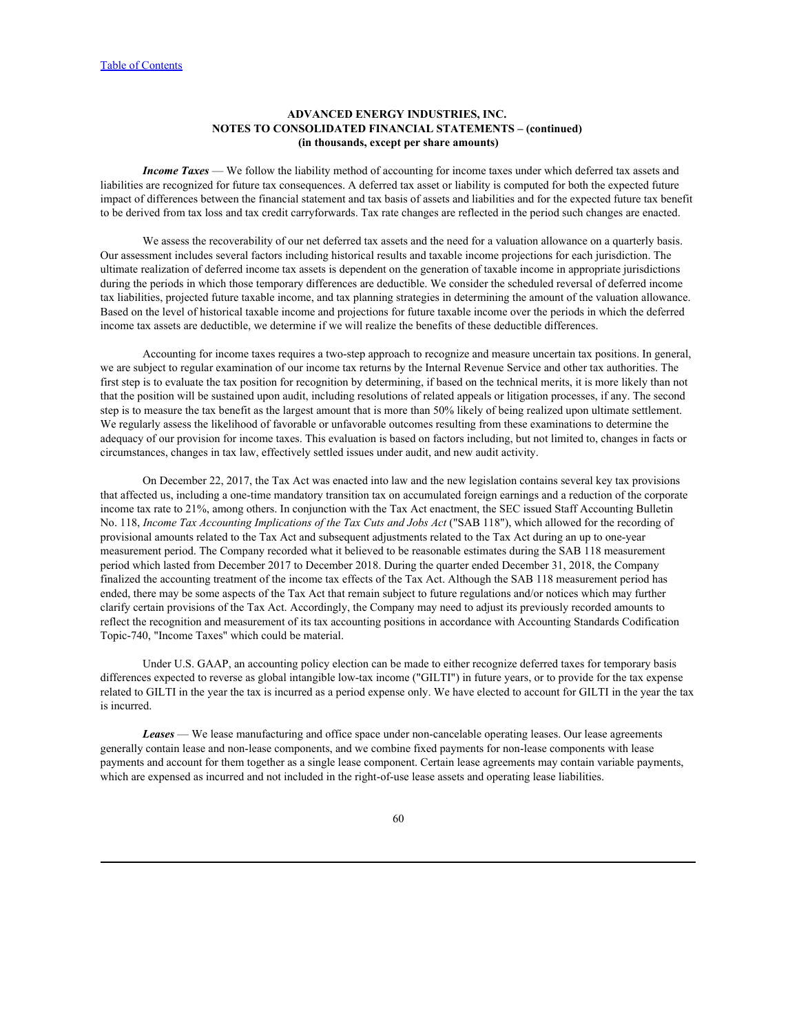**ADVANCED ENERGY INDUSTRIES, INC.**
**NOTES TO CONSOLIDATED FINANCIAL STATEMENTS – (continued)**
**(in thousands, except per share amounts)**

***Income Taxes*** — We follow the liability method of accounting for income taxes under which deferred tax assets and liabilities are recognized for future tax consequences. A deferred tax asset or liability is computed for both the expected future impact of differences between the financial statement and tax basis of assets and liabilities and for the expected future tax benefit to be derived from tax loss and tax credit carryforwards. Tax rate changes are reflected in the period such changes are enacted.

We assess the recoverability of our net deferred tax assets and the need for a valuation allowance on a quarterly basis. Our assessment includes several factors including historical results and taxable income projections for each jurisdiction. The ultimate realization of deferred income tax assets is dependent on the generation of taxable income in appropriate jurisdictions during the periods in which those temporary differences are deductible. We consider the scheduled reversal of deferred income tax liabilities, projected future taxable income, and tax planning strategies in determining the amount of the valuation allowance. Based on the level of historical taxable income and projections for future taxable income over the periods in which the deferred income tax assets are deductible, we determine if we will realize the benefits of these deductible differences.

Accounting for income taxes requires a two-step approach to recognize and measure uncertain tax positions. In general, we are subject to regular examination of our income tax returns by the Internal Revenue Service and other tax authorities. The first step is to evaluate the tax position for recognition by determining, if based on the technical merits, it is more likely than not that the position will be sustained upon audit, including resolutions of related appeals or litigation processes, if any. The second step is to measure the tax benefit as the largest amount that is more than 50% likely of being realized upon ultimate settlement. We regularly assess the likelihood of favorable or unfavorable outcomes resulting from these examinations to determine the adequacy of our provision for income taxes. This evaluation is based on factors including, but not limited to, changes in facts or circumstances, changes in tax law, effectively settled issues under audit, and new audit activity.

On December 22, 2017, the Tax Act was enacted into law and the new legislation contains several key tax provisions that affected us, including a one-time mandatory transition tax on accumulated foreign earnings and a reduction of the corporate income tax rate to 21%, among others. In conjunction with the Tax Act enactment, the SEC issued Staff Accounting Bulletin No. 118, *Income Tax Accounting Implications of the Tax Cuts and Jobs Act* ("SAB 118"), which allowed for the recording of provisional amounts related to the Tax Act and subsequent adjustments related to the Tax Act during an up to one-year measurement period. The Company recorded what it believed to be reasonable estimates during the SAB 118 measurement period which lasted from December 2017 to December 2018. During the quarter ended December 31, 2018, the Company finalized the accounting treatment of the income tax effects of the Tax Act. Although the SAB 118 measurement period has ended, there may be some aspects of the Tax Act that remain subject to future regulations and/or notices which may further clarify certain provisions of the Tax Act. Accordingly, the Company may need to adjust its previously recorded amounts to reflect the recognition and measurement of its tax accounting positions in accordance with Accounting Standards Codification Topic-740, "Income Taxes" which could be material.

Under U.S. GAAP, an accounting policy election can be made to either recognize deferred taxes for temporary basis differences expected to reverse as global intangible low-tax income ("GILTI") in future years, or to provide for the tax expense related to GILTI in the year the tax is incurred as a period expense only. We have elected to account for GILTI in the year the tax is incurred.

***Leases*** — We lease manufacturing and office space under non-cancelable operating leases. Our lease agreements generally contain lease and non-lease components, and we combine fixed payments for non-lease components with lease payments and account for them together as a single lease component. Certain lease agreements may contain variable payments, which are expensed as incurred and not included in the right-of-use lease assets and operating lease liabilities.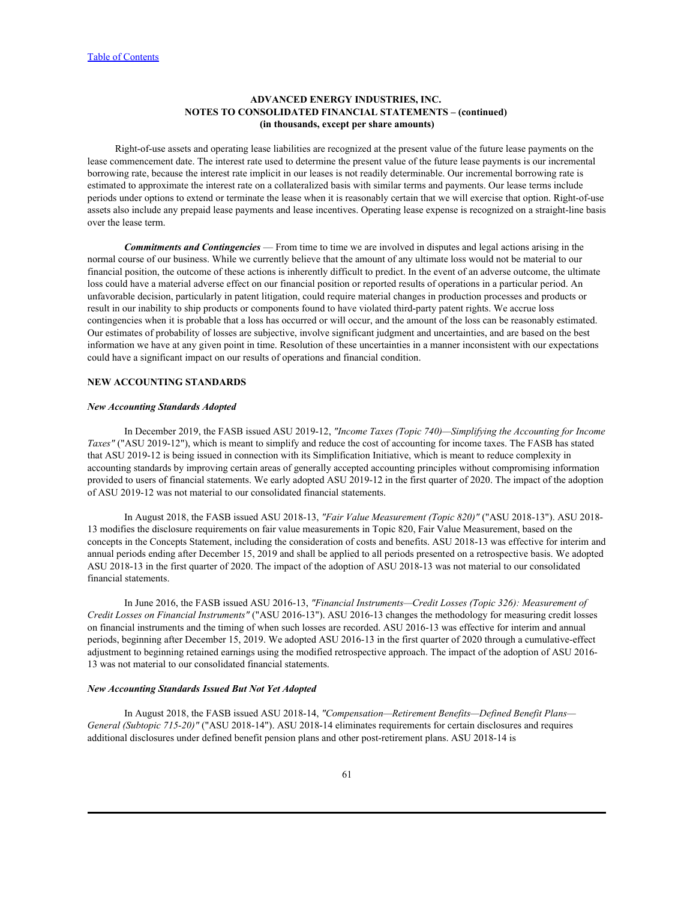Right-of-use assets and operating lease liabilities are recognized at the present value of the future lease payments on the lease commencement date. The interest rate used to determine the present value of the future lease payments is our incremental borrowing rate, because the interest rate implicit in our leases is not readily determinable. Our incremental borrowing rate is estimated to approximate the interest rate on a collateralized basis with similar terms and payments. Our lease terms include periods under options to extend or terminate the lease when it is reasonably certain that we will exercise that option. Right-of-use assets also include any prepaid lease payments and lease incentives. Operating lease expense is recognized on a straight-line basis over the lease term.

***Commitments and Contingencies*** — From time to time we are involved in disputes and legal actions arising in the normal course of our business. While we currently believe that the amount of any ultimate loss would not be material to our financial position, the outcome of these actions is inherently difficult to predict. In the event of an adverse outcome, the ultimate loss could have a material adverse effect on our financial position or reported results of operations in a particular period. An unfavorable decision, particularly in patent litigation, could require material changes in production processes and products or result in our inability to ship products or components found to have violated third-party patent rights. We accrue loss contingencies when it is probable that a loss has occurred or will occur, and the amount of the loss can be reasonably estimated. Our estimates of probability of losses are subjective, involve significant judgment and uncertainties, and are based on the best information we have at any given point in time. Resolution of these uncertainties in a manner inconsistent with our expectations could have a significant impact on our results of operations and financial condition.

## NEW ACCOUNTING STANDARDS

### *New Accounting Standards Adopted*

In December 2019, the FASB issued ASU 2019-12, *"Income Taxes (Topic 740)—Simplifying the Accounting for Income Taxes"* ("ASU 2019-12"), which is meant to simplify and reduce the cost of accounting for income taxes. The FASB has stated that ASU 2019-12 is being issued in connection with its Simplification Initiative, which is meant to reduce complexity in accounting standards by improving certain areas of generally accepted accounting principles without compromising information provided to users of financial statements. We early adopted ASU 2019-12 in the first quarter of 2020. The impact of the adoption of ASU 2019-12 was not material to our consolidated financial statements.

In August 2018, the FASB issued ASU 2018-13, *"Fair Value Measurement (Topic 820)"* ("ASU 2018-13"). ASU 2018-13 modifies the disclosure requirements on fair value measurements in Topic 820, Fair Value Measurement, based on the concepts in the Concepts Statement, including the consideration of costs and benefits. ASU 2018-13 was effective for interim and annual periods ending after December 15, 2019 and shall be applied to all periods presented on a retrospective basis. We adopted ASU 2018-13 in the first quarter of 2020. The impact of the adoption of ASU 2018-13 was not material to our consolidated financial statements.

In June 2016, the FASB issued ASU 2016-13, *"Financial Instruments—Credit Losses (Topic 326): Measurement of Credit Losses on Financial Instruments"* ("ASU 2016-13"). ASU 2016-13 changes the methodology for measuring credit losses on financial instruments and the timing of when such losses are recorded. ASU 2016-13 was effective for interim and annual periods, beginning after December 15, 2019. We adopted ASU 2016-13 in the first quarter of 2020 through a cumulative-effect adjustment to beginning retained earnings using the modified retrospective approach. The impact of the adoption of ASU 2016-13 was not material to our consolidated financial statements.

### *New Accounting Standards Issued But Not Yet Adopted*

In August 2018, the FASB issued ASU 2018-14, *"Compensation—Retirement Benefits—Defined Benefit Plans—General (Subtopic 715-20)"* ("ASU 2018-14"). ASU 2018-14 eliminates requirements for certain disclosures and requires additional disclosures under defined benefit pension plans and other post-retirement plans. ASU 2018-14 is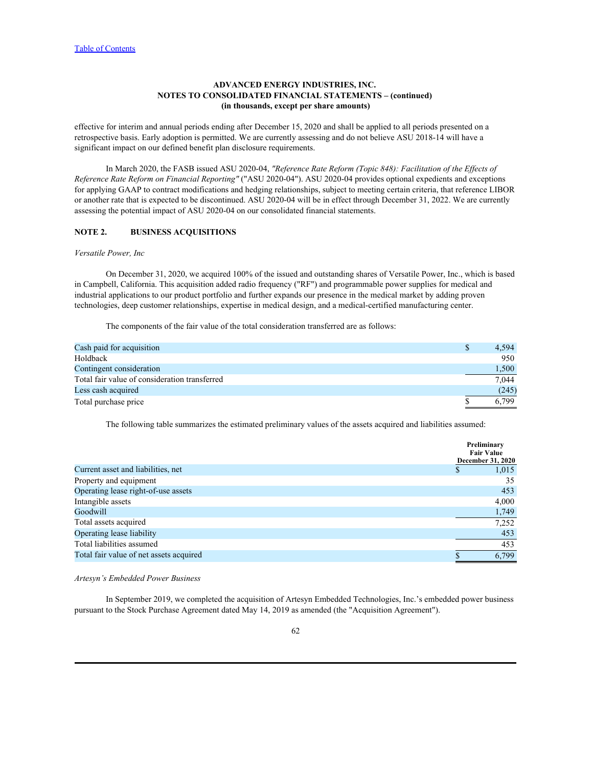effective for interim and annual periods ending after December 15, 2020 and shall be applied to all periods presented on a retrospective basis. Early adoption is permitted. We are currently assessing and do not believe ASU 2018-14 will have a significant impact on our defined benefit plan disclosure requirements.

In March 2020, the FASB issued ASU 2020-04, *"Reference Rate Reform (Topic 848): Facilitation of the Effects of Reference Rate Reform on Financial Reporting"* ("ASU 2020-04"). ASU 2020-04 provides optional expedients and exceptions for applying GAAP to contract modifications and hedging relationships, subject to meeting certain criteria, that reference LIBOR or another rate that is expected to be discontinued. ASU 2020-04 will be in effect through December 31, 2022. We are currently assessing the potential impact of ASU 2020-04 on our consolidated financial statements.

## NOTE 2. BUSINESS ACQUISITIONS

*Versatile Power, Inc*

On December 31, 2020, we acquired 100% of the issued and outstanding shares of Versatile Power, Inc., which is based in Campbell, California. This acquisition added radio frequency ("RF") and programmable power supplies for medical and industrial applications to our product portfolio and further expands our presence in the medical market by adding proven technologies, deep customer relationships, expertise in medical design, and a medical-certified manufacturing center.

The components of the fair value of the total consideration transferred are as follows:

| | |
|---|---|
| Cash paid for acquisition | $ 4,594 |
| Holdback | 950 |
| Contingent consideration | 1,500 |
| Total fair value of consideration transferred | 7,044 |
| Less cash acquired | (245) |
| Total purchase price | $ 6,799 |

The following table summarizes the estimated preliminary values of the assets acquired and liabilities assumed:

| | Preliminary Fair Value December 31, 2020 |
|---|---|
| Current asset and liabilities, net | $ 1,015 |
| Property and equipment | 35 |
| Operating lease right-of-use assets | 453 |
| Intangible assets | 4,000 |
| Goodwill | 1,749 |
| Total assets acquired | 7,252 |
| Operating lease liability | 453 |
| Total liabilities assumed | 453 |
| Total fair value of net assets acquired | $ 6,799 |

*Artesyn's Embedded Power Business*

In September 2019, we completed the acquisition of Artesyn Embedded Technologies, Inc.'s embedded power business pursuant to the Stock Purchase Agreement dated May 14, 2019 as amended (the "Acquisition Agreement").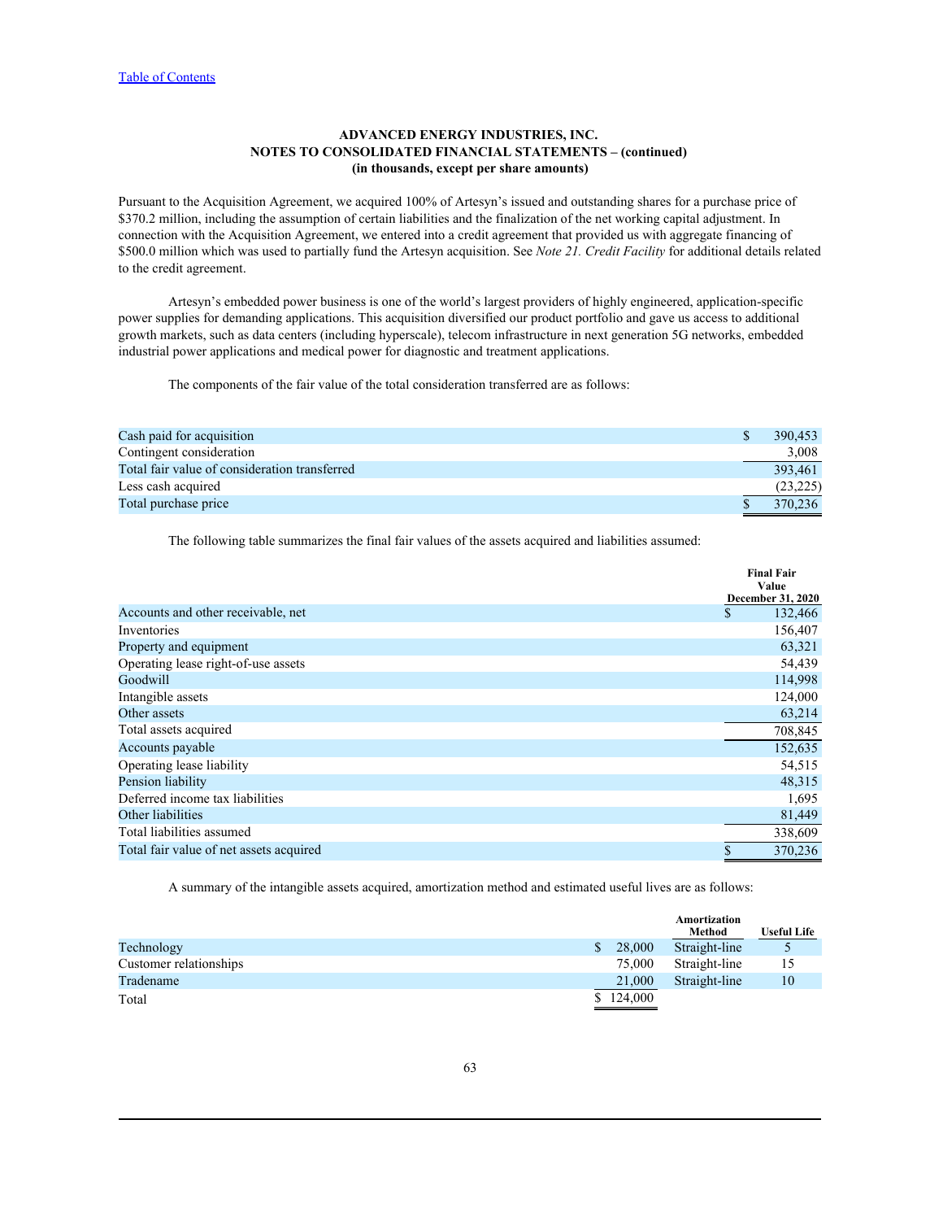**ADVANCED ENERGY INDUSTRIES, INC.**
**NOTES TO CONSOLIDATED FINANCIAL STATEMENTS – (continued)**
**(in thousands, except per share amounts)**

Pursuant to the Acquisition Agreement, we acquired 100% of Artesyn's issued and outstanding shares for a purchase price of $370.2 million, including the assumption of certain liabilities and the finalization of the net working capital adjustment. In connection with the Acquisition Agreement, we entered into a credit agreement that provided us with aggregate financing of $500.0 million which was used to partially fund the Artesyn acquisition. See *Note 21. Credit Facility* for additional details related to the credit agreement.

Artesyn's embedded power business is one of the world's largest providers of highly engineered, application-specific power supplies for demanding applications. This acquisition diversified our product portfolio and gave us access to additional growth markets, such as data centers (including hyperscale), telecom infrastructure in next generation 5G networks, embedded industrial power applications and medical power for diagnostic and treatment applications.

The components of the fair value of the total consideration transferred are as follows:

| | |
|---|---|
| Cash paid for acquisition | $ 390,453 |
| Contingent consideration | 3,008 |
| Total fair value of consideration transferred | 393,461 |
| Less cash acquired | (23,225) |
| Total purchase price | $ 370,236 |

The following table summarizes the final fair values of the assets acquired and liabilities assumed:

| | Final Fair Value December 31, 2020 |
|---|---|
| Accounts and other receivable, net | $ 132,466 |
| Inventories | 156,407 |
| Property and equipment | 63,321 |
| Operating lease right-of-use assets | 54,439 |
| Goodwill | 114,998 |
| Intangible assets | 124,000 |
| Other assets | 63,214 |
| Total assets acquired | 708,845 |
| Accounts payable | 152,635 |
| Operating lease liability | 54,515 |
| Pension liability | 48,315 |
| Deferred income tax liabilities | 1,695 |
| Other liabilities | 81,449 |
| Total liabilities assumed | 338,609 |
| Total fair value of net assets acquired | $ 370,236 |

A summary of the intangible assets acquired, amortization method and estimated useful lives are as follows:

| | | Amortization Method | Useful Life |
|---|---|---|---|
| Technology | $ 28,000 | Straight-line | 5 |
| Customer relationships | 75,000 | Straight-line | 15 |
| Tradename | 21,000 | Straight-line | 10 |
| Total | $ 124,000 | | |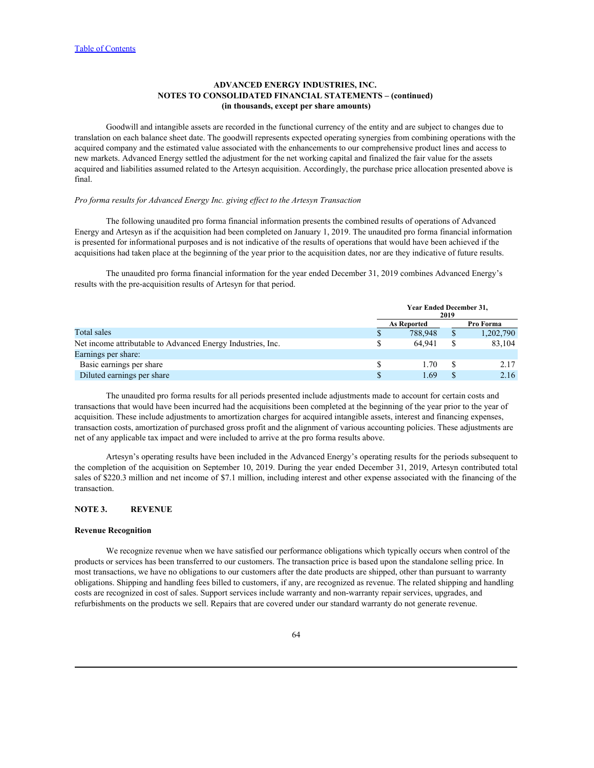Goodwill and intangible assets are recorded in the functional currency of the entity and are subject to changes due to translation on each balance sheet date. The goodwill represents expected operating synergies from combining operations with the acquired company and the estimated value associated with the enhancements to our comprehensive product lines and access to new markets. Advanced Energy settled the adjustment for the net working capital and finalized the fair value for the assets acquired and liabilities assumed related to the Artesyn acquisition. Accordingly, the purchase price allocation presented above is final.

*Pro forma results for Advanced Energy Inc. giving effect to the Artesyn Transaction*

The following unaudited pro forma financial information presents the combined results of operations of Advanced Energy and Artesyn as if the acquisition had been completed on January 1, 2019. The unaudited pro forma financial information is presented for informational purposes and is not indicative of the results of operations that would have been achieved if the acquisitions had taken place at the beginning of the year prior to the acquisition dates, nor are they indicative of future results.

The unaudited pro forma financial information for the year ended December 31, 2019 combines Advanced Energy's results with the pre-acquisition results of Artesyn for that period.

| | Year Ended December 31, 2019 | |
|---|---|---|
| | As Reported | Pro Forma |
| Total sales | $ 788,948 | $ 1,202,790 |
| Net income attributable to Advanced Energy Industries, Inc. | $ 64,941 | $ 83,104 |
| Earnings per share: | | |
| Basic earnings per share | $ 1.70 | $ 2.17 |
| Diluted earnings per share | $ 1.69 | $ 2.16 |

The unaudited pro forma results for all periods presented include adjustments made to account for certain costs and transactions that would have been incurred had the acquisitions been completed at the beginning of the year prior to the year of acquisition. These include adjustments to amortization charges for acquired intangible assets, interest and financing expenses, transaction costs, amortization of purchased gross profit and the alignment of various accounting policies. These adjustments are net of any applicable tax impact and were included to arrive at the pro forma results above.

Artesyn's operating results have been included in the Advanced Energy's operating results for the periods subsequent to the completion of the acquisition on September 10, 2019. During the year ended December 31, 2019, Artesyn contributed total sales of $220.3 million and net income of $7.1 million, including interest and other expense associated with the financing of the transaction.

## NOTE 3. REVENUE

### Revenue Recognition

We recognize revenue when we have satisfied our performance obligations which typically occurs when control of the products or services has been transferred to our customers. The transaction price is based upon the standalone selling price. In most transactions, we have no obligations to our customers after the date products are shipped, other than pursuant to warranty obligations. Shipping and handling fees billed to customers, if any, are recognized as revenue. The related shipping and handling costs are recognized in cost of sales. Support services include warranty and non-warranty repair services, upgrades, and refurbishments on the products we sell. Repairs that are covered under our standard warranty do not generate revenue.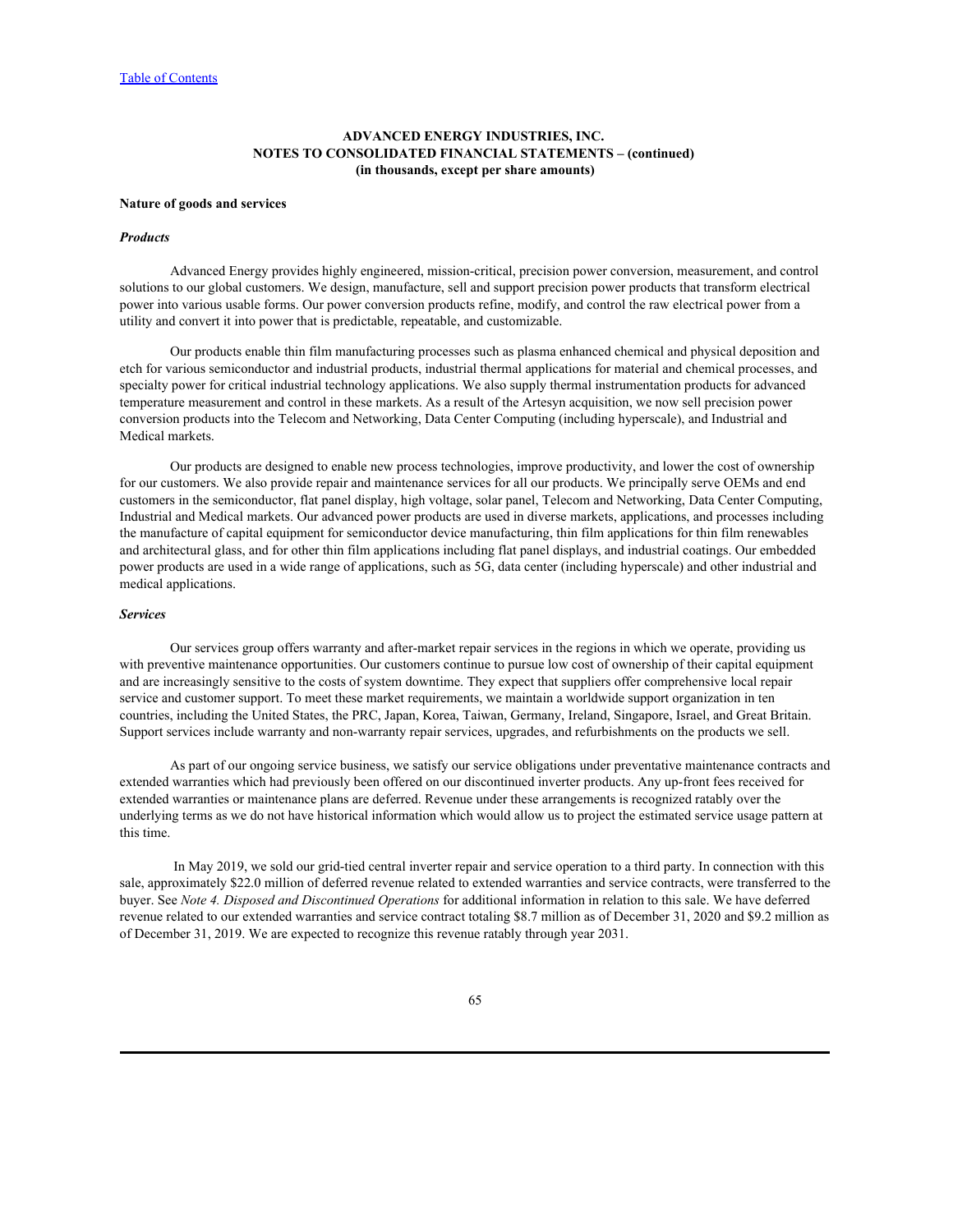**Nature of goods and services**

***Products***

Advanced Energy provides highly engineered, mission-critical, precision power conversion, measurement, and control solutions to our global customers. We design, manufacture, sell and support precision power products that transform electrical power into various usable forms. Our power conversion products refine, modify, and control the raw electrical power from a utility and convert it into power that is predictable, repeatable, and customizable.

Our products enable thin film manufacturing processes such as plasma enhanced chemical and physical deposition and etch for various semiconductor and industrial products, industrial thermal applications for material and chemical processes, and specialty power for critical industrial technology applications. We also supply thermal instrumentation products for advanced temperature measurement and control in these markets. As a result of the Artesyn acquisition, we now sell precision power conversion products into the Telecom and Networking, Data Center Computing (including hyperscale), and Industrial and Medical markets.

Our products are designed to enable new process technologies, improve productivity, and lower the cost of ownership for our customers. We also provide repair and maintenance services for all our products. We principally serve OEMs and end customers in the semiconductor, flat panel display, high voltage, solar panel, Telecom and Networking, Data Center Computing, Industrial and Medical markets. Our advanced power products are used in diverse markets, applications, and processes including the manufacture of capital equipment for semiconductor device manufacturing, thin film applications for thin film renewables and architectural glass, and for other thin film applications including flat panel displays, and industrial coatings. Our embedded power products are used in a wide range of applications, such as 5G, data center (including hyperscale) and other industrial and medical applications.

***Services***

Our services group offers warranty and after-market repair services in the regions in which we operate, providing us with preventive maintenance opportunities. Our customers continue to pursue low cost of ownership of their capital equipment and are increasingly sensitive to the costs of system downtime. They expect that suppliers offer comprehensive local repair service and customer support. To meet these market requirements, we maintain a worldwide support organization in ten countries, including the United States, the PRC, Japan, Korea, Taiwan, Germany, Ireland, Singapore, Israel, and Great Britain. Support services include warranty and non-warranty repair services, upgrades, and refurbishments on the products we sell.

As part of our ongoing service business, we satisfy our service obligations under preventative maintenance contracts and extended warranties which had previously been offered on our discontinued inverter products. Any up-front fees received for extended warranties or maintenance plans are deferred. Revenue under these arrangements is recognized ratably over the underlying terms as we do not have historical information which would allow us to project the estimated service usage pattern at this time.

In May 2019, we sold our grid-tied central inverter repair and service operation to a third party. In connection with this sale, approximately $22.0 million of deferred revenue related to extended warranties and service contracts, were transferred to the buyer. See *Note 4. Disposed and Discontinued Operations* for additional information in relation to this sale. We have deferred revenue related to our extended warranties and service contract totaling $8.7 million as of December 31, 2020 and $9.2 million as of December 31, 2019. We are expected to recognize this revenue ratably through year 2031.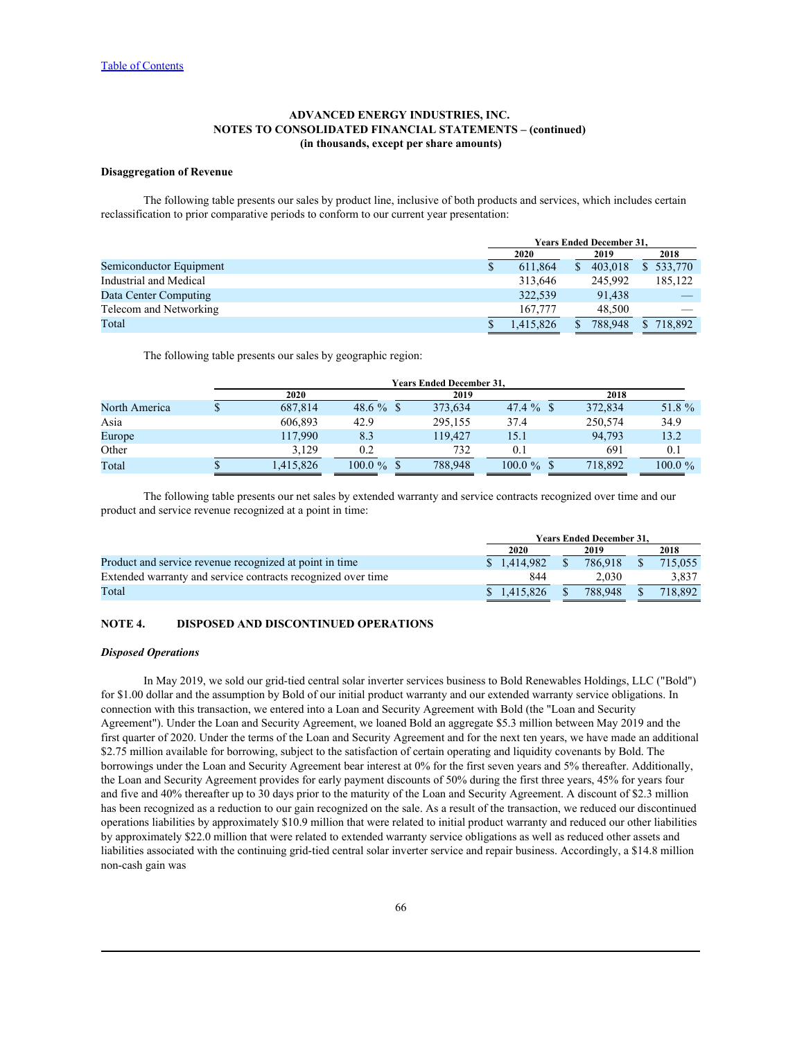ADVANCED ENERGY INDUSTRIES, INC.
NOTES TO CONSOLIDATED FINANCIAL STATEMENTS – (continued)
(in thousands, except per share amounts)

**Disaggregation of Revenue**

The following table presents our sales by product line, inclusive of both products and services, which includes certain reclassification to prior comparative periods to conform to our current year presentation:

| | Years Ended December 31, | | |
|---|---|---|---|
| | 2020 | 2019 | 2018 |
| Semiconductor Equipment | $ 611,864 | $ 403,018 | $ 533,770 |
| Industrial and Medical | 313,646 | 245,992 | 185,122 |
| Data Center Computing | 322,539 | 91,438 | — |
| Telecom and Networking | 167,777 | 48,500 | — |
| Total | $ 1,415,826 | $ 788,948 | $ 718,892 |

The following table presents our sales by geographic region:

| | Years Ended December 31, | | | | | |
|---|---|---|---|---|---|---|
| | 2020 | | 2019 | | 2018 | |
| North America | $ 687,814 | 48.6 % | $ 373,634 | 47.4 % | $ 372,834 | 51.8 % |
| Asia | 606,893 | 42.9 | 295,155 | 37.4 | 250,574 | 34.9 |
| Europe | 117,990 | 8.3 | 119,427 | 15.1 | 94,793 | 13.2 |
| Other | 3,129 | 0.2 | 732 | 0.1 | 691 | 0.1 |
| Total | $ 1,415,826 | 100.0 % | $ 788,948 | 100.0 % | $ 718,892 | 100.0 % |

The following table presents our net sales by extended warranty and service contracts recognized over time and our product and service revenue recognized at a point in time:

| | Years Ended December 31, | | |
|---|---|---|---|
| | 2020 | 2019 | 2018 |
| Product and service revenue recognized at point in time | $ 1,414,982 | $ 786,918 | $ 715,055 |
| Extended warranty and service contracts recognized over time | 844 | 2,030 | 3,837 |
| Total | $ 1,415,826 | $ 788,948 | $ 718,892 |

## NOTE 4. DISPOSED AND DISCONTINUED OPERATIONS

***Disposed Operations***

In May 2019, we sold our grid-tied central solar inverter services business to Bold Renewables Holdings, LLC ("Bold") for $1.00 dollar and the assumption by Bold of our initial product warranty and our extended warranty service obligations. In connection with this transaction, we entered into a Loan and Security Agreement with Bold (the "Loan and Security Agreement"). Under the Loan and Security Agreement, we loaned Bold an aggregate $5.3 million between May 2019 and the first quarter of 2020. Under the terms of the Loan and Security Agreement and for the next ten years, we have made an additional $2.75 million available for borrowing, subject to the satisfaction of certain operating and liquidity covenants by Bold. The borrowings under the Loan and Security Agreement bear interest at 0% for the first seven years and 5% thereafter. Additionally, the Loan and Security Agreement provides for early payment discounts of 50% during the first three years, 45% for years four and five and 40% thereafter up to 30 days prior to the maturity of the Loan and Security Agreement. A discount of $2.3 million has been recognized as a reduction to our gain recognized on the sale. As a result of the transaction, we reduced our discontinued operations liabilities by approximately $10.9 million that were related to initial product warranty and reduced our other liabilities by approximately $22.0 million that were related to extended warranty service obligations as well as reduced other assets and liabilities associated with the continuing grid-tied central solar inverter service and repair business. Accordingly, a $14.8 million non-cash gain was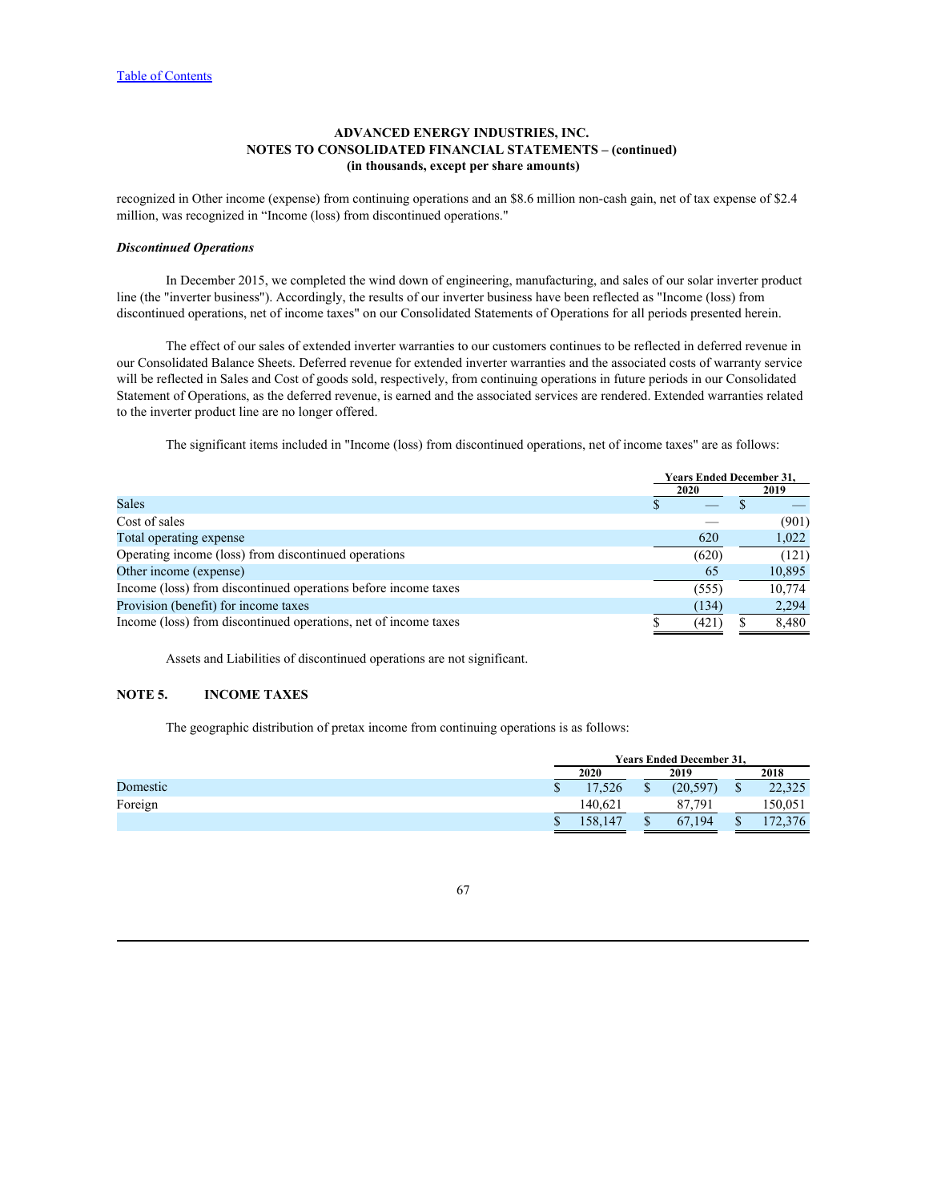**ADVANCED ENERGY INDUSTRIES, INC.**
**NOTES TO CONSOLIDATED FINANCIAL STATEMENTS – (continued)**
**(in thousands, except per share amounts)**

recognized in Other income (expense) from continuing operations and an $8.6 million non-cash gain, net of tax expense of $2.4 million, was recognized in "Income (loss) from discontinued operations."

***Discontinued Operations***

In December 2015, we completed the wind down of engineering, manufacturing, and sales of our solar inverter product line (the "inverter business"). Accordingly, the results of our inverter business have been reflected as "Income (loss) from discontinued operations, net of income taxes" on our Consolidated Statements of Operations for all periods presented herein.

The effect of our sales of extended inverter warranties to our customers continues to be reflected in deferred revenue in our Consolidated Balance Sheets. Deferred revenue for extended inverter warranties and the associated costs of warranty service will be reflected in Sales and Cost of goods sold, respectively, from continuing operations in future periods in our Consolidated Statement of Operations, as the deferred revenue, is earned and the associated services are rendered. Extended warranties related to the inverter product line are no longer offered.

The significant items included in "Income (loss) from discontinued operations, net of income taxes" are as follows:

| | Years Ended December 31, | |
|---|---|---|
| | 2020 | 2019 |
| Sales | $ — | $ — |
| Cost of sales | — | (901) |
| Total operating expense | 620 | 1,022 |
| Operating income (loss) from discontinued operations | (620) | (121) |
| Other income (expense) | 65 | 10,895 |
| Income (loss) from discontinued operations before income taxes | (555) | 10,774 |
| Provision (benefit) for income taxes | (134) | 2,294 |
| Income (loss) from discontinued operations, net of income taxes | $ (421) | $ 8,480 |

Assets and Liabilities of discontinued operations are not significant.

## NOTE 5. INCOME TAXES

The geographic distribution of pretax income from continuing operations is as follows:

| | Years Ended December 31, | | |
|---|---|---|---|
| | 2020 | 2019 | 2018 |
| Domestic | $ 17,526 | $ (20,597) | $ 22,325 |
| Foreign | 140,621 | 87,791 | 150,051 |
| | $ 158,147 | $ 67,194 | $ 172,376 |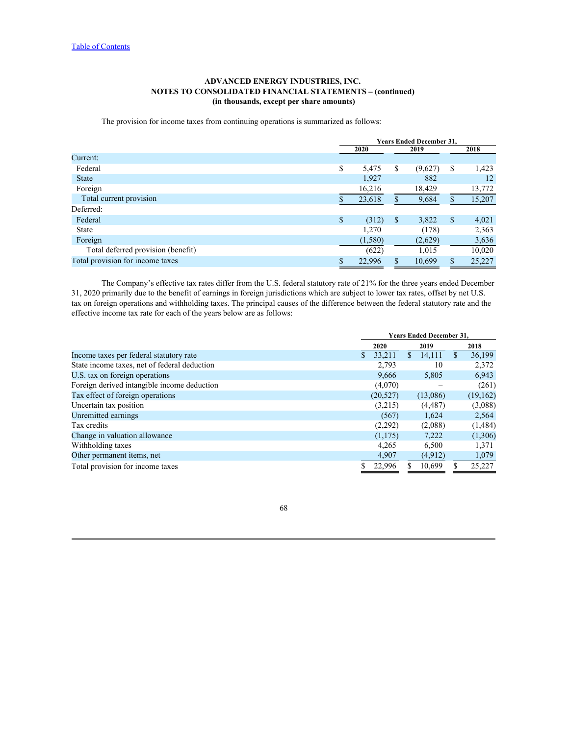**ADVANCED ENERGY INDUSTRIES, INC.**
**NOTES TO CONSOLIDATED FINANCIAL STATEMENTS – (continued)**
**(in thousands, except per share amounts)**

The provision for income taxes from continuing operations is summarized as follows:

| | Years Ended December 31, | | |
|---|---|---|---|
| | 2020 | 2019 | 2018 |
| Current: | | | |
| Federal | $ 5,475 | $ (9,627) | $ 1,423 |
| State | 1,927 | 882 | 12 |
| Foreign | 16,216 | 18,429 | 13,772 |
| Total current provision | $ 23,618 | $ 9,684 | $ 15,207 |
| Deferred: | | | |
| Federal | $ (312) | $ 3,822 | $ 4,021 |
| State | 1,270 | (178) | 2,363 |
| Foreign | (1,580) | (2,629) | 3,636 |
| Total deferred provision (benefit) | (622) | 1,015 | 10,020 |
| Total provision for income taxes | $ 22,996 | $ 10,699 | $ 25,227 |

The Company's effective tax rates differ from the U.S. federal statutory rate of 21% for the three years ended December 31, 2020 primarily due to the benefit of earnings in foreign jurisdictions which are subject to lower tax rates, offset by net U.S. tax on foreign operations and withholding taxes. The principal causes of the difference between the federal statutory rate and the effective income tax rate for each of the years below are as follows:

| | Years Ended December 31, | | |
|---|---|---|---|
| | 2020 | 2019 | 2018 |
| Income taxes per federal statutory rate | $ 33,211 | $ 14,111 | $ 36,199 |
| State income taxes, net of federal deduction | 2,793 | 10 | 2,372 |
| U.S. tax on foreign operations | 9,666 | 5,805 | 6,943 |
| Foreign derived intangible income deduction | (4,070) | – | (261) |
| Tax effect of foreign operations | (20,527) | (13,086) | (19,162) |
| Uncertain tax position | (3,215) | (4,487) | (3,088) |
| Unremitted earnings | (567) | 1,624 | 2,564 |
| Tax credits | (2,292) | (2,088) | (1,484) |
| Change in valuation allowance | (1,175) | 7,222 | (1,306) |
| Withholding taxes | 4,265 | 6,500 | 1,371 |
| Other permanent items, net | 4,907 | (4,912) | 1,079 |
| Total provision for income taxes | $ 22,996 | $ 10,699 | $ 25,227 |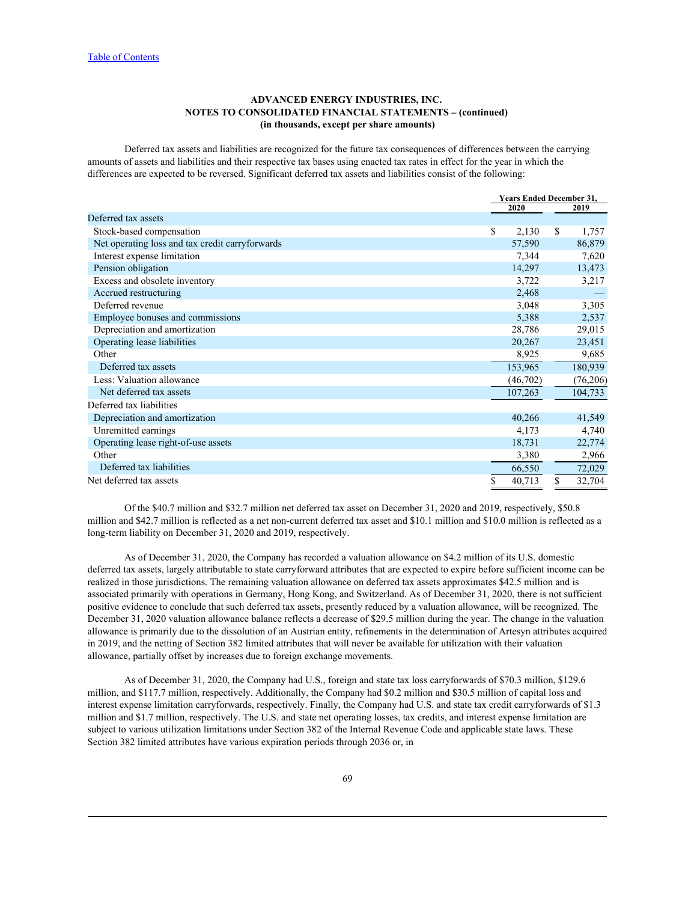**ADVANCED ENERGY INDUSTRIES, INC.**
**NOTES TO CONSOLIDATED FINANCIAL STATEMENTS – (continued)**
**(in thousands, except per share amounts)**

Deferred tax assets and liabilities are recognized for the future tax consequences of differences between the carrying amounts of assets and liabilities and their respective tax bases using enacted tax rates in effect for the year in which the differences are expected to be reversed. Significant deferred tax assets and liabilities consist of the following:

| | Years Ended December 31, | |
|---|---|---|
| | 2020 | 2019 |
| Deferred tax assets | | |
| Stock-based compensation | $ 2,130 | $ 1,757 |
| Net operating loss and tax credit carryforwards | 57,590 | 86,879 |
| Interest expense limitation | 7,344 | 7,620 |
| Pension obligation | 14,297 | 13,473 |
| Excess and obsolete inventory | 3,722 | 3,217 |
| Accrued restructuring | 2,468 | — |
| Deferred revenue | 3,048 | 3,305 |
| Employee bonuses and commissions | 5,388 | 2,537 |
| Depreciation and amortization | 28,786 | 29,015 |
| Operating lease liabilities | 20,267 | 23,451 |
| Other | 8,925 | 9,685 |
| Deferred tax assets | 153,965 | 180,939 |
| Less: Valuation allowance | (46,702) | (76,206) |
| Net deferred tax assets | 107,263 | 104,733 |
| Deferred tax liabilities | | |
| Depreciation and amortization | 40,266 | 41,549 |
| Unremitted earnings | 4,173 | 4,740 |
| Operating lease right-of-use assets | 18,731 | 22,774 |
| Other | 3,380 | 2,966 |
| Deferred tax liabilities | 66,550 | 72,029 |
| Net deferred tax assets | $ 40,713 | $ 32,704 |

Of the $40.7 million and $32.7 million net deferred tax asset on December 31, 2020 and 2019, respectively, $50.8 million and $42.7 million is reflected as a net non-current deferred tax asset and $10.1 million and $10.0 million is reflected as a long-term liability on December 31, 2020 and 2019, respectively.

As of December 31, 2020, the Company has recorded a valuation allowance on $4.2 million of its U.S. domestic deferred tax assets, largely attributable to state carryforward attributes that are expected to expire before sufficient income can be realized in those jurisdictions. The remaining valuation allowance on deferred tax assets approximates $42.5 million and is associated primarily with operations in Germany, Hong Kong, and Switzerland. As of December 31, 2020, there is not sufficient positive evidence to conclude that such deferred tax assets, presently reduced by a valuation allowance, will be recognized. The December 31, 2020 valuation allowance balance reflects a decrease of $29.5 million during the year. The change in the valuation allowance is primarily due to the dissolution of an Austrian entity, refinements in the determination of Artesyn attributes acquired in 2019, and the netting of Section 382 limited attributes that will never be available for utilization with their valuation allowance, partially offset by increases due to foreign exchange movements.

As of December 31, 2020, the Company had U.S., foreign and state tax loss carryforwards of $70.3 million, $129.6 million, and $117.7 million, respectively. Additionally, the Company had $0.2 million and $30.5 million of capital loss and interest expense limitation carryforwards, respectively. Finally, the Company had U.S. and state tax credit carryforwards of $1.3 million and $1.7 million, respectively. The U.S. and state net operating losses, tax credits, and interest expense limitation are subject to various utilization limitations under Section 382 of the Internal Revenue Code and applicable state laws. These Section 382 limited attributes have various expiration periods through 2036 or, in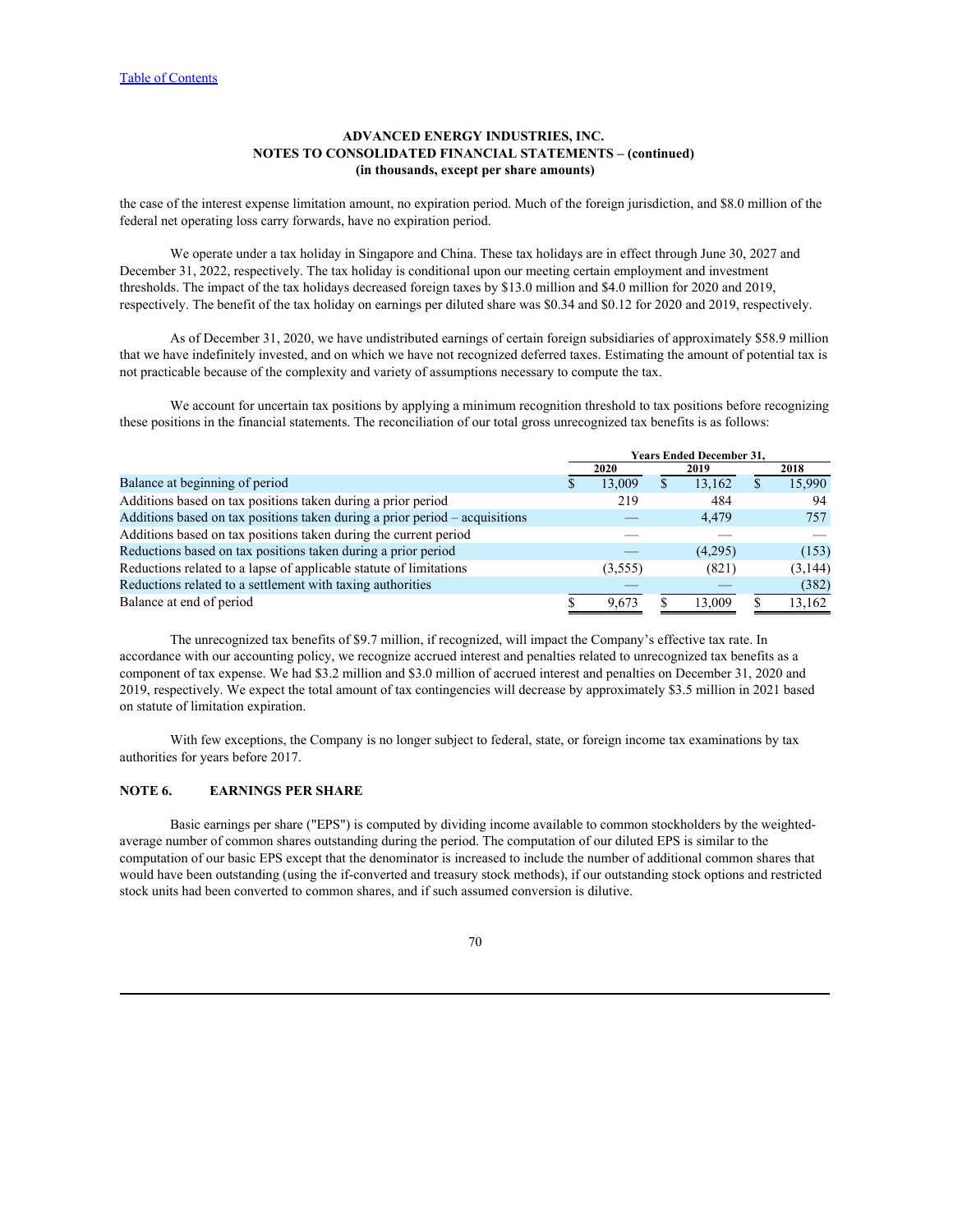the case of the interest expense limitation amount, no expiration period. Much of the foreign jurisdiction, and $8.0 million of the federal net operating loss carry forwards, have no expiration period.

We operate under a tax holiday in Singapore and China. These tax holidays are in effect through June 30, 2027 and December 31, 2022, respectively. The tax holiday is conditional upon our meeting certain employment and investment thresholds. The impact of the tax holidays decreased foreign taxes by $13.0 million and $4.0 million for 2020 and 2019, respectively. The benefit of the tax holiday on earnings per diluted share was $0.34 and $0.12 for 2020 and 2019, respectively.

As of December 31, 2020, we have undistributed earnings of certain foreign subsidiaries of approximately $58.9 million that we have indefinitely invested, and on which we have not recognized deferred taxes. Estimating the amount of potential tax is not practicable because of the complexity and variety of assumptions necessary to compute the tax.

We account for uncertain tax positions by applying a minimum recognition threshold to tax positions before recognizing these positions in the financial statements. The reconciliation of our total gross unrecognized tax benefits is as follows:

| | Years Ended December 31, | | |
|---|---|---|---|
| | 2020 | 2019 | 2018 |
| Balance at beginning of period | $ 13,009 | $ 13,162 | $ 15,990 |
| Additions based on tax positions taken during a prior period | 219 | 484 | 94 |
| Additions based on tax positions taken during a prior period – acquisitions | — | 4,479 | 757 |
| Additions based on tax positions taken during the current period | — | — | — |
| Reductions based on tax positions taken during a prior period | — | (4,295) | (153) |
| Reductions related to a lapse of applicable statute of limitations | (3,555) | (821) | (3,144) |
| Reductions related to a settlement with taxing authorities | — | — | (382) |
| Balance at end of period | $ 9,673 | $ 13,009 | $ 13,162 |

The unrecognized tax benefits of $9.7 million, if recognized, will impact the Company's effective tax rate. In accordance with our accounting policy, we recognize accrued interest and penalties related to unrecognized tax benefits as a component of tax expense. We had $3.2 million and $3.0 million of accrued interest and penalties on December 31, 2020 and 2019, respectively. We expect the total amount of tax contingencies will decrease by approximately $3.5 million in 2021 based on statute of limitation expiration.

With few exceptions, the Company is no longer subject to federal, state, or foreign income tax examinations by tax authorities for years before 2017.

## NOTE 6. EARNINGS PER SHARE

Basic earnings per share ("EPS") is computed by dividing income available to common stockholders by the weighted-average number of common shares outstanding during the period. The computation of our diluted EPS is similar to the computation of our basic EPS except that the denominator is increased to include the number of additional common shares that would have been outstanding (using the if-converted and treasury stock methods), if our outstanding stock options and restricted stock units had been converted to common shares, and if such assumed conversion is dilutive.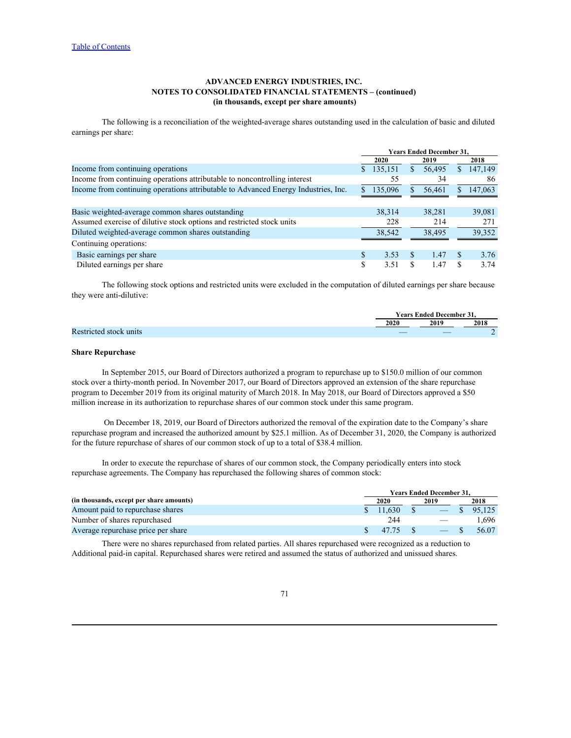[Table of Contents](#)

**ADVANCED ENERGY INDUSTRIES, INC.**
**NOTES TO CONSOLIDATED FINANCIAL STATEMENTS – (continued)**
**(in thousands, except per share amounts)**

The following is a reconciliation of the weighted-average shares outstanding used in the calculation of basic and diluted earnings per share:

| | Years Ended December 31, | | |
|---|---|---|---|
| | 2020 | 2019 | 2018 |
| Income from continuing operations | $ 135,151 | $ 56,495 | $ 147,149 |
| Income from continuing operations attributable to noncontrolling interest | 55 | 34 | 86 |
| Income from continuing operations attributable to Advanced Energy Industries, Inc. | $ 135,096 | $ 56,461 | $ 147,063 |
| | | | |
| Basic weighted-average common shares outstanding | 38,314 | 38,281 | 39,081 |
| Assumed exercise of dilutive stock options and restricted stock units | 228 | 214 | 271 |
| Diluted weighted-average common shares outstanding | 38,542 | 38,495 | 39,352 |
| Continuing operations: | | | |
| Basic earnings per share | $ 3.53 | $ 1.47 | $ 3.76 |
| Diluted earnings per share | $ 3.51 | $ 1.47 | $ 3.74 |

The following stock options and restricted units were excluded in the computation of diluted earnings per share because they were anti-dilutive:

| | Years Ended December 31, | | |
|---|---|---|---|
| | 2020 | 2019 | 2018 |
| Restricted stock units | — | — | 2 |

**Share Repurchase**

In September 2015, our Board of Directors authorized a program to repurchase up to $150.0 million of our common stock over a thirty-month period. In November 2017, our Board of Directors approved an extension of the share repurchase program to December 2019 from its original maturity of March 2018. In May 2018, our Board of Directors approved a $50 million increase in its authorization to repurchase shares of our common stock under this same program.

On December 18, 2019, our Board of Directors authorized the removal of the expiration date to the Company's share repurchase program and increased the authorized amount by $25.1 million. As of December 31, 2020, the Company is authorized for the future repurchase of shares of our common stock of up to a total of $38.4 million.

In order to execute the repurchase of shares of our common stock, the Company periodically enters into stock repurchase agreements. The Company has repurchased the following shares of common stock:

| | Years Ended December 31, | | |
|---|---|---|---|
| **(in thousands, except per share amounts)** | 2020 | 2019 | 2018 |
| Amount paid to repurchase shares | $ 11,630 | $ — | $ 95,125 |
| Number of shares repurchased | 244 | — | 1,696 |
| Average repurchase price per share | $ 47.75 | $ — | $ 56.07 |

There were no shares repurchased from related parties. All shares repurchased were recognized as a reduction to Additional paid-in capital. Repurchased shares were retired and assumed the status of authorized and unissued shares.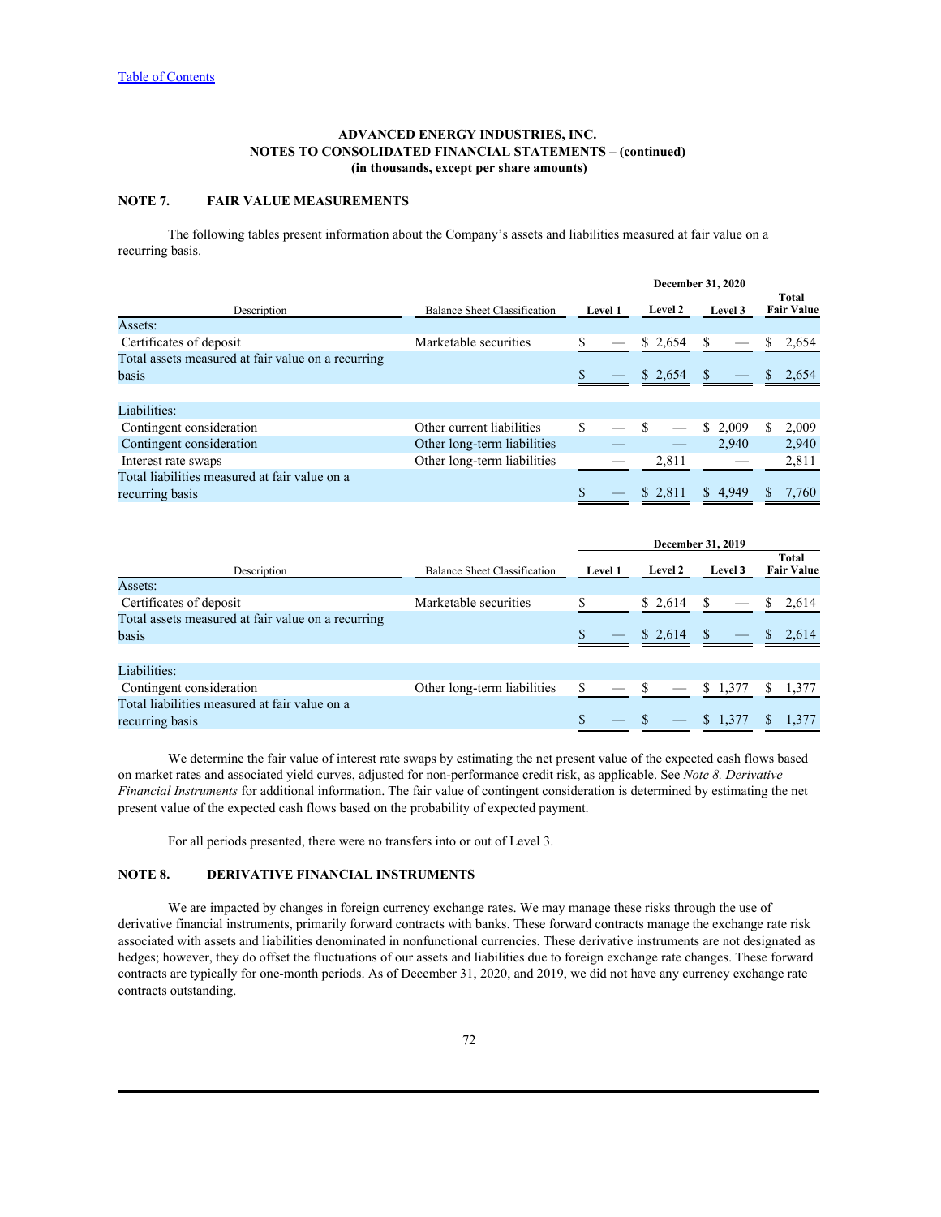ADVANCED ENERGY INDUSTRIES, INC.
NOTES TO CONSOLIDATED FINANCIAL STATEMENTS – (continued)
(in thousands, except per share amounts)

## NOTE 7. FAIR VALUE MEASUREMENTS

The following tables present information about the Company's assets and liabilities measured at fair value on a recurring basis.

| | | December 31, 2020 | | | |
|---|---|---|---|---|---|
| Description | Balance Sheet Classification | Level 1 | Level 2 | Level 3 | Total Fair Value |
| Assets: | | | | | |
| Certificates of deposit | Marketable securities | $ — | $ 2,654 | $ — | $ 2,654 |
| Total assets measured at fair value on a recurring basis | | $ — | $ 2,654 | $ — | $ 2,654 |
| | | | | | |
| Liabilities: | | | | | |
| Contingent consideration | Other current liabilities | $ — | $ — | $ 2,009 | $ 2,009 |
| Contingent consideration | Other long-term liabilities | — | — | 2,940 | 2,940 |
| Interest rate swaps | Other long-term liabilities | — | 2,811 | — | 2,811 |
| Total liabilities measured at fair value on a recurring basis | | $ — | $ 2,811 | $ 4,949 | $ 7,760 |

| | | December 31, 2019 | | | |
|---|---|---|---|---|---|
| Description | Balance Sheet Classification | Level 1 | Level 2 | Level 3 | Total Fair Value |
| Assets: | | | | | |
| Certificates of deposit | Marketable securities | $ | $ 2,614 | $ — | $ 2,614 |
| Total assets measured at fair value on a recurring basis | | $ — | $ 2,614 | $ — | $ 2,614 |
| | | | | | |
| Liabilities: | | | | | |
| Contingent consideration | Other long-term liabilities | $ — | $ — | $ 1,377 | $ 1,377 |
| Total liabilities measured at fair value on a recurring basis | | $ — | $ — | $ 1,377 | $ 1,377 |

We determine the fair value of interest rate swaps by estimating the net present value of the expected cash flows based on market rates and associated yield curves, adjusted for non-performance credit risk, as applicable. See *Note 8. Derivative Financial Instruments* for additional information. The fair value of contingent consideration is determined by estimating the net present value of the expected cash flows based on the probability of expected payment.

For all periods presented, there were no transfers into or out of Level 3.

## NOTE 8. DERIVATIVE FINANCIAL INSTRUMENTS

We are impacted by changes in foreign currency exchange rates. We may manage these risks through the use of derivative financial instruments, primarily forward contracts with banks. These forward contracts manage the exchange rate risk associated with assets and liabilities denominated in nonfunctional currencies. These derivative instruments are not designated as hedges; however, they do offset the fluctuations of our assets and liabilities due to foreign exchange rate changes. These forward contracts are typically for one-month periods. As of December 31, 2020, and 2019, we did not have any currency exchange rate contracts outstanding.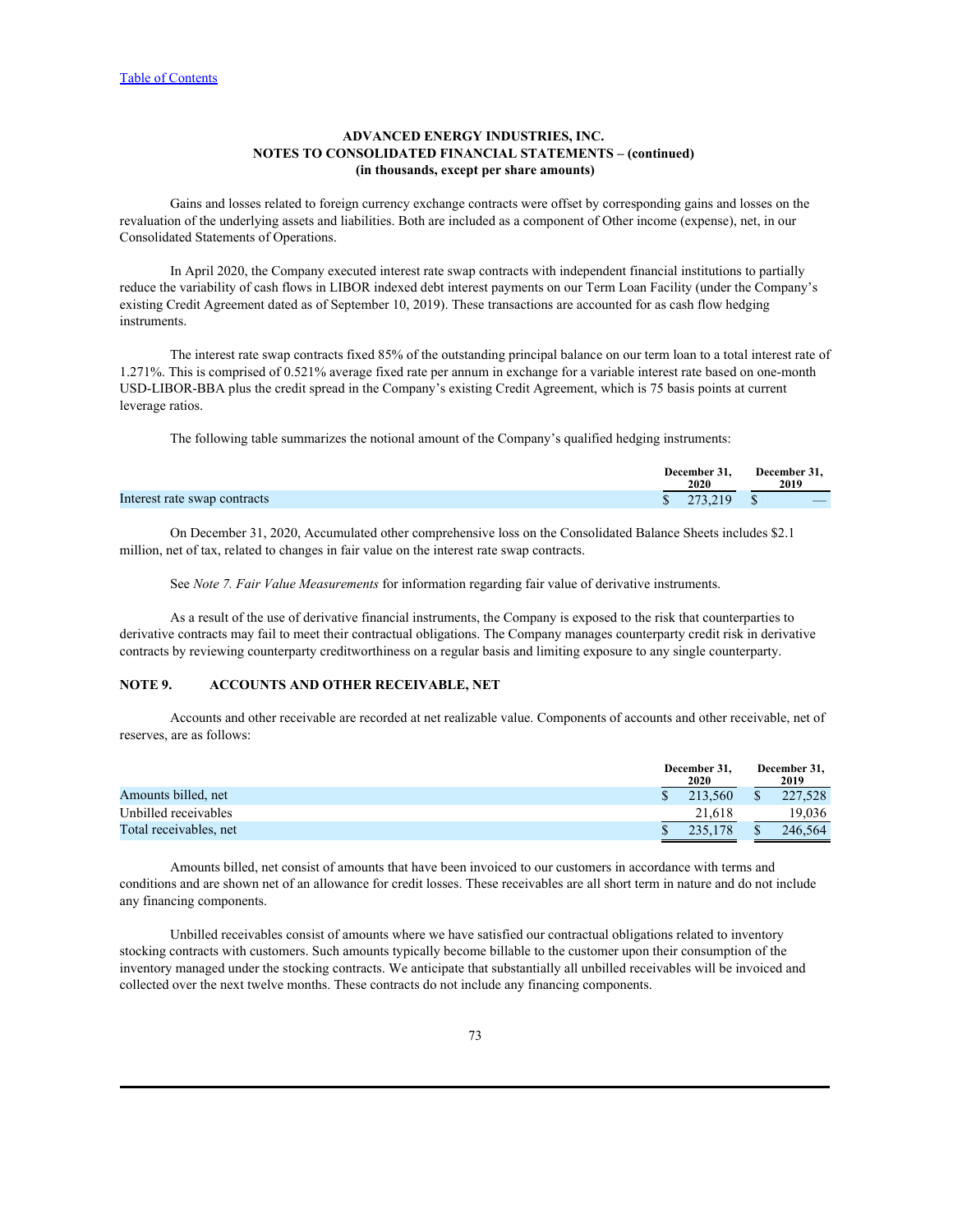Table of Contents

**ADVANCED ENERGY INDUSTRIES, INC.**
**NOTES TO CONSOLIDATED FINANCIAL STATEMENTS – (continued)**
**(in thousands, except per share amounts)**

Gains and losses related to foreign currency exchange contracts were offset by corresponding gains and losses on the revaluation of the underlying assets and liabilities. Both are included as a component of Other income (expense), net, in our Consolidated Statements of Operations.

In April 2020, the Company executed interest rate swap contracts with independent financial institutions to partially reduce the variability of cash flows in LIBOR indexed debt interest payments on our Term Loan Facility (under the Company's existing Credit Agreement dated as of September 10, 2019). These transactions are accounted for as cash flow hedging instruments.

The interest rate swap contracts fixed 85% of the outstanding principal balance on our term loan to a total interest rate of 1.271%. This is comprised of 0.521% average fixed rate per annum in exchange for a variable interest rate based on one-month USD-LIBOR-BBA plus the credit spread in the Company's existing Credit Agreement, which is 75 basis points at current leverage ratios.

The following table summarizes the notional amount of the Company's qualified hedging instruments:

| | December 31, 2020 | December 31, 2019 |
|---|---|---|
| Interest rate swap contracts | $ 273,219 | $ — |

On December 31, 2020, Accumulated other comprehensive loss on the Consolidated Balance Sheets includes $2.1 million, net of tax, related to changes in fair value on the interest rate swap contracts.

See *Note 7. Fair Value Measurements* for information regarding fair value of derivative instruments.

As a result of the use of derivative financial instruments, the Company is exposed to the risk that counterparties to derivative contracts may fail to meet their contractual obligations. The Company manages counterparty credit risk in derivative contracts by reviewing counterparty creditworthiness on a regular basis and limiting exposure to any single counterparty.

## NOTE 9. ACCOUNTS AND OTHER RECEIVABLE, NET

Accounts and other receivable are recorded at net realizable value. Components of accounts and other receivable, net of reserves, are as follows:

| | December 31, 2020 | December 31, 2019 |
|---|---|---|
| Amounts billed, net | $ 213,560 | $ 227,528 |
| Unbilled receivables | 21,618 | 19,036 |
| Total receivables, net | $ 235,178 | $ 246,564 |

Amounts billed, net consist of amounts that have been invoiced to our customers in accordance with terms and conditions and are shown net of an allowance for credit losses. These receivables are all short term in nature and do not include any financing components.

Unbilled receivables consist of amounts where we have satisfied our contractual obligations related to inventory stocking contracts with customers. Such amounts typically become billable to the customer upon their consumption of the inventory managed under the stocking contracts. We anticipate that substantially all unbilled receivables will be invoiced and collected over the next twelve months. These contracts do not include any financing components.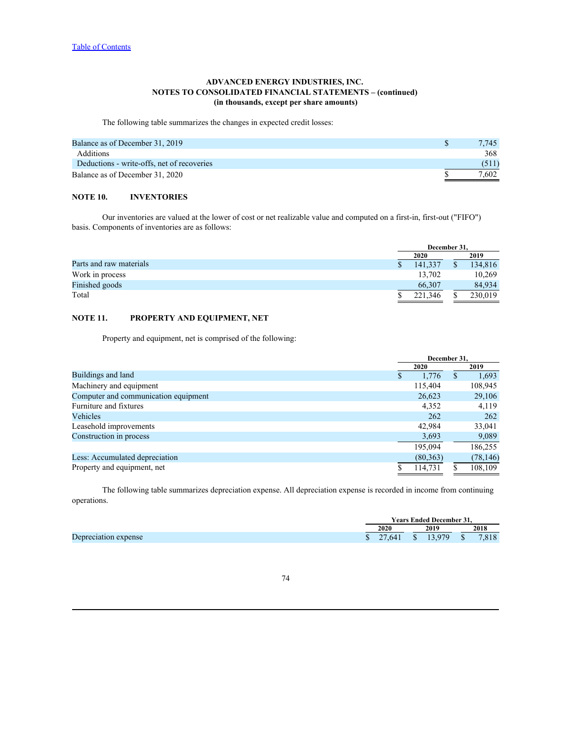**ADVANCED ENERGY INDUSTRIES, INC.**
**NOTES TO CONSOLIDATED FINANCIAL STATEMENTS – (continued)**
**(in thousands, except per share amounts)**

The following table summarizes the changes in expected credit losses:

| | |
|---|---|
| Balance as of December 31, 2019 | $ 7,745 |
| Additions | 368 |
| Deductions - write-offs, net of recoveries | (511) |
| Balance as of December 31, 2020 | $ 7,602 |

## NOTE 10. INVENTORIES

Our inventories are valued at the lower of cost or net realizable value and computed on a first-in, first-out ("FIFO") basis. Components of inventories are as follows:

| | December 31, | |
|---|---|---|
| | 2020 | 2019 |
| Parts and raw materials | $ 141,337 | $ 134,816 |
| Work in process | 13,702 | 10,269 |
| Finished goods | 66,307 | 84,934 |
| Total | $ 221,346 | $ 230,019 |

## NOTE 11. PROPERTY AND EQUIPMENT, NET

Property and equipment, net is comprised of the following:

| | December 31, | |
|---|---|---|
| | 2020 | 2019 |
| Buildings and land | $ 1,776 | $ 1,693 |
| Machinery and equipment | 115,404 | 108,945 |
| Computer and communication equipment | 26,623 | 29,106 |
| Furniture and fixtures | 4,352 | 4,119 |
| Vehicles | 262 | 262 |
| Leasehold improvements | 42,984 | 33,041 |
| Construction in process | 3,693 | 9,089 |
| | 195,094 | 186,255 |
| Less: Accumulated depreciation | (80,363) | (78,146) |
| Property and equipment, net | $ 114,731 | $ 108,109 |

The following table summarizes depreciation expense. All depreciation expense is recorded in income from continuing operations.

| | Years Ended December 31, | | |
|---|---|---|---|
| | 2020 | 2019 | 2018 |
| Depreciation expense | $ 27,641 | $ 13,979 | $ 7,818 |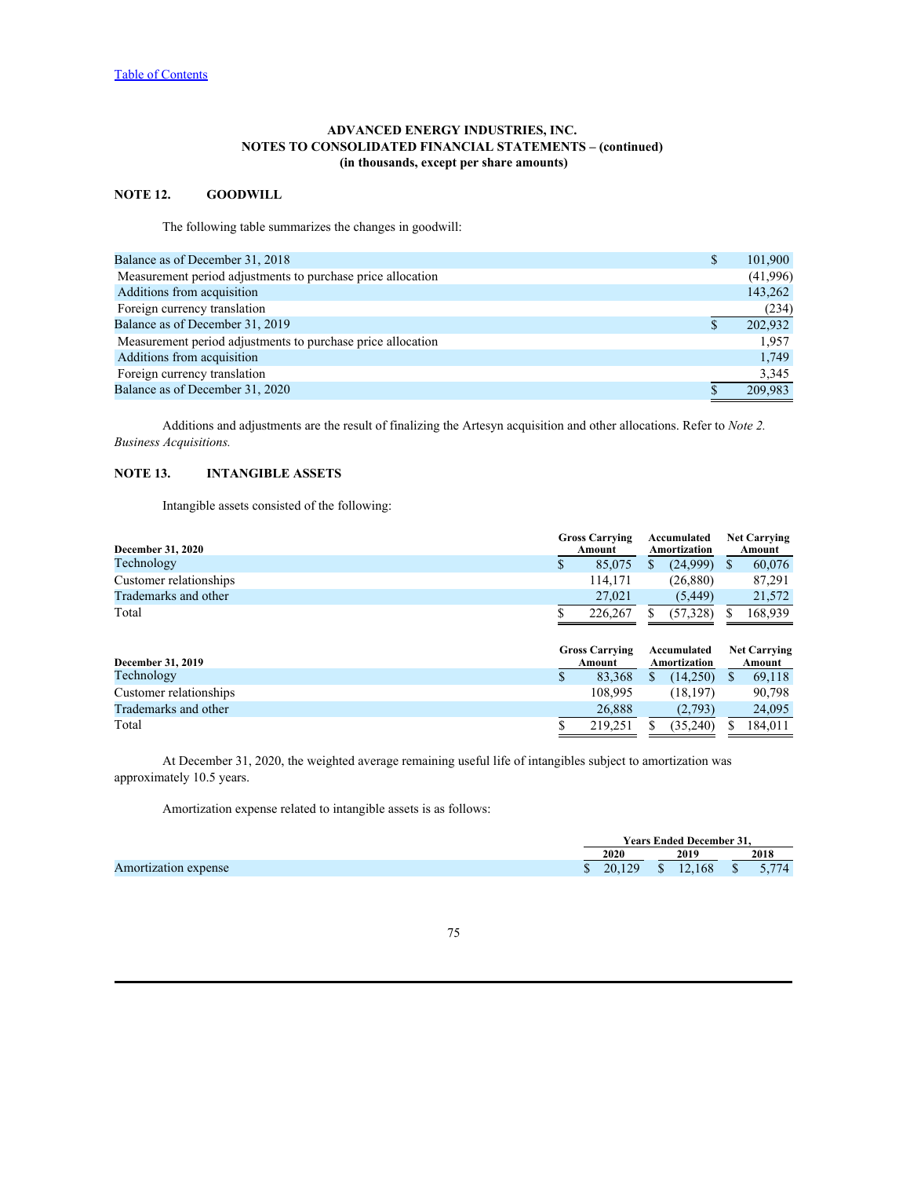**ADVANCED ENERGY INDUSTRIES, INC.**
**NOTES TO CONSOLIDATED FINANCIAL STATEMENTS – (continued)**
**(in thousands, except per share amounts)**

## NOTE 12. GOODWILL

The following table summarizes the changes in goodwill:

| | | |
|---|---|---|
| Balance as of December 31, 2018 | $ | 101,900 |
| Measurement period adjustments to purchase price allocation | | (41,996) |
| Additions from acquisition | | 143,262 |
| Foreign currency translation | | (234) |
| Balance as of December 31, 2019 | $ | 202,932 |
| Measurement period adjustments to purchase price allocation | | 1,957 |
| Additions from acquisition | | 1,749 |
| Foreign currency translation | | 3,345 |
| Balance as of December 31, 2020 | $ | 209,983 |

Additions and adjustments are the result of finalizing the Artesyn acquisition and other allocations. Refer to *Note 2. Business Acquisitions.*

## NOTE 13. INTANGIBLE ASSETS

Intangible assets consisted of the following:

| December 31, 2020 | Gross Carrying Amount | Accumulated Amortization | Net Carrying Amount |
|---|---|---|---|
| Technology | $ 85,075 | $ (24,999) | $ 60,076 |
| Customer relationships | 114,171 | (26,880) | 87,291 |
| Trademarks and other | 27,021 | (5,449) | 21,572 |
| Total | $ 226,267 | $ (57,328) | $ 168,939 |

| December 31, 2019 | Gross Carrying Amount | Accumulated Amortization | Net Carrying Amount |
|---|---|---|---|
| Technology | $ 83,368 | $ (14,250) | $ 69,118 |
| Customer relationships | 108,995 | (18,197) | 90,798 |
| Trademarks and other | 26,888 | (2,793) | 24,095 |
| Total | $ 219,251 | $ (35,240) | $ 184,011 |

At December 31, 2020, the weighted average remaining useful life of intangibles subject to amortization was approximately 10.5 years.

Amortization expense related to intangible assets is as follows:

| | Years Ended December 31, | | |
|---|---|---|---|
| | 2020 | 2019 | 2018 |
| Amortization expense | $ 20,129 | $ 12,168 | $ 5,774 |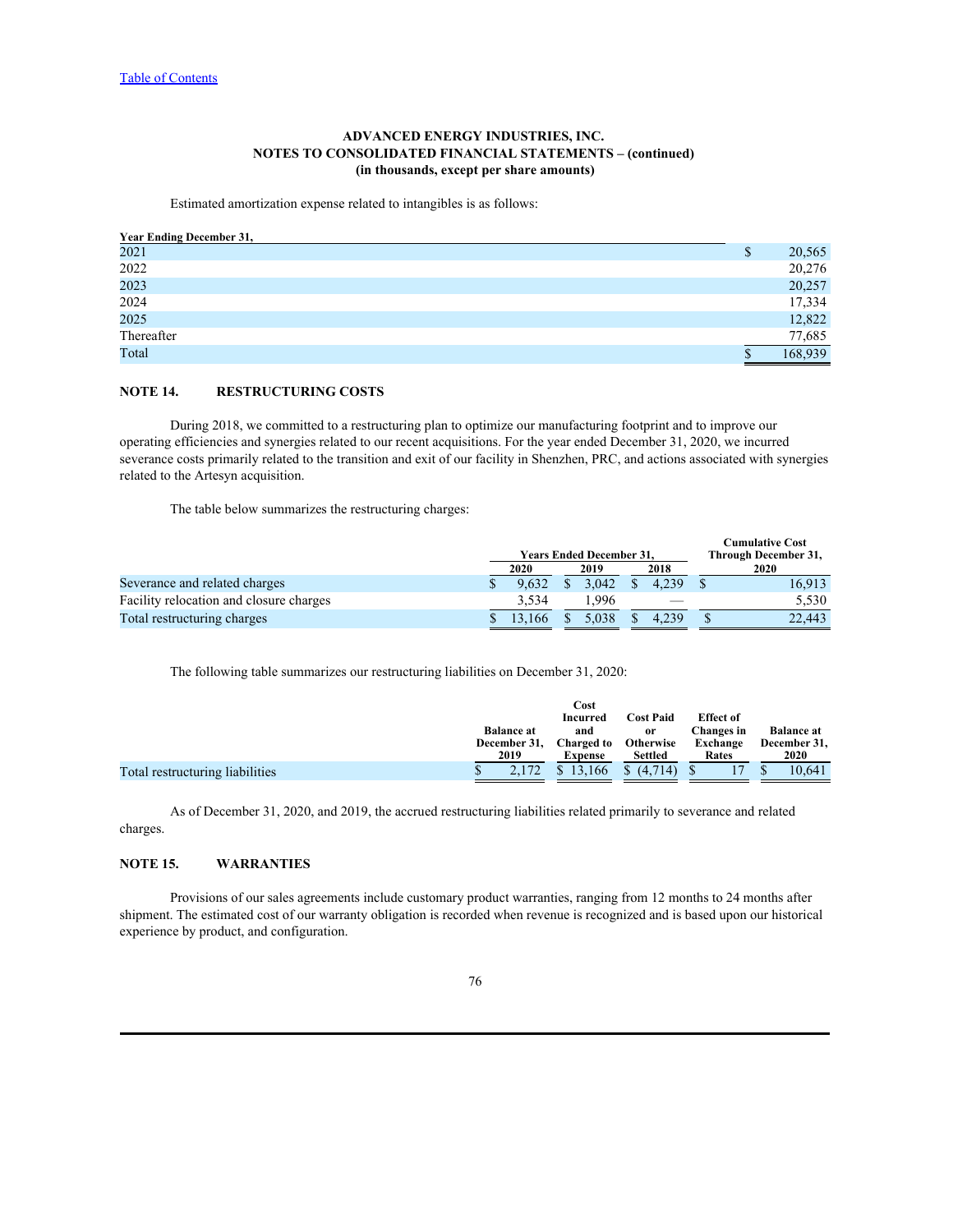**ADVANCED ENERGY INDUSTRIES, INC.**
**NOTES TO CONSOLIDATED FINANCIAL STATEMENTS – (continued)**
**(in thousands, except per share amounts)**

Estimated amortization expense related to intangibles is as follows:

| Year Ending December 31, | |
|---|---|
| 2021 | $ 20,565 |
| 2022 | 20,276 |
| 2023 | 20,257 |
| 2024 | 17,334 |
| 2025 | 12,822 |
| Thereafter | 77,685 |
| Total | $ 168,939 |

## NOTE 14. RESTRUCTURING COSTS

During 2018, we committed to a restructuring plan to optimize our manufacturing footprint and to improve our operating efficiencies and synergies related to our recent acquisitions. For the year ended December 31, 2020, we incurred severance costs primarily related to the transition and exit of our facility in Shenzhen, PRC, and actions associated with synergies related to the Artesyn acquisition.

The table below summarizes the restructuring charges:

| | Years Ended December 31, | | | Cumulative Cost Through December 31, |
|---|---|---|---|---|
| | 2020 | 2019 | 2018 | 2020 |
| Severance and related charges | $ 9,632 | $ 3,042 | $ 4,239 | $ 16,913 |
| Facility relocation and closure charges | 3,534 | 1,996 | — | 5,530 |
| Total restructuring charges | $ 13,166 | $ 5,038 | $ 4,239 | $ 22,443 |

The following table summarizes our restructuring liabilities on December 31, 2020:

| | Balance at December 31, 2019 | Cost Incurred and Charged to Expense | Cost Paid or Otherwise Settled | Effect of Changes in Exchange Rates | Balance at December 31, 2020 |
|---|---|---|---|---|---|
| Total restructuring liabilities | $ 2,172 | $ 13,166 | $ (4,714) | $ 17 | $ 10,641 |

As of December 31, 2020, and 2019, the accrued restructuring liabilities related primarily to severance and related charges.

## NOTE 15. WARRANTIES

Provisions of our sales agreements include customary product warranties, ranging from 12 months to 24 months after shipment. The estimated cost of our warranty obligation is recorded when revenue is recognized and is based upon our historical experience by product, and configuration.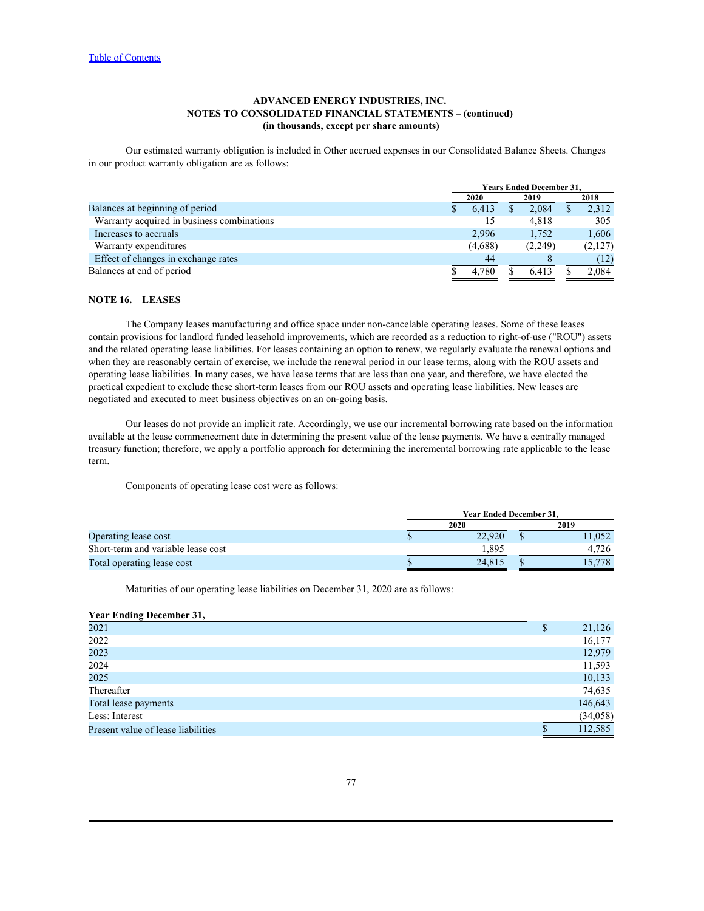**ADVANCED ENERGY INDUSTRIES, INC.**
**NOTES TO CONSOLIDATED FINANCIAL STATEMENTS – (continued)**
**(in thousands, except per share amounts)**

Our estimated warranty obligation is included in Other accrued expenses in our Consolidated Balance Sheets. Changes in our product warranty obligation are as follows:

| | Years Ended December 31, | | |
|---|---|---|---|
| | 2020 | 2019 | 2018 |
| Balances at beginning of period | $ 6,413 | $ 2,084 | $ 2,312 |
| Warranty acquired in business combinations | 15 | 4,818 | 305 |
| Increases to accruals | 2,996 | 1,752 | 1,606 |
| Warranty expenditures | (4,688) | (2,249) | (2,127) |
| Effect of changes in exchange rates | 44 | 8 | (12) |
| Balances at end of period | $ 4,780 | $ 6,413 | $ 2,084 |

## NOTE 16. LEASES

The Company leases manufacturing and office space under non-cancelable operating leases. Some of these leases contain provisions for landlord funded leasehold improvements, which are recorded as a reduction to right-of-use ("ROU") assets and the related operating lease liabilities. For leases containing an option to renew, we regularly evaluate the renewal options and when they are reasonably certain of exercise, we include the renewal period in our lease terms, along with the ROU assets and operating lease liabilities. In many cases, we have lease terms that are less than one year, and therefore, we have elected the practical expedient to exclude these short-term leases from our ROU assets and operating lease liabilities. New leases are negotiated and executed to meet business objectives on an on-going basis.

Our leases do not provide an implicit rate. Accordingly, we use our incremental borrowing rate based on the information available at the lease commencement date in determining the present value of the lease payments. We have a centrally managed treasury function; therefore, we apply a portfolio approach for determining the incremental borrowing rate applicable to the lease term.

Components of operating lease cost were as follows:

| | Year Ended December 31, | |
|---|---|---|
| | 2020 | 2019 |
| Operating lease cost | $ 22,920 | $ 11,052 |
| Short-term and variable lease cost | 1,895 | 4,726 |
| Total operating lease cost | $ 24,815 | $ 15,778 |

Maturities of our operating lease liabilities on December 31, 2020 are as follows:

| Year Ending December 31, | |
|---|---|
| 2021 | $ 21,126 |
| 2022 | 16,177 |
| 2023 | 12,979 |
| 2024 | 11,593 |
| 2025 | 10,133 |
| Thereafter | 74,635 |
| Total lease payments | 146,643 |
| Less: Interest | (34,058) |
| Present value of lease liabilities | $ 112,585 |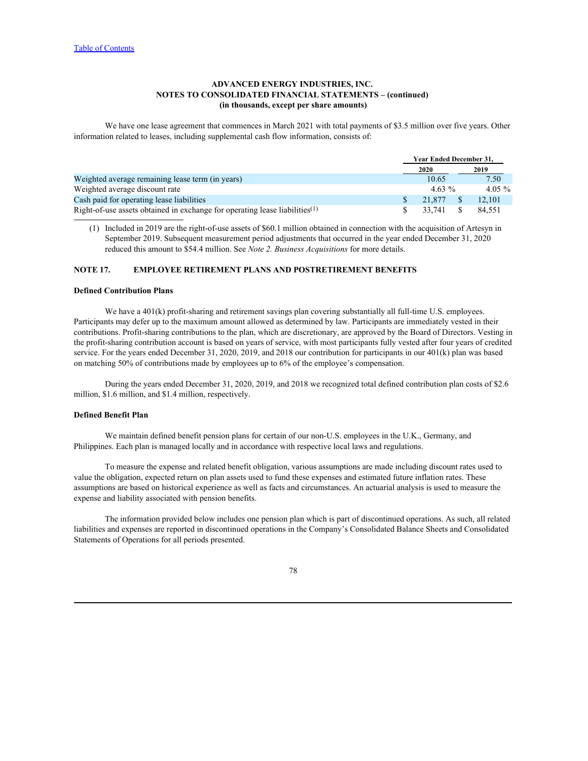**ADVANCED ENERGY INDUSTRIES, INC.**
**NOTES TO CONSOLIDATED FINANCIAL STATEMENTS – (continued)**
**(in thousands, except per share amounts)**

We have one lease agreement that commences in March 2021 with total payments of $3.5 million over five years. Other information related to leases, including supplemental cash flow information, consists of:

| | Year Ended December 31, | |
|---|---|---|
| | 2020 | 2019 |
| Weighted average remaining lease term (in years) | 10.65 | 7.50 |
| Weighted average discount rate | 4.63 % | 4.05 % |
| Cash paid for operating lease liabilities | $ 21,877 | $ 12,101 |
| Right-of-use assets obtained in exchange for operating lease liabilities(1) | $ 33,741 | $ 84,551 |

(1) Included in 2019 are the right-of-use assets of $60.1 million obtained in connection with the acquisition of Artesyn in September 2019. Subsequent measurement period adjustments that occurred in the year ended December 31, 2020 reduced this amount to $54.4 million. See *Note 2. Business Acquisitions* for more details.

## NOTE 17. EMPLOYEE RETIREMENT PLANS AND POSTRETIREMENT BENEFITS

### Defined Contribution Plans

We have a 401(k) profit-sharing and retirement savings plan covering substantially all full-time U.S. employees. Participants may defer up to the maximum amount allowed as determined by law. Participants are immediately vested in their contributions. Profit-sharing contributions to the plan, which are discretionary, are approved by the Board of Directors. Vesting in the profit-sharing contribution account is based on years of service, with most participants fully vested after four years of credited service. For the years ended December 31, 2020, 2019, and 2018 our contribution for participants in our 401(k) plan was based on matching 50% of contributions made by employees up to 6% of the employee's compensation.

During the years ended December 31, 2020, 2019, and 2018 we recognized total defined contribution plan costs of $2.6 million, $1.6 million, and $1.4 million, respectively.

### Defined Benefit Plan

We maintain defined benefit pension plans for certain of our non-U.S. employees in the U.K., Germany, and Philippines. Each plan is managed locally and in accordance with respective local laws and regulations.

To measure the expense and related benefit obligation, various assumptions are made including discount rates used to value the obligation, expected return on plan assets used to fund these expenses and estimated future inflation rates. These assumptions are based on historical experience as well as facts and circumstances. An actuarial analysis is used to measure the expense and liability associated with pension benefits.

The information provided below includes one pension plan which is part of discontinued operations. As such, all related liabilities and expenses are reported in discontinued operations in the Company's Consolidated Balance Sheets and Consolidated Statements of Operations for all periods presented.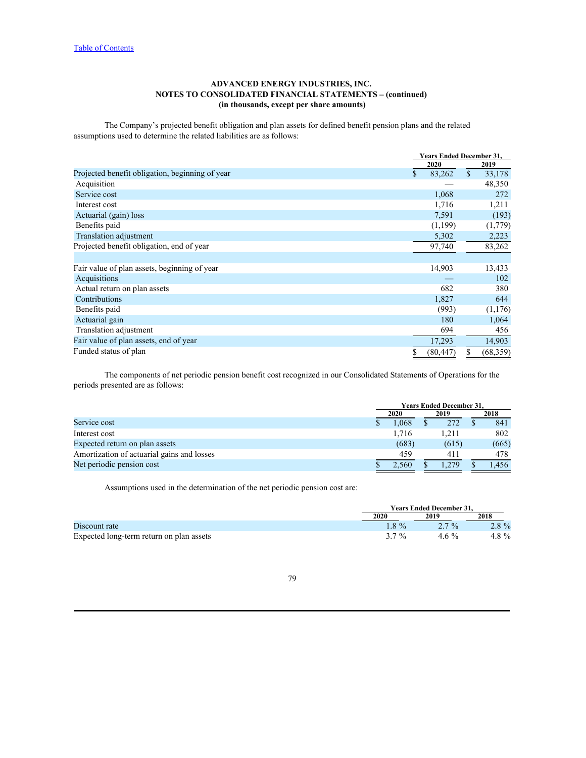**ADVANCED ENERGY INDUSTRIES, INC.**
**NOTES TO CONSOLIDATED FINANCIAL STATEMENTS – (continued)**
**(in thousands, except per share amounts)**

The Company's projected benefit obligation and plan assets for defined benefit pension plans and the related assumptions used to determine the related liabilities are as follows:

| | Years Ended December 31, | |
|---|---|---|
| | 2020 | 2019 |
| Projected benefit obligation, beginning of year | $ 83,262 | $ 33,178 |
| Acquisition | — | 48,350 |
| Service cost | 1,068 | 272 |
| Interest cost | 1,716 | 1,211 |
| Actuarial (gain) loss | 7,591 | (193) |
| Benefits paid | (1,199) | (1,779) |
| Translation adjustment | 5,302 | 2,223 |
| Projected benefit obligation, end of year | 97,740 | 83,262 |
| | | |
| Fair value of plan assets, beginning of year | 14,903 | 13,433 |
| Acquisitions | — | 102 |
| Actual return on plan assets | 682 | 380 |
| Contributions | 1,827 | 644 |
| Benefits paid | (993) | (1,176) |
| Actuarial gain | 180 | 1,064 |
| Translation adjustment | 694 | 456 |
| Fair value of plan assets, end of year | 17,293 | 14,903 |
| Funded status of plan | $ (80,447) | $ (68,359) |

The components of net periodic pension benefit cost recognized in our Consolidated Statements of Operations for the periods presented are as follows:

| | Years Ended December 31, | | |
|---|---|---|---|
| | 2020 | 2019 | 2018 |
| Service cost | $ 1,068 | $ 272 | $ 841 |
| Interest cost | 1,716 | 1,211 | 802 |
| Expected return on plan assets | (683) | (615) | (665) |
| Amortization of actuarial gains and losses | 459 | 411 | 478 |
| Net periodic pension cost | $ 2,560 | $ 1,279 | $ 1,456 |

Assumptions used in the determination of the net periodic pension cost are:

| | Years Ended December 31, | | |
|---|---|---|---|
| | 2020 | 2019 | 2018 |
| Discount rate | 1.8 % | 2.7 % | 2.8 % |
| Expected long-term return on plan assets | 3.7 % | 4.6 % | 4.8 % |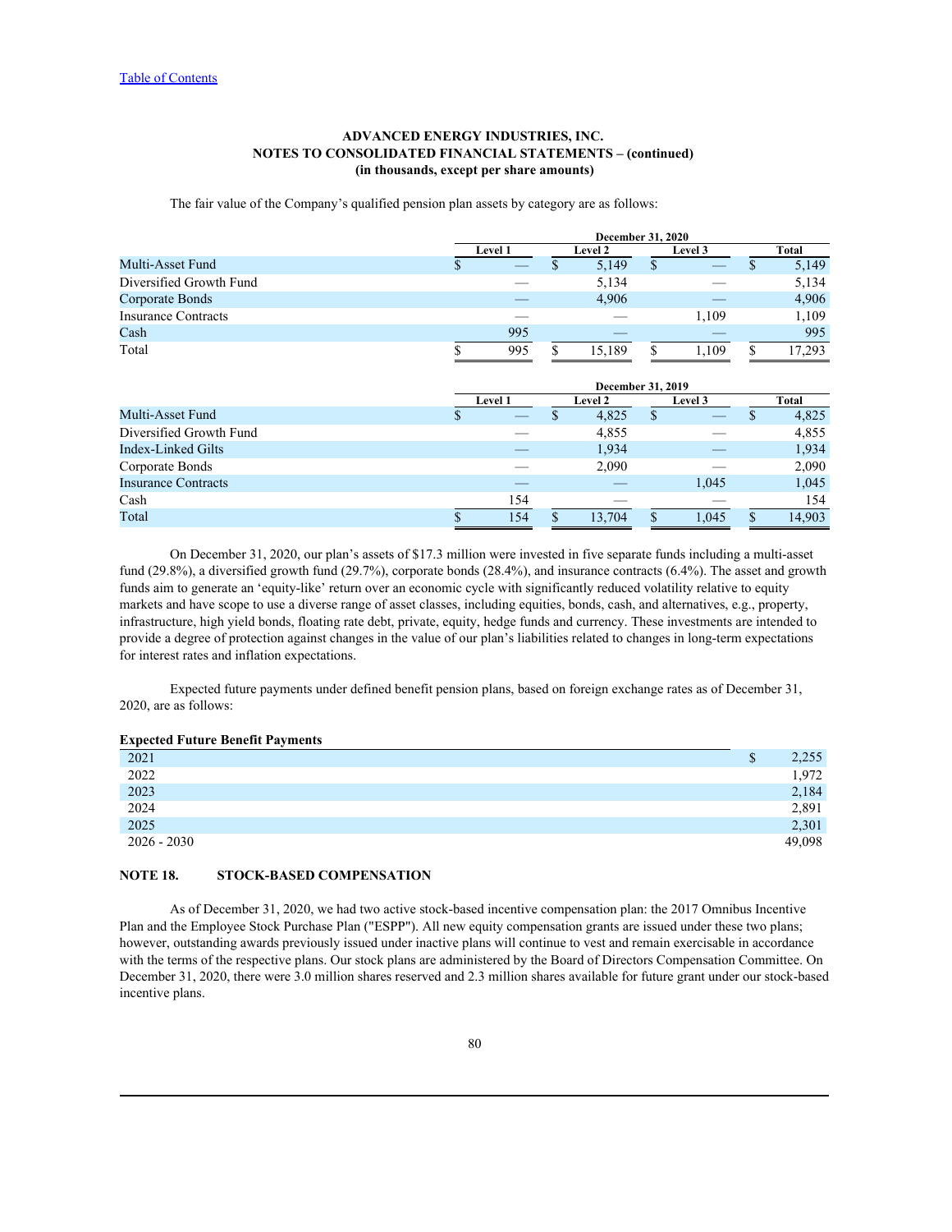ADVANCED ENERGY INDUSTRIES, INC.
NOTES TO CONSOLIDATED FINANCIAL STATEMENTS – (continued)
(in thousands, except per share amounts)

The fair value of the Company's qualified pension plan assets by category are as follows:

| | December 31, 2020 | | | |
|---|---|---|---|---|
| | Level 1 | Level 2 | Level 3 | Total |
| Multi-Asset Fund | $ — | $ 5,149 | $ — | $ 5,149 |
| Diversified Growth Fund | — | 5,134 | — | 5,134 |
| Corporate Bonds | — | 4,906 | — | 4,906 |
| Insurance Contracts | — | — | 1,109 | 1,109 |
| Cash | 995 | — | — | 995 |
| Total | $ 995 | $ 15,189 | $ 1,109 | $ 17,293 |

| | December 31, 2019 | | | |
|---|---|---|---|---|
| | Level 1 | Level 2 | Level 3 | Total |
| Multi-Asset Fund | $ — | $ 4,825 | $ — | $ 4,825 |
| Diversified Growth Fund | — | 4,855 | — | 4,855 |
| Index-Linked Gilts | — | 1,934 | — | 1,934 |
| Corporate Bonds | — | 2,090 | — | 2,090 |
| Insurance Contracts | — | — | 1,045 | 1,045 |
| Cash | 154 | — | — | 154 |
| Total | $ 154 | $ 13,704 | $ 1,045 | $ 14,903 |

On December 31, 2020, our plan's assets of $17.3 million were invested in five separate funds including a multi-asset fund (29.8%), a diversified growth fund (29.7%), corporate bonds (28.4%), and insurance contracts (6.4%). The asset and growth funds aim to generate an 'equity-like' return over an economic cycle with significantly reduced volatility relative to equity markets and have scope to use a diverse range of asset classes, including equities, bonds, cash, and alternatives, e.g., property, infrastructure, high yield bonds, floating rate debt, private, equity, hedge funds and currency. These investments are intended to provide a degree of protection against changes in the value of our plan's liabilities related to changes in long-term expectations for interest rates and inflation expectations.

Expected future payments under defined benefit pension plans, based on foreign exchange rates as of December 31, 2020, are as follows:

| Expected Future Benefit Payments | |
|---|---|
| 2021 | $ 2,255 |
| 2022 | 1,972 |
| 2023 | 2,184 |
| 2024 | 2,891 |
| 2025 | 2,301 |
| 2026 - 2030 | 49,098 |

## NOTE 18. STOCK-BASED COMPENSATION

As of December 31, 2020, we had two active stock-based incentive compensation plan: the 2017 Omnibus Incentive Plan and the Employee Stock Purchase Plan ("ESPP"). All new equity compensation grants are issued under these two plans; however, outstanding awards previously issued under inactive plans will continue to vest and remain exercisable in accordance with the terms of the respective plans. Our stock plans are administered by the Board of Directors Compensation Committee. On December 31, 2020, there were 3.0 million shares reserved and 2.3 million shares available for future grant under our stock-based incentive plans.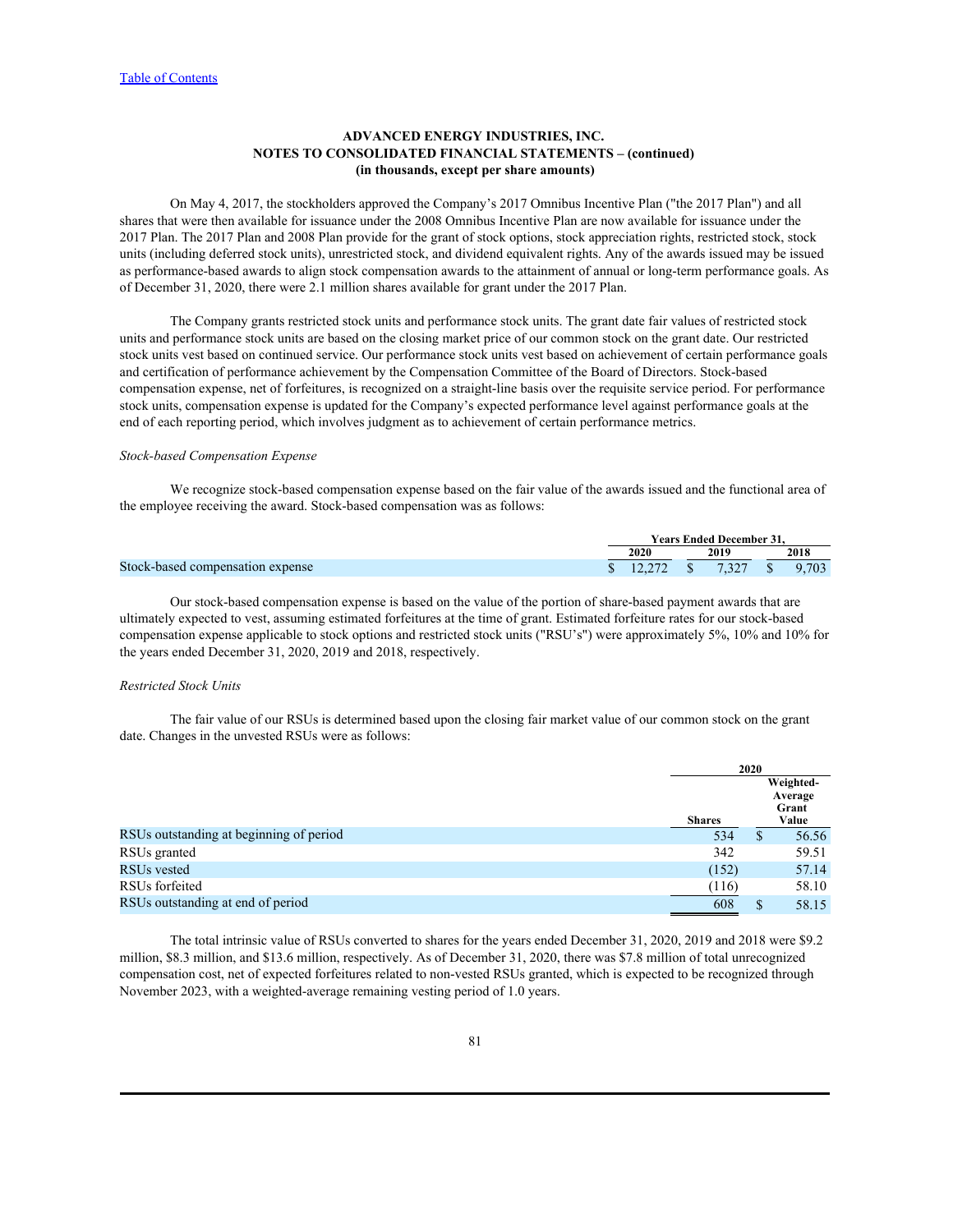**ADVANCED ENERGY INDUSTRIES, INC.**
**NOTES TO CONSOLIDATED FINANCIAL STATEMENTS – (continued)**
**(in thousands, except per share amounts)**

On May 4, 2017, the stockholders approved the Company's 2017 Omnibus Incentive Plan ("the 2017 Plan") and all shares that were then available for issuance under the 2008 Omnibus Incentive Plan are now available for issuance under the 2017 Plan. The 2017 Plan and 2008 Plan provide for the grant of stock options, stock appreciation rights, restricted stock, stock units (including deferred stock units), unrestricted stock, and dividend equivalent rights. Any of the awards issued may be issued as performance-based awards to align stock compensation awards to the attainment of annual or long-term performance goals. As of December 31, 2020, there were 2.1 million shares available for grant under the 2017 Plan.

The Company grants restricted stock units and performance stock units. The grant date fair values of restricted stock units and performance stock units are based on the closing market price of our common stock on the grant date. Our restricted stock units vest based on continued service. Our performance stock units vest based on achievement of certain performance goals and certification of performance achievement by the Compensation Committee of the Board of Directors. Stock-based compensation expense, net of forfeitures, is recognized on a straight-line basis over the requisite service period. For performance stock units, compensation expense is updated for the Company's expected performance level against performance goals at the end of each reporting period, which involves judgment as to achievement of certain performance metrics.

*Stock-based Compensation Expense*

We recognize stock-based compensation expense based on the fair value of the awards issued and the functional area of the employee receiving the award. Stock-based compensation was as follows:

| | Years Ended December 31, | | |
|---|---|---|---|
| | 2020 | 2019 | 2018 |
| Stock-based compensation expense | $ 12,272 | $ 7,327 | $ 9,703 |

Our stock-based compensation expense is based on the value of the portion of share-based payment awards that are ultimately expected to vest, assuming estimated forfeitures at the time of grant. Estimated forfeiture rates for our stock-based compensation expense applicable to stock options and restricted stock units ("RSU's") were approximately 5%, 10% and 10% for the years ended December 31, 2020, 2019 and 2018, respectively.

*Restricted Stock Units*

The fair value of our RSUs is determined based upon the closing fair market value of our common stock on the grant date. Changes in the unvested RSUs were as follows:

| | 2020 | |
|---|---|---|
| | Shares | Weighted-Average Grant Value |
| RSUs outstanding at beginning of period | 534 | $ 56.56 |
| RSUs granted | 342 | 59.51 |
| RSUs vested | (152) | 57.14 |
| RSUs forfeited | (116) | 58.10 |
| RSUs outstanding at end of period | 608 | $ 58.15 |

The total intrinsic value of RSUs converted to shares for the years ended December 31, 2020, 2019 and 2018 were $9.2 million, $8.3 million, and $13.6 million, respectively. As of December 31, 2020, there was $7.8 million of total unrecognized compensation cost, net of expected forfeitures related to non-vested RSUs granted, which is expected to be recognized through November 2023, with a weighted-average remaining vesting period of 1.0 years.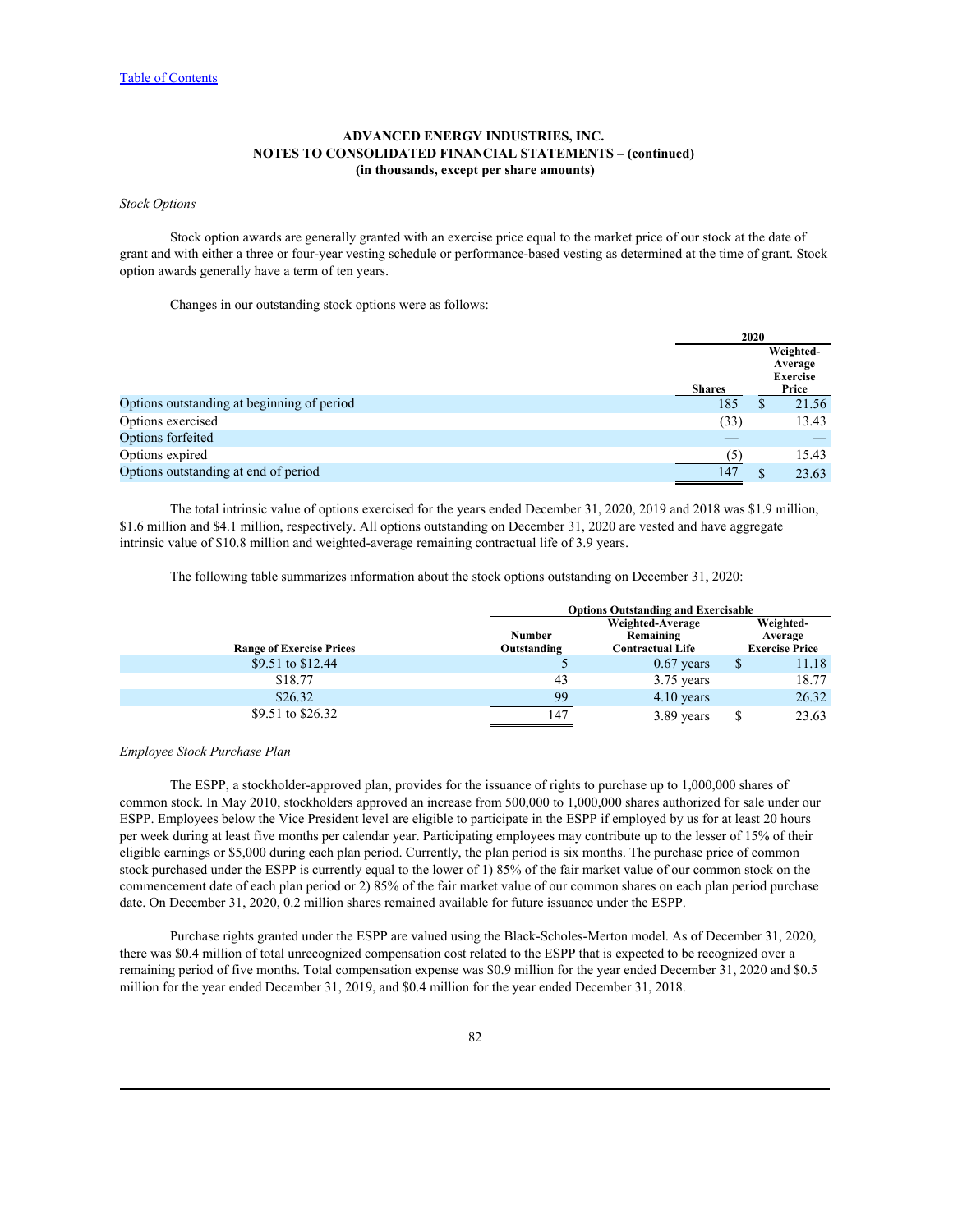[Table of Contents](#)

**ADVANCED ENERGY INDUSTRIES, INC.**
**NOTES TO CONSOLIDATED FINANCIAL STATEMENTS – (continued)**
**(in thousands, except per share amounts)**

*Stock Options*

Stock option awards are generally granted with an exercise price equal to the market price of our stock at the date of grant and with either a three or four-year vesting schedule or performance-based vesting as determined at the time of grant. Stock option awards generally have a term of ten years.

Changes in our outstanding stock options were as follows:

| | 2020 | |
|---|---|---|
| | Shares | Weighted-Average Exercise Price |
| Options outstanding at beginning of period | 185 | $ 21.56 |
| Options exercised | (33) | 13.43 |
| Options forfeited | — | — |
| Options expired | (5) | 15.43 |
| Options outstanding at end of period | 147 | $ 23.63 |

The total intrinsic value of options exercised for the years ended December 31, 2020, 2019 and 2018 was $1.9 million, $1.6 million and $4.1 million, respectively. All options outstanding on December 31, 2020 are vested and have aggregate intrinsic value of $10.8 million and weighted-average remaining contractual life of 3.9 years.

The following table summarizes information about the stock options outstanding on December 31, 2020:

| | Options Outstanding and Exercisable | | |
|---|---|---|---|
| Range of Exercise Prices | Number Outstanding | Weighted-Average Remaining Contractual Life | Weighted-Average Exercise Price |
| $9.51 to $12.44 | 5 | 0.67 years | $ 11.18 |
| $18.77 | 43 | 3.75 years | 18.77 |
| $26.32 | 99 | 4.10 years | 26.32 |
| $9.51 to $26.32 | 147 | 3.89 years | $ 23.63 |

*Employee Stock Purchase Plan*

The ESPP, a stockholder-approved plan, provides for the issuance of rights to purchase up to 1,000,000 shares of common stock. In May 2010, stockholders approved an increase from 500,000 to 1,000,000 shares authorized for sale under our ESPP. Employees below the Vice President level are eligible to participate in the ESPP if employed by us for at least 20 hours per week during at least five months per calendar year. Participating employees may contribute up to the lesser of 15% of their eligible earnings or $5,000 during each plan period. Currently, the plan period is six months. The purchase price of common stock purchased under the ESPP is currently equal to the lower of 1) 85% of the fair market value of our common stock on the commencement date of each plan period or 2) 85% of the fair market value of our common shares on each plan period purchase date. On December 31, 2020, 0.2 million shares remained available for future issuance under the ESPP.

Purchase rights granted under the ESPP are valued using the Black-Scholes-Merton model. As of December 31, 2020, there was $0.4 million of total unrecognized compensation cost related to the ESPP that is expected to be recognized over a remaining period of five months. Total compensation expense was $0.9 million for the year ended December 31, 2020 and $0.5 million for the year ended December 31, 2019, and $0.4 million for the year ended December 31, 2018.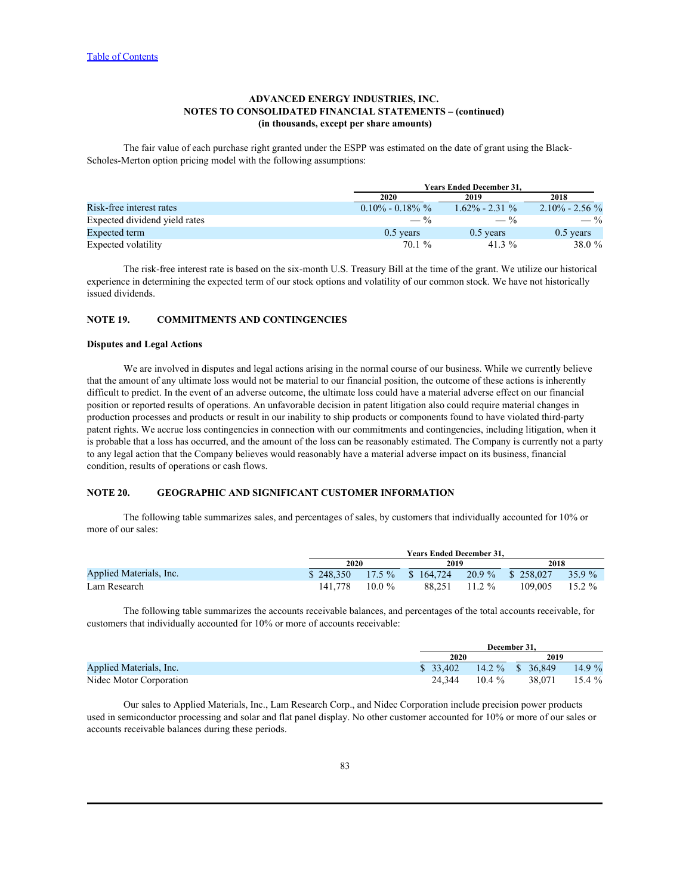# ADVANCED ENERGY INDUSTRIES, INC.
## NOTES TO CONSOLIDATED FINANCIAL STATEMENTS – (continued)
### (in thousands, except per share amounts)

The fair value of each purchase right granted under the ESPP was estimated on the date of grant using the Black-Scholes-Merton option pricing model with the following assumptions:

| | Years Ended December 31, | | |
|---|---|---|---|
| | 2020 | 2019 | 2018 |
| Risk-free interest rates | 0.10% - 0.18% % | 1.62% - 2.31 % | 2.10% - 2.56 % |
| Expected dividend yield rates | — % | — % | — % |
| Expected term | 0.5 years | 0.5 years | 0.5 years |
| Expected volatility | 70.1 % | 41.3 % | 38.0 % |

The risk-free interest rate is based on the six-month U.S. Treasury Bill at the time of the grant. We utilize our historical experience in determining the expected term of our stock options and volatility of our common stock. We have not historically issued dividends.

## NOTE 19. COMMITMENTS AND CONTINGENCIES

**Disputes and Legal Actions**

We are involved in disputes and legal actions arising in the normal course of our business. While we currently believe that the amount of any ultimate loss would not be material to our financial position, the outcome of these actions is inherently difficult to predict. In the event of an adverse outcome, the ultimate loss could have a material adverse effect on our financial position or reported results of operations. An unfavorable decision in patent litigation also could require material changes in production processes and products or result in our inability to ship products or components found to have violated third-party patent rights. We accrue loss contingencies in connection with our commitments and contingencies, including litigation, when it is probable that a loss has occurred, and the amount of the loss can be reasonably estimated. The Company is currently not a party to any legal action that the Company believes would reasonably have a material adverse impact on its business, financial condition, results of operations or cash flows.

## NOTE 20. GEOGRAPHIC AND SIGNIFICANT CUSTOMER INFORMATION

The following table summarizes sales, and percentages of sales, by customers that individually accounted for 10% or more of our sales:

| | Years Ended December 31, | | | | | |
|---|---|---|---|---|---|---|
| | 2020 | | 2019 | | 2018 | |
| Applied Materials, Inc. | $ 248,350 | 17.5 % | $ 164,724 | 20.9 % | $ 258,027 | 35.9 % |
| Lam Research | 141,778 | 10.0 % | 88,251 | 11.2 % | 109,005 | 15.2 % |

The following table summarizes the accounts receivable balances, and percentages of the total accounts receivable, for customers that individually accounted for 10% or more of accounts receivable:

| | December 31, | | | |
|---|---|---|---|---|
| | 2020 | | 2019 | |
| Applied Materials, Inc. | $ 33,402 | 14.2 % | $ 36,849 | 14.9 % |
| Nidec Motor Corporation | 24,344 | 10.4 % | 38,071 | 15.4 % |

Our sales to Applied Materials, Inc., Lam Research Corp., and Nidec Corporation include precision power products used in semiconductor processing and solar and flat panel display. No other customer accounted for 10% or more of our sales or accounts receivable balances during these periods.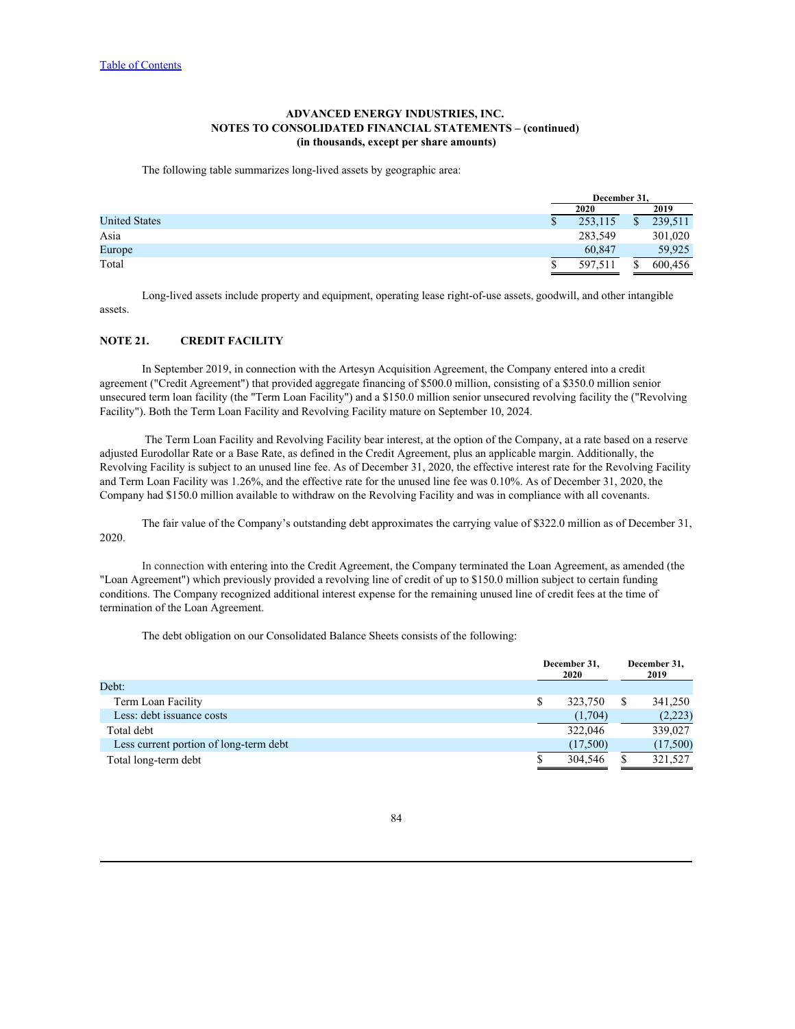**ADVANCED ENERGY INDUSTRIES, INC.**
**NOTES TO CONSOLIDATED FINANCIAL STATEMENTS – (continued)**
**(in thousands, except per share amounts)**

The following table summarizes long-lived assets by geographic area:

| | December 31, | |
|---|---|---|
| | 2020 | 2019 |
| United States | $ 253,115 | $ 239,511 |
| Asia | 283,549 | 301,020 |
| Europe | 60,847 | 59,925 |
| Total | $ 597,511 | $ 600,456 |

Long-lived assets include property and equipment, operating lease right-of-use assets, goodwill, and other intangible assets.

## NOTE 21. CREDIT FACILITY

In September 2019, in connection with the Artesyn Acquisition Agreement, the Company entered into a credit agreement ("Credit Agreement") that provided aggregate financing of $500.0 million, consisting of a $350.0 million senior unsecured term loan facility (the "Term Loan Facility") and a $150.0 million senior unsecured revolving facility the ("Revolving Facility"). Both the Term Loan Facility and Revolving Facility mature on September 10, 2024.

The Term Loan Facility and Revolving Facility bear interest, at the option of the Company, at a rate based on a reserve adjusted Eurodollar Rate or a Base Rate, as defined in the Credit Agreement, plus an applicable margin. Additionally, the Revolving Facility is subject to an unused line fee. As of December 31, 2020, the effective interest rate for the Revolving Facility and Term Loan Facility was 1.26%, and the effective rate for the unused line fee was 0.10%. As of December 31, 2020, the Company had $150.0 million available to withdraw on the Revolving Facility and was in compliance with all covenants.

The fair value of the Company's outstanding debt approximates the carrying value of $322.0 million as of December 31, 2020.

In connection with entering into the Credit Agreement, the Company terminated the Loan Agreement, as amended (the "Loan Agreement") which previously provided a revolving line of credit of up to $150.0 million subject to certain funding conditions. The Company recognized additional interest expense for the remaining unused line of credit fees at the time of termination of the Loan Agreement.

The debt obligation on our Consolidated Balance Sheets consists of the following:

| | December 31, 2020 | December 31, 2019 |
|---|---|---|
| Debt: | | |
| Term Loan Facility | $ 323,750 | $ 341,250 |
| Less: debt issuance costs | (1,704) | (2,223) |
| Total debt | 322,046 | 339,027 |
| Less current portion of long-term debt | (17,500) | (17,500) |
| Total long-term debt | $ 304,546 | $ 321,527 |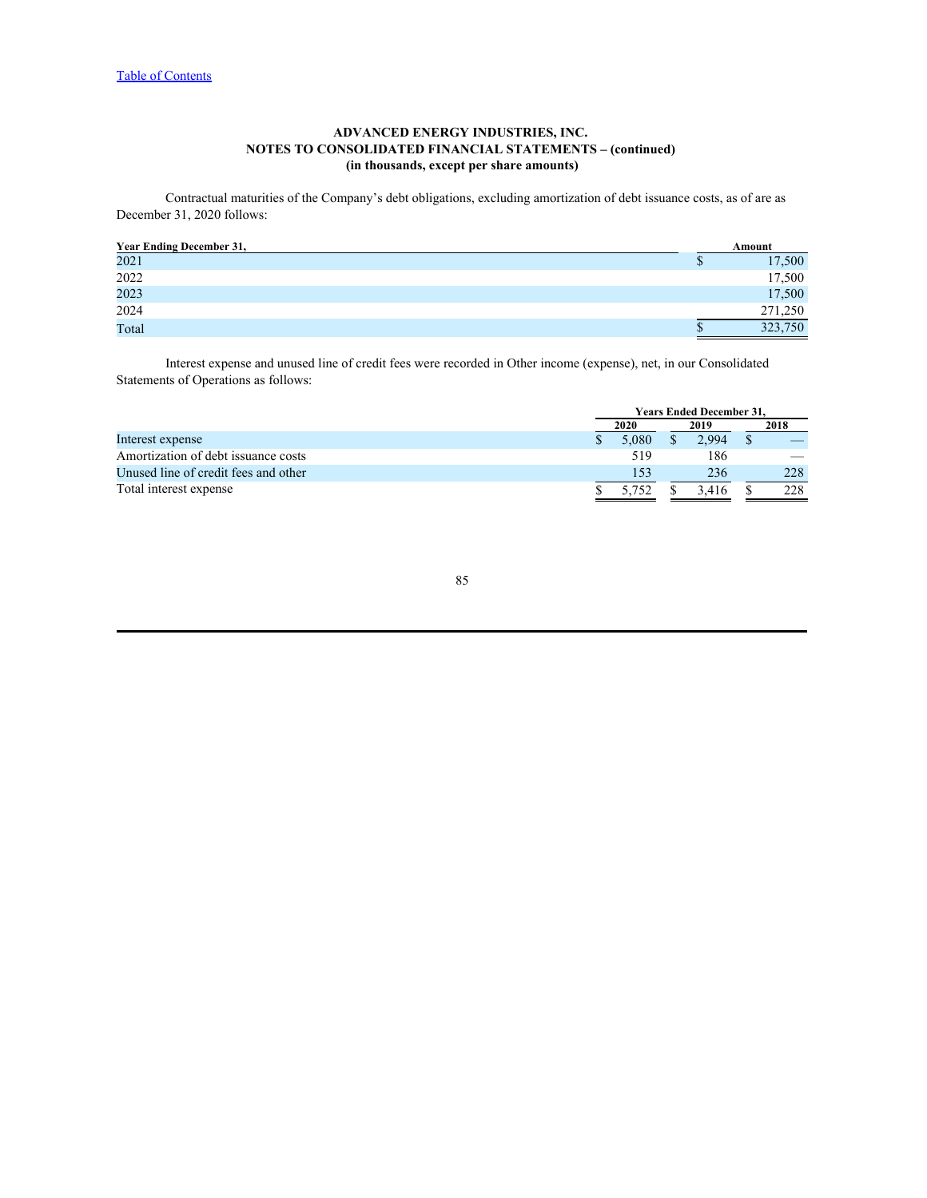Table of Contents

**ADVANCED ENERGY INDUSTRIES, INC.**
**NOTES TO CONSOLIDATED FINANCIAL STATEMENTS – (continued)**
**(in thousands, except per share amounts)**

Contractual maturities of the Company's debt obligations, excluding amortization of debt issuance costs, as of are as December 31, 2020 follows:

| Year Ending December 31, | Amount |
|---|---|
| 2021 | $ 17,500 |
| 2022 | 17,500 |
| 2023 | 17,500 |
| 2024 | 271,250 |
| Total | $ 323,750 |

Interest expense and unused line of credit fees were recorded in Other income (expense), net, in our Consolidated Statements of Operations as follows:

| | Years Ended December 31, | | |
|---|---|---|---|
| | 2020 | 2019 | 2018 |
| Interest expense | $ 5,080 | $ 2,994 | $ — |
| Amortization of debt issuance costs | 519 | 186 | — |
| Unused line of credit fees and other | 153 | 236 | 228 |
| Total interest expense | $ 5,752 | $ 3,416 | $ 228 |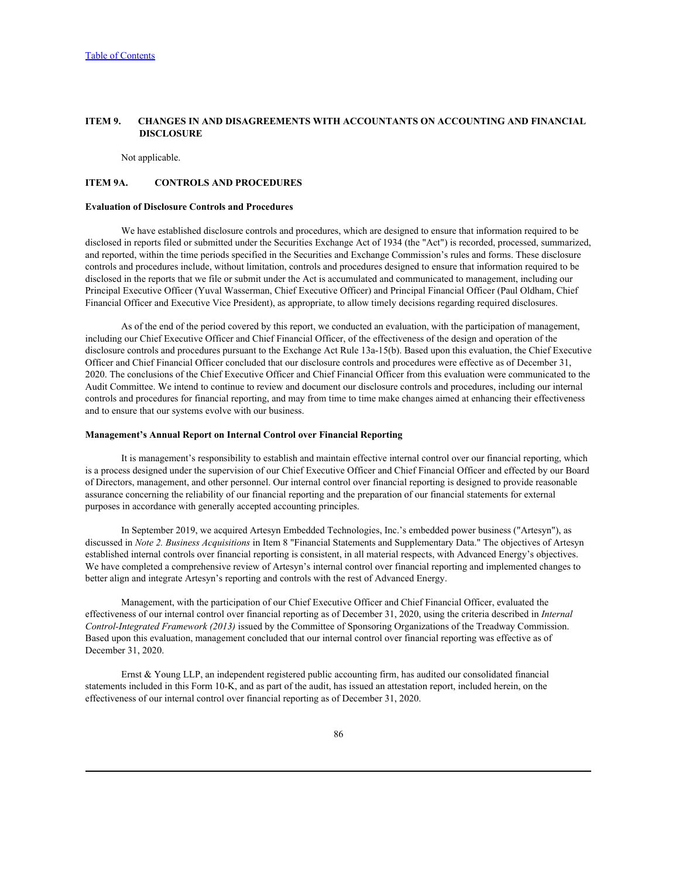## ITEM 9. CHANGES IN AND DISAGREEMENTS WITH ACCOUNTANTS ON ACCOUNTING AND FINANCIAL DISCLOSURE

Not applicable.

## ITEM 9A. CONTROLS AND PROCEDURES

### Evaluation of Disclosure Controls and Procedures

We have established disclosure controls and procedures, which are designed to ensure that information required to be disclosed in reports filed or submitted under the Securities Exchange Act of 1934 (the "Act") is recorded, processed, summarized, and reported, within the time periods specified in the Securities and Exchange Commission's rules and forms. These disclosure controls and procedures include, without limitation, controls and procedures designed to ensure that information required to be disclosed in the reports that we file or submit under the Act is accumulated and communicated to management, including our Principal Executive Officer (Yuval Wasserman, Chief Executive Officer) and Principal Financial Officer (Paul Oldham, Chief Financial Officer and Executive Vice President), as appropriate, to allow timely decisions regarding required disclosures.

As of the end of the period covered by this report, we conducted an evaluation, with the participation of management, including our Chief Executive Officer and Chief Financial Officer, of the effectiveness of the design and operation of the disclosure controls and procedures pursuant to the Exchange Act Rule 13a-15(b). Based upon this evaluation, the Chief Executive Officer and Chief Financial Officer concluded that our disclosure controls and procedures were effective as of December 31, 2020. The conclusions of the Chief Executive Officer and Chief Financial Officer from this evaluation were communicated to the Audit Committee. We intend to continue to review and document our disclosure controls and procedures, including our internal controls and procedures for financial reporting, and may from time to time make changes aimed at enhancing their effectiveness and to ensure that our systems evolve with our business.

### Management's Annual Report on Internal Control over Financial Reporting

It is management's responsibility to establish and maintain effective internal control over our financial reporting, which is a process designed under the supervision of our Chief Executive Officer and Chief Financial Officer and effected by our Board of Directors, management, and other personnel. Our internal control over financial reporting is designed to provide reasonable assurance concerning the reliability of our financial reporting and the preparation of our financial statements for external purposes in accordance with generally accepted accounting principles.

In September 2019, we acquired Artesyn Embedded Technologies, Inc.'s embedded power business ("Artesyn"), as discussed in *Note 2. Business Acquisitions* in Item 8 "Financial Statements and Supplementary Data." The objectives of Artesyn established internal controls over financial reporting is consistent, in all material respects, with Advanced Energy's objectives. We have completed a comprehensive review of Artesyn's internal control over financial reporting and implemented changes to better align and integrate Artesyn's reporting and controls with the rest of Advanced Energy.

Management, with the participation of our Chief Executive Officer and Chief Financial Officer, evaluated the effectiveness of our internal control over financial reporting as of December 31, 2020, using the criteria described in *Internal Control-Integrated Framework (2013)* issued by the Committee of Sponsoring Organizations of the Treadway Commission. Based upon this evaluation, management concluded that our internal control over financial reporting was effective as of December 31, 2020.

Ernst & Young LLP, an independent registered public accounting firm, has audited our consolidated financial statements included in this Form 10-K, and as part of the audit, has issued an attestation report, included herein, on the effectiveness of our internal control over financial reporting as of December 31, 2020.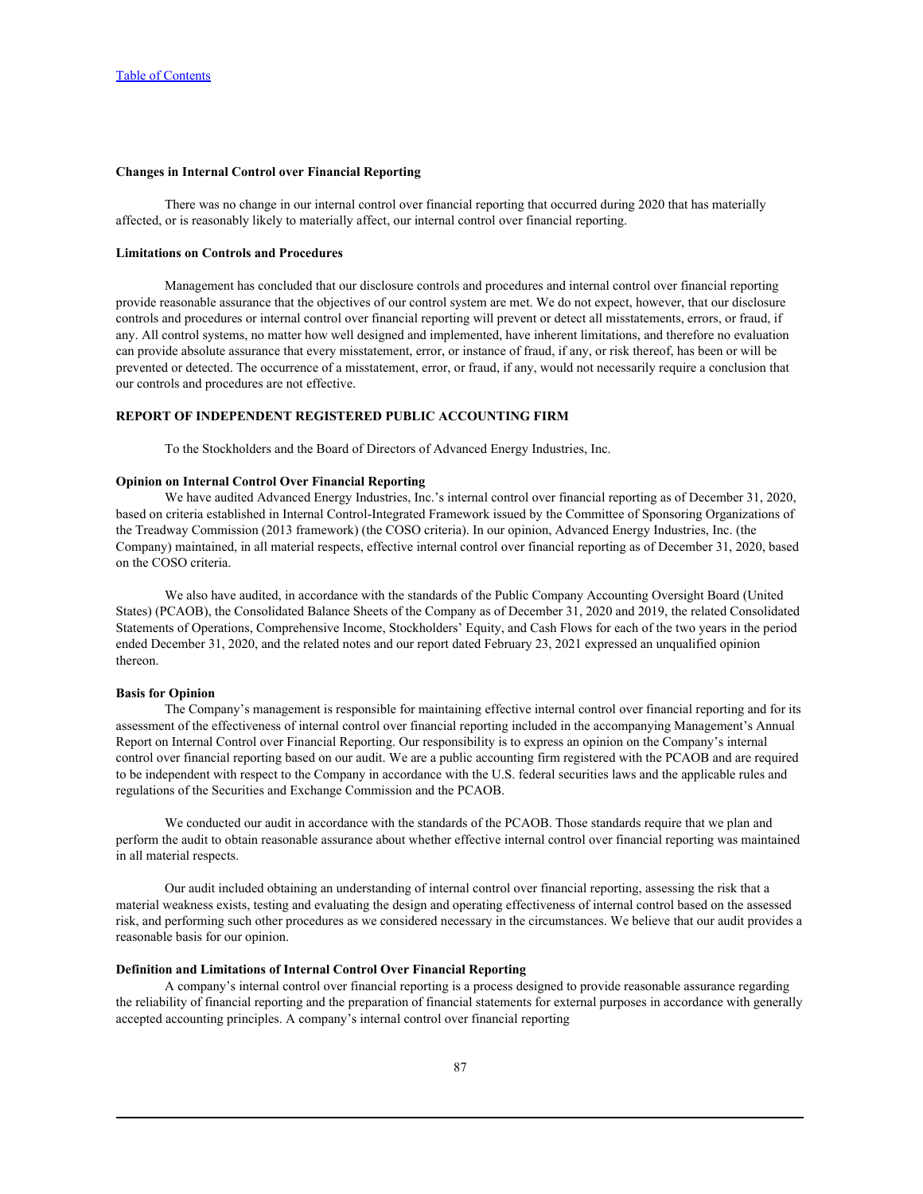**Changes in Internal Control over Financial Reporting**

There was no change in our internal control over financial reporting that occurred during 2020 that has materially affected, or is reasonably likely to materially affect, our internal control over financial reporting.

**Limitations on Controls and Procedures**

Management has concluded that our disclosure controls and procedures and internal control over financial reporting provide reasonable assurance that the objectives of our control system are met. We do not expect, however, that our disclosure controls and procedures or internal control over financial reporting will prevent or detect all misstatements, errors, or fraud, if any. All control systems, no matter how well designed and implemented, have inherent limitations, and therefore no evaluation can provide absolute assurance that every misstatement, error, or instance of fraud, if any, or risk thereof, has been or will be prevented or detected. The occurrence of a misstatement, error, or fraud, if any, would not necessarily require a conclusion that our controls and procedures are not effective.

**REPORT OF INDEPENDENT REGISTERED PUBLIC ACCOUNTING FIRM**

To the Stockholders and the Board of Directors of Advanced Energy Industries, Inc.

**Opinion on Internal Control Over Financial Reporting**

We have audited Advanced Energy Industries, Inc.'s internal control over financial reporting as of December 31, 2020, based on criteria established in Internal Control-Integrated Framework issued by the Committee of Sponsoring Organizations of the Treadway Commission (2013 framework) (the COSO criteria). In our opinion, Advanced Energy Industries, Inc. (the Company) maintained, in all material respects, effective internal control over financial reporting as of December 31, 2020, based on the COSO criteria.

We also have audited, in accordance with the standards of the Public Company Accounting Oversight Board (United States) (PCAOB), the Consolidated Balance Sheets of the Company as of December 31, 2020 and 2019, the related Consolidated Statements of Operations, Comprehensive Income, Stockholders' Equity, and Cash Flows for each of the two years in the period ended December 31, 2020, and the related notes and our report dated February 23, 2021 expressed an unqualified opinion thereon.

**Basis for Opinion**

The Company's management is responsible for maintaining effective internal control over financial reporting and for its assessment of the effectiveness of internal control over financial reporting included in the accompanying Management's Annual Report on Internal Control over Financial Reporting. Our responsibility is to express an opinion on the Company's internal control over financial reporting based on our audit. We are a public accounting firm registered with the PCAOB and are required to be independent with respect to the Company in accordance with the U.S. federal securities laws and the applicable rules and regulations of the Securities and Exchange Commission and the PCAOB.

We conducted our audit in accordance with the standards of the PCAOB. Those standards require that we plan and perform the audit to obtain reasonable assurance about whether effective internal control over financial reporting was maintained in all material respects.

Our audit included obtaining an understanding of internal control over financial reporting, assessing the risk that a material weakness exists, testing and evaluating the design and operating effectiveness of internal control based on the assessed risk, and performing such other procedures as we considered necessary in the circumstances. We believe that our audit provides a reasonable basis for our opinion.

**Definition and Limitations of Internal Control Over Financial Reporting**

A company's internal control over financial reporting is a process designed to provide reasonable assurance regarding the reliability of financial reporting and the preparation of financial statements for external purposes in accordance with generally accepted accounting principles. A company's internal control over financial reporting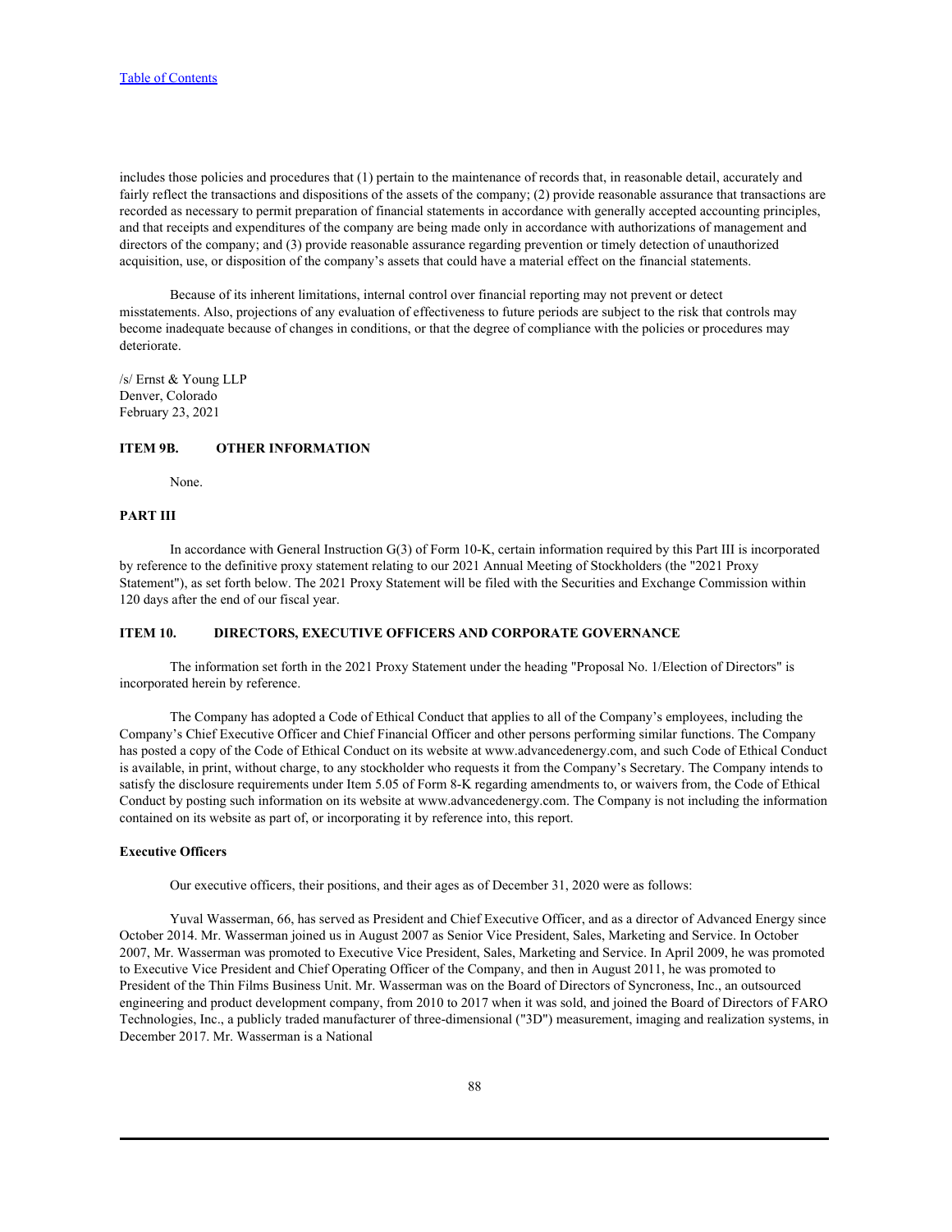includes those policies and procedures that (1) pertain to the maintenance of records that, in reasonable detail, accurately and fairly reflect the transactions and dispositions of the assets of the company; (2) provide reasonable assurance that transactions are recorded as necessary to permit preparation of financial statements in accordance with generally accepted accounting principles, and that receipts and expenditures of the company are being made only in accordance with authorizations of management and directors of the company; and (3) provide reasonable assurance regarding prevention or timely detection of unauthorized acquisition, use, or disposition of the company's assets that could have a material effect on the financial statements.

Because of its inherent limitations, internal control over financial reporting may not prevent or detect misstatements. Also, projections of any evaluation of effectiveness to future periods are subject to the risk that controls may become inadequate because of changes in conditions, or that the degree of compliance with the policies or procedures may deteriorate.

/s/ Ernst & Young LLP
Denver, Colorado
February 23, 2021

## ITEM 9B. OTHER INFORMATION

None.

## PART III

In accordance with General Instruction G(3) of Form 10-K, certain information required by this Part III is incorporated by reference to the definitive proxy statement relating to our 2021 Annual Meeting of Stockholders (the "2021 Proxy Statement"), as set forth below. The 2021 Proxy Statement will be filed with the Securities and Exchange Commission within 120 days after the end of our fiscal year.

## ITEM 10. DIRECTORS, EXECUTIVE OFFICERS AND CORPORATE GOVERNANCE

The information set forth in the 2021 Proxy Statement under the heading "Proposal No. 1/Election of Directors" is incorporated herein by reference.

The Company has adopted a Code of Ethical Conduct that applies to all of the Company's employees, including the Company's Chief Executive Officer and Chief Financial Officer and other persons performing similar functions. The Company has posted a copy of the Code of Ethical Conduct on its website at www.advancedenergy.com, and such Code of Ethical Conduct is available, in print, without charge, to any stockholder who requests it from the Company's Secretary. The Company intends to satisfy the disclosure requirements under Item 5.05 of Form 8-K regarding amendments to, or waivers from, the Code of Ethical Conduct by posting such information on its website at www.advancedenergy.com. The Company is not including the information contained on its website as part of, or incorporating it by reference into, this report.

### Executive Officers

Our executive officers, their positions, and their ages as of December 31, 2020 were as follows:

Yuval Wasserman, 66, has served as President and Chief Executive Officer, and as a director of Advanced Energy since October 2014. Mr. Wasserman joined us in August 2007 as Senior Vice President, Sales, Marketing and Service. In October 2007, Mr. Wasserman was promoted to Executive Vice President, Sales, Marketing and Service. In April 2009, he was promoted to Executive Vice President and Chief Operating Officer of the Company, and then in August 2011, he was promoted to President of the Thin Films Business Unit. Mr. Wasserman was on the Board of Directors of Syncroness, Inc., an outsourced engineering and product development company, from 2010 to 2017 when it was sold, and joined the Board of Directors of FARO Technologies, Inc., a publicly traded manufacturer of three-dimensional ("3D") measurement, imaging and realization systems, in December 2017. Mr. Wasserman is a National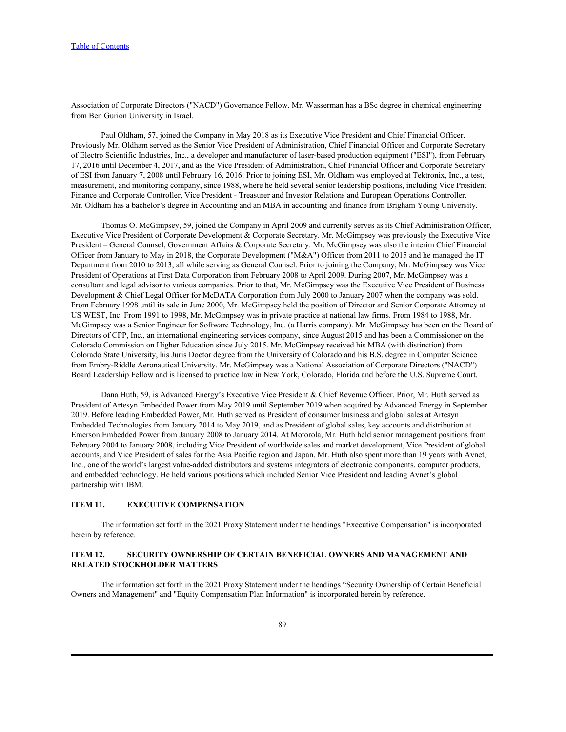Association of Corporate Directors ("NACD") Governance Fellow. Mr. Wasserman has a BSc degree in chemical engineering from Ben Gurion University in Israel.

Paul Oldham, 57, joined the Company in May 2018 as its Executive Vice President and Chief Financial Officer. Previously Mr. Oldham served as the Senior Vice President of Administration, Chief Financial Officer and Corporate Secretary of Electro Scientific Industries, Inc., a developer and manufacturer of laser-based production equipment ("ESI"), from February 17, 2016 until December 4, 2017, and as the Vice President of Administration, Chief Financial Officer and Corporate Secretary of ESI from January 7, 2008 until February 16, 2016. Prior to joining ESI, Mr. Oldham was employed at Tektronix, Inc., a test, measurement, and monitoring company, since 1988, where he held several senior leadership positions, including Vice President Finance and Corporate Controller, Vice President - Treasurer and Investor Relations and European Operations Controller. Mr. Oldham has a bachelor's degree in Accounting and an MBA in accounting and finance from Brigham Young University.

Thomas O. McGimpsey, 59, joined the Company in April 2009 and currently serves as its Chief Administration Officer, Executive Vice President of Corporate Development & Corporate Secretary. Mr. McGimpsey was previously the Executive Vice President – General Counsel, Government Affairs & Corporate Secretary. Mr. McGimpsey was also the interim Chief Financial Officer from January to May in 2018, the Corporate Development ("M&A") Officer from 2011 to 2015 and he managed the IT Department from 2010 to 2013, all while serving as General Counsel. Prior to joining the Company, Mr. McGimpsey was Vice President of Operations at First Data Corporation from February 2008 to April 2009. During 2007, Mr. McGimpsey was a consultant and legal advisor to various companies. Prior to that, Mr. McGimpsey was the Executive Vice President of Business Development & Chief Legal Officer for McDATA Corporation from July 2000 to January 2007 when the company was sold. From February 1998 until its sale in June 2000, Mr. McGimpsey held the position of Director and Senior Corporate Attorney at US WEST, Inc. From 1991 to 1998, Mr. McGimpsey was in private practice at national law firms. From 1984 to 1988, Mr. McGimpsey was a Senior Engineer for Software Technology, Inc. (a Harris company). Mr. McGimpsey has been on the Board of Directors of CPP, Inc., an international engineering services company, since August 2015 and has been a Commissioner on the Colorado Commission on Higher Education since July 2015. Mr. McGimpsey received his MBA (with distinction) from Colorado State University, his Juris Doctor degree from the University of Colorado and his B.S. degree in Computer Science from Embry-Riddle Aeronautical University. Mr. McGimpsey was a National Association of Corporate Directors ("NACD") Board Leadership Fellow and is licensed to practice law in New York, Colorado, Florida and before the U.S. Supreme Court.

Dana Huth, 59, is Advanced Energy's Executive Vice President & Chief Revenue Officer. Prior, Mr. Huth served as President of Artesyn Embedded Power from May 2019 until September 2019 when acquired by Advanced Energy in September 2019. Before leading Embedded Power, Mr. Huth served as President of consumer business and global sales at Artesyn Embedded Technologies from January 2014 to May 2019, and as President of global sales, key accounts and distribution at Emerson Embedded Power from January 2008 to January 2014. At Motorola, Mr. Huth held senior management positions from February 2004 to January 2008, including Vice President of worldwide sales and market development, Vice President of global accounts, and Vice President of sales for the Asia Pacific region and Japan. Mr. Huth also spent more than 19 years with Avnet, Inc., one of the world's largest value-added distributors and systems integrators of electronic components, computer products, and embedded technology. He held various positions which included Senior Vice President and leading Avnet's global partnership with IBM.

## ITEM 11. EXECUTIVE COMPENSATION

The information set forth in the 2021 Proxy Statement under the headings "Executive Compensation" is incorporated herein by reference.

## ITEM 12. SECURITY OWNERSHIP OF CERTAIN BENEFICIAL OWNERS AND MANAGEMENT AND RELATED STOCKHOLDER MATTERS

The information set forth in the 2021 Proxy Statement under the headings "Security Ownership of Certain Beneficial Owners and Management" and "Equity Compensation Plan Information" is incorporated herein by reference.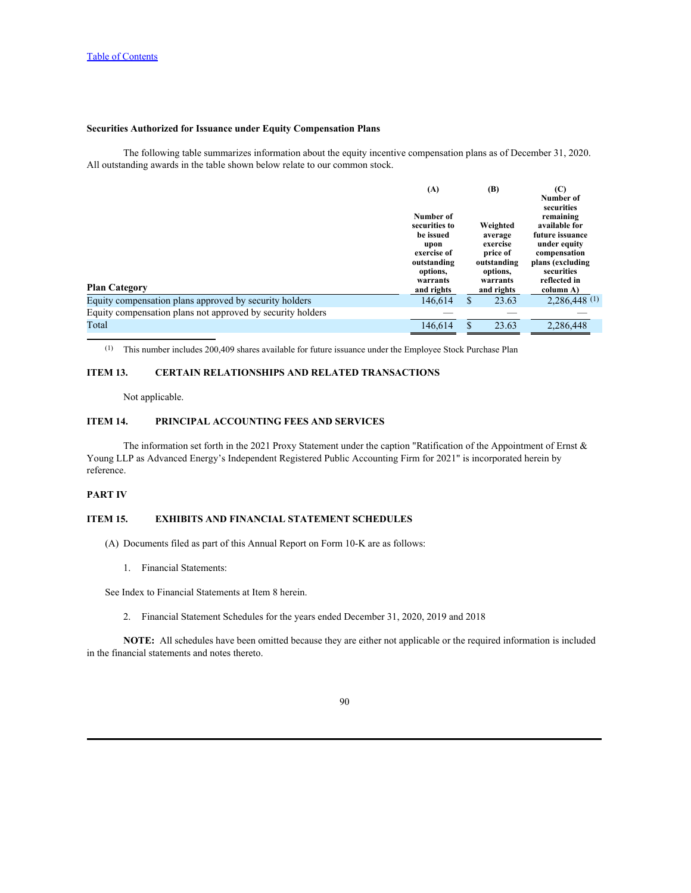### Securities Authorized for Issuance under Equity Compensation Plans

The following table summarizes information about the equity incentive compensation plans as of December 31, 2020. All outstanding awards in the table shown below relate to our common stock.

| Plan Category | (A) Number of securities to be issued upon exercise of outstanding options, warrants and rights | (B) Weighted average exercise price of outstanding options, warrants and rights | (C) Number of securities remaining available for future issuance under equity compensation plans (excluding securities reflected in column A) |
|---|---|---|---|
| Equity compensation plans approved by security holders | 146,614 | $ 23.63 | 2,286,448 [(1)] |
| Equity compensation plans not approved by security holders | — | — | — |
| Total | 146,614 | $ 23.63 | 2,286,448 |

(1) This number includes 200,409 shares available for future issuance under the Employee Stock Purchase Plan

## ITEM 13. CERTAIN RELATIONSHIPS AND RELATED TRANSACTIONS

Not applicable.

## ITEM 14. PRINCIPAL ACCOUNTING FEES AND SERVICES

The information set forth in the 2021 Proxy Statement under the caption "Ratification of the Appointment of Ernst & Young LLP as Advanced Energy's Independent Registered Public Accounting Firm for 2021" is incorporated herein by reference.

# PART IV

## ITEM 15. EXHIBITS AND FINANCIAL STATEMENT SCHEDULES

(A) Documents filed as part of this Annual Report on Form 10-K are as follows:

1. Financial Statements:

See Index to Financial Statements at Item 8 herein.

2. Financial Statement Schedules for the years ended December 31, 2020, 2019 and 2018

**NOTE:** All schedules have been omitted because they are either not applicable or the required information is included in the financial statements and notes thereto.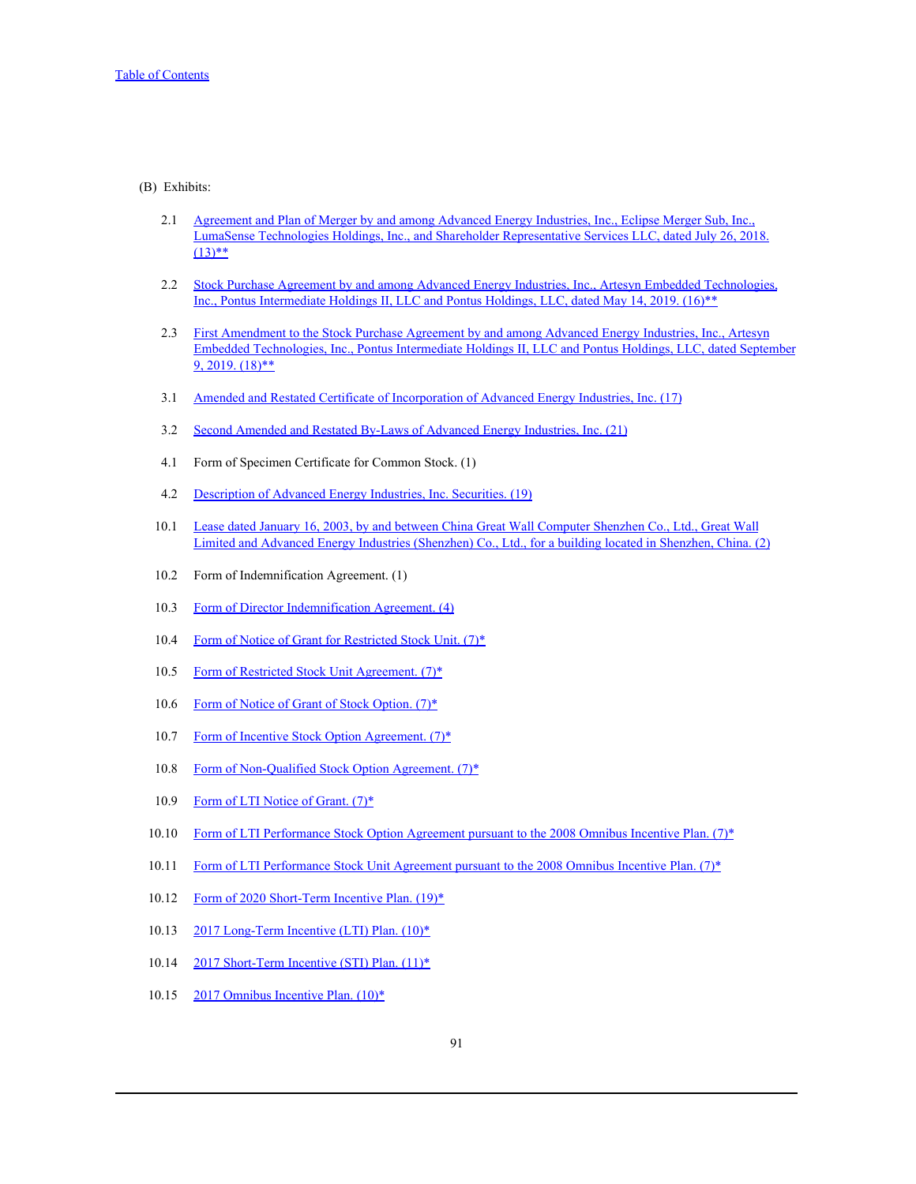(B) Exhibits:

| | |
|---|---|
| 2.1 | Agreement and Plan of Merger by and among Advanced Energy Industries, Inc., Eclipse Merger Sub, Inc., LumaSense Technologies Holdings, Inc., and Shareholder Representative Services LLC, dated July 26, 2018. (13)** |
| 2.2 | Stock Purchase Agreement by and among Advanced Energy Industries, Inc., Artesyn Embedded Technologies, Inc., Pontus Intermediate Holdings II, LLC and Pontus Holdings, LLC, dated May 14, 2019. (16)** |
| 2.3 | First Amendment to the Stock Purchase Agreement by and among Advanced Energy Industries, Inc., Artesyn Embedded Technologies, Inc., Pontus Intermediate Holdings II, LLC and Pontus Holdings, LLC, dated September 9, 2019. (18)** |
| 3.1 | Amended and Restated Certificate of Incorporation of Advanced Energy Industries, Inc. (17) |
| 3.2 | Second Amended and Restated By-Laws of Advanced Energy Industries, Inc. (21) |
| 4.1 | Form of Specimen Certificate for Common Stock. (1) |
| 4.2 | Description of Advanced Energy Industries, Inc. Securities. (19) |
| 10.1 | Lease dated January 16, 2003, by and between China Great Wall Computer Shenzhen Co., Ltd., Great Wall Limited and Advanced Energy Industries (Shenzhen) Co., Ltd., for a building located in Shenzhen, China. (2) |
| 10.2 | Form of Indemnification Agreement. (1) |
| 10.3 | Form of Director Indemnification Agreement. (4) |
| 10.4 | Form of Notice of Grant for Restricted Stock Unit. (7)* |
| 10.5 | Form of Restricted Stock Unit Agreement. (7)* |
| 10.6 | Form of Notice of Grant of Stock Option. (7)* |
| 10.7 | Form of Incentive Stock Option Agreement. (7)* |
| 10.8 | Form of Non-Qualified Stock Option Agreement. (7)* |
| 10.9 | Form of LTI Notice of Grant. (7)* |
| 10.10 | Form of LTI Performance Stock Option Agreement pursuant to the 2008 Omnibus Incentive Plan. (7)* |
| 10.11 | Form of LTI Performance Stock Unit Agreement pursuant to the 2008 Omnibus Incentive Plan. (7)* |
| 10.12 | Form of 2020 Short-Term Incentive Plan. (19)* |
| 10.13 | 2017 Long-Term Incentive (LTI) Plan. (10)* |
| 10.14 | 2017 Short-Term Incentive (STI) Plan. (11)* |
| 10.15 | 2017 Omnibus Incentive Plan. (10)* |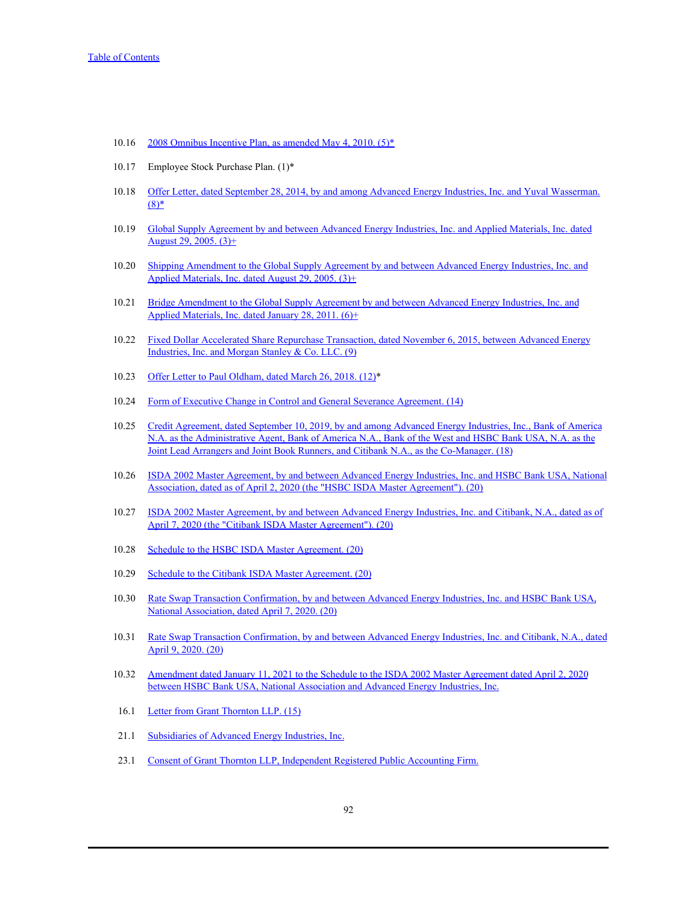| | |
|---|---|
| 10.16 | 2008 Omnibus Incentive Plan, as amended May 4, 2010. (5)* |
| 10.17 | Employee Stock Purchase Plan. (1)* |
| 10.18 | Offer Letter, dated September 28, 2014, by and among Advanced Energy Industries, Inc. and Yuval Wasserman. (8)* |
| 10.19 | Global Supply Agreement by and between Advanced Energy Industries, Inc. and Applied Materials, Inc. dated August 29, 2005. (3)+ |
| 10.20 | Shipping Amendment to the Global Supply Agreement by and between Advanced Energy Industries, Inc. and Applied Materials, Inc. dated August 29, 2005. (3)+ |
| 10.21 | Bridge Amendment to the Global Supply Agreement by and between Advanced Energy Industries, Inc. and Applied Materials, Inc. dated January 28, 2011. (6)+ |
| 10.22 | Fixed Dollar Accelerated Share Repurchase Transaction, dated November 6, 2015, between Advanced Energy Industries, Inc. and Morgan Stanley & Co. LLC. (9) |
| 10.23 | Offer Letter to Paul Oldham, dated March 26, 2018. (12)* |
| 10.24 | Form of Executive Change in Control and General Severance Agreement. (14) |
| 10.25 | Credit Agreement, dated September 10, 2019, by and among Advanced Energy Industries, Inc., Bank of America N.A. as the Administrative Agent, Bank of America N.A., Bank of the West and HSBC Bank USA, N.A. as the Joint Lead Arrangers and Joint Book Runners, and Citibank N.A., as the Co-Manager. (18) |
| 10.26 | ISDA 2002 Master Agreement, by and between Advanced Energy Industries, Inc. and HSBC Bank USA, National Association, dated as of April 2, 2020 (the "HSBC ISDA Master Agreement"). (20) |
| 10.27 | ISDA 2002 Master Agreement, by and between Advanced Energy Industries, Inc. and Citibank, N.A., dated as of April 7, 2020 (the "Citibank ISDA Master Agreement"). (20) |
| 10.28 | Schedule to the HSBC ISDA Master Agreement. (20) |
| 10.29 | Schedule to the Citibank ISDA Master Agreement. (20) |
| 10.30 | Rate Swap Transaction Confirmation, by and between Advanced Energy Industries, Inc. and HSBC Bank USA, National Association, dated April 7, 2020. (20) |
| 10.31 | Rate Swap Transaction Confirmation, by and between Advanced Energy Industries, Inc. and Citibank, N.A., dated April 9, 2020. (20) |
| 10.32 | Amendment dated January 11, 2021 to the Schedule to the ISDA 2002 Master Agreement dated April 2, 2020 between HSBC Bank USA, National Association and Advanced Energy Industries, Inc. |
| 16.1 | Letter from Grant Thornton LLP. (15) |
| 21.1 | Subsidiaries of Advanced Energy Industries, Inc. |
| 23.1 | Consent of Grant Thornton LLP, Independent Registered Public Accounting Firm. |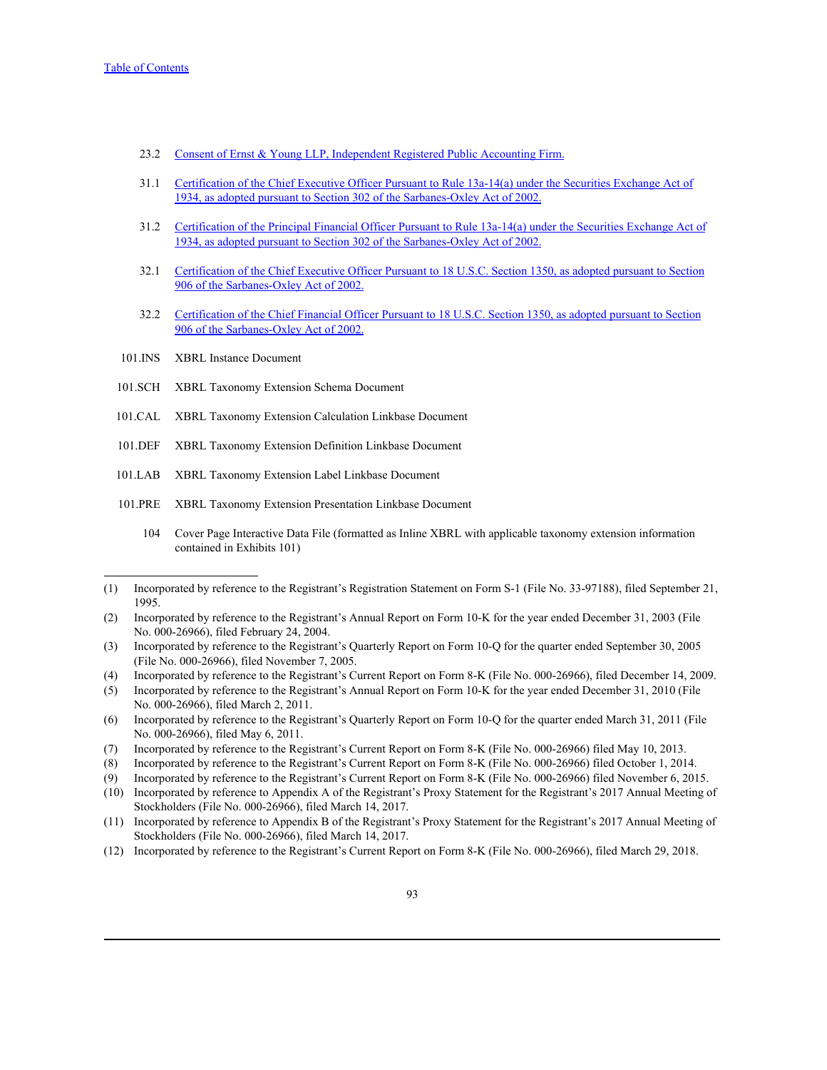| | |
|---|---|
| 23.2 | Consent of Ernst & Young LLP, Independent Registered Public Accounting Firm. |
| 31.1 | Certification of the Chief Executive Officer Pursuant to Rule 13a-14(a) under the Securities Exchange Act of 1934, as adopted pursuant to Section 302 of the Sarbanes-Oxley Act of 2002. |
| 31.2 | Certification of the Principal Financial Officer Pursuant to Rule 13a-14(a) under the Securities Exchange Act of 1934, as adopted pursuant to Section 302 of the Sarbanes-Oxley Act of 2002. |
| 32.1 | Certification of the Chief Executive Officer Pursuant to 18 U.S.C. Section 1350, as adopted pursuant to Section 906 of the Sarbanes-Oxley Act of 2002. |
| 32.2 | Certification of the Chief Financial Officer Pursuant to 18 U.S.C. Section 1350, as adopted pursuant to Section 906 of the Sarbanes-Oxley Act of 2002. |
| 101.INS | XBRL Instance Document |
| 101.SCH | XBRL Taxonomy Extension Schema Document |
| 101.CAL | XBRL Taxonomy Extension Calculation Linkbase Document |
| 101.DEF | XBRL Taxonomy Extension Definition Linkbase Document |
| 101.LAB | XBRL Taxonomy Extension Label Linkbase Document |
| 101.PRE | XBRL Taxonomy Extension Presentation Linkbase Document |
| 104 | Cover Page Interactive Data File (formatted as Inline XBRL with applicable taxonomy extension information contained in Exhibits 101) |

---

(1) Incorporated by reference to the Registrant's Registration Statement on Form S-1 (File No. 33-97188), filed September 21, 1995.

(2) Incorporated by reference to the Registrant's Annual Report on Form 10-K for the year ended December 31, 2003 (File No. 000-26966), filed February 24, 2004.

(3) Incorporated by reference to the Registrant's Quarterly Report on Form 10-Q for the quarter ended September 30, 2005 (File No. 000-26966), filed November 7, 2005.

(4) Incorporated by reference to the Registrant's Current Report on Form 8-K (File No. 000-26966), filed December 14, 2009.

(5) Incorporated by reference to the Registrant's Annual Report on Form 10-K for the year ended December 31, 2010 (File No. 000-26966), filed March 2, 2011.

(6) Incorporated by reference to the Registrant's Quarterly Report on Form 10-Q for the quarter ended March 31, 2011 (File No. 000-26966), filed May 6, 2011.

(7) Incorporated by reference to the Registrant's Current Report on Form 8-K (File No. 000-26966) filed May 10, 2013.

(8) Incorporated by reference to the Registrant's Current Report on Form 8-K (File No. 000-26966) filed October 1, 2014.

(9) Incorporated by reference to the Registrant's Current Report on Form 8-K (File No. 000-26966) filed November 6, 2015.

(10) Incorporated by reference to Appendix A of the Registrant's Proxy Statement for the Registrant's 2017 Annual Meeting of Stockholders (File No. 000-26966), filed March 14, 2017.

(11) Incorporated by reference to Appendix B of the Registrant's Proxy Statement for the Registrant's 2017 Annual Meeting of Stockholders (File No. 000-26966), filed March 14, 2017.

(12) Incorporated by reference to the Registrant's Current Report on Form 8-K (File No. 000-26966), filed March 29, 2018.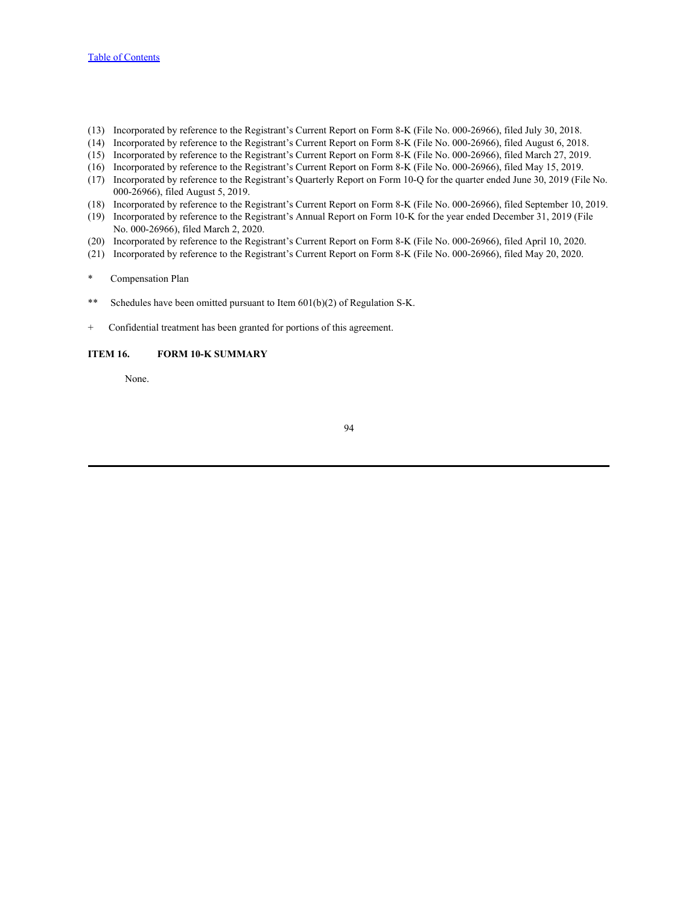(13) Incorporated by reference to the Registrant's Current Report on Form 8-K (File No. 000-26966), filed July 30, 2018.
(14) Incorporated by reference to the Registrant's Current Report on Form 8-K (File No. 000-26966), filed August 6, 2018.
(15) Incorporated by reference to the Registrant's Current Report on Form 8-K (File No. 000-26966), filed March 27, 2019.
(16) Incorporated by reference to the Registrant's Current Report on Form 8-K (File No. 000-26966), filed May 15, 2019.
(17) Incorporated by reference to the Registrant's Quarterly Report on Form 10-Q for the quarter ended June 30, 2019 (File No. 000-26966), filed August 5, 2019.
(18) Incorporated by reference to the Registrant's Current Report on Form 8-K (File No. 000-26966), filed September 10, 2019.
(19) Incorporated by reference to the Registrant's Annual Report on Form 10-K for the year ended December 31, 2019 (File No. 000-26966), filed March 2, 2020.
(20) Incorporated by reference to the Registrant's Current Report on Form 8-K (File No. 000-26966), filed April 10, 2020.
(21) Incorporated by reference to the Registrant's Current Report on Form 8-K (File No. 000-26966), filed May 20, 2020.

\* Compensation Plan

\*\* Schedules have been omitted pursuant to Item 601(b)(2) of Regulation S-K.

\+ Confidential treatment has been granted for portions of this agreement.

**ITEM 16. FORM 10-K SUMMARY**

None.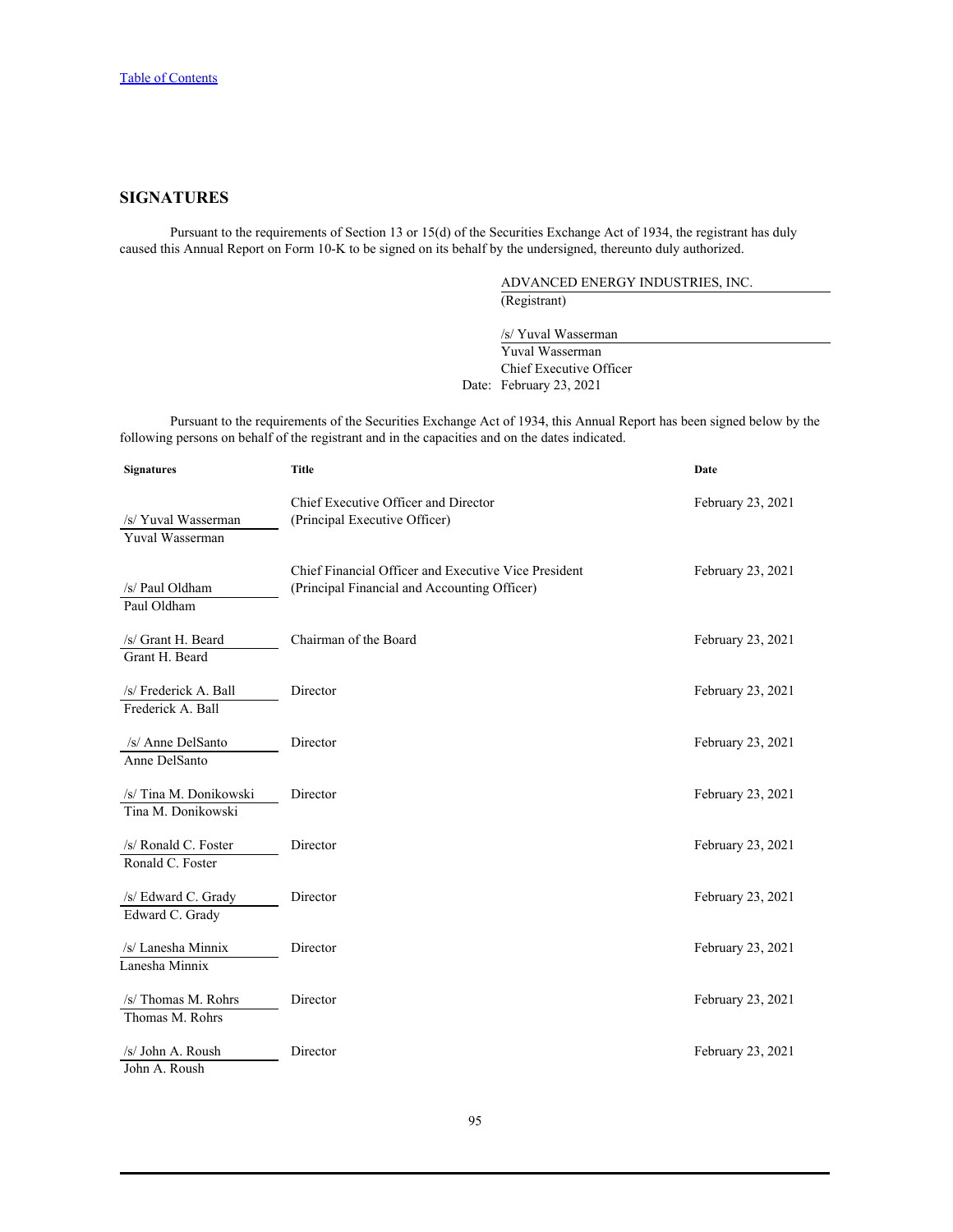## SIGNATURES

Pursuant to the requirements of Section 13 or 15(d) of the Securities Exchange Act of 1934, the registrant has duly caused this Annual Report on Form 10-K to be signed on its behalf by the undersigned, thereunto duly authorized.

ADVANCED ENERGY INDUSTRIES, INC.
(Registrant)

/s/ Yuval Wasserman
Yuval Wasserman
Chief Executive Officer
Date: February 23, 2021

Pursuant to the requirements of the Securities Exchange Act of 1934, this Annual Report has been signed below by the following persons on behalf of the registrant and in the capacities and on the dates indicated.

| Signatures | Title | Date |
|---|---|---|
| /s/ Yuval Wasserman<br>Yuval Wasserman | Chief Executive Officer and Director<br>(Principal Executive Officer) | February 23, 2021 |
| /s/ Paul Oldham<br>Paul Oldham | Chief Financial Officer and Executive Vice President<br>(Principal Financial and Accounting Officer) | February 23, 2021 |
| /s/ Grant H. Beard<br>Grant H. Beard | Chairman of the Board | February 23, 2021 |
| /s/ Frederick A. Ball<br>Frederick A. Ball | Director | February 23, 2021 |
| /s/ Anne DelSanto<br>Anne DelSanto | Director | February 23, 2021 |
| /s/ Tina M. Donikowski<br>Tina M. Donikowski | Director | February 23, 2021 |
| /s/ Ronald C. Foster<br>Ronald C. Foster | Director | February 23, 2021 |
| /s/ Edward C. Grady<br>Edward C. Grady | Director | February 23, 2021 |
| /s/ Lanesha Minnix<br>Lanesha Minnix | Director | February 23, 2021 |
| /s/ Thomas M. Rohrs<br>Thomas M. Rohrs | Director | February 23, 2021 |
| /s/ John A. Roush<br>John A. Roush | Director | February 23, 2021 |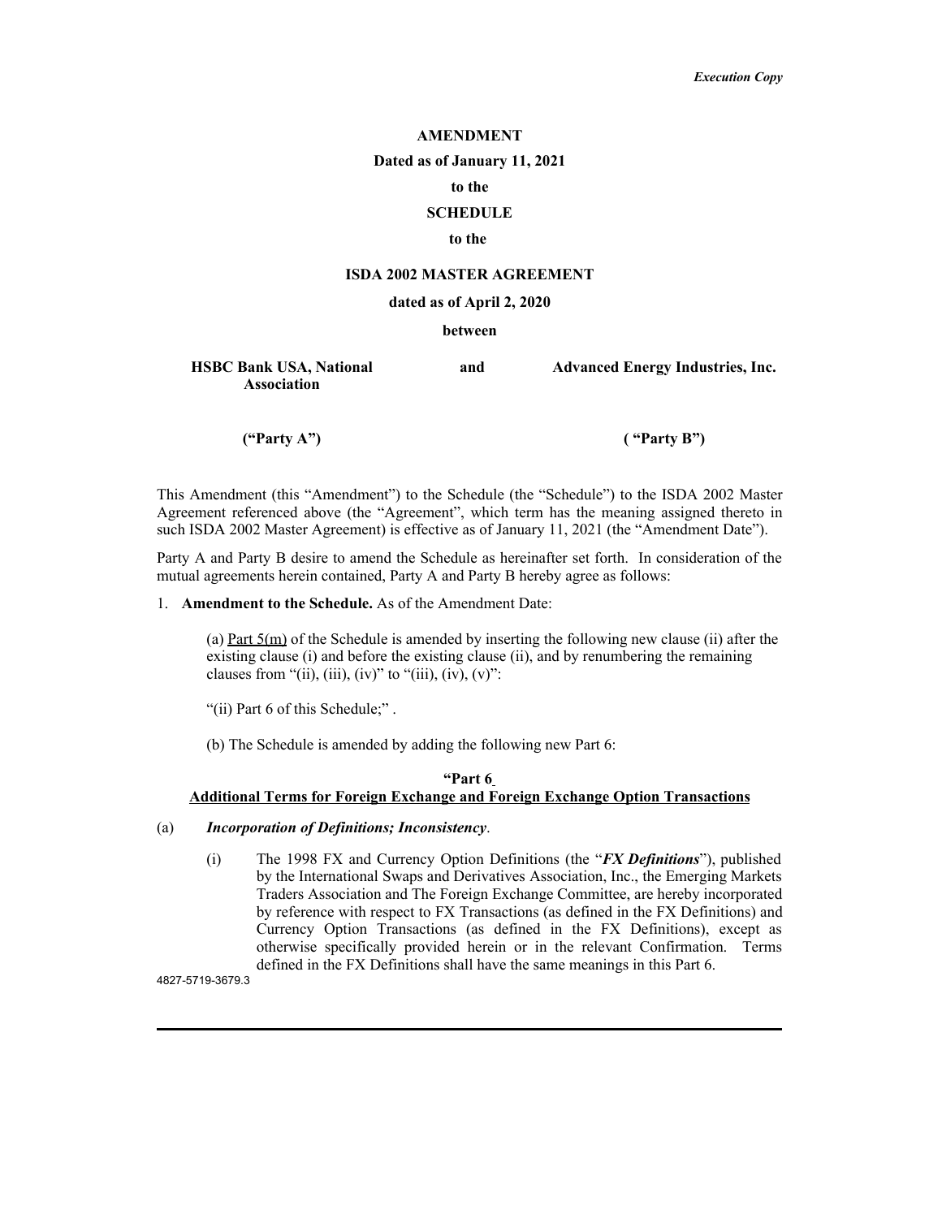*Execution Copy*

**AMENDMENT**

**Dated as of January 11, 2021**

**to the**

**SCHEDULE**

**to the**

**ISDA 2002 MASTER AGREEMENT**

**dated as of April 2, 2020**

**between**

| **HSBC Bank USA, National Association** | **and** | **Advanced Energy Industries, Inc.** |
|---|---|---|
| **("Party A")** | | **( "Party B")** |

This Amendment (this "Amendment") to the Schedule (the "Schedule") to the ISDA 2002 Master Agreement referenced above (the "Agreement", which term has the meaning assigned thereto in such ISDA 2002 Master Agreement) is effective as of January 11, 2021 (the "Amendment Date").

Party A and Party B desire to amend the Schedule as hereinafter set forth. In consideration of the mutual agreements herein contained, Party A and Party B hereby agree as follows:

1. **Amendment to the Schedule.** As of the Amendment Date:

   (a) Part 5(m) of the Schedule is amended by inserting the following new clause (ii) after the existing clause (i) and before the existing clause (ii), and by renumbering the remaining clauses from "(ii), (iii), (iv)" to "(iii), (iv), (v)":

   "(ii) Part 6 of this Schedule;" .

   (b) The Schedule is amended by adding the following new Part 6:

**"Part 6**
**Additional Terms for Foreign Exchange and Foreign Exchange Option Transactions**

(a) ***Incorporation of Definitions; Inconsistency***.

(i) The 1998 FX and Currency Option Definitions (the "***FX Definitions***"), published by the International Swaps and Derivatives Association, Inc., the Emerging Markets Traders Association and The Foreign Exchange Committee, are hereby incorporated by reference with respect to FX Transactions (as defined in the FX Definitions) and Currency Option Transactions (as defined in the FX Definitions), except as otherwise specifically provided herein or in the relevant Confirmation. Terms defined in the FX Definitions shall have the same meanings in this Part 6.

4827-5719-3679.3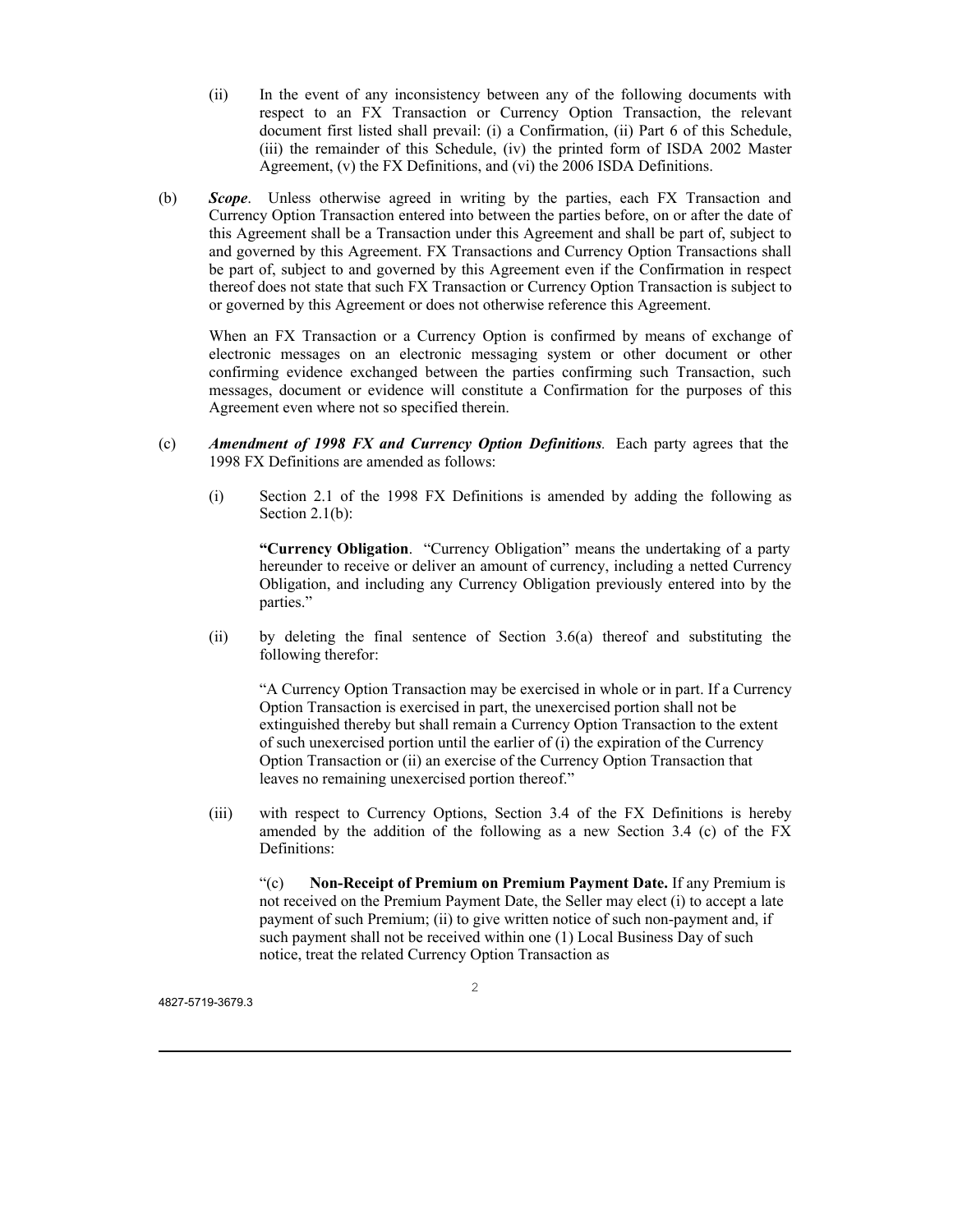(ii) In the event of any inconsistency between any of the following documents with respect to an FX Transaction or Currency Option Transaction, the relevant document first listed shall prevail: (i) a Confirmation, (ii) Part 6 of this Schedule, (iii) the remainder of this Schedule, (iv) the printed form of ISDA 2002 Master Agreement, (v) the FX Definitions, and (vi) the 2006 ISDA Definitions.

(b) ***Scope***. Unless otherwise agreed in writing by the parties, each FX Transaction and Currency Option Transaction entered into between the parties before, on or after the date of this Agreement shall be a Transaction under this Agreement and shall be part of, subject to and governed by this Agreement. FX Transactions and Currency Option Transactions shall be part of, subject to and governed by this Agreement even if the Confirmation in respect thereof does not state that such FX Transaction or Currency Option Transaction is subject to or governed by this Agreement or does not otherwise reference this Agreement.

When an FX Transaction or a Currency Option is confirmed by means of exchange of electronic messages on an electronic messaging system or other document or other confirming evidence exchanged between the parties confirming such Transaction, such messages, document or evidence will constitute a Confirmation for the purposes of this Agreement even where not so specified therein.

(c) ***Amendment of 1998 FX and Currency Option Definitions***. Each party agrees that the 1998 FX Definitions are amended as follows:

(i) Section 2.1 of the 1998 FX Definitions is amended by adding the following as Section 2.1(b):

**"Currency Obligation**. "Currency Obligation" means the undertaking of a party hereunder to receive or deliver an amount of currency, including a netted Currency Obligation, and including any Currency Obligation previously entered into by the parties."

(ii) by deleting the final sentence of Section 3.6(a) thereof and substituting the following therefor:

"A Currency Option Transaction may be exercised in whole or in part. If a Currency Option Transaction is exercised in part, the unexercised portion shall not be extinguished thereby but shall remain a Currency Option Transaction to the extent of such unexercised portion until the earlier of (i) the expiration of the Currency Option Transaction or (ii) an exercise of the Currency Option Transaction that leaves no remaining unexercised portion thereof."

(iii) with respect to Currency Options, Section 3.4 of the FX Definitions is hereby amended by the addition of the following as a new Section 3.4 (c) of the FX Definitions:

"(c) **Non-Receipt of Premium on Premium Payment Date.** If any Premium is not received on the Premium Payment Date, the Seller may elect (i) to accept a late payment of such Premium; (ii) to give written notice of such non-payment and, if such payment shall not be received within one (1) Local Business Day of such notice, treat the related Currency Option Transaction as

4827-5719-3679.3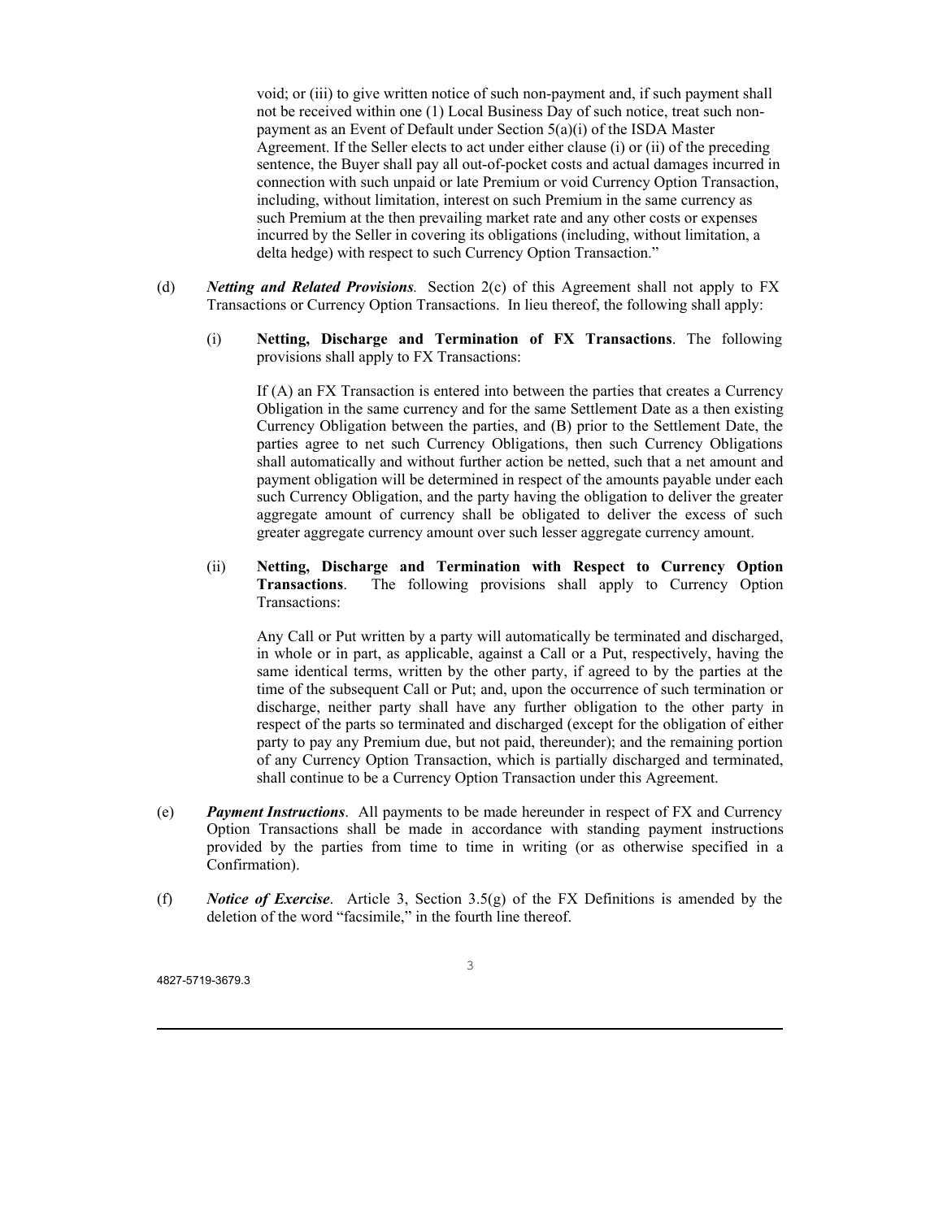void; or (iii) to give written notice of such non-payment and, if such payment shall not be received within one (1) Local Business Day of such notice, treat such non-payment as an Event of Default under Section 5(a)(i) of the ISDA Master Agreement. If the Seller elects to act under either clause (i) or (ii) of the preceding sentence, the Buyer shall pay all out-of-pocket costs and actual damages incurred in connection with such unpaid or late Premium or void Currency Option Transaction, including, without limitation, interest on such Premium in the same currency as such Premium at the then prevailing market rate and any other costs or expenses incurred by the Seller in covering its obligations (including, without limitation, a delta hedge) with respect to such Currency Option Transaction."

(d) ***Netting and Related Provisions.*** Section 2(c) of this Agreement shall not apply to FX Transactions or Currency Option Transactions. In lieu thereof, the following shall apply:

(i) **Netting, Discharge and Termination of FX Transactions**. The following provisions shall apply to FX Transactions:

If (A) an FX Transaction is entered into between the parties that creates a Currency Obligation in the same currency and for the same Settlement Date as a then existing Currency Obligation between the parties, and (B) prior to the Settlement Date, the parties agree to net such Currency Obligations, then such Currency Obligations shall automatically and without further action be netted, such that a net amount and payment obligation will be determined in respect of the amounts payable under each such Currency Obligation, and the party having the obligation to deliver the greater aggregate amount of currency shall be obligated to deliver the excess of such greater aggregate currency amount over such lesser aggregate currency amount.

(ii) **Netting, Discharge and Termination with Respect to Currency Option Transactions**. The following provisions shall apply to Currency Option Transactions:

Any Call or Put written by a party will automatically be terminated and discharged, in whole or in part, as applicable, against a Call or a Put, respectively, having the same identical terms, written by the other party, if agreed to by the parties at the time of the subsequent Call or Put; and, upon the occurrence of such termination or discharge, neither party shall have any further obligation to the other party in respect of the parts so terminated and discharged (except for the obligation of either party to pay any Premium due, but not paid, thereunder); and the remaining portion of any Currency Option Transaction, which is partially discharged and terminated, shall continue to be a Currency Option Transaction under this Agreement.

(e) ***Payment Instructions***. All payments to be made hereunder in respect of FX and Currency Option Transactions shall be made in accordance with standing payment instructions provided by the parties from time to time in writing (or as otherwise specified in a Confirmation).

(f) ***Notice of Exercise***. Article 3, Section 3.5(g) of the FX Definitions is amended by the deletion of the word "facsimile," in the fourth line thereof.

4827-5719-3679.3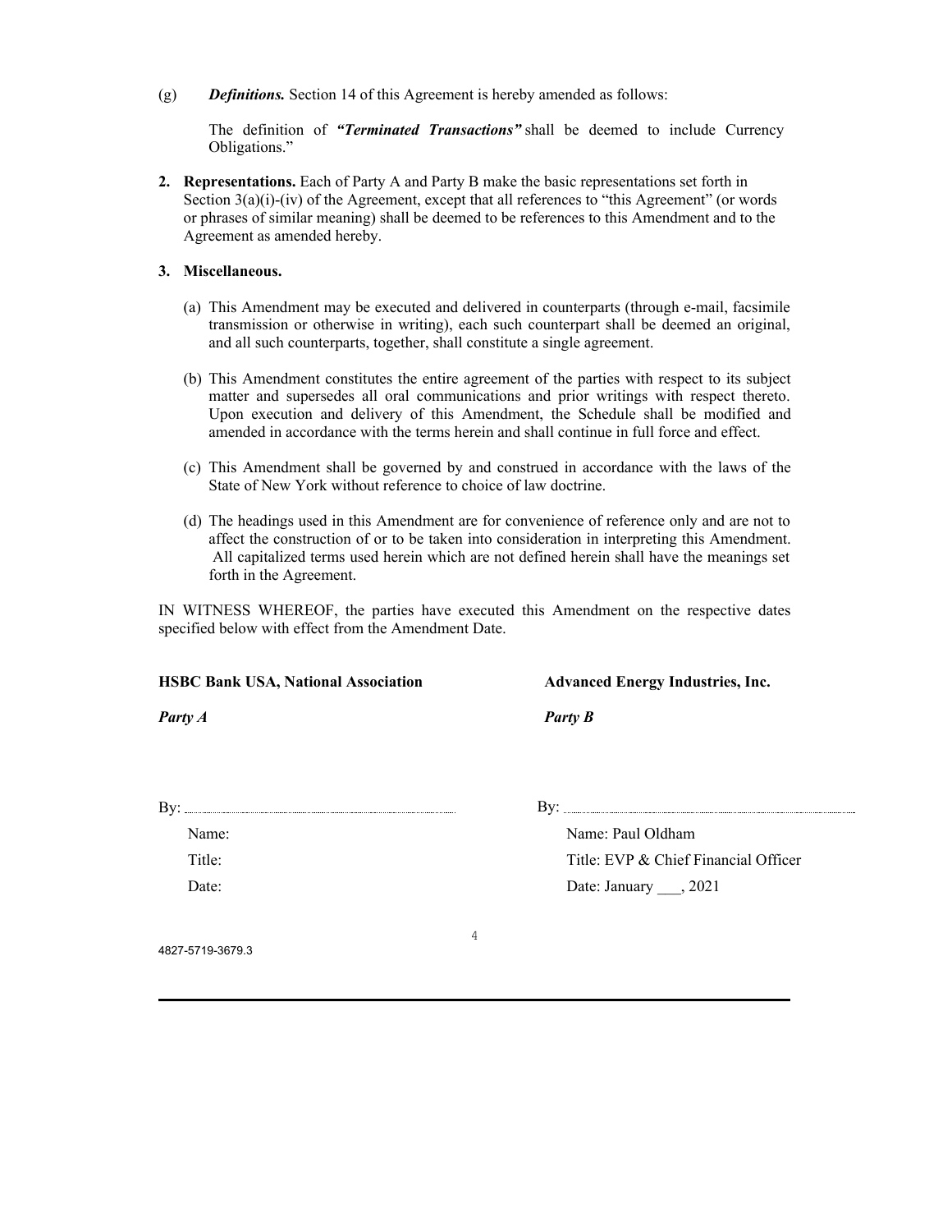(g) ***Definitions.*** Section 14 of this Agreement is hereby amended as follows:

The definition of ***"Terminated Transactions"*** shall be deemed to include Currency Obligations."

**2. Representations.** Each of Party A and Party B make the basic representations set forth in Section 3(a)(i)-(iv) of the Agreement, except that all references to "this Agreement" (or words or phrases of similar meaning) shall be deemed to be references to this Amendment and to the Agreement as amended hereby.

**3. Miscellaneous.**

(a) This Amendment may be executed and delivered in counterparts (through e-mail, facsimile transmission or otherwise in writing), each such counterpart shall be deemed an original, and all such counterparts, together, shall constitute a single agreement.

(b) This Amendment constitutes the entire agreement of the parties with respect to its subject matter and supersedes all oral communications and prior writings with respect thereto. Upon execution and delivery of this Amendment, the Schedule shall be modified and amended in accordance with the terms herein and shall continue in full force and effect.

(c) This Amendment shall be governed by and construed in accordance with the laws of the State of New York without reference to choice of law doctrine.

(d) The headings used in this Amendment are for convenience of reference only and are not to affect the construction of or to be taken into consideration in interpreting this Amendment. All capitalized terms used herein which are not defined herein shall have the meanings set forth in the Agreement.

IN WITNESS WHEREOF, the parties have executed this Amendment on the respective dates specified below with effect from the Amendment Date.

| **HSBC Bank USA, National Association** | **Advanced Energy Industries, Inc.** |
|---|---|
| ***Party A*** | ***Party B*** |
| By: ______________________ | By: ______________________ |
| Name: | Name: Paul Oldham |
| Title: | Title: EVP & Chief Financial Officer |
| Date: | Date: January ___, 2021 |

4827-5719-3679.3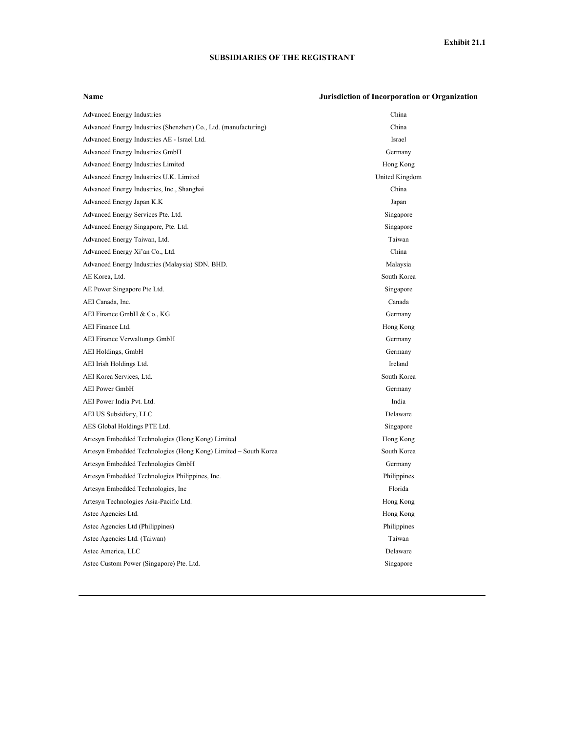Exhibit 21.1

**SUBSIDIARIES OF THE REGISTRANT**

| Name | Jurisdiction of Incorporation or Organization |
| --- | --- |
| Advanced Energy Industries | China |
| Advanced Energy Industries (Shenzhen) Co., Ltd. (manufacturing) | China |
| Advanced Energy Industries AE - Israel Ltd. | Israel |
| Advanced Energy Industries GmbH | Germany |
| Advanced Energy Industries Limited | Hong Kong |
| Advanced Energy Industries U.K. Limited | United Kingdom |
| Advanced Energy Industries, Inc., Shanghai | China |
| Advanced Energy Japan K.K | Japan |
| Advanced Energy Services Pte. Ltd. | Singapore |
| Advanced Energy Singapore, Pte. Ltd. | Singapore |
| Advanced Energy Taiwan, Ltd. | Taiwan |
| Advanced Energy Xi'an Co., Ltd. | China |
| Advanced Energy Industries (Malaysia) SDN. BHD. | Malaysia |
| AE Korea, Ltd. | South Korea |
| AE Power Singapore Pte Ltd. | Singapore |
| AEI Canada, Inc. | Canada |
| AEI Finance GmbH & Co., KG | Germany |
| AEI Finance Ltd. | Hong Kong |
| AEI Finance Verwaltungs GmbH | Germany |
| AEI Holdings, GmbH | Germany |
| AEI Irish Holdings Ltd. | Ireland |
| AEI Korea Services, Ltd. | South Korea |
| AEI Power GmbH | Germany |
| AEI Power India Pvt. Ltd. | India |
| AEI US Subsidiary, LLC | Delaware |
| AES Global Holdings PTE Ltd. | Singapore |
| Artesyn Embedded Technologies (Hong Kong) Limited | Hong Kong |
| Artesyn Embedded Technologies (Hong Kong) Limited – South Korea | South Korea |
| Artesyn Embedded Technologies GmbH | Germany |
| Artesyn Embedded Technologies Philippines, Inc. | Philippines |
| Artesyn Embedded Technologies, Inc | Florida |
| Artesyn Technologies Asia-Pacific Ltd. | Hong Kong |
| Astec Agencies Ltd. | Hong Kong |
| Astec Agencies Ltd (Philippines) | Philippines |
| Astec Agencies Ltd. (Taiwan) | Taiwan |
| Astec America, LLC | Delaware |
| Astec Custom Power (Singapore) Pte. Ltd. | Singapore |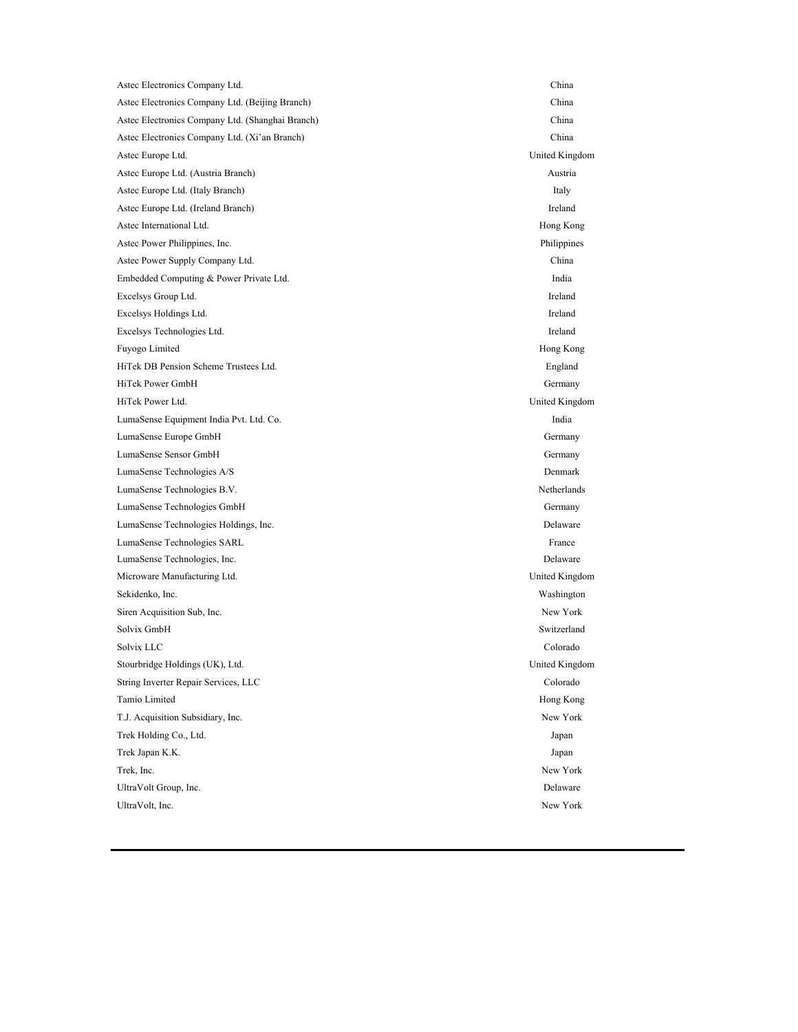| | |
|---|---|
| Astec Electronics Company Ltd. | China |
| Astec Electronics Company Ltd. (Beijing Branch) | China |
| Astec Electronics Company Ltd. (Shanghai Branch) | China |
| Astec Electronics Company Ltd. (Xi'an Branch) | China |
| Astec Europe Ltd. | United Kingdom |
| Astec Europe Ltd. (Austria Branch) | Austria |
| Astec Europe Ltd. (Italy Branch) | Italy |
| Astec Europe Ltd. (Ireland Branch) | Ireland |
| Astec International Ltd. | Hong Kong |
| Astec Power Philippines, Inc. | Philippines |
| Astec Power Supply Company Ltd. | China |
| Embedded Computing & Power Private Ltd. | India |
| Excelsys Group Ltd. | Ireland |
| Excelsys Holdings Ltd. | Ireland |
| Excelsys Technologies Ltd. | Ireland |
| Fuyogo Limited | Hong Kong |
| HiTek DB Pension Scheme Trustees Ltd. | England |
| HiTek Power GmbH | Germany |
| HiTek Power Ltd. | United Kingdom |
| LumaSense Equipment India Pvt. Ltd. Co. | India |
| LumaSense Europe GmbH | Germany |
| LumaSense Sensor GmbH | Germany |
| LumaSense Technologies A/S | Denmark |
| LumaSense Technologies B.V. | Netherlands |
| LumaSense Technologies GmbH | Germany |
| LumaSense Technologies Holdings, Inc. | Delaware |
| LumaSense Technologies SARL | France |
| LumaSense Technologies, Inc. | Delaware |
| Microware Manufacturing Ltd. | United Kingdom |
| Sekidenko, Inc. | Washington |
| Siren Acquisition Sub, Inc. | New York |
| Solvix GmbH | Switzerland |
| Solvix LLC | Colorado |
| Stourbridge Holdings (UK), Ltd. | United Kingdom |
| String Inverter Repair Services, LLC | Colorado |
| Tamio Limited | Hong Kong |
| T.J. Acquisition Subsidiary, Inc. | New York |
| Trek Holding Co., Ltd. | Japan |
| Trek Japan K.K. | Japan |
| Trek, Inc. | New York |
| UltraVolt Group, Inc. | Delaware |
| UltraVolt, Inc. | New York |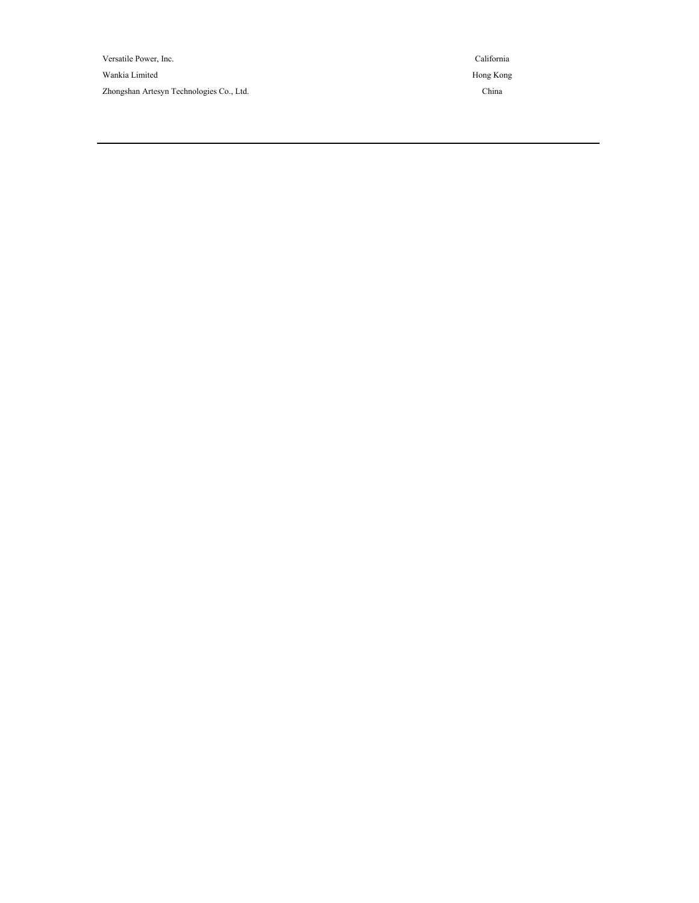| | |
|---|---|
| Versatile Power, Inc. | California |
| Wankia Limited | Hong Kong |
| Zhongshan Artesyn Technologies Co., Ltd. | China |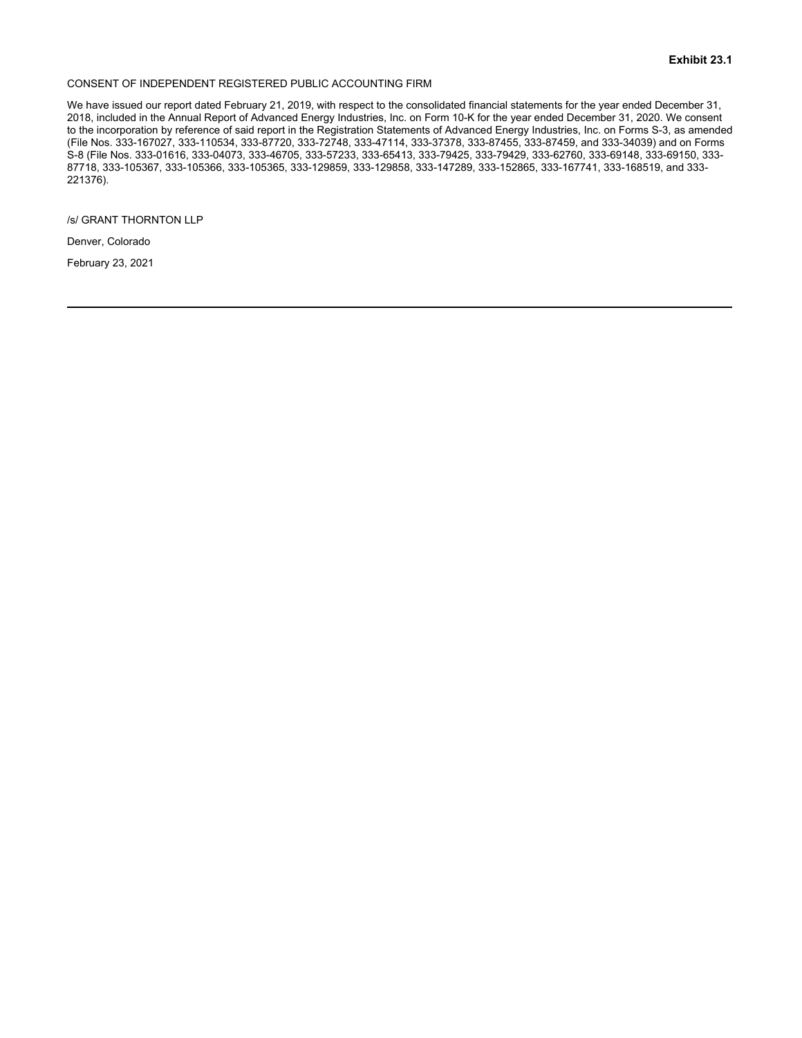**Exhibit 23.1**

CONSENT OF INDEPENDENT REGISTERED PUBLIC ACCOUNTING FIRM

We have issued our report dated February 21, 2019, with respect to the consolidated financial statements for the year ended December 31, 2018, included in the Annual Report of Advanced Energy Industries, Inc. on Form 10-K for the year ended December 31, 2020. We consent to the incorporation by reference of said report in the Registration Statements of Advanced Energy Industries, Inc. on Forms S-3, as amended (File Nos. 333-167027, 333-110534, 333-87720, 333-72748, 333-47114, 333-37378, 333-87455, 333-87459, and 333-34039) and on Forms S-8 (File Nos. 333-01616, 333-04073, 333-46705, 333-57233, 333-65413, 333-79425, 333-79429, 333-62760, 333-69148, 333-69150, 333-87718, 333-105367, 333-105366, 333-105365, 333-129859, 333-129858, 333-147289, 333-152865, 333-167741, 333-168519, and 333-221376).

/s/ GRANT THORNTON LLP

Denver, Colorado

February 23, 2021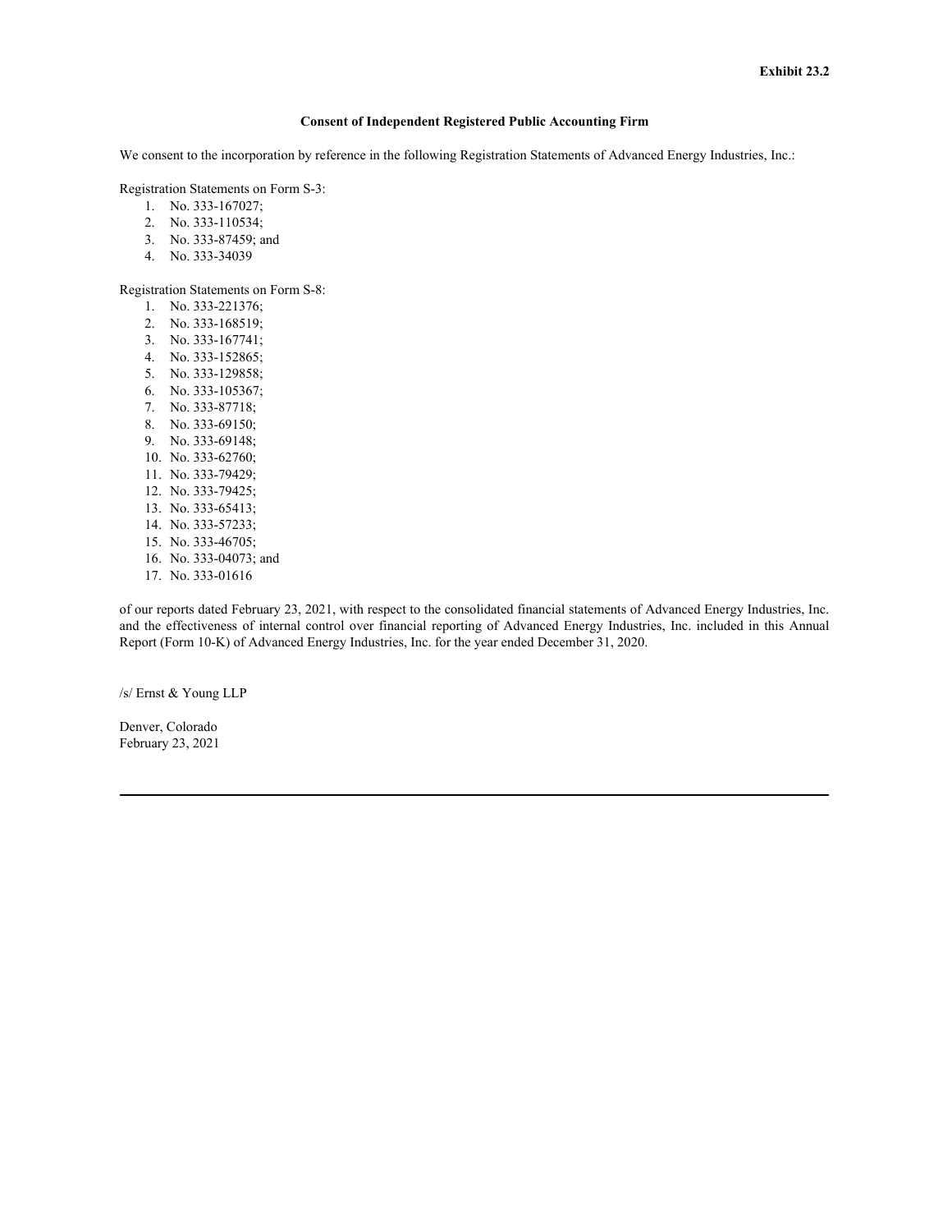**Exhibit 23.2**

**Consent of Independent Registered Public Accounting Firm**

We consent to the incorporation by reference in the following Registration Statements of Advanced Energy Industries, Inc.:

Registration Statements on Form S-3:

1. No. 333-167027;
2. No. 333-110534;
3. No. 333-87459; and
4. No. 333-34039

Registration Statements on Form S-8:

1. No. 333-221376;
2. No. 333-168519;
3. No. 333-167741;
4. No. 333-152865;
5. No. 333-129858;
6. No. 333-105367;
7. No. 333-87718;
8. No. 333-69150;
9. No. 333-69148;
10. No. 333-62760;
11. No. 333-79429;
12. No. 333-79425;
13. No. 333-65413;
14. No. 333-57233;
15. No. 333-46705;
16. No. 333-04073; and
17. No. 333-01616

of our reports dated February 23, 2021, with respect to the consolidated financial statements of Advanced Energy Industries, Inc. and the effectiveness of internal control over financial reporting of Advanced Energy Industries, Inc. included in this Annual Report (Form 10-K) of Advanced Energy Industries, Inc. for the year ended December 31, 2020.

/s/ Ernst & Young LLP

Denver, Colorado
February 23, 2021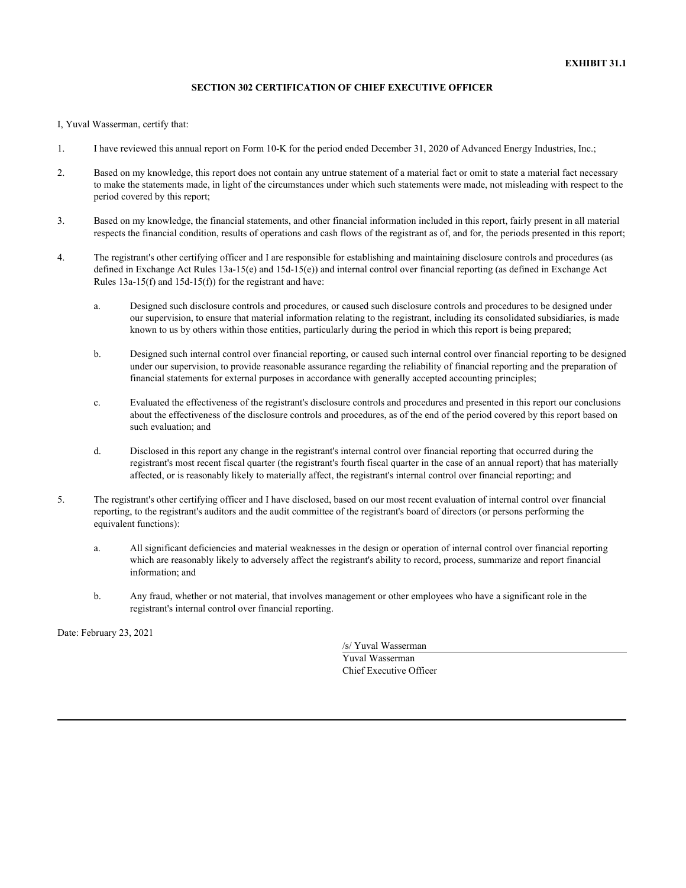**EXHIBIT 31.1**

**SECTION 302 CERTIFICATION OF CHIEF EXECUTIVE OFFICER**

I, Yuval Wasserman, certify that:

1. I have reviewed this annual report on Form 10-K for the period ended December 31, 2020 of Advanced Energy Industries, Inc.;

2. Based on my knowledge, this report does not contain any untrue statement of a material fact or omit to state a material fact necessary to make the statements made, in light of the circumstances under which such statements were made, not misleading with respect to the period covered by this report;

3. Based on my knowledge, the financial statements, and other financial information included in this report, fairly present in all material respects the financial condition, results of operations and cash flows of the registrant as of, and for, the periods presented in this report;

4. The registrant's other certifying officer and I are responsible for establishing and maintaining disclosure controls and procedures (as defined in Exchange Act Rules 13a-15(e) and 15d-15(e)) and internal control over financial reporting (as defined in Exchange Act Rules 13a-15(f) and 15d-15(f)) for the registrant and have:

   a. Designed such disclosure controls and procedures, or caused such disclosure controls and procedures to be designed under our supervision, to ensure that material information relating to the registrant, including its consolidated subsidiaries, is made known to us by others within those entities, particularly during the period in which this report is being prepared;

   b. Designed such internal control over financial reporting, or caused such internal control over financial reporting to be designed under our supervision, to provide reasonable assurance regarding the reliability of financial reporting and the preparation of financial statements for external purposes in accordance with generally accepted accounting principles;

   c. Evaluated the effectiveness of the registrant's disclosure controls and procedures and presented in this report our conclusions about the effectiveness of the disclosure controls and procedures, as of the end of the period covered by this report based on such evaluation; and

   d. Disclosed in this report any change in the registrant's internal control over financial reporting that occurred during the registrant's most recent fiscal quarter (the registrant's fourth fiscal quarter in the case of an annual report) that has materially affected, or is reasonably likely to materially affect, the registrant's internal control over financial reporting; and

5. The registrant's other certifying officer and I have disclosed, based on our most recent evaluation of internal control over financial reporting, to the registrant's auditors and the audit committee of the registrant's board of directors (or persons performing the equivalent functions):

   a. All significant deficiencies and material weaknesses in the design or operation of internal control over financial reporting which are reasonably likely to adversely affect the registrant's ability to record, process, summarize and report financial information; and

   b. Any fraud, whether or not material, that involves management or other employees who have a significant role in the registrant's internal control over financial reporting.

Date: February 23, 2021

/s/ Yuval Wasserman
Yuval Wasserman
Chief Executive Officer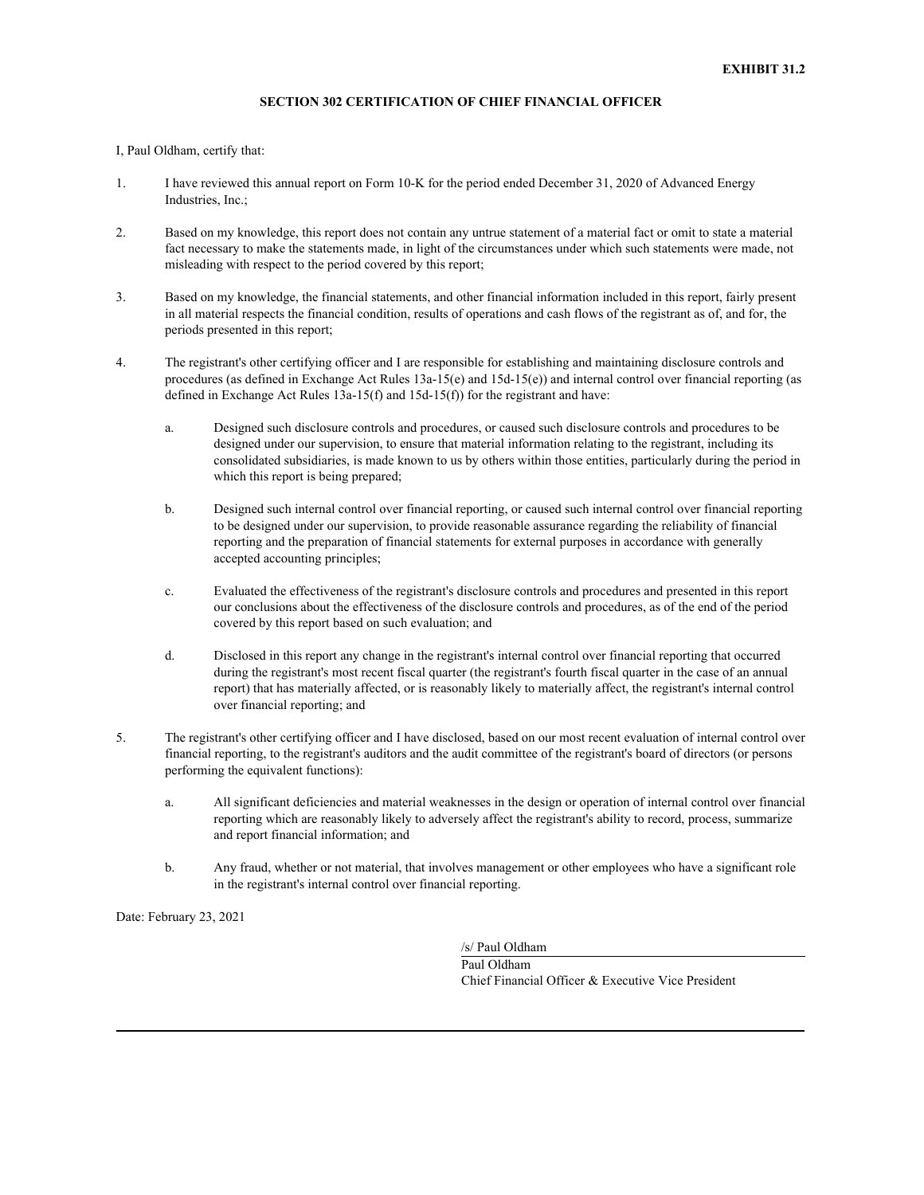**EXHIBIT 31.2**

**SECTION 302 CERTIFICATION OF CHIEF FINANCIAL OFFICER**

I, Paul Oldham, certify that:

1. I have reviewed this annual report on Form 10-K for the period ended December 31, 2020 of Advanced Energy Industries, Inc.;

2. Based on my knowledge, this report does not contain any untrue statement of a material fact or omit to state a material fact necessary to make the statements made, in light of the circumstances under which such statements were made, not misleading with respect to the period covered by this report;

3. Based on my knowledge, the financial statements, and other financial information included in this report, fairly present in all material respects the financial condition, results of operations and cash flows of the registrant as of, and for, the periods presented in this report;

4. The registrant's other certifying officer and I are responsible for establishing and maintaining disclosure controls and procedures (as defined in Exchange Act Rules 13a-15(e) and 15d-15(e)) and internal control over financial reporting (as defined in Exchange Act Rules 13a-15(f) and 15d-15(f)) for the registrant and have:

   a. Designed such disclosure controls and procedures, or caused such disclosure controls and procedures to be designed under our supervision, to ensure that material information relating to the registrant, including its consolidated subsidiaries, is made known to us by others within those entities, particularly during the period in which this report is being prepared;

   b. Designed such internal control over financial reporting, or caused such internal control over financial reporting to be designed under our supervision, to provide reasonable assurance regarding the reliability of financial reporting and the preparation of financial statements for external purposes in accordance with generally accepted accounting principles;

   c. Evaluated the effectiveness of the registrant's disclosure controls and procedures and presented in this report our conclusions about the effectiveness of the disclosure controls and procedures, as of the end of the period covered by this report based on such evaluation; and

   d. Disclosed in this report any change in the registrant's internal control over financial reporting that occurred during the registrant's most recent fiscal quarter (the registrant's fourth fiscal quarter in the case of an annual report) that has materially affected, or is reasonably likely to materially affect, the registrant's internal control over financial reporting; and

5. The registrant's other certifying officer and I have disclosed, based on our most recent evaluation of internal control over financial reporting, to the registrant's auditors and the audit committee of the registrant's board of directors (or persons performing the equivalent functions):

   a. All significant deficiencies and material weaknesses in the design or operation of internal control over financial reporting which are reasonably likely to adversely affect the registrant's ability to record, process, summarize and report financial information; and

   b. Any fraud, whether or not material, that involves management or other employees who have a significant role in the registrant's internal control over financial reporting.

Date: February 23, 2021

/s/ Paul Oldham
Paul Oldham
Chief Financial Officer & Executive Vice President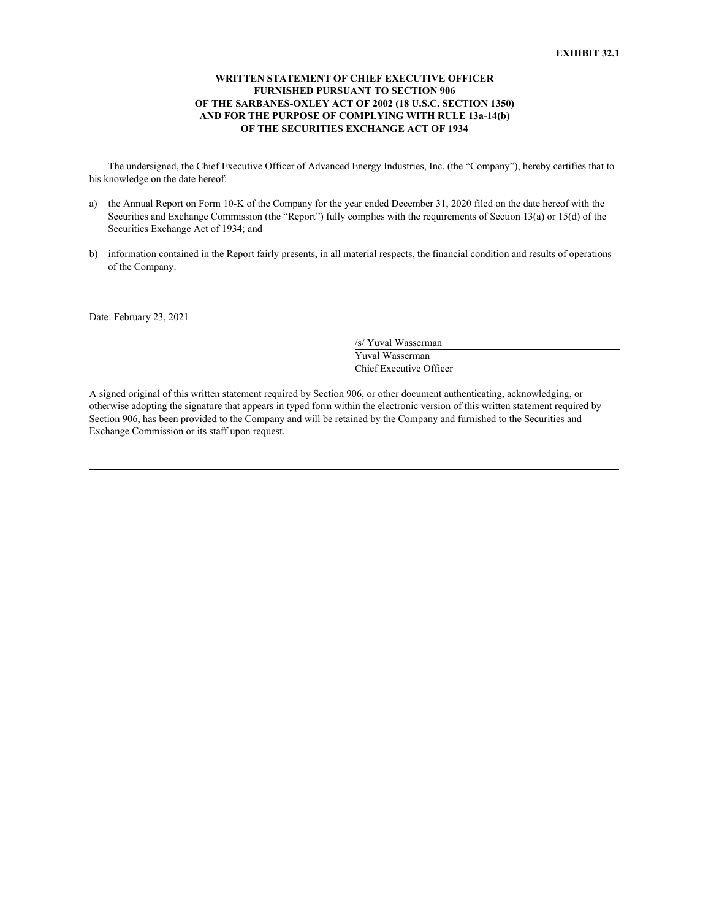**EXHIBIT 32.1**

**WRITTEN STATEMENT OF CHIEF EXECUTIVE OFFICER FURNISHED PURSUANT TO SECTION 906 OF THE SARBANES-OXLEY ACT OF 2002 (18 U.S.C. SECTION 1350) AND FOR THE PURPOSE OF COMPLYING WITH RULE 13a-14(b) OF THE SECURITIES EXCHANGE ACT OF 1934**

The undersigned, the Chief Executive Officer of Advanced Energy Industries, Inc. (the "Company"), hereby certifies that to his knowledge on the date hereof:

a) the Annual Report on Form 10-K of the Company for the year ended December 31, 2020 filed on the date hereof with the Securities and Exchange Commission (the "Report") fully complies with the requirements of Section 13(a) or 15(d) of the Securities Exchange Act of 1934; and

b) information contained in the Report fairly presents, in all material respects, the financial condition and results of operations of the Company.

Date: February 23, 2021

/s/ Yuval Wasserman
Yuval Wasserman
Chief Executive Officer

A signed original of this written statement required by Section 906, or other document authenticating, acknowledging, or otherwise adopting the signature that appears in typed form within the electronic version of this written statement required by Section 906, has been provided to the Company and will be retained by the Company and furnished to the Securities and Exchange Commission or its staff upon request.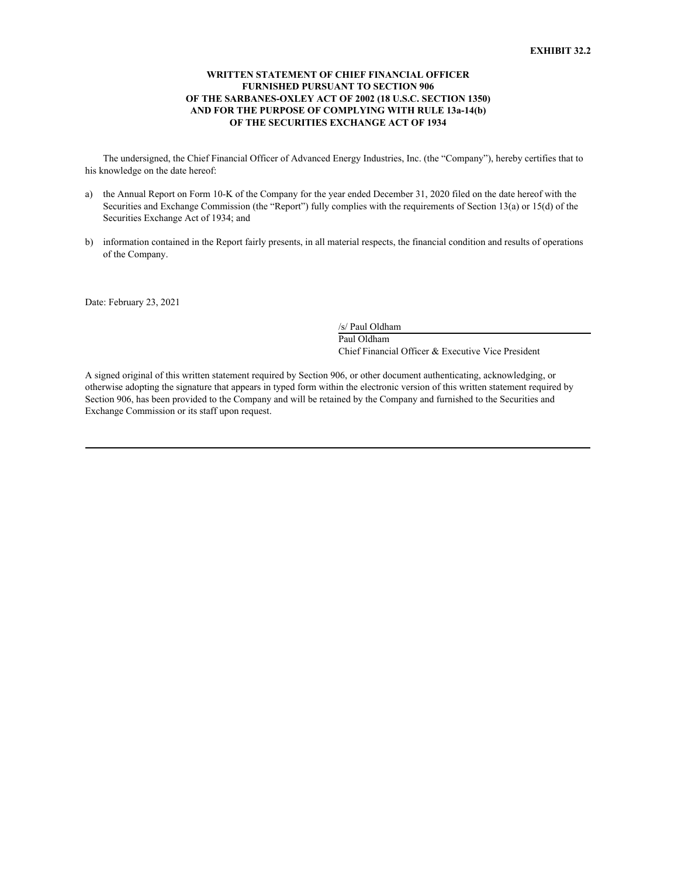**EXHIBIT 32.2**

**WRITTEN STATEMENT OF CHIEF FINANCIAL OFFICER FURNISHED PURSUANT TO SECTION 906 OF THE SARBANES-OXLEY ACT OF 2002 (18 U.S.C. SECTION 1350) AND FOR THE PURPOSE OF COMPLYING WITH RULE 13a-14(b) OF THE SECURITIES EXCHANGE ACT OF 1934**

The undersigned, the Chief Financial Officer of Advanced Energy Industries, Inc. (the "Company"), hereby certifies that to his knowledge on the date hereof:

a) the Annual Report on Form 10-K of the Company for the year ended December 31, 2020 filed on the date hereof with the Securities and Exchange Commission (the "Report") fully complies with the requirements of Section 13(a) or 15(d) of the Securities Exchange Act of 1934; and

b) information contained in the Report fairly presents, in all material respects, the financial condition and results of operations of the Company.

Date: February 23, 2021

/s/ Paul Oldham
Paul Oldham
Chief Financial Officer & Executive Vice President

A signed original of this written statement required by Section 906, or other document authenticating, acknowledging, or otherwise adopting the signature that appears in typed form within the electronic version of this written statement required by Section 906, has been provided to the Company and will be retained by the Company and furnished to the Securities and Exchange Commission or its staff upon request.